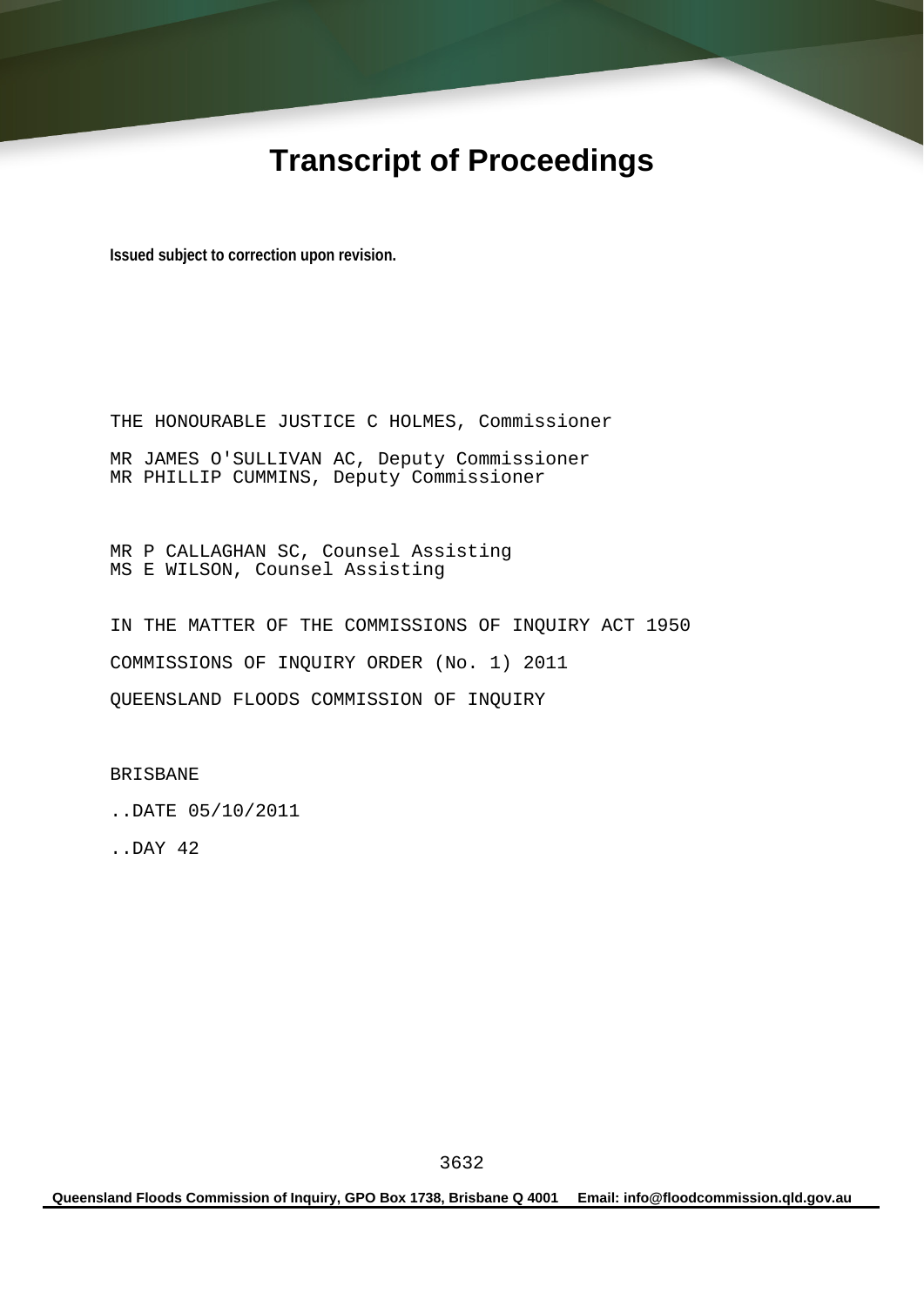# Transcript of Proceedings

**Issued subject to correction upon revision.**

THE HONOURABLE JUSTICE C HOLMES, Commissioner

MR JAMES O'SULLIVAN AC, Deputy Commissioner
MR PHILLIP CUMMINS, Deputy Commissioner

MR P CALLAGHAN SC, Counsel Assisting
MS E WILSON, Counsel Assisting

IN THE MATTER OF THE COMMISSIONS OF INQUIRY ACT 1950

COMMISSIONS OF INQUIRY ORDER (No. 1) 2011

QUEENSLAND FLOODS COMMISSION OF INQUIRY

BRISBANE

..DATE 05/10/2011

..DAY 42

**Queensland Floods Commission of Inquiry, GPO Box 1738, Brisbane Q 4001 Email: info@floodcommission.qld.gov.au**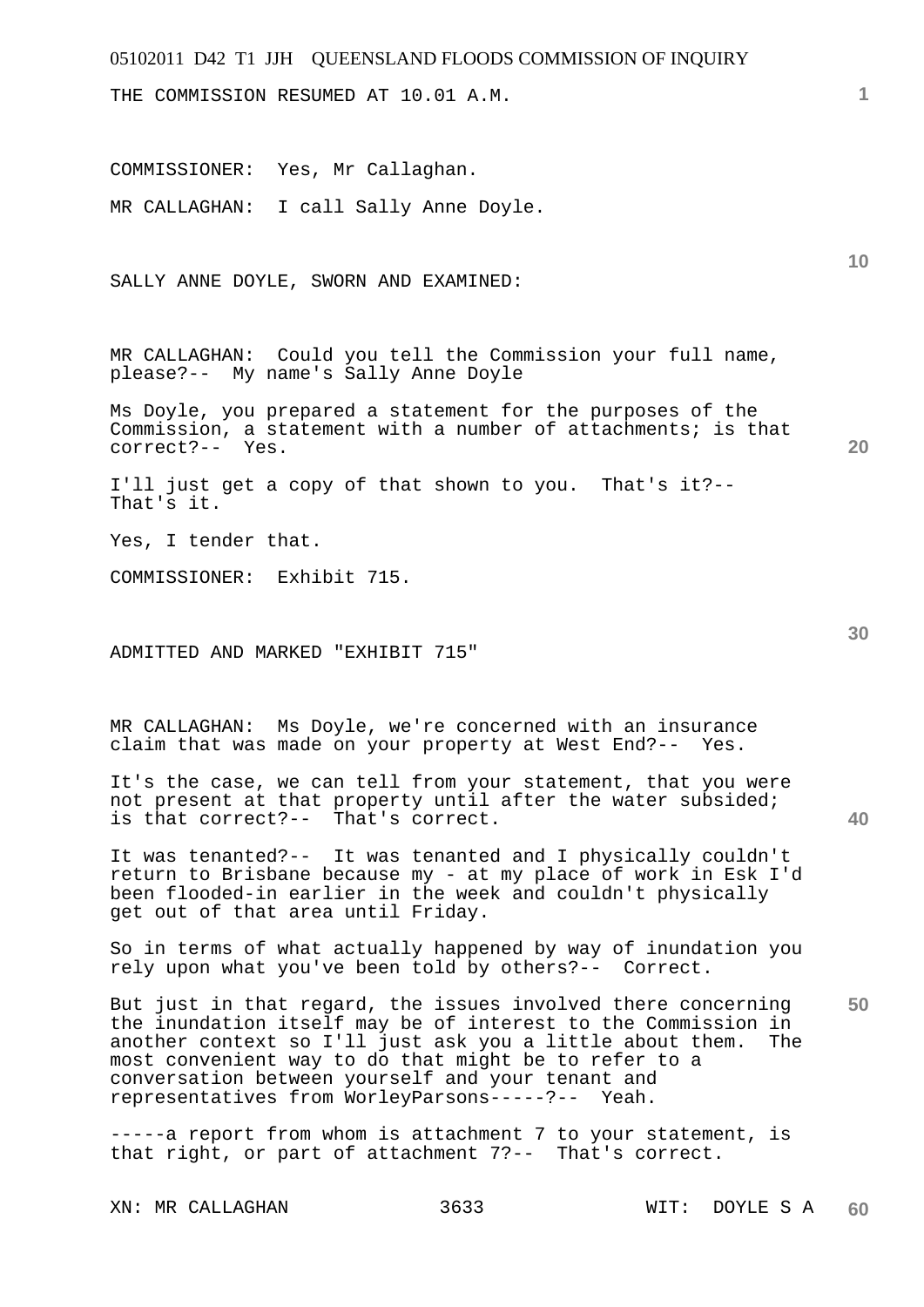THE COMMISSION RESUMED AT 10.01 A.M.

COMMISSIONER: Yes, Mr Callaghan.

MR CALLAGHAN: I call Sally Anne Doyle.

SALLY ANNE DOYLE, SWORN AND EXAMINED:

MR CALLAGHAN: Could you tell the Commission your full name, please?-- My name's Sally Anne Doyle

Ms Doyle, you prepared a statement for the purposes of the Commission, a statement with a number of attachments; is that correct?-- Yes.

I'll just get a copy of that shown to you. That's it?-- That's it.

Yes, I tender that.

COMMISSIONER: Exhibit 715.

ADMITTED AND MARKED "EXHIBIT 715"

MR CALLAGHAN: Ms Doyle, we're concerned with an insurance claim that was made on your property at West End?-- Yes.

It's the case, we can tell from your statement, that you were not present at that property until after the water subsided; is that correct?-- That's correct.

It was tenanted?-- It was tenanted and I physically couldn't return to Brisbane because my - at my place of work in Esk I'd been flooded-in earlier in the week and couldn't physically get out of that area until Friday.

So in terms of what actually happened by way of inundation you rely upon what you've been told by others?-- Correct.

But just in that regard, the issues involved there concerning the inundation itself may be of interest to the Commission in another context so I'll just ask you a little about them. The most convenient way to do that might be to refer to a conversation between yourself and your tenant and representatives from WorleyParsons-----?-- Yeah.

-----a report from whom is attachment 7 to your statement, is that right, or part of attachment 7?-- That's correct.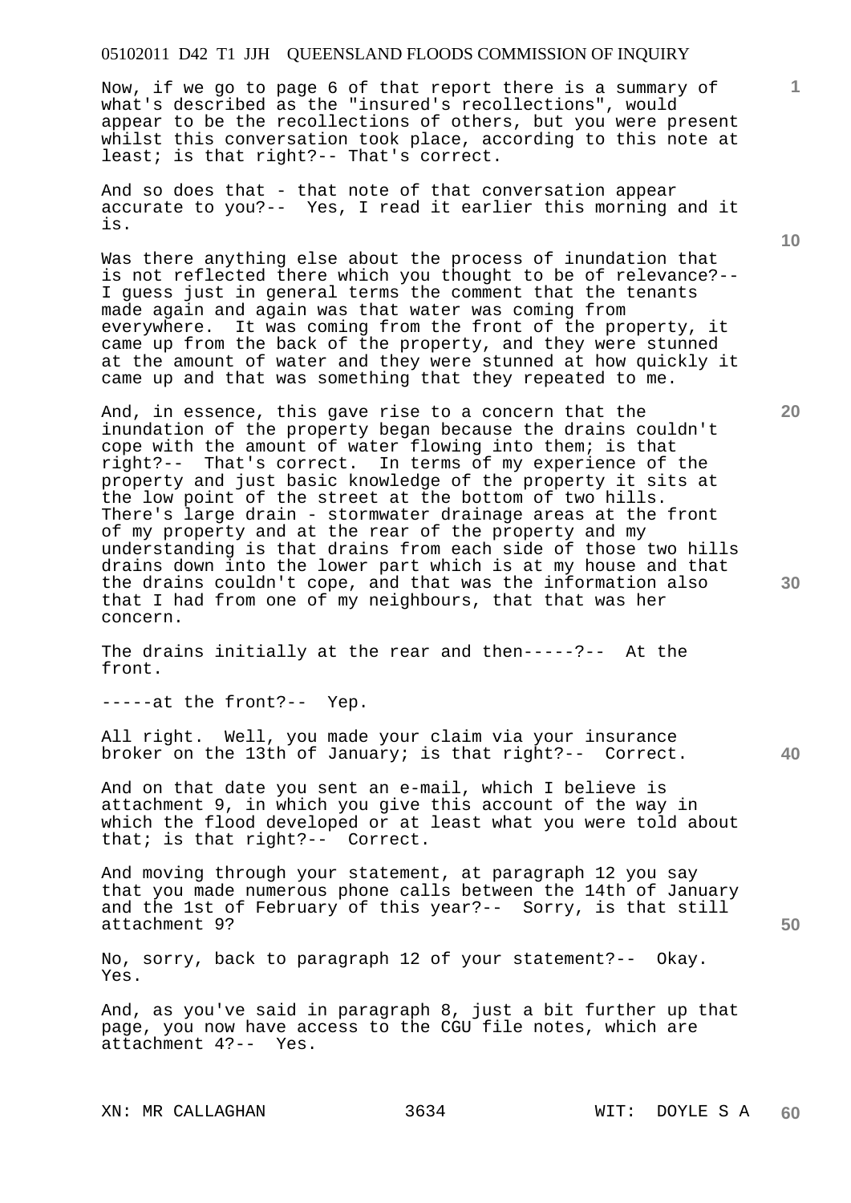Now, if we go to page 6 of that report there is a summary of what's described as the "insured's recollections", would appear to be the recollections of others, but you were present whilst this conversation took place, according to this note at least; is that right?-- That's correct.

And so does that - that note of that conversation appear accurate to you?-- Yes, I read it earlier this morning and it is.

Was there anything else about the process of inundation that is not reflected there which you thought to be of relevance?-- I guess just in general terms the comment that the tenants made again and again was that water was coming from everywhere. It was coming from the front of the property, it came up from the back of the property, and they were stunned at the amount of water and they were stunned at how quickly it came up and that was something that they repeated to me.

And, in essence, this gave rise to a concern that the inundation of the property began because the drains couldn't cope with the amount of water flowing into them; is that right?-- That's correct. In terms of my experience of the property and just basic knowledge of the property it sits at the low point of the street at the bottom of two hills. There's large drain - stormwater drainage areas at the front of my property and at the rear of the property and my understanding is that drains from each side of those two hills drains down into the lower part which is at my house and that the drains couldn't cope, and that was the information also that I had from one of my neighbours, that that was her concern.

The drains initially at the rear and then-----?-- At the front.

-----at the front?-- Yep.

All right. Well, you made your claim via your insurance broker on the 13th of January; is that right?-- Correct.

And on that date you sent an e-mail, which I believe is attachment 9, in which you give this account of the way in which the flood developed or at least what you were told about that; is that right?-- Correct.

And moving through your statement, at paragraph 12 you say that you made numerous phone calls between the 14th of January and the 1st of February of this year?-- Sorry, is that still attachment 9?

No, sorry, back to paragraph 12 of your statement?-- Okay. Yes.

And, as you've said in paragraph 8, just a bit further up that page, you now have access to the CGU file notes, which are attachment 4?-- Yes.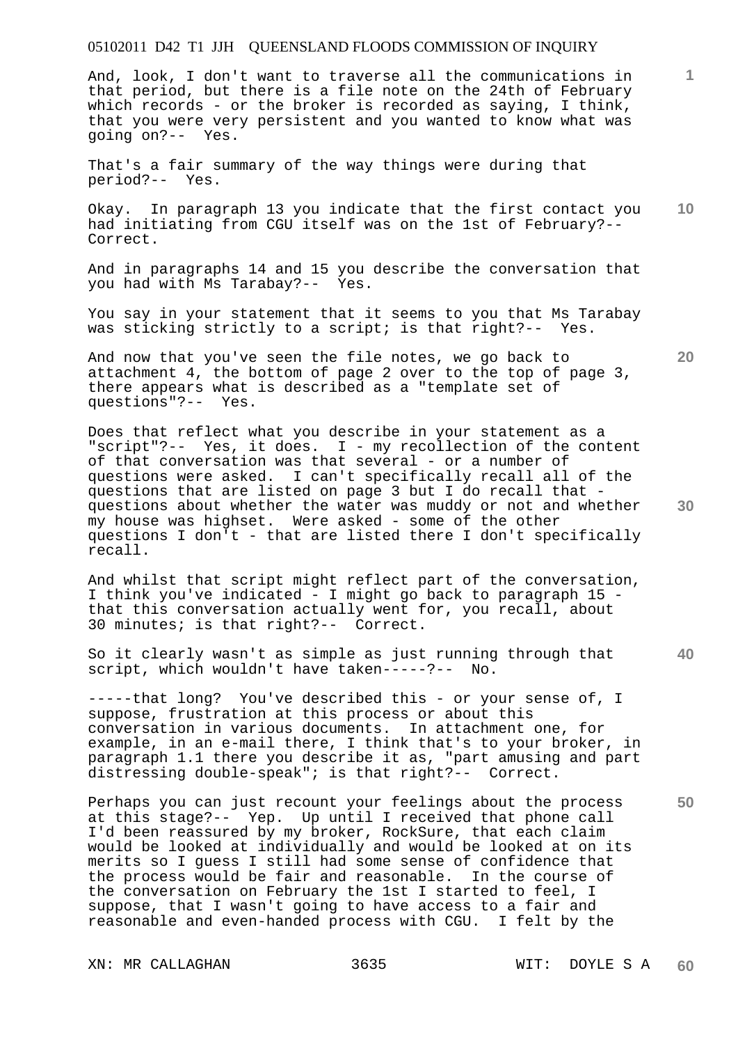And, look, I don't want to traverse all the communications in that period, but there is a file note on the 24th of February which records - or the broker is recorded as saying, I think, that you were very persistent and you wanted to know what was going on?-- Yes.

That's a fair summary of the way things were during that period?-- Yes.

Okay. In paragraph 13 you indicate that the first contact you had initiating from CGU itself was on the 1st of February?-- Correct.

And in paragraphs 14 and 15 you describe the conversation that you had with Ms Tarabay?-- Yes.

You say in your statement that it seems to you that Ms Tarabay was sticking strictly to a script; is that right?-- Yes.

And now that you've seen the file notes, we go back to attachment 4, the bottom of page 2 over to the top of page 3, there appears what is described as a "template set of questions"?-- Yes.

Does that reflect what you describe in your statement as a "script"?-- Yes, it does. I - my recollection of the content of that conversation was that several - or a number of questions were asked. I can't specifically recall all of the questions that are listed on page 3 but I do recall that - questions about whether the water was muddy or not and whether my house was highset. Were asked - some of the other questions I don't - that are listed there I don't specifically recall.

And whilst that script might reflect part of the conversation, I think you've indicated - I might go back to paragraph 15 - that this conversation actually went for, you recall, about 30 minutes; is that right?-- Correct.

So it clearly wasn't as simple as just running through that script, which wouldn't have taken-----?-- No.

-----that long? You've described this - or your sense of, I suppose, frustration at this process or about this conversation in various documents. In attachment one, for example, in an e-mail there, I think that's to your broker, in paragraph 1.1 there you describe it as, "part amusing and part distressing double-speak"; is that right?-- Correct.

Perhaps you can just recount your feelings about the process at this stage?-- Yep. Up until I received that phone call I'd been reassured by my broker, RockSure, that each claim would be looked at individually and would be looked at on its merits so I guess I still had some sense of confidence that the process would be fair and reasonable. In the course of the conversation on February the 1st I started to feel, I suppose, that I wasn't going to have access to a fair and reasonable and even-handed process with CGU. I felt by the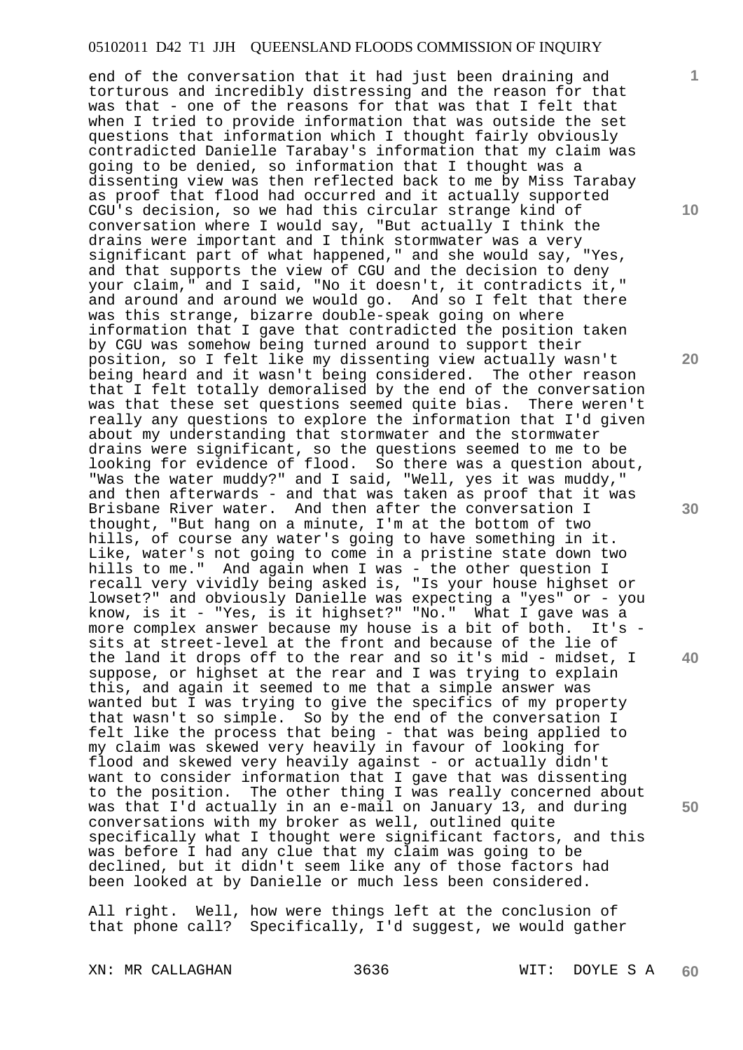end of the conversation that it had just been draining and torturous and incredibly distressing and the reason for that was that - one of the reasons for that was that I felt that when I tried to provide information that was outside the set questions that information which I thought fairly obviously contradicted Danielle Tarabay's information that my claim was going to be denied, so information that I thought was a dissenting view was then reflected back to me by Miss Tarabay as proof that flood had occurred and it actually supported CGU's decision, so we had this circular strange kind of conversation where I would say, "But actually I think the drains were important and I think stormwater was a very significant part of what happened," and she would say, "Yes, and that supports the view of CGU and the decision to deny your claim," and I said, "No it doesn't, it contradicts it," and around and around we would go. And so I felt that there was this strange, bizarre double-speak going on where information that I gave that contradicted the position taken by CGU was somehow being turned around to support their position, so I felt like my dissenting view actually wasn't being heard and it wasn't being considered. The other reason that I felt totally demoralised by the end of the conversation was that these set questions seemed quite bias. There weren't really any questions to explore the information that I'd given about my understanding that stormwater and the stormwater drains were significant, so the questions seemed to me to be looking for evidence of flood. So there was a question about, "Was the water muddy?" and I said, "Well, yes it was muddy," and then afterwards - and that was taken as proof that it was Brisbane River water. And then after the conversation I thought, "But hang on a minute, I'm at the bottom of two hills, of course any water's going to have something in it. Like, water's not going to come in a pristine state down two hills to me." And again when I was - the other question I recall very vividly being asked is, "Is your house highset or lowset?" and obviously Danielle was expecting a "yes" or - you know, is it - "Yes, is it highset?" "No." What I gave was a more complex answer because my house is a bit of both. It's - sits at street-level at the front and because of the lie of the land it drops off to the rear and so it's mid - midset, I suppose, or highset at the rear and I was trying to explain this, and again it seemed to me that a simple answer was wanted but I was trying to give the specifics of my property that wasn't so simple. So by the end of the conversation I felt like the process that being - that was being applied to my claim was skewed very heavily in favour of looking for flood and skewed very heavily against - or actually didn't want to consider information that I gave that was dissenting to the position. The other thing I was really concerned about was that I'd actually in an e-mail on January 13, and during conversations with my broker as well, outlined quite specifically what I thought were significant factors, and this was before I had any clue that my claim was going to be declined, but it didn't seem like any of those factors had been looked at by Danielle or much less been considered.

All right. Well, how were things left at the conclusion of that phone call? Specifically, I'd suggest, we would gather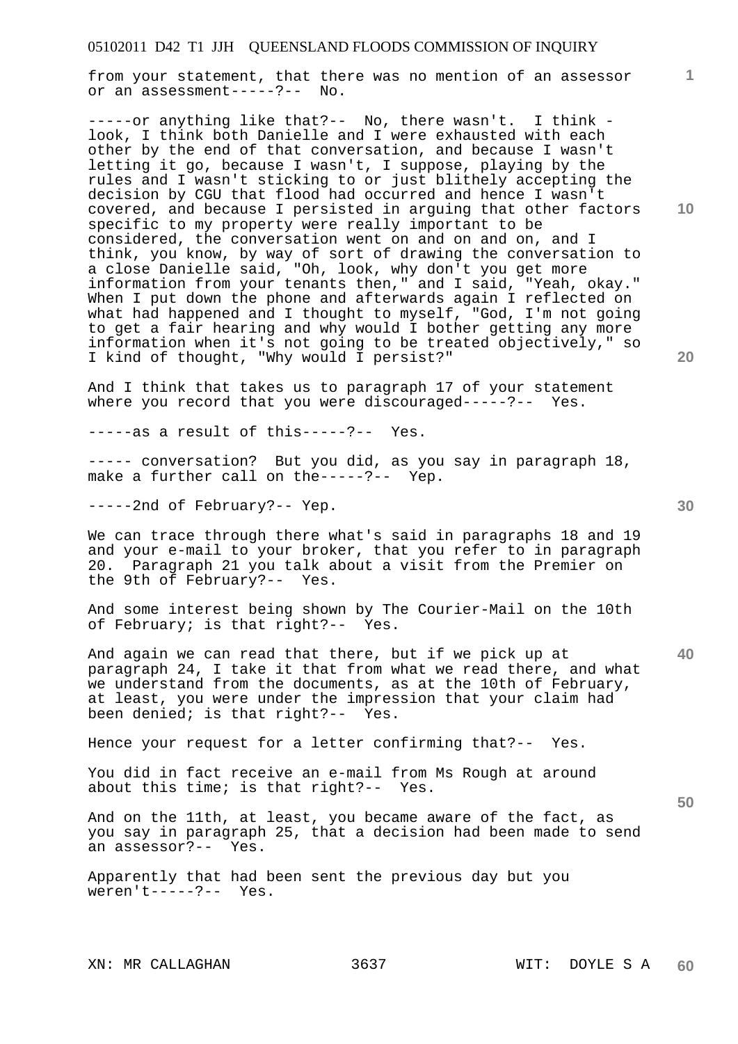from your statement, that there was no mention of an assessor or an assessment-----?-- No.

-----or anything like that?-- No, there wasn't. I think - look, I think both Danielle and I were exhausted with each other by the end of that conversation, and because I wasn't letting it go, because I wasn't, I suppose, playing by the rules and I wasn't sticking to or just blithely accepting the decision by CGU that flood had occurred and hence I wasn't covered, and because I persisted in arguing that other factors specific to my property were really important to be considered, the conversation went on and on and on, and I think, you know, by way of sort of drawing the conversation to a close Danielle said, "Oh, look, why don't you get more information from your tenants then," and I said, "Yeah, okay." When I put down the phone and afterwards again I reflected on what had happened and I thought to myself, "God, I'm not going to get a fair hearing and why would I bother getting any more information when it's not going to be treated objectively," so I kind of thought, "Why would I persist?"

And I think that takes us to paragraph 17 of your statement where you record that you were discouraged-----?-- Yes.

-----as a result of this-----?-- Yes.

----- conversation? But you did, as you say in paragraph 18, make a further call on the-----?-- Yep.

-----2nd of February?-- Yep.

We can trace through there what's said in paragraphs 18 and 19 and your e-mail to your broker, that you refer to in paragraph 20. Paragraph 21 you talk about a visit from the Premier on the 9th of February?-- Yes.

And some interest being shown by The Courier-Mail on the 10th of February; is that right?-- Yes.

And again we can read that there, but if we pick up at paragraph 24, I take it that from what we read there, and what we understand from the documents, as at the 10th of February, at least, you were under the impression that your claim had been denied; is that right?-- Yes.

Hence your request for a letter confirming that?-- Yes.

You did in fact receive an e-mail from Ms Rough at around about this time; is that right?-- Yes.

And on the 11th, at least, you became aware of the fact, as you say in paragraph 25, that a decision had been made to send an assessor?-- Yes.

Apparently that had been sent the previous day but you weren't-----?-- Yes.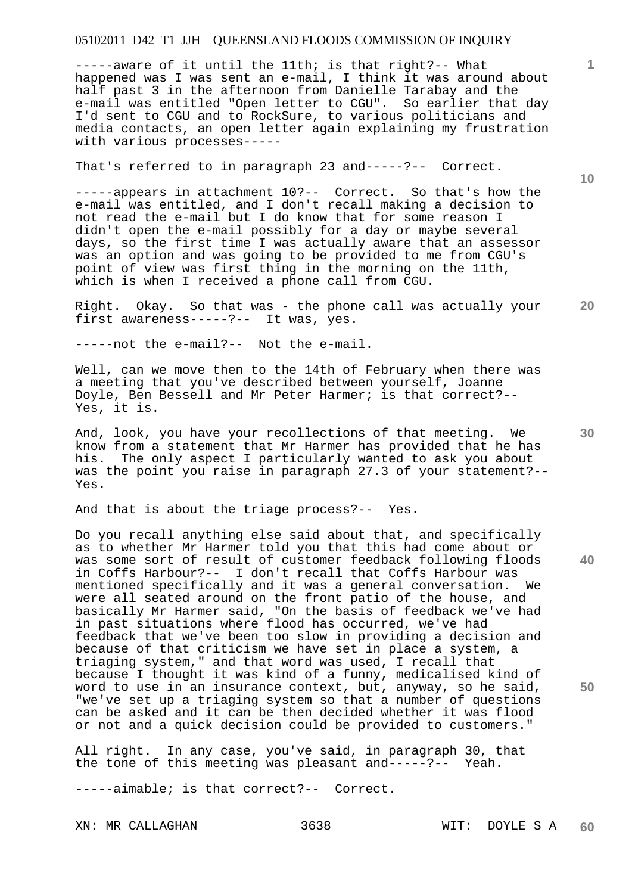-----aware of it until the 11th; is that right?-- What happened was I was sent an e-mail, I think it was around about half past 3 in the afternoon from Danielle Tarabay and the e-mail was entitled "Open letter to CGU". So earlier that day I'd sent to CGU and to RockSure, to various politicians and media contacts, an open letter again explaining my frustration with various processes-----

That's referred to in paragraph 23 and-----?-- Correct.

-----appears in attachment 10?-- Correct. So that's how the e-mail was entitled, and I don't recall making a decision to not read the e-mail but I do know that for some reason I didn't open the e-mail possibly for a day or maybe several days, so the first time I was actually aware that an assessor was an option and was going to be provided to me from CGU's point of view was first thing in the morning on the 11th, which is when I received a phone call from CGU.

Right. Okay. So that was - the phone call was actually your first awareness-----?-- It was, yes.

-----not the e-mail?-- Not the e-mail.

Well, can we move then to the 14th of February when there was a meeting that you've described between yourself, Joanne Doyle, Ben Bessell and Mr Peter Harmer; is that correct?-- Yes, it is.

And, look, you have your recollections of that meeting. We know from a statement that Mr Harmer has provided that he has his. The only aspect I particularly wanted to ask you about was the point you raise in paragraph 27.3 of your statement?-- Yes.

And that is about the triage process?-- Yes.

Do you recall anything else said about that, and specifically as to whether Mr Harmer told you that this had come about or was some sort of result of customer feedback following floods in Coffs Harbour?-- I don't recall that Coffs Harbour was mentioned specifically and it was a general conversation. We were all seated around on the front patio of the house, and basically Mr Harmer said, "On the basis of feedback we've had in past situations where flood has occurred, we've had feedback that we've been too slow in providing a decision and because of that criticism we have set in place a system, a triaging system," and that word was used, I recall that because I thought it was kind of a funny, medicalised kind of word to use in an insurance context, but, anyway, so he said, "we've set up a triaging system so that a number of questions can be asked and it can be then decided whether it was flood or not and a quick decision could be provided to customers."

All right. In any case, you've said, in paragraph 30, that the tone of this meeting was pleasant and-----?-- Yeah.

-----aimable; is that correct?-- Correct.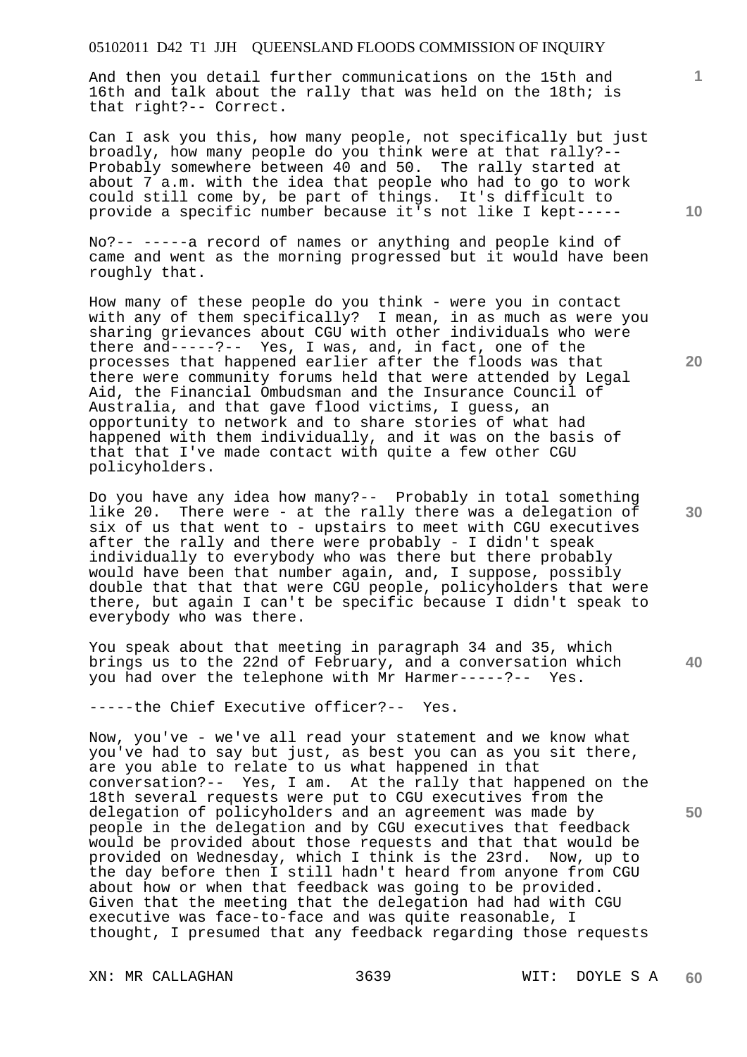And then you detail further communications on the 15th and 16th and talk about the rally that was held on the 18th; is that right?-- Correct.

Can I ask you this, how many people, not specifically but just broadly, how many people do you think were at that rally?-- Probably somewhere between 40 and 50. The rally started at about 7 a.m. with the idea that people who had to go to work could still come by, be part of things. It's difficult to provide a specific number because it's not like I kept-----

No?-- -----a record of names or anything and people kind of came and went as the morning progressed but it would have been roughly that.

How many of these people do you think - were you in contact with any of them specifically? I mean, in as much as were you sharing grievances about CGU with other individuals who were there and-----?-- Yes, I was, and, in fact, one of the processes that happened earlier after the floods was that there were community forums held that were attended by Legal Aid, the Financial Ombudsman and the Insurance Council of Australia, and that gave flood victims, I guess, an opportunity to network and to share stories of what had happened with them individually, and it was on the basis of that that I've made contact with quite a few other CGU policyholders.

Do you have any idea how many?-- Probably in total something like 20. There were - at the rally there was a delegation of six of us that went to - upstairs to meet with CGU executives after the rally and there were probably - I didn't speak individually to everybody who was there but there probably would have been that number again, and, I suppose, possibly double that that that were CGU people, policyholders that were there, but again I can't be specific because I didn't speak to everybody who was there.

You speak about that meeting in paragraph 34 and 35, which brings us to the 22nd of February, and a conversation which you had over the telephone with Mr Harmer-----?-- Yes.

-----the Chief Executive officer?-- Yes.

Now, you've - we've all read your statement and we know what you've had to say but just, as best you can as you sit there, are you able to relate to us what happened in that conversation?-- Yes, I am. At the rally that happened on the 18th several requests were put to CGU executives from the delegation of policyholders and an agreement was made by people in the delegation and by CGU executives that feedback would be provided about those requests and that that would be provided on Wednesday, which I think is the 23rd. Now, up to the day before then I still hadn't heard from anyone from CGU about how or when that feedback was going to be provided. Given that the meeting that the delegation had had with CGU executive was face-to-face and was quite reasonable, I thought, I presumed that any feedback regarding those requests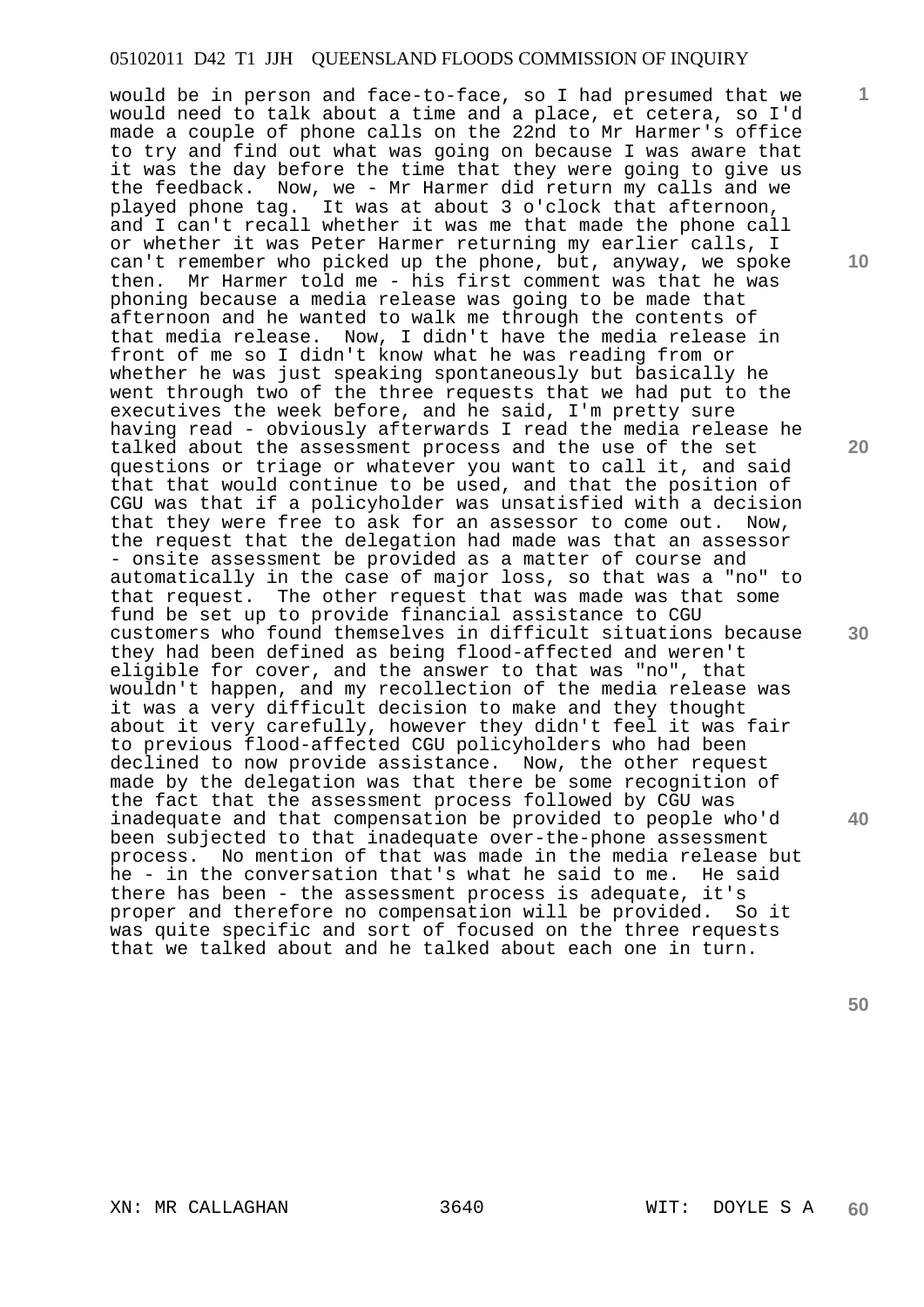would be in person and face-to-face, so I had presumed that we would need to talk about a time and a place, et cetera, so I'd made a couple of phone calls on the 22nd to Mr Harmer's office to try and find out what was going on because I was aware that it was the day before the time that they were going to give us the feedback. Now, we - Mr Harmer did return my calls and we played phone tag. It was at about 3 o'clock that afternoon, and I can't recall whether it was me that made the phone call or whether it was Peter Harmer returning my earlier calls, I can't remember who picked up the phone, but, anyway, we spoke then. Mr Harmer told me - his first comment was that he was phoning because a media release was going to be made that afternoon and he wanted to walk me through the contents of that media release. Now, I didn't have the media release in front of me so I didn't know what he was reading from or whether he was just speaking spontaneously but basically he went through two of the three requests that we had put to the executives the week before, and he said, I'm pretty sure having read - obviously afterwards I read the media release he talked about the assessment process and the use of the set questions or triage or whatever you want to call it, and said that that would continue to be used, and that the position of CGU was that if a policyholder was unsatisfied with a decision that they were free to ask for an assessor to come out. Now, the request that the delegation had made was that an assessor - onsite assessment be provided as a matter of course and automatically in the case of major loss, so that was a "no" to that request. The other request that was made was that some fund be set up to provide financial assistance to CGU customers who found themselves in difficult situations because they had been defined as being flood-affected and weren't eligible for cover, and the answer to that was "no", that wouldn't happen, and my recollection of the media release was it was a very difficult decision to make and they thought about it very carefully, however they didn't feel it was fair to previous flood-affected CGU policyholders who had been declined to now provide assistance. Now, the other request made by the delegation was that there be some recognition of the fact that the assessment process followed by CGU was inadequate and that compensation be provided to people who'd been subjected to that inadequate over-the-phone assessment process. No mention of that was made in the media release but he - in the conversation that's what he said to me. He said there has been - the assessment process is adequate, it's proper and therefore no compensation will be provided. So it was quite specific and sort of focused on the three requests that we talked about and he talked about each one in turn.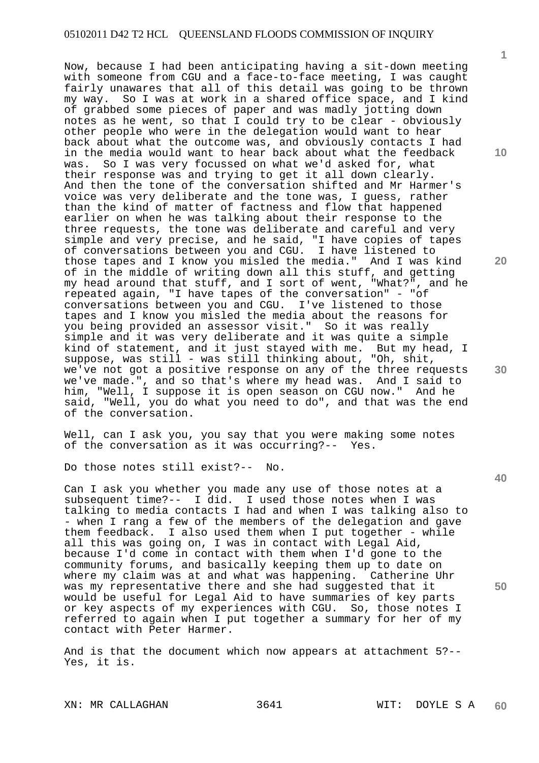Now, because I had been anticipating having a sit-down meeting with someone from CGU and a face-to-face meeting, I was caught fairly unawares that all of this detail was going to be thrown my way. So I was at work in a shared office space, and I kind of grabbed some pieces of paper and was madly jotting down notes as he went, so that I could try to be clear - obviously other people who were in the delegation would want to hear back about what the outcome was, and obviously contacts I had in the media would want to hear back about what the feedback was. So I was very focussed on what we'd asked for, what their response was and trying to get it all down clearly. And then the tone of the conversation shifted and Mr Harmer's voice was very deliberate and the tone was, I guess, rather than the kind of matter of factness and flow that happened earlier on when he was talking about their response to the three requests, the tone was deliberate and careful and very simple and very precise, and he said, "I have copies of tapes of conversations between you and CGU. I have listened to those tapes and I know you misled the media." And I was kind of in the middle of writing down all this stuff, and getting my head around that stuff, and I sort of went, "What?", and he repeated again, "I have tapes of the conversation" - "of conversations between you and CGU. I've listened to those tapes and I know you misled the media about the reasons for you being provided an assessor visit." So it was really simple and it was very deliberate and it was quite a simple kind of statement, and it just stayed with me. But my head, I suppose, was still - was still thinking about, "Oh, shit, we've not got a positive response on any of the three requests we've made.", and so that's where my head was. And I said to him, "Well, I suppose it is open season on CGU now." And he said, "Well, you do what you need to do", and that was the end of the conversation.

Well, can I ask you, you say that you were making some notes of the conversation as it was occurring?-- Yes.

Do those notes still exist?-- No.

Can I ask you whether you made any use of those notes at a subsequent time?-- I did. I used those notes when I was talking to media contacts I had and when I was talking also to - when I rang a few of the members of the delegation and gave them feedback. I also used them when I put together - while all this was going on, I was in contact with Legal Aid, because I'd come in contact with them when I'd gone to the community forums, and basically keeping them up to date on where my claim was at and what was happening. Catherine Uhr was my representative there and she had suggested that it would be useful for Legal Aid to have summaries of key parts or key aspects of my experiences with CGU. So, those notes I referred to again when I put together a summary for her of my contact with Peter Harmer.

And is that the document which now appears at attachment 5?-- Yes, it is.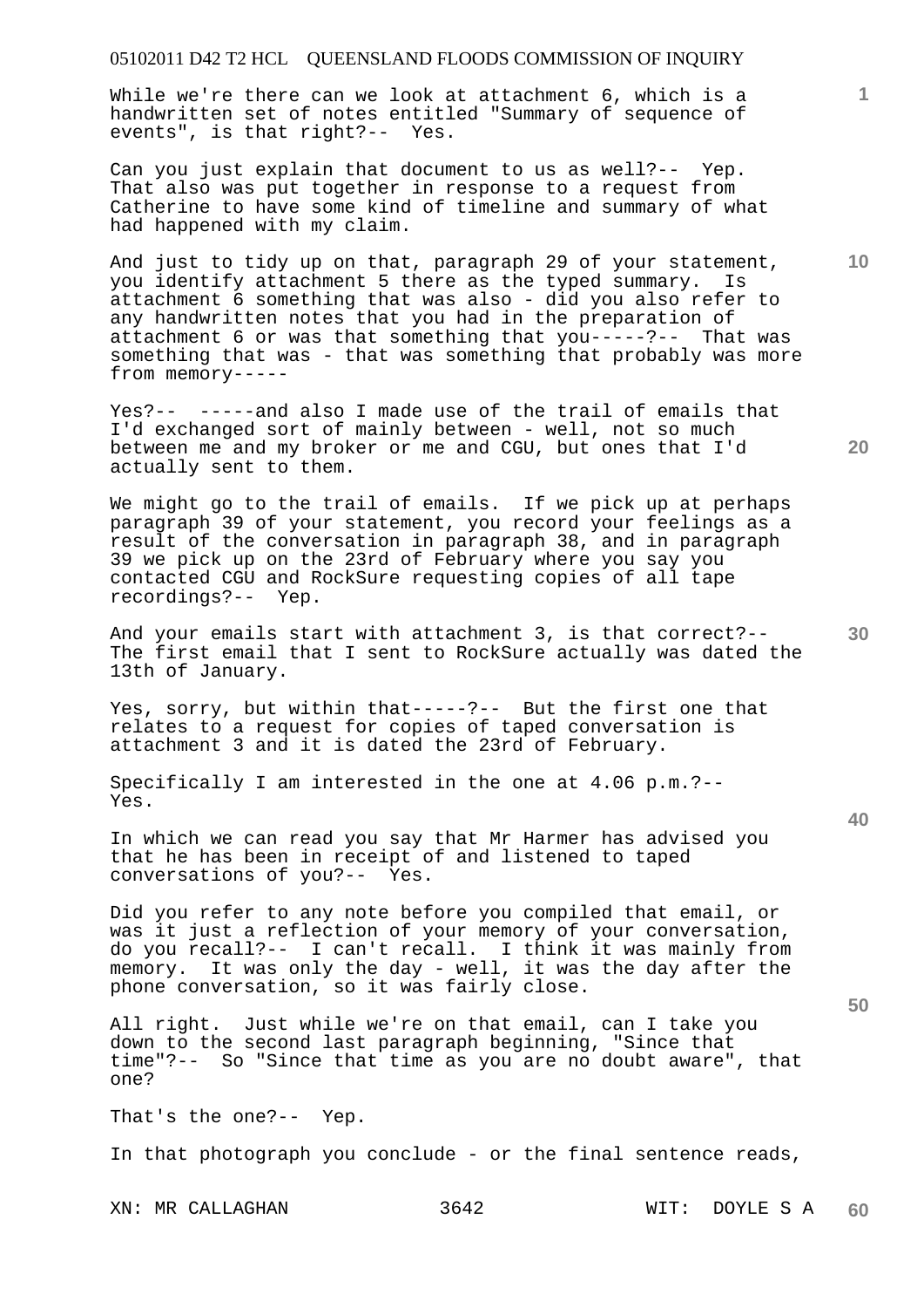While we're there can we look at attachment 6, which is a handwritten set of notes entitled "Summary of sequence of events", is that right?-- Yes.

Can you just explain that document to us as well?-- Yep. That also was put together in response to a request from Catherine to have some kind of timeline and summary of what had happened with my claim.

And just to tidy up on that, paragraph 29 of your statement, you identify attachment 5 there as the typed summary. Is attachment 6 something that was also - did you also refer to any handwritten notes that you had in the preparation of attachment 6 or was that something that you-----?-- That was something that was - that was something that probably was more from memory-----

Yes?-- -----and also I made use of the trail of emails that I'd exchanged sort of mainly between - well, not so much between me and my broker or me and CGU, but ones that I'd actually sent to them.

We might go to the trail of emails. If we pick up at perhaps paragraph 39 of your statement, you record your feelings as a result of the conversation in paragraph 38, and in paragraph 39 we pick up on the 23rd of February where you say you contacted CGU and RockSure requesting copies of all tape recordings?-- Yep.

And your emails start with attachment 3, is that correct?-- The first email that I sent to RockSure actually was dated the 13th of January.

Yes, sorry, but within that-----?-- But the first one that relates to a request for copies of taped conversation is attachment 3 and it is dated the 23rd of February.

Specifically I am interested in the one at 4.06 p.m.?-- Yes.

In which we can read you say that Mr Harmer has advised you that he has been in receipt of and listened to taped conversations of you?-- Yes.

Did you refer to any note before you compiled that email, or was it just a reflection of your memory of your conversation, do you recall?-- I can't recall. I think it was mainly from memory. It was only the day - well, it was the day after the phone conversation, so it was fairly close.

All right. Just while we're on that email, can I take you down to the second last paragraph beginning, "Since that time"?-- So "Since that time as you are no doubt aware", that one?

That's the one?-- Yep.

In that photograph you conclude - or the final sentence reads,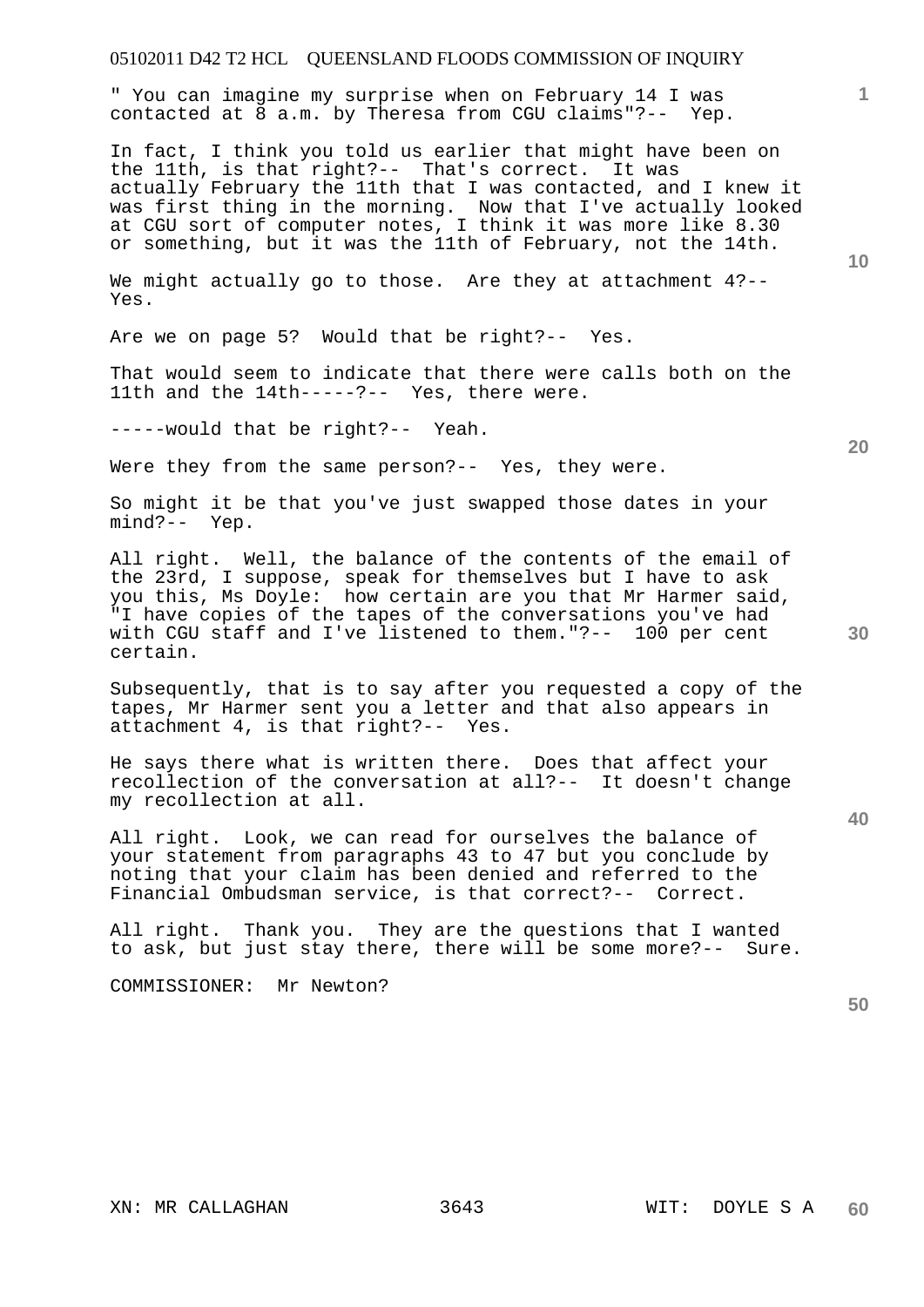" You can imagine my surprise when on February 14 I was contacted at 8 a.m. by Theresa from CGU claims"?-- Yep.

In fact, I think you told us earlier that might have been on the 11th, is that right?-- That's correct. It was actually February the 11th that I was contacted, and I knew it was first thing in the morning. Now that I've actually looked at CGU sort of computer notes, I think it was more like 8.30 or something, but it was the 11th of February, not the 14th.

We might actually go to those. Are they at attachment 4?-- Yes.

Are we on page 5? Would that be right?-- Yes.

That would seem to indicate that there were calls both on the 11th and the 14th-----?-- Yes, there were.

-----would that be right?-- Yeah.

Were they from the same person?-- Yes, they were.

So might it be that you've just swapped those dates in your mind?-- Yep.

All right. Well, the balance of the contents of the email of the 23rd, I suppose, speak for themselves but I have to ask you this, Ms Doyle: how certain are you that Mr Harmer said, "I have copies of the tapes of the conversations you've had with CGU staff and I've listened to them."?-- 100 per cent certain.

Subsequently, that is to say after you requested a copy of the tapes, Mr Harmer sent you a letter and that also appears in attachment 4, is that right?-- Yes.

He says there what is written there. Does that affect your recollection of the conversation at all?-- It doesn't change my recollection at all.

All right. Look, we can read for ourselves the balance of your statement from paragraphs 43 to 47 but you conclude by noting that your claim has been denied and referred to the Financial Ombudsman service, is that correct?-- Correct.

All right. Thank you. They are the questions that I wanted to ask, but just stay there, there will be some more?-- Sure.

COMMISSIONER: Mr Newton?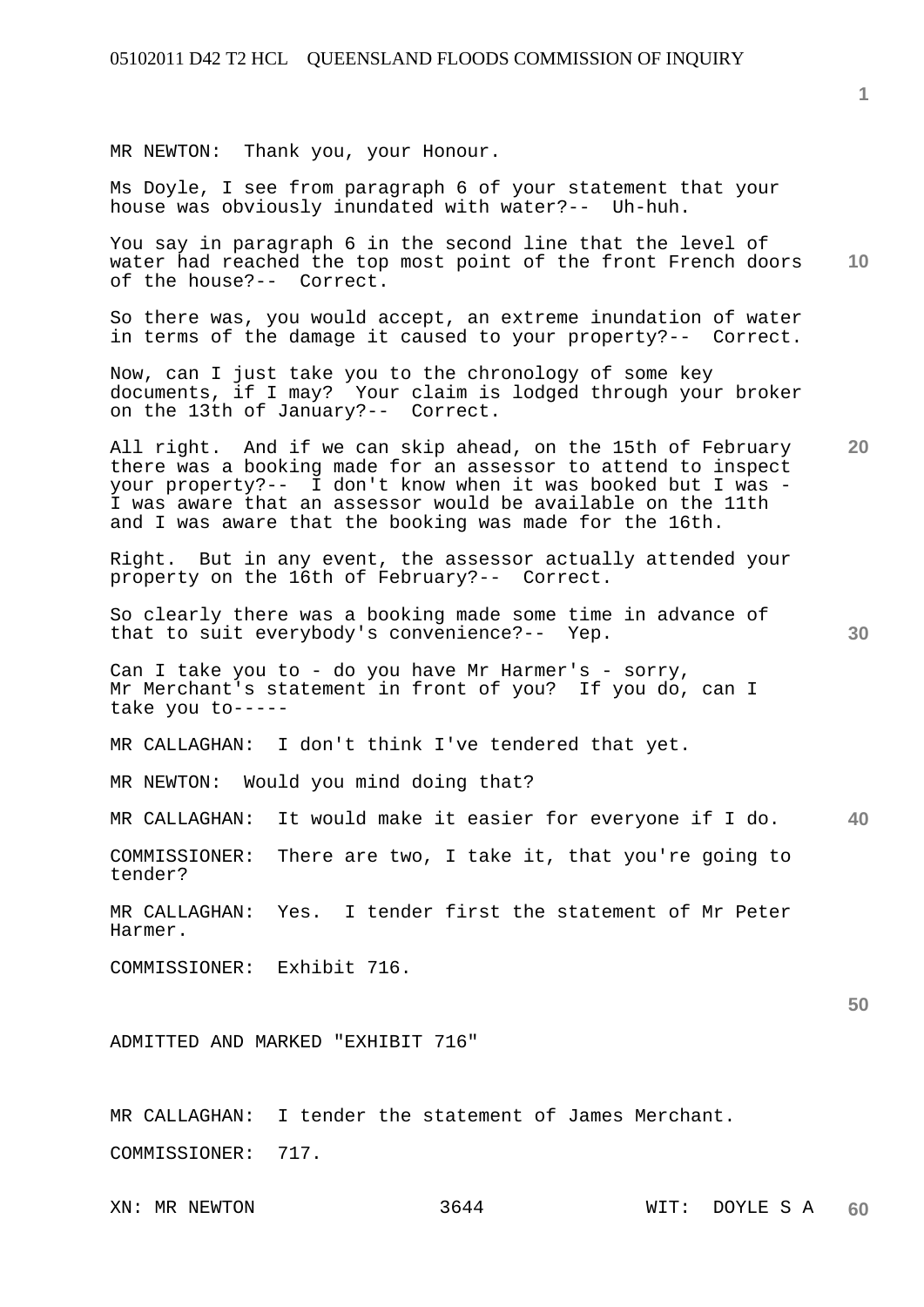MR NEWTON: Thank you, your Honour.

Ms Doyle, I see from paragraph 6 of your statement that your house was obviously inundated with water?-- Uh-huh.

You say in paragraph 6 in the second line that the level of water had reached the top most point of the front French doors of the house?-- Correct.

So there was, you would accept, an extreme inundation of water in terms of the damage it caused to your property?-- Correct.

Now, can I just take you to the chronology of some key documents, if I may? Your claim is lodged through your broker on the 13th of January?-- Correct.

All right. And if we can skip ahead, on the 15th of February there was a booking made for an assessor to attend to inspect your property?-- I don't know when it was booked but I was - I was aware that an assessor would be available on the 11th and I was aware that the booking was made for the 16th.

Right. But in any event, the assessor actually attended your property on the 16th of February?-- Correct.

So clearly there was a booking made some time in advance of that to suit everybody's convenience?-- Yep.

Can I take you to - do you have Mr Harmer's - sorry, Mr Merchant's statement in front of you? If you do, can I take you to-----

MR CALLAGHAN: I don't think I've tendered that yet.

MR NEWTON: Would you mind doing that?

MR CALLAGHAN: It would make it easier for everyone if I do.

COMMISSIONER: There are two, I take it, that you're going to tender?

MR CALLAGHAN: Yes. I tender first the statement of Mr Peter Harmer.

COMMISSIONER: Exhibit 716.

ADMITTED AND MARKED "EXHIBIT 716"

MR CALLAGHAN: I tender the statement of James Merchant.

COMMISSIONER: 717.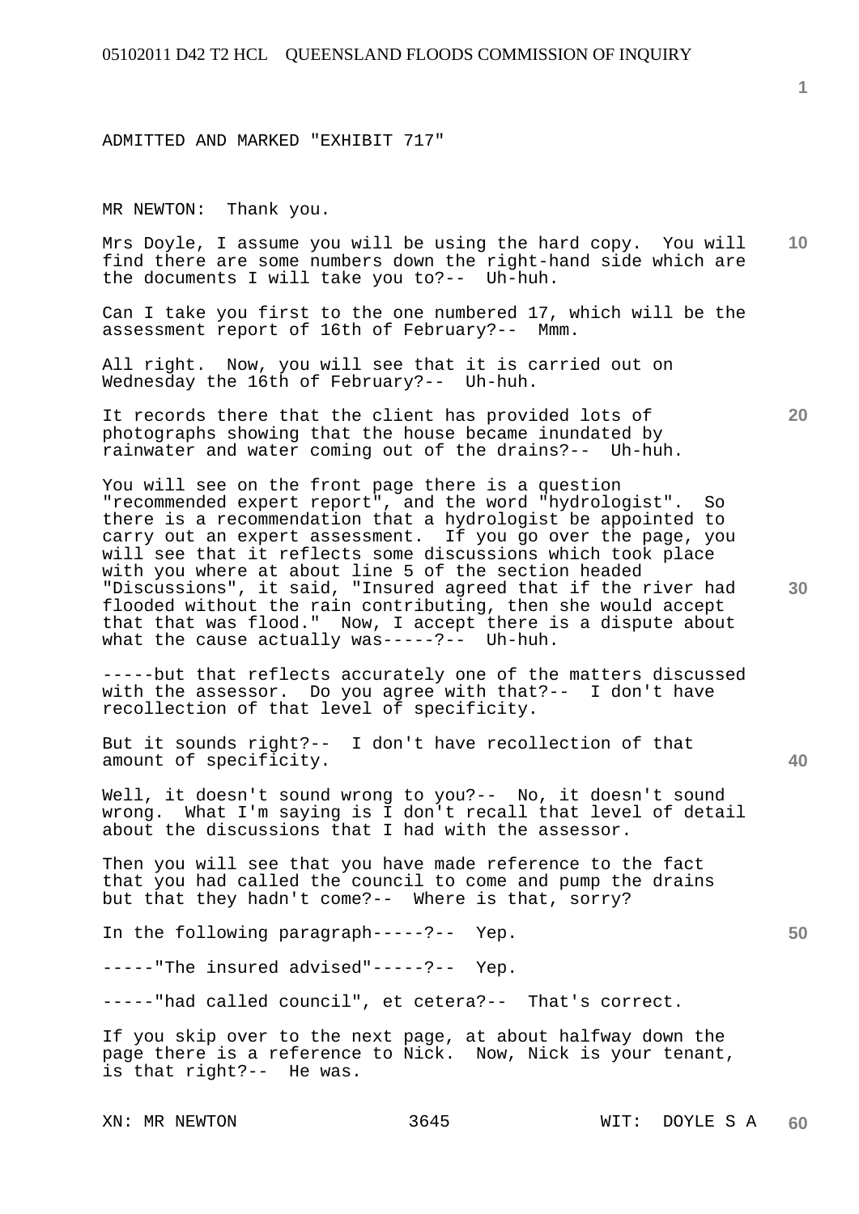ADMITTED AND MARKED "EXHIBIT 717"

MR NEWTON: Thank you.

Mrs Doyle, I assume you will be using the hard copy. You will find there are some numbers down the right-hand side which are the documents I will take you to?-- Uh-huh.

Can I take you first to the one numbered 17, which will be the assessment report of 16th of February?-- Mmm.

All right. Now, you will see that it is carried out on Wednesday the 16th of February?-- Uh-huh.

It records there that the client has provided lots of photographs showing that the house became inundated by rainwater and water coming out of the drains?-- Uh-huh.

You will see on the front page there is a question "recommended expert report", and the word "hydrologist". So there is a recommendation that a hydrologist be appointed to carry out an expert assessment. If you go over the page, you will see that it reflects some discussions which took place with you where at about line 5 of the section headed "Discussions", it said, "Insured agreed that if the river had flooded without the rain contributing, then she would accept that that was flood." Now, I accept there is a dispute about what the cause actually was-----?-- Uh-huh.

-----but that reflects accurately one of the matters discussed with the assessor. Do you agree with that?-- I don't have recollection of that level of specificity.

But it sounds right?-- I don't have recollection of that amount of specificity.

Well, it doesn't sound wrong to you?-- No, it doesn't sound wrong. What I'm saying is I don't recall that level of detail about the discussions that I had with the assessor.

Then you will see that you have made reference to the fact that you had called the council to come and pump the drains but that they hadn't come?-- Where is that, sorry?

In the following paragraph-----?-- Yep.

-----"The insured advised"-----?-- Yep.

-----"had called council", et cetera?-- That's correct.

If you skip over to the next page, at about halfway down the page there is a reference to Nick. Now, Nick is your tenant, is that right?-- He was.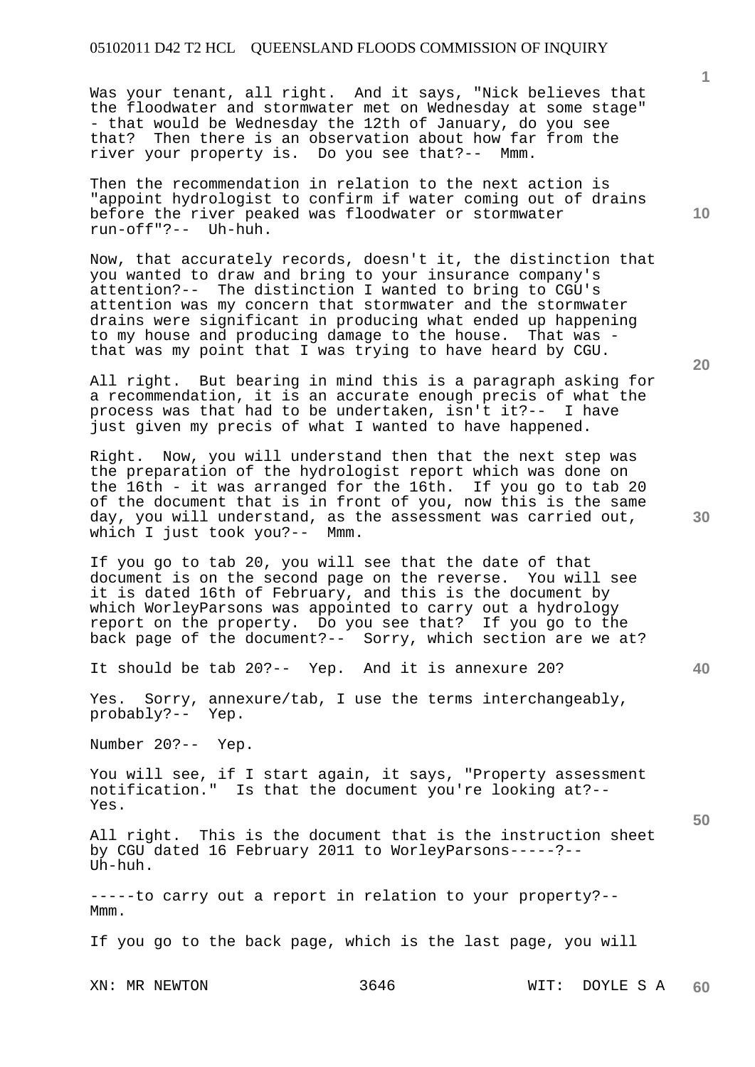Was your tenant, all right. And it says, "Nick believes that the floodwater and stormwater met on Wednesday at some stage" - that would be Wednesday the 12th of January, do you see that? Then there is an observation about how far from the river your property is. Do you see that?-- Mmm.

Then the recommendation in relation to the next action is "appoint hydrologist to confirm if water coming out of drains before the river peaked was floodwater or stormwater run-off"?-- Uh-huh.

Now, that accurately records, doesn't it, the distinction that you wanted to draw and bring to your insurance company's attention?-- The distinction I wanted to bring to CGU's attention was my concern that stormwater and the stormwater drains were significant in producing what ended up happening to my house and producing damage to the house. That was - that was my point that I was trying to have heard by CGU.

All right. But bearing in mind this is a paragraph asking for a recommendation, it is an accurate enough precis of what the process was that had to be undertaken, isn't it?-- I have just given my precis of what I wanted to have happened.

Right. Now, you will understand then that the next step was the preparation of the hydrologist report which was done on the 16th - it was arranged for the 16th. If you go to tab 20 of the document that is in front of you, now this is the same day, you will understand, as the assessment was carried out, which I just took you?-- Mmm.

If you go to tab 20, you will see that the date of that document is on the second page on the reverse. You will see it is dated 16th of February, and this is the document by which WorleyParsons was appointed to carry out a hydrology report on the property. Do you see that? If you go to the back page of the document?-- Sorry, which section are we at?

It should be tab 20?-- Yep. And it is annexure 20?

Yes. Sorry, annexure/tab, I use the terms interchangeably, probably?-- Yep.

Number 20?-- Yep.

You will see, if I start again, it says, "Property assessment notification." Is that the document you're looking at?-- Yes.

All right. This is the document that is the instruction sheet by CGU dated 16 February 2011 to WorleyParsons-----?-- Uh-huh.

-----to carry out a report in relation to your property?-- Mmm.

If you go to the back page, which is the last page, you will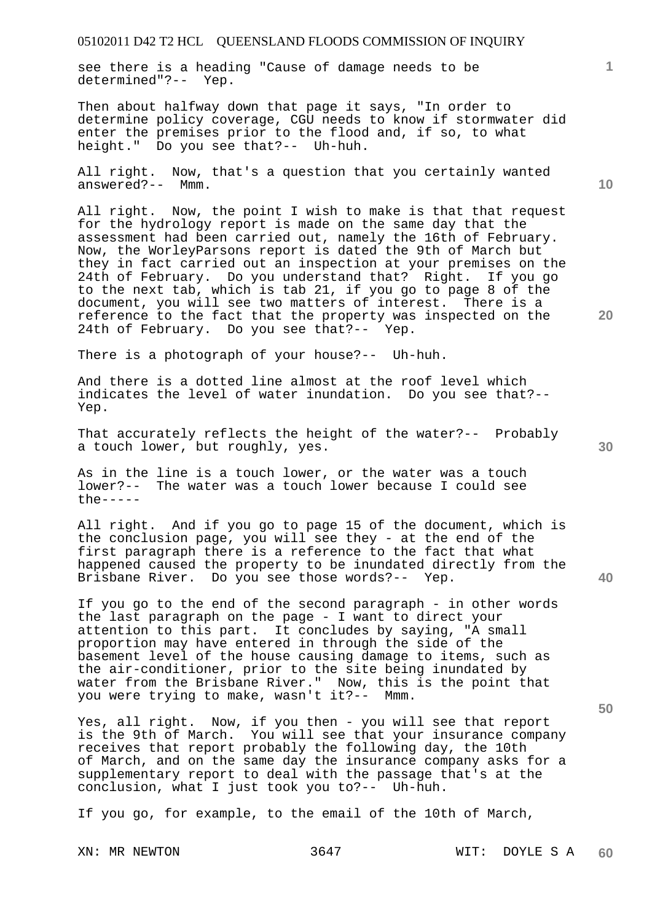see there is a heading "Cause of damage needs to be determined"?-- Yep.

Then about halfway down that page it says, "In order to determine policy coverage, CGU needs to know if stormwater did enter the premises prior to the flood and, if so, to what height." Do you see that?-- Uh-huh.

All right. Now, that's a question that you certainly wanted answered?-- Mmm.

All right. Now, the point I wish to make is that that request for the hydrology report is made on the same day that the assessment had been carried out, namely the 16th of February. Now, the WorleyParsons report is dated the 9th of March but they in fact carried out an inspection at your premises on the 24th of February. Do you understand that? Right. If you go to the next tab, which is tab 21, if you go to page 8 of the document, you will see two matters of interest. There is a reference to the fact that the property was inspected on the 24th of February. Do you see that?-- Yep.

There is a photograph of your house?-- Uh-huh.

And there is a dotted line almost at the roof level which indicates the level of water inundation. Do you see that?-- Yep.

That accurately reflects the height of the water?-- Probably a touch lower, but roughly, yes.

As in the line is a touch lower, or the water was a touch lower?-- The water was a touch lower because I could see the-----

All right. And if you go to page 15 of the document, which is the conclusion page, you will see they - at the end of the first paragraph there is a reference to the fact that what happened caused the property to be inundated directly from the Brisbane River. Do you see those words?-- Yep.

If you go to the end of the second paragraph - in other words the last paragraph on the page - I want to direct your attention to this part. It concludes by saying, "A small proportion may have entered in through the side of the basement level of the house causing damage to items, such as the air-conditioner, prior to the site being inundated by water from the Brisbane River." Now, this is the point that you were trying to make, wasn't it?-- Mmm.

Yes, all right. Now, if you then - you will see that report is the 9th of March. You will see that your insurance company receives that report probably the following day, the 10th of March, and on the same day the insurance company asks for a supplementary report to deal with the passage that's at the conclusion, what I just took you to?-- Uh-huh.

If you go, for example, to the email of the 10th of March,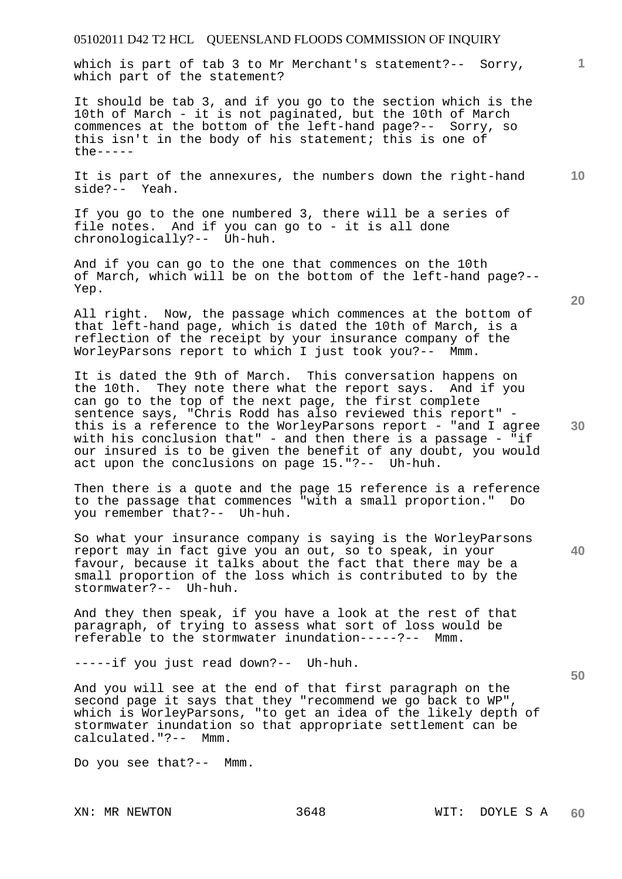which is part of tab 3 to Mr Merchant's statement?-- Sorry, which part of the statement?

It should be tab 3, and if you go to the section which is the 10th of March - it is not paginated, but the 10th of March commences at the bottom of the left-hand page?-- Sorry, so this isn't in the body of his statement; this is one of the-----

It is part of the annexures, the numbers down the right-hand side?-- Yeah.

If you go to the one numbered 3, there will be a series of file notes. And if you can go to - it is all done chronologically?-- Uh-huh.

And if you can go to the one that commences on the 10th of March, which will be on the bottom of the left-hand page?-- Yep.

All right. Now, the passage which commences at the bottom of that left-hand page, which is dated the 10th of March, is a reflection of the receipt by your insurance company of the WorleyParsons report to which I just took you?-- Mmm.

It is dated the 9th of March. This conversation happens on the 10th. They note there what the report says. And if you can go to the top of the next page, the first complete sentence says, "Chris Rodd has also reviewed this report" - this is a reference to the WorleyParsons report - "and I agree with his conclusion that" - and then there is a passage - "if our insured is to be given the benefit of any doubt, you would act upon the conclusions on page 15."?-- Uh-huh.

Then there is a quote and the page 15 reference is a reference to the passage that commences "with a small proportion." Do you remember that?-- Uh-huh.

So what your insurance company is saying is the WorleyParsons report may in fact give you an out, so to speak, in your favour, because it talks about the fact that there may be a small proportion of the loss which is contributed to by the stormwater?-- Uh-huh.

And they then speak, if you have a look at the rest of that paragraph, of trying to assess what sort of loss would be referable to the stormwater inundation-----?-- Mmm.

-----if you just read down?-- Uh-huh.

And you will see at the end of that first paragraph on the second page it says that they "recommend we go back to WP", which is WorleyParsons, "to get an idea of the likely depth of stormwater inundation so that appropriate settlement can be calculated."?-- Mmm.

Do you see that?-- Mmm.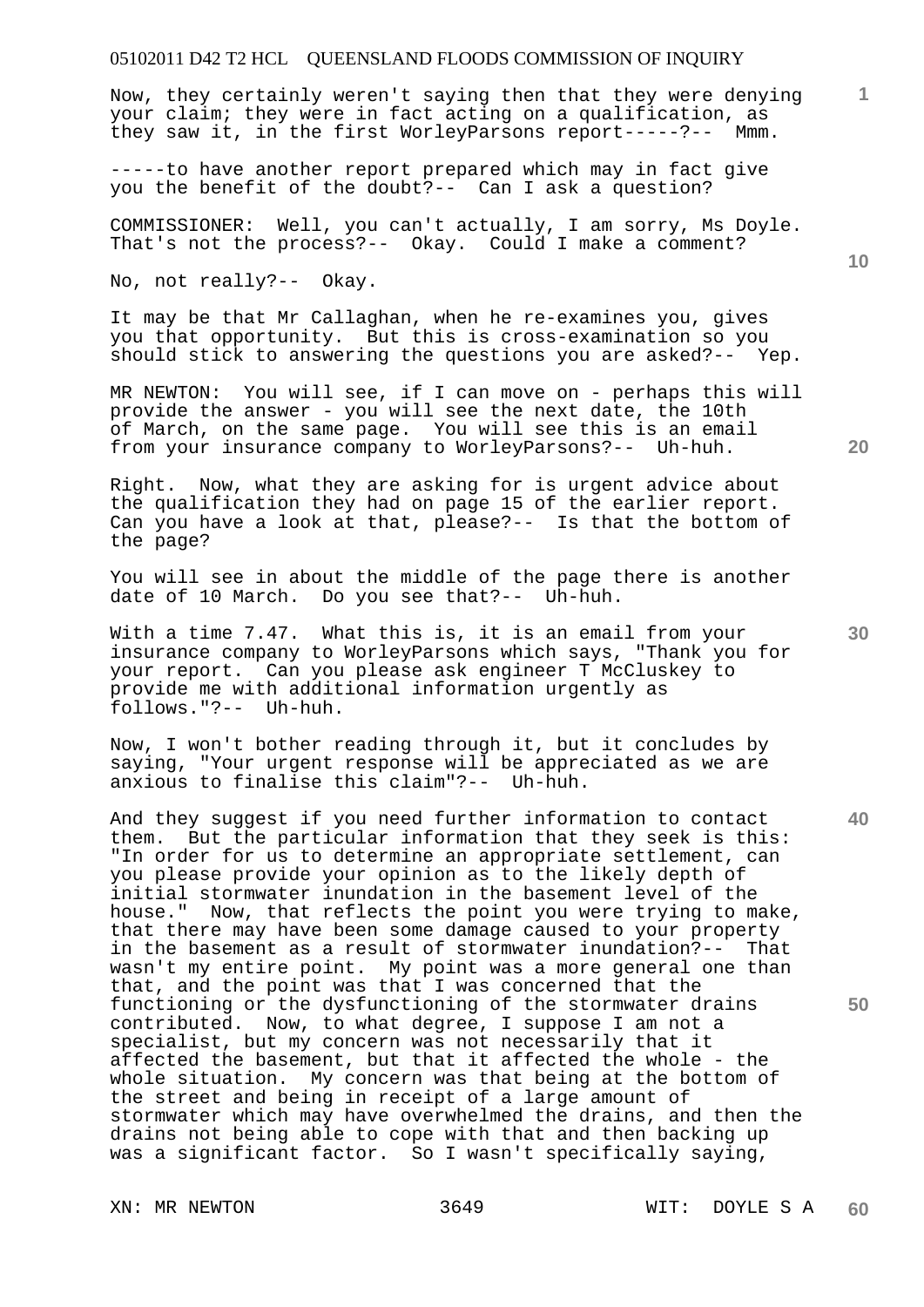Now, they certainly weren't saying then that they were denying your claim; they were in fact acting on a qualification, as they saw it, in the first WorleyParsons report-----?-- Mmm.

-----to have another report prepared which may in fact give you the benefit of the doubt?-- Can I ask a question?

COMMISSIONER: Well, you can't actually, I am sorry, Ms Doyle. That's not the process?-- Okay. Could I make a comment?

No, not really?-- Okay.

It may be that Mr Callaghan, when he re-examines you, gives you that opportunity. But this is cross-examination so you should stick to answering the questions you are asked?-- Yep.

MR NEWTON: You will see, if I can move on - perhaps this will provide the answer - you will see the next date, the 10th of March, on the same page. You will see this is an email from your insurance company to WorleyParsons?-- Uh-huh.

Right. Now, what they are asking for is urgent advice about the qualification they had on page 15 of the earlier report. Can you have a look at that, please?-- Is that the bottom of the page?

You will see in about the middle of the page there is another date of 10 March. Do you see that?-- Uh-huh.

With a time 7.47. What this is, it is an email from your insurance company to WorleyParsons which says, "Thank you for your report. Can you please ask engineer T McCluskey to provide me with additional information urgently as follows."?-- Uh-huh.

Now, I won't bother reading through it, but it concludes by saying, "Your urgent response will be appreciated as we are anxious to finalise this claim"?-- Uh-huh.

And they suggest if you need further information to contact them. But the particular information that they seek is this: "In order for us to determine an appropriate settlement, can you please provide your opinion as to the likely depth of initial stormwater inundation in the basement level of the house." Now, that reflects the point you were trying to make, that there may have been some damage caused to your property in the basement as a result of stormwater inundation?-- That wasn't my entire point. My point was a more general one than that, and the point was that I was concerned that the functioning or the dysfunctioning of the stormwater drains contributed. Now, to what degree, I suppose I am not a specialist, but my concern was not necessarily that it affected the basement, but that it affected the whole - the whole situation. My concern was that being at the bottom of the street and being in receipt of a large amount of stormwater which may have overwhelmed the drains, and then the drains not being able to cope with that and then backing up was a significant factor. So I wasn't specifically saying,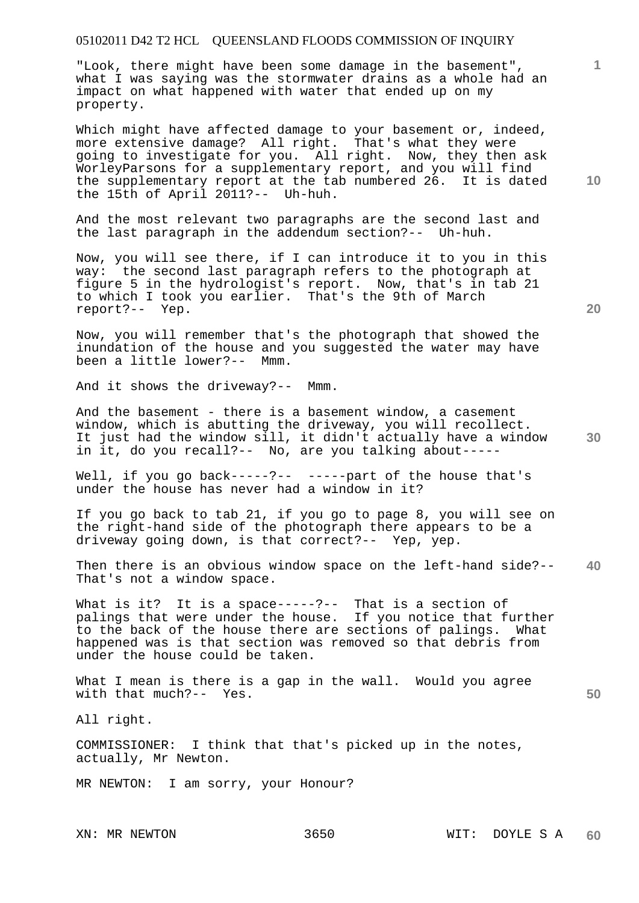"Look, there might have been some damage in the basement", what I was saying was the stormwater drains as a whole had an impact on what happened with water that ended up on my property.

Which might have affected damage to your basement or, indeed, more extensive damage? All right. That's what they were going to investigate for you. All right. Now, they then ask WorleyParsons for a supplementary report, and you will find the supplementary report at the tab numbered 26. It is dated the 15th of April 2011?-- Uh-huh.

And the most relevant two paragraphs are the second last and the last paragraph in the addendum section?-- Uh-huh.

Now, you will see there, if I can introduce it to you in this way: the second last paragraph refers to the photograph at figure 5 in the hydrologist's report. Now, that's in tab 21 to which I took you earlier. That's the 9th of March report?-- Yep.

Now, you will remember that's the photograph that showed the inundation of the house and you suggested the water may have been a little lower?-- Mmm.

And it shows the driveway?-- Mmm.

And the basement - there is a basement window, a casement window, which is abutting the driveway, you will recollect. It just had the window sill, it didn't actually have a window in it, do you recall?-- No, are you talking about-----

Well, if you go back-----?-- -----part of the house that's under the house has never had a window in it?

If you go back to tab 21, if you go to page 8, you will see on the right-hand side of the photograph there appears to be a driveway going down, is that correct?-- Yep, yep.

Then there is an obvious window space on the left-hand side?-- That's not a window space.

What is it? It is a space-----?-- That is a section of palings that were under the house. If you notice that further to the back of the house there are sections of palings. What happened was is that section was removed so that debris from under the house could be taken.

What I mean is there is a gap in the wall. Would you agree with that much?-- Yes.

All right.

COMMISSIONER: I think that that's picked up in the notes, actually, Mr Newton.

MR NEWTON: I am sorry, your Honour?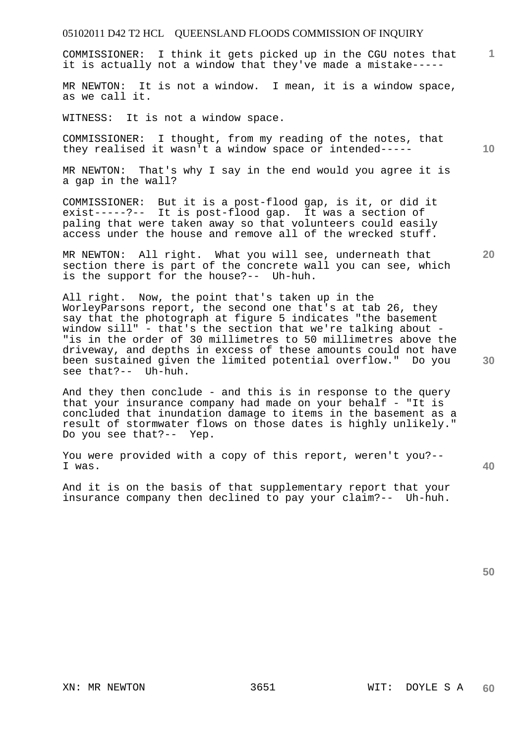COMMISSIONER: I think it gets picked up in the CGU notes that it is actually not a window that they've made a mistake-----

MR NEWTON: It is not a window. I mean, it is a window space, as we call it.

WITNESS: It is not a window space.

COMMISSIONER: I thought, from my reading of the notes, that they realised it wasn't a window space or intended-----

MR NEWTON: That's why I say in the end would you agree it is a gap in the wall?

COMMISSIONER: But it is a post-flood gap, is it, or did it exist-----?-- It is post-flood gap. It was a section of paling that were taken away so that volunteers could easily access under the house and remove all of the wrecked stuff.

MR NEWTON: All right. What you will see, underneath that section there is part of the concrete wall you can see, which is the support for the house?-- Uh-huh.

All right. Now, the point that's taken up in the WorleyParsons report, the second one that's at tab 26, they say that the photograph at figure 5 indicates "the basement window sill" - that's the section that we're talking about - "is in the order of 30 millimetres to 50 millimetres above the driveway, and depths in excess of these amounts could not have been sustained given the limited potential overflow." Do you see that?-- Uh-huh.

And they then conclude - and this is in response to the query that your insurance company had made on your behalf - "It is concluded that inundation damage to items in the basement as a result of stormwater flows on those dates is highly unlikely." Do you see that?-- Yep.

You were provided with a copy of this report, weren't you?-- I was.

And it is on the basis of that supplementary report that your insurance company then declined to pay your claim?-- Uh-huh.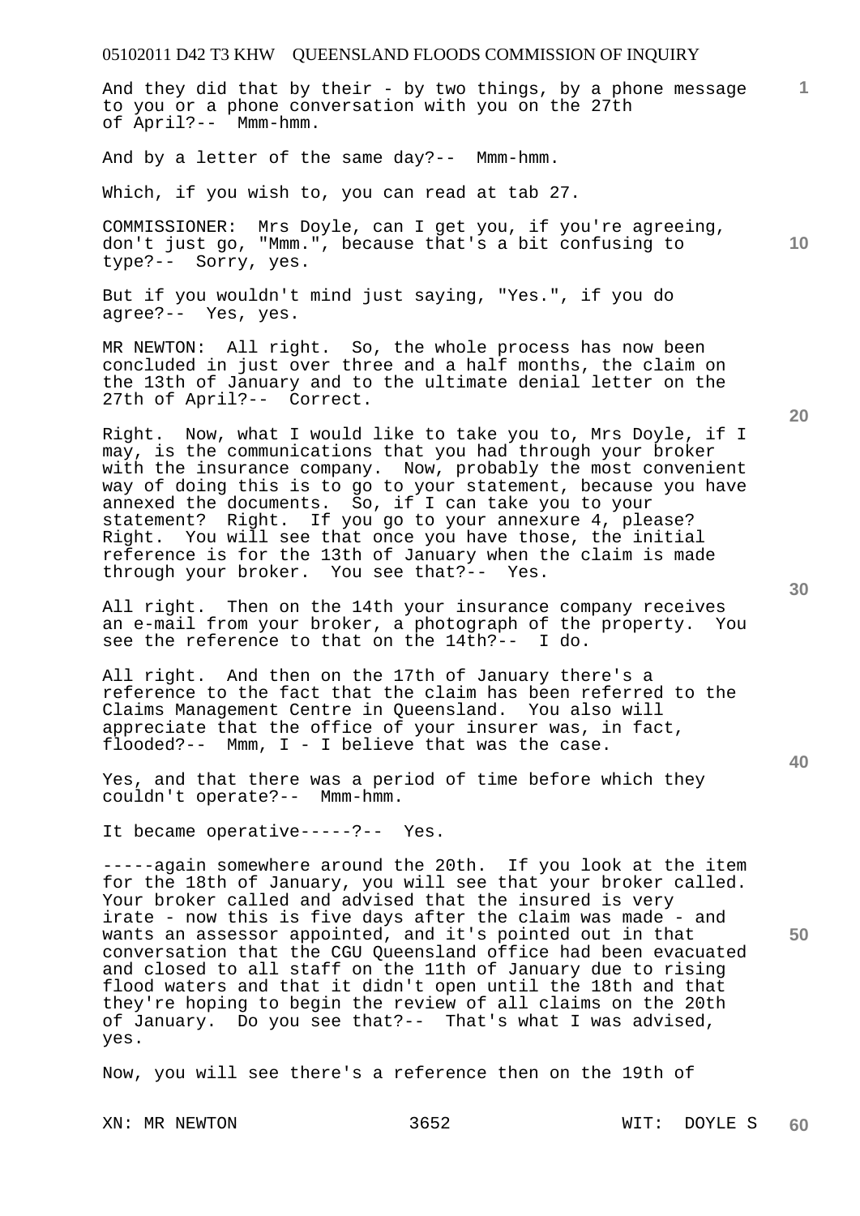And they did that by their - by two things, by a phone message to you or a phone conversation with you on the 27th of April?-- Mmm-hmm.

And by a letter of the same day?-- Mmm-hmm.

Which, if you wish to, you can read at tab 27.

COMMISSIONER: Mrs Doyle, can I get you, if you're agreeing, don't just go, "Mmm.", because that's a bit confusing to type?-- Sorry, yes.

But if you wouldn't mind just saying, "Yes.", if you do agree?-- Yes, yes.

MR NEWTON: All right. So, the whole process has now been concluded in just over three and a half months, the claim on the 13th of January and to the ultimate denial letter on the 27th of April?-- Correct.

Right. Now, what I would like to take you to, Mrs Doyle, if I may, is the communications that you had through your broker with the insurance company. Now, probably the most convenient way of doing this is to go to your statement, because you have annexed the documents. So, if I can take you to your statement? Right. If you go to your annexure 4, please? Right. You will see that once you have those, the initial reference is for the 13th of January when the claim is made through your broker. You see that?-- Yes.

All right. Then on the 14th your insurance company receives an e-mail from your broker, a photograph of the property. You see the reference to that on the 14th?-- I do.

All right. And then on the 17th of January there's a reference to the fact that the claim has been referred to the Claims Management Centre in Queensland. You also will appreciate that the office of your insurer was, in fact, flooded?-- Mmm, I - I believe that was the case.

Yes, and that there was a period of time before which they couldn't operate?-- Mmm-hmm.

It became operative-----?-- Yes.

-----again somewhere around the 20th. If you look at the item for the 18th of January, you will see that your broker called. Your broker called and advised that the insured is very irate - now this is five days after the claim was made - and wants an assessor appointed, and it's pointed out in that conversation that the CGU Queensland office had been evacuated and closed to all staff on the 11th of January due to rising flood waters and that it didn't open until the 18th and that they're hoping to begin the review of all claims on the 20th of January. Do you see that?-- That's what I was advised, yes.

Now, you will see there's a reference then on the 19th of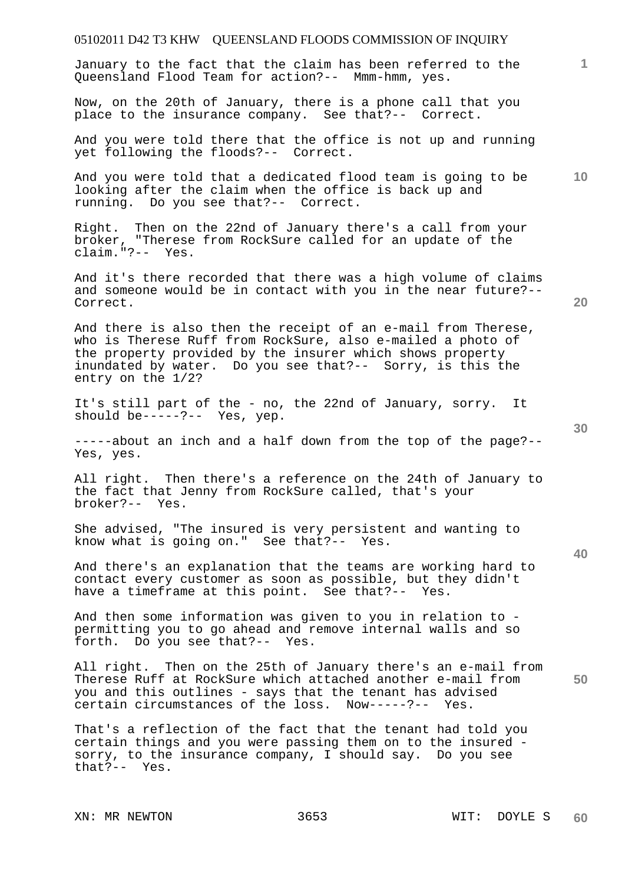January to the fact that the claim has been referred to the Queensland Flood Team for action?-- Mmm-hmm, yes.

Now, on the 20th of January, there is a phone call that you place to the insurance company. See that?-- Correct.

And you were told there that the office is not up and running yet following the floods?-- Correct.

And you were told that a dedicated flood team is going to be looking after the claim when the office is back up and running. Do you see that?-- Correct.

Right. Then on the 22nd of January there's a call from your broker, "Therese from RockSure called for an update of the claim."?-- Yes.

And it's there recorded that there was a high volume of claims and someone would be in contact with you in the near future?-- Correct.

And there is also then the receipt of an e-mail from Therese, who is Therese Ruff from RockSure, also e-mailed a photo of the property provided by the insurer which shows property inundated by water. Do you see that?-- Sorry, is this the entry on the 1/2?

It's still part of the - no, the 22nd of January, sorry. It should be-----?-- Yes, yep.

-----about an inch and a half down from the top of the page?-- Yes, yes.

All right. Then there's a reference on the 24th of January to the fact that Jenny from RockSure called, that's your broker?-- Yes.

She advised, "The insured is very persistent and wanting to know what is going on." See that?-- Yes.

And there's an explanation that the teams are working hard to contact every customer as soon as possible, but they didn't have a timeframe at this point. See that?-- Yes.

And then some information was given to you in relation to - permitting you to go ahead and remove internal walls and so forth. Do you see that?-- Yes.

All right. Then on the 25th of January there's an e-mail from Therese Ruff at RockSure which attached another e-mail from you and this outlines - says that the tenant has advised certain circumstances of the loss. Now-----?-- Yes.

That's a reflection of the fact that the tenant had told you certain things and you were passing them on to the insured - sorry, to the insurance company, I should say. Do you see that?-- Yes.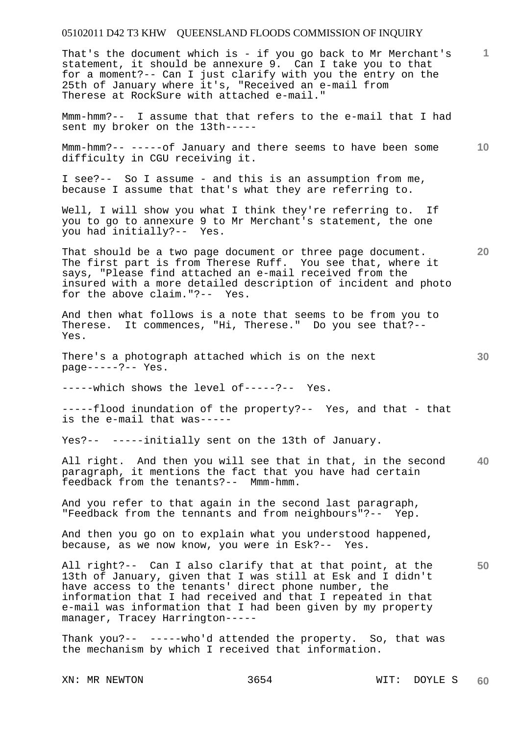That's the document which is - if you go back to Mr Merchant's statement, it should be annexure 9. Can I take you to that for a moment?-- Can I just clarify with you the entry on the 25th of January where it's, "Received an e-mail from Therese at RockSure with attached e-mail."

Mmm-hmm?-- I assume that that refers to the e-mail that I had sent my broker on the 13th-----

Mmm-hmm?-- -----of January and there seems to have been some difficulty in CGU receiving it.

I see?-- So I assume - and this is an assumption from me, because I assume that that's what they are referring to.

Well, I will show you what I think they're referring to. If you to go to annexure 9 to Mr Merchant's statement, the one you had initially?-- Yes.

That should be a two page document or three page document. The first part is from Therese Ruff. You see that, where it says, "Please find attached an e-mail received from the insured with a more detailed description of incident and photo for the above claim."?-- Yes.

And then what follows is a note that seems to be from you to Therese. It commences, "Hi, Therese." Do you see that?-- Yes.

There's a photograph attached which is on the next page-----?-- Yes.

-----which shows the level of-----?-- Yes.

-----flood inundation of the property?-- Yes, and that - that is the e-mail that was-----

Yes?-- -----initially sent on the 13th of January.

All right. And then you will see that in that, in the second paragraph, it mentions the fact that you have had certain feedback from the tenants?-- Mmm-hmm.

And you refer to that again in the second last paragraph, "Feedback from the tennants and from neighbours"?-- Yep.

And then you go on to explain what you understood happened, because, as we now know, you were in Esk?-- Yes.

All right?-- Can I also clarify that at that point, at the 13th of January, given that I was still at Esk and I didn't have access to the tenants' direct phone number, the information that I had received and that I repeated in that e-mail was information that I had been given by my property manager, Tracey Harrington-----

Thank you?-- -----who'd attended the property. So, that was the mechanism by which I received that information.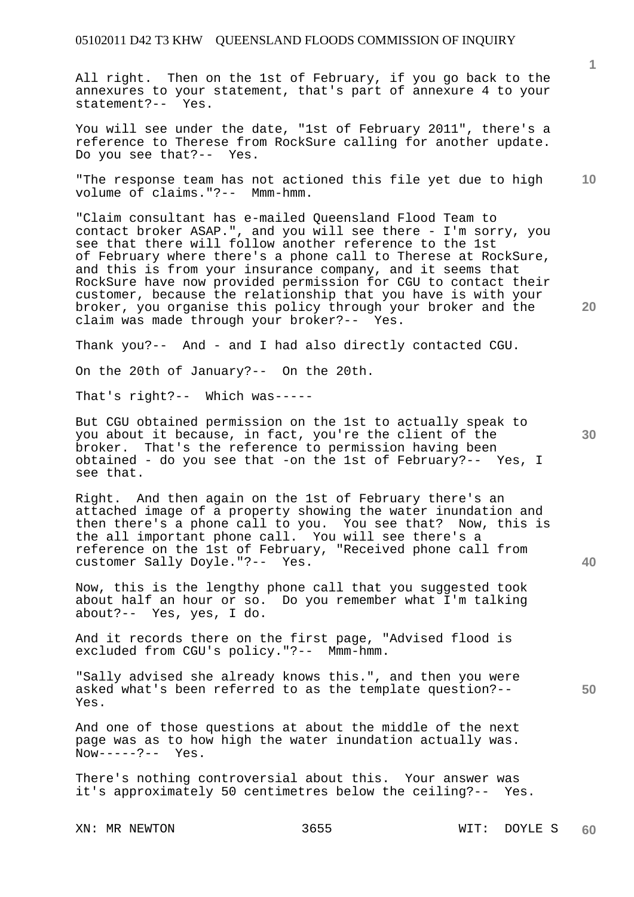All right. Then on the 1st of February, if you go back to the annexures to your statement, that's part of annexure 4 to your statement?-- Yes.

You will see under the date, "1st of February 2011", there's a reference to Therese from RockSure calling for another update. Do you see that?-- Yes.

"The response team has not actioned this file yet due to high volume of claims."?-- Mmm-hmm.

"Claim consultant has e-mailed Queensland Flood Team to contact broker ASAP.", and you will see there - I'm sorry, you see that there will follow another reference to the 1st of February where there's a phone call to Therese at RockSure, and this is from your insurance company, and it seems that RockSure have now provided permission for CGU to contact their customer, because the relationship that you have is with your broker, you organise this policy through your broker and the claim was made through your broker?-- Yes.

Thank you?-- And - and I had also directly contacted CGU.

On the 20th of January?-- On the 20th.

That's right?-- Which was-----

But CGU obtained permission on the 1st to actually speak to you about it because, in fact, you're the client of the broker. That's the reference to permission having been obtained - do you see that -on the 1st of February?-- Yes, I see that.

Right. And then again on the 1st of February there's an attached image of a property showing the water inundation and then there's a phone call to you. You see that? Now, this is the all important phone call. You will see there's a reference on the 1st of February, "Received phone call from customer Sally Doyle."?-- Yes.

Now, this is the lengthy phone call that you suggested took about half an hour or so. Do you remember what I'm talking about?-- Yes, yes, I do.

And it records there on the first page, "Advised flood is excluded from CGU's policy."?-- Mmm-hmm.

"Sally advised she already knows this.", and then you were asked what's been referred to as the template question?-- Yes.

And one of those questions at about the middle of the next page was as to how high the water inundation actually was. Now-----?-- Yes.

There's nothing controversial about this. Your answer was it's approximately 50 centimetres below the ceiling?-- Yes.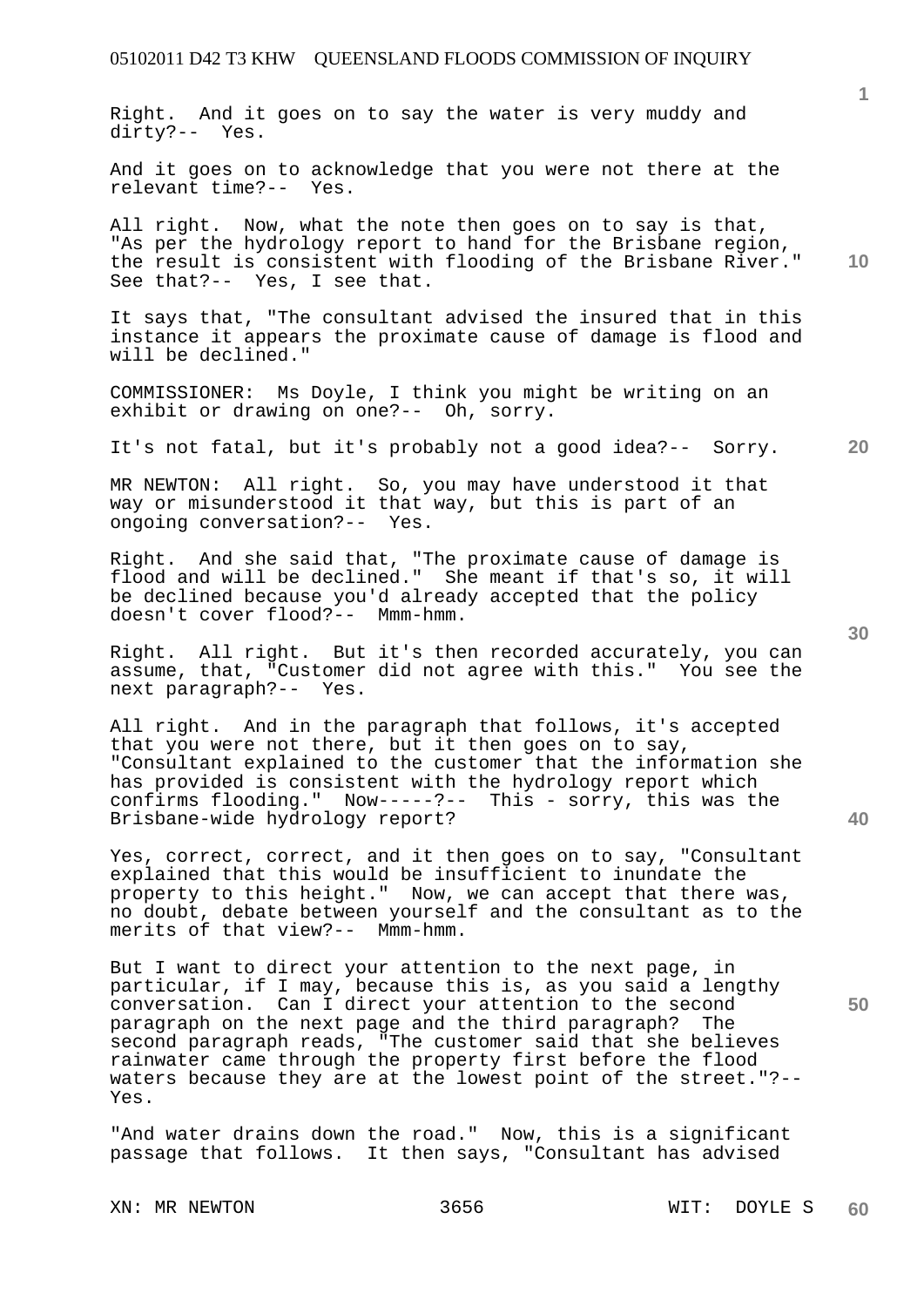Right. And it goes on to say the water is very muddy and dirty?-- Yes.

And it goes on to acknowledge that you were not there at the relevant time?-- Yes.

All right. Now, what the note then goes on to say is that, "As per the hydrology report to hand for the Brisbane region, the result is consistent with flooding of the Brisbane River." See that?-- Yes, I see that.

It says that, "The consultant advised the insured that in this instance it appears the proximate cause of damage is flood and will be declined."

COMMISSIONER: Ms Doyle, I think you might be writing on an exhibit or drawing on one?-- Oh, sorry.

It's not fatal, but it's probably not a good idea?-- Sorry.

MR NEWTON: All right. So, you may have understood it that way or misunderstood it that way, but this is part of an ongoing conversation?-- Yes.

Right. And she said that, "The proximate cause of damage is flood and will be declined." She meant if that's so, it will be declined because you'd already accepted that the policy doesn't cover flood?-- Mmm-hmm.

Right. All right. But it's then recorded accurately, you can assume, that, "Customer did not agree with this." You see the next paragraph?-- Yes.

All right. And in the paragraph that follows, it's accepted that you were not there, but it then goes on to say, "Consultant explained to the customer that the information she has provided is consistent with the hydrology report which confirms flooding." Now-----?-- This - sorry, this was the Brisbane-wide hydrology report?

Yes, correct, correct, and it then goes on to say, "Consultant explained that this would be insufficient to inundate the property to this height." Now, we can accept that there was, no doubt, debate between yourself and the consultant as to the merits of that view?-- Mmm-hmm.

But I want to direct your attention to the next page, in particular, if I may, because this is, as you said a lengthy conversation. Can I direct your attention to the second paragraph on the next page and the third paragraph? The second paragraph reads, "The customer said that she believes rainwater came through the property first before the flood waters because they are at the lowest point of the street."?-- Yes.

"And water drains down the road." Now, this is a significant passage that follows. It then says, "Consultant has advised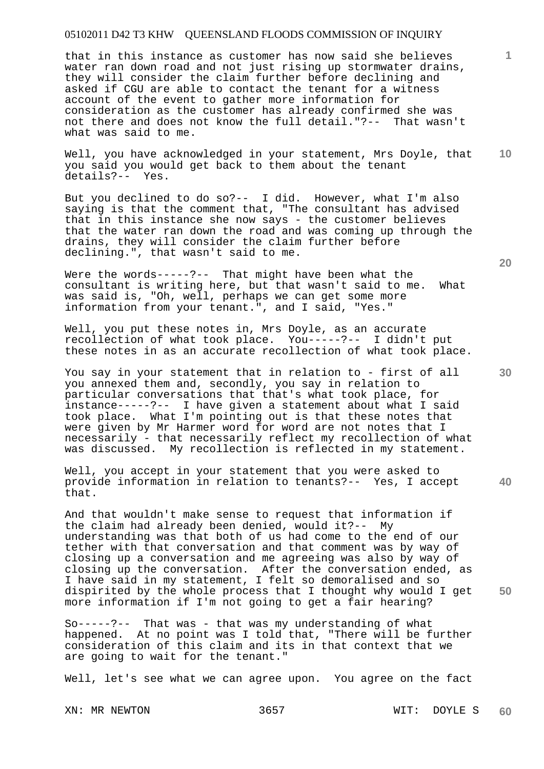that in this instance as customer has now said she believes water ran down road and not just rising up stormwater drains, they will consider the claim further before declining and asked if CGU are able to contact the tenant for a witness account of the event to gather more information for consideration as the customer has already confirmed she was not there and does not know the full detail."?-- That wasn't what was said to me.

Well, you have acknowledged in your statement, Mrs Doyle, that you said you would get back to them about the tenant details?-- Yes.

But you declined to do so?-- I did. However, what I'm also saying is that the comment that, "The consultant has advised that in this instance she now says - the customer believes that the water ran down the road and was coming up through the drains, they will consider the claim further before declining.", that wasn't said to me.

Were the words-----?-- That might have been what the consultant is writing here, but that wasn't said to me. What was said is, "Oh, well, perhaps we can get some more information from your tenant.", and I said, "Yes."

Well, you put these notes in, Mrs Doyle, as an accurate recollection of what took place. You-----?-- I didn't put these notes in as an accurate recollection of what took place.

You say in your statement that in relation to - first of all you annexed them and, secondly, you say in relation to particular conversations that that's what took place, for instance-----?-- I have given a statement about what I said took place. What I'm pointing out is that these notes that were given by Mr Harmer word for word are not notes that I necessarily - that necessarily reflect my recollection of what was discussed. My recollection is reflected in my statement.

Well, you accept in your statement that you were asked to provide information in relation to tenants?-- Yes, I accept that.

And that wouldn't make sense to request that information if the claim had already been denied, would it?-- My understanding was that both of us had come to the end of our tether with that conversation and that comment was by way of closing up a conversation and me agreeing was also by way of closing up the conversation. After the conversation ended, as I have said in my statement, I felt so demoralised and so dispirited by the whole process that I thought why would I get more information if I'm not going to get a fair hearing?

So-----?-- That was - that was my understanding of what happened. At no point was I told that, "There will be further consideration of this claim and its in that context that we are going to wait for the tenant."

Well, let's see what we can agree upon. You agree on the fact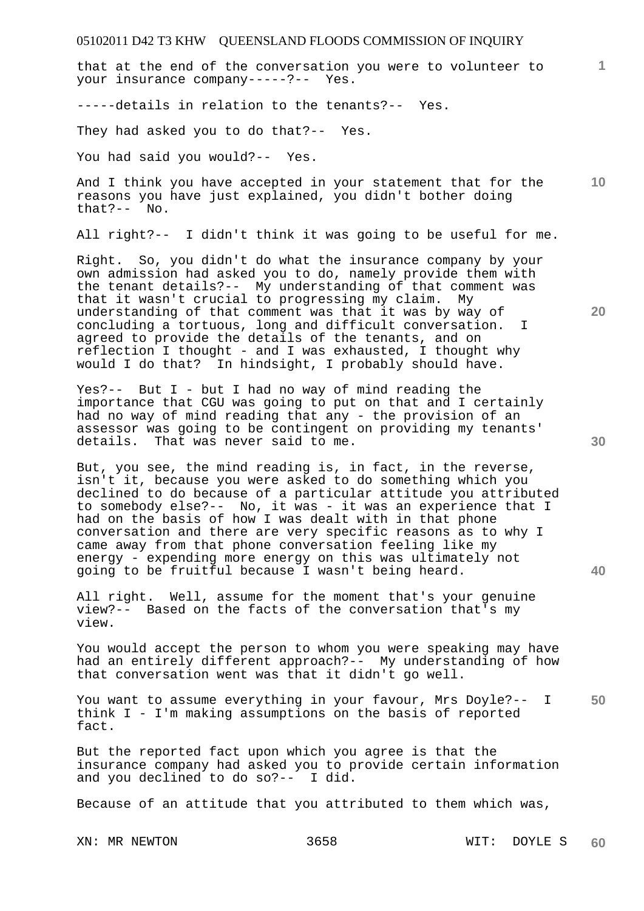that at the end of the conversation you were to volunteer to your insurance company-----?-- Yes.

-----details in relation to the tenants?-- Yes.

They had asked you to do that?-- Yes.

You had said you would?-- Yes.

And I think you have accepted in your statement that for the reasons you have just explained, you didn't bother doing that?-- No.

All right?-- I didn't think it was going to be useful for me.

Right. So, you didn't do what the insurance company by your own admission had asked you to do, namely provide them with the tenant details?-- My understanding of that comment was that it wasn't crucial to progressing my claim. My understanding of that comment was that it was by way of concluding a tortuous, long and difficult conversation. I agreed to provide the details of the tenants, and on reflection I thought - and I was exhausted, I thought why would I do that? In hindsight, I probably should have.

Yes?-- But I - but I had no way of mind reading the importance that CGU was going to put on that and I certainly had no way of mind reading that any - the provision of an assessor was going to be contingent on providing my tenants' details. That was never said to me.

But, you see, the mind reading is, in fact, in the reverse, isn't it, because you were asked to do something which you declined to do because of a particular attitude you attributed to somebody else?-- No, it was - it was an experience that I had on the basis of how I was dealt with in that phone conversation and there are very specific reasons as to why I came away from that phone conversation feeling like my energy - expending more energy on this was ultimately not going to be fruitful because I wasn't being heard.

All right. Well, assume for the moment that's your genuine view?-- Based on the facts of the conversation that's my view.

You would accept the person to whom you were speaking may have had an entirely different approach?-- My understanding of how that conversation went was that it didn't go well.

You want to assume everything in your favour, Mrs Doyle?-- I think I - I'm making assumptions on the basis of reported fact.

But the reported fact upon which you agree is that the insurance company had asked you to provide certain information and you declined to do so?-- I did.

Because of an attitude that you attributed to them which was,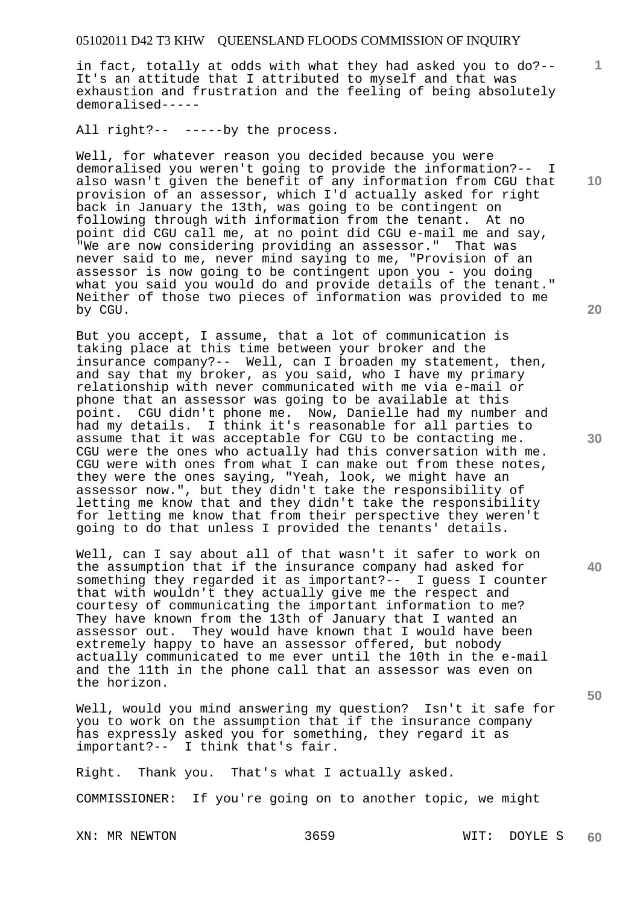in fact, totally at odds with what they had asked you to do?-- It's an attitude that I attributed to myself and that was exhaustion and frustration and the feeling of being absolutely demoralised-----

All right?-- -----by the process.

Well, for whatever reason you decided because you were demoralised you weren't going to provide the information?-- I also wasn't given the benefit of any information from CGU that provision of an assessor, which I'd actually asked for right back in January the 13th, was going to be contingent on following through with information from the tenant. At no point did CGU call me, at no point did CGU e-mail me and say, "We are now considering providing an assessor." That was never said to me, never mind saying to me, "Provision of an assessor is now going to be contingent upon you - you doing what you said you would do and provide details of the tenant." Neither of those two pieces of information was provided to me by CGU.

But you accept, I assume, that a lot of communication is taking place at this time between your broker and the insurance company?-- Well, can I broaden my statement, then, and say that my broker, as you said, who I have my primary relationship with never communicated with me via e-mail or phone that an assessor was going to be available at this point. CGU didn't phone me. Now, Danielle had my number and had my details. I think it's reasonable for all parties to assume that it was acceptable for CGU to be contacting me. CGU were the ones who actually had this conversation with me. CGU were with ones from what I can make out from these notes, they were the ones saying, "Yeah, look, we might have an assessor now.", but they didn't take the responsibility of letting me know that and they didn't take the responsibility for letting me know that from their perspective they weren't going to do that unless I provided the tenants' details.

Well, can I say about all of that wasn't it safer to work on the assumption that if the insurance company had asked for something they regarded it as important?-- I guess I counter that with wouldn't they actually give me the respect and courtesy of communicating the important information to me? They have known from the 13th of January that I wanted an assessor out. They would have known that I would have been extremely happy to have an assessor offered, but nobody actually communicated to me ever until the 10th in the e-mail and the 11th in the phone call that an assessor was even on the horizon.

Well, would you mind answering my question? Isn't it safe for you to work on the assumption that if the insurance company has expressly asked you for something, they regard it as important?-- I think that's fair.

Right. Thank you. That's what I actually asked.

COMMISSIONER: If you're going on to another topic, we might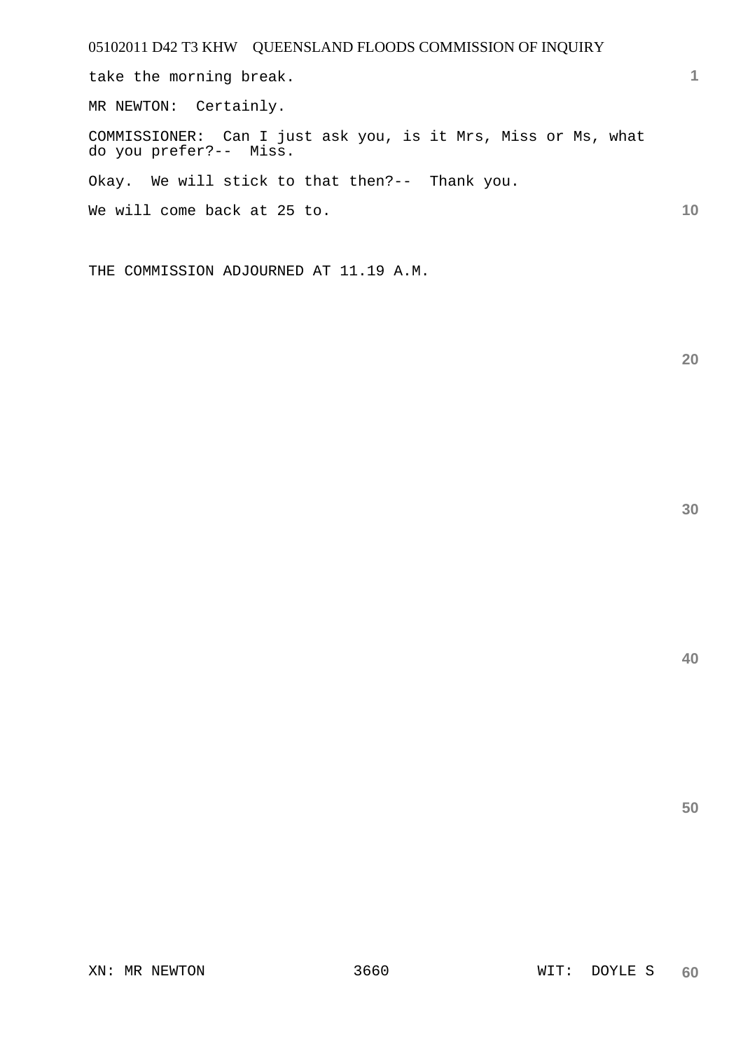take the morning break.

MR NEWTON: Certainly.

COMMISSIONER: Can I just ask you, is it Mrs, Miss or Ms, what do you prefer?-- Miss.

Okay. We will stick to that then?-- Thank you.

We will come back at 25 to.

THE COMMISSION ADJOURNED AT 11.19 A.M.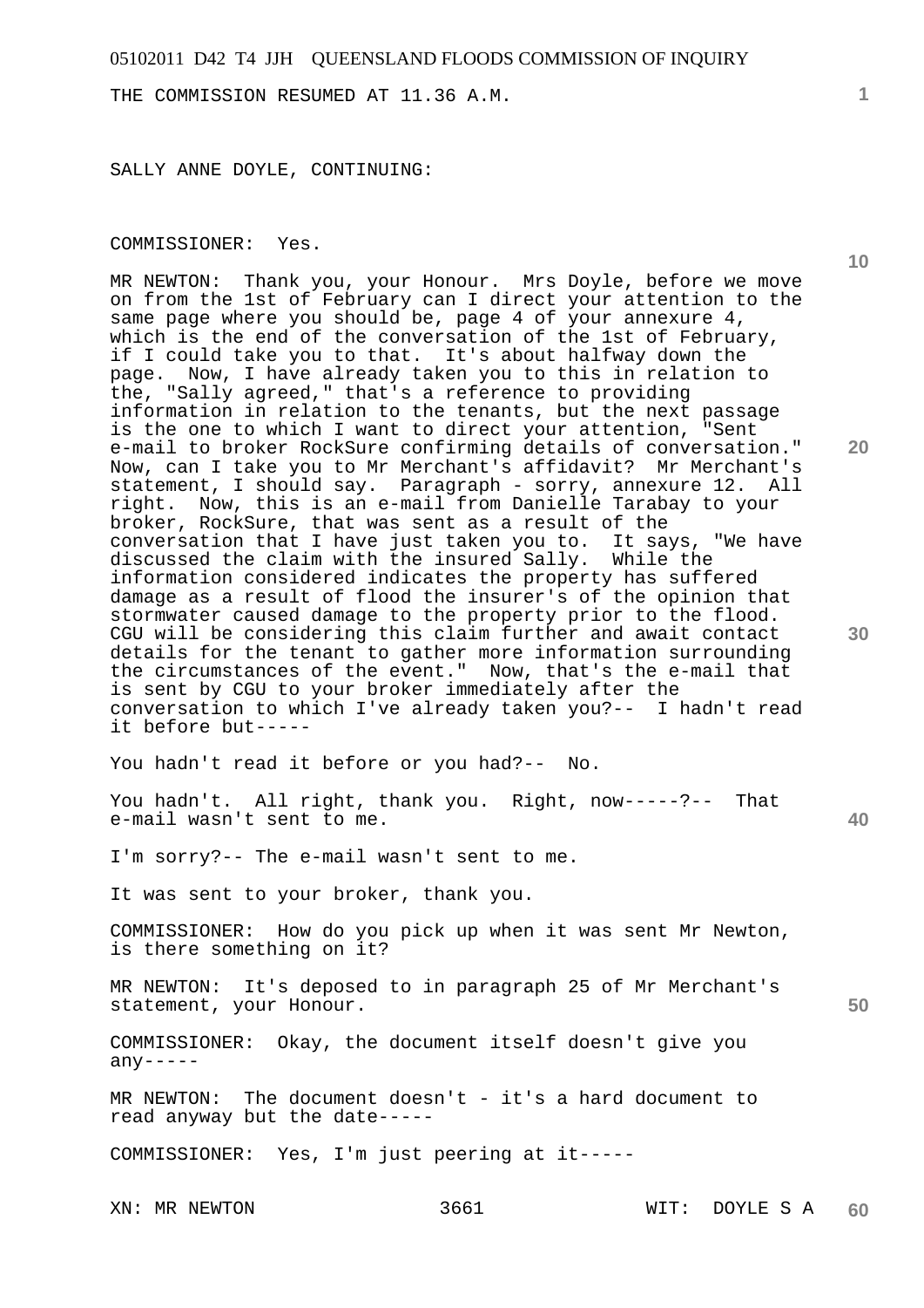THE COMMISSION RESUMED AT 11.36 A.M.

SALLY ANNE DOYLE, CONTINUING:

COMMISSIONER: Yes.

MR NEWTON: Thank you, your Honour. Mrs Doyle, before we move on from the 1st of February can I direct your attention to the same page where you should be, page 4 of your annexure 4, which is the end of the conversation of the 1st of February, if I could take you to that. It's about halfway down the page. Now, I have already taken you to this in relation to the, "Sally agreed," that's a reference to providing information in relation to the tenants, but the next passage is the one to which I want to direct your attention, "Sent e-mail to broker RockSure confirming details of conversation." Now, can I take you to Mr Merchant's affidavit? Mr Merchant's statement, I should say. Paragraph - sorry, annexure 12. All right. Now, this is an e-mail from Danielle Tarabay to your broker, RockSure, that was sent as a result of the conversation that I have just taken you to. It says, "We have discussed the claim with the insured Sally. While the information considered indicates the property has suffered damage as a result of flood the insurer's of the opinion that stormwater caused damage to the property prior to the flood. CGU will be considering this claim further and await contact details for the tenant to gather more information surrounding the circumstances of the event." Now, that's the e-mail that is sent by CGU to your broker immediately after the conversation to which I've already taken you?-- I hadn't read it before but-----

You hadn't read it before or you had?-- No.

You hadn't. All right, thank you. Right, now-----?-- That e-mail wasn't sent to me.

I'm sorry?-- The e-mail wasn't sent to me.

It was sent to your broker, thank you.

COMMISSIONER: How do you pick up when it was sent Mr Newton, is there something on it?

MR NEWTON: It's deposed to in paragraph 25 of Mr Merchant's statement, your Honour.

COMMISSIONER: Okay, the document itself doesn't give you any-----

MR NEWTON: The document doesn't - it's a hard document to read anyway but the date-----

COMMISSIONER: Yes, I'm just peering at it-----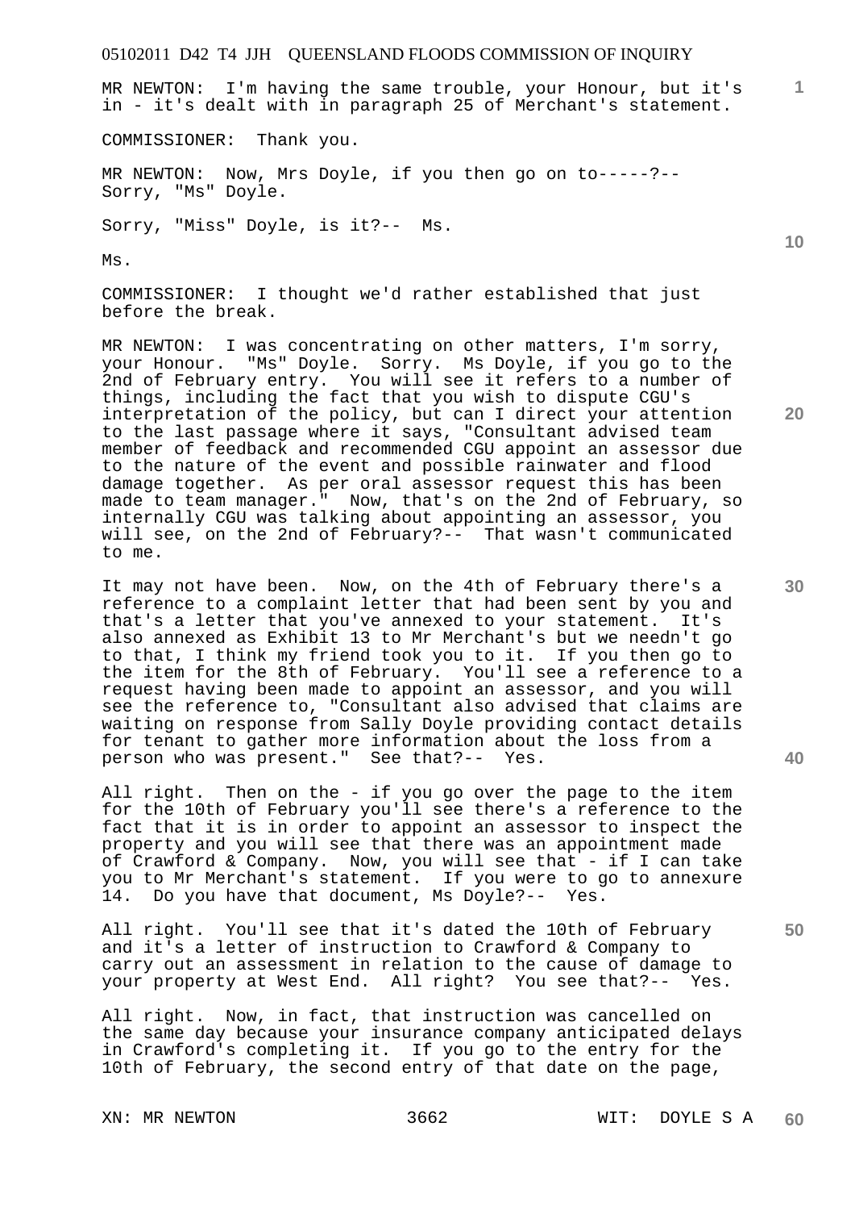MR NEWTON: I'm having the same trouble, your Honour, but it's in - it's dealt with in paragraph 25 of Merchant's statement.

COMMISSIONER: Thank you.

MR NEWTON: Now, Mrs Doyle, if you then go on to-----?-- Sorry, "Ms" Doyle.

Sorry, "Miss" Doyle, is it?-- Ms.

Ms.

COMMISSIONER: I thought we'd rather established that just before the break.

MR NEWTON: I was concentrating on other matters, I'm sorry, your Honour. "Ms" Doyle. Sorry. Ms Doyle, if you go to the 2nd of February entry. You will see it refers to a number of things, including the fact that you wish to dispute CGU's interpretation of the policy, but can I direct your attention to the last passage where it says, "Consultant advised team member of feedback and recommended CGU appoint an assessor due to the nature of the event and possible rainwater and flood damage together. As per oral assessor request this has been made to team manager." Now, that's on the 2nd of February, so internally CGU was talking about appointing an assessor, you will see, on the 2nd of February?-- That wasn't communicated to me.

It may not have been. Now, on the 4th of February there's a reference to a complaint letter that had been sent by you and that's a letter that you've annexed to your statement. It's also annexed as Exhibit 13 to Mr Merchant's but we needn't go to that, I think my friend took you to it. If you then go to the item for the 8th of February. You'll see a reference to a request having been made to appoint an assessor, and you will see the reference to, "Consultant also advised that claims are waiting on response from Sally Doyle providing contact details for tenant to gather more information about the loss from a person who was present." See that?-- Yes.

All right. Then on the - if you go over the page to the item for the 10th of February you'll see there's a reference to the fact that it is in order to appoint an assessor to inspect the property and you will see that there was an appointment made of Crawford & Company. Now, you will see that - if I can take you to Mr Merchant's statement. If you were to go to annexure 14. Do you have that document, Ms Doyle?-- Yes.

All right. You'll see that it's dated the 10th of February and it's a letter of instruction to Crawford & Company to carry out an assessment in relation to the cause of damage to your property at West End. All right? You see that?-- Yes.

All right. Now, in fact, that instruction was cancelled on the same day because your insurance company anticipated delays in Crawford's completing it. If you go to the entry for the 10th of February, the second entry of that date on the page,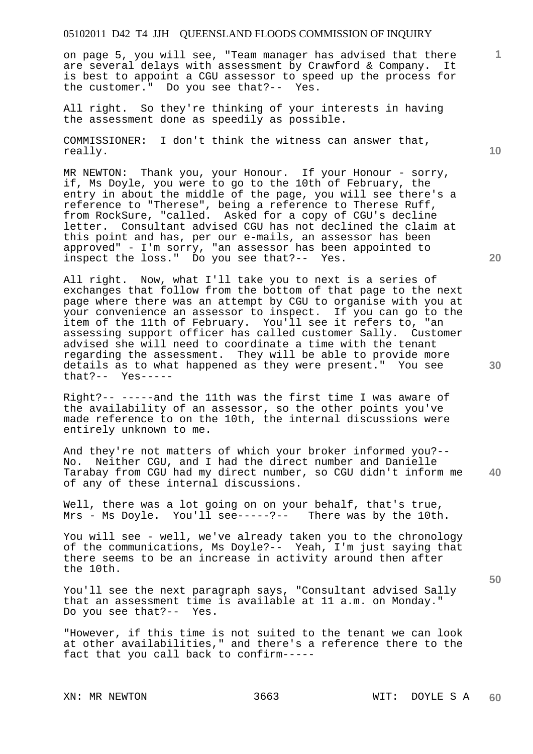on page 5, you will see, "Team manager has advised that there are several delays with assessment by Crawford & Company. It is best to appoint a CGU assessor to speed up the process for the customer." Do you see that?-- Yes.

All right. So they're thinking of your interests in having the assessment done as speedily as possible.

COMMISSIONER: I don't think the witness can answer that, really.

MR NEWTON: Thank you, your Honour. If your Honour - sorry, if, Ms Doyle, you were to go to the 10th of February, the entry in about the middle of the page, you will see there's a reference to "Therese", being a reference to Therese Ruff, from RockSure, "called. Asked for a copy of CGU's decline letter. Consultant advised CGU has not declined the claim at this point and has, per our e-mails, an assessor has been approved" - I'm sorry, "an assessor has been appointed to inspect the loss." Do you see that?-- Yes.

All right. Now, what I'll take you to next is a series of exchanges that follow from the bottom of that page to the next page where there was an attempt by CGU to organise with you at your convenience an assessor to inspect. If you can go to the item of the 11th of February. You'll see it refers to, "an assessing support officer has called customer Sally. Customer advised she will need to coordinate a time with the tenant regarding the assessment. They will be able to provide more details as to what happened as they were present." You see that?-- Yes-----

Right?-- -----and the 11th was the first time I was aware of the availability of an assessor, so the other points you've made reference to on the 10th, the internal discussions were entirely unknown to me.

And they're not matters of which your broker informed you?-- No. Neither CGU, and I had the direct number and Danielle Tarabay from CGU had my direct number, so CGU didn't inform me of any of these internal discussions.

Well, there was a lot going on on your behalf, that's true, Mrs - Ms Doyle. You'll see-----?-- There was by the 10th.

You will see - well, we've already taken you to the chronology of the communications, Ms Doyle?-- Yeah, I'm just saying that there seems to be an increase in activity around then after the 10th.

You'll see the next paragraph says, "Consultant advised Sally that an assessment time is available at 11 a.m. on Monday." Do you see that?-- Yes.

"However, if this time is not suited to the tenant we can look at other availabilities," and there's a reference there to the fact that you call back to confirm-----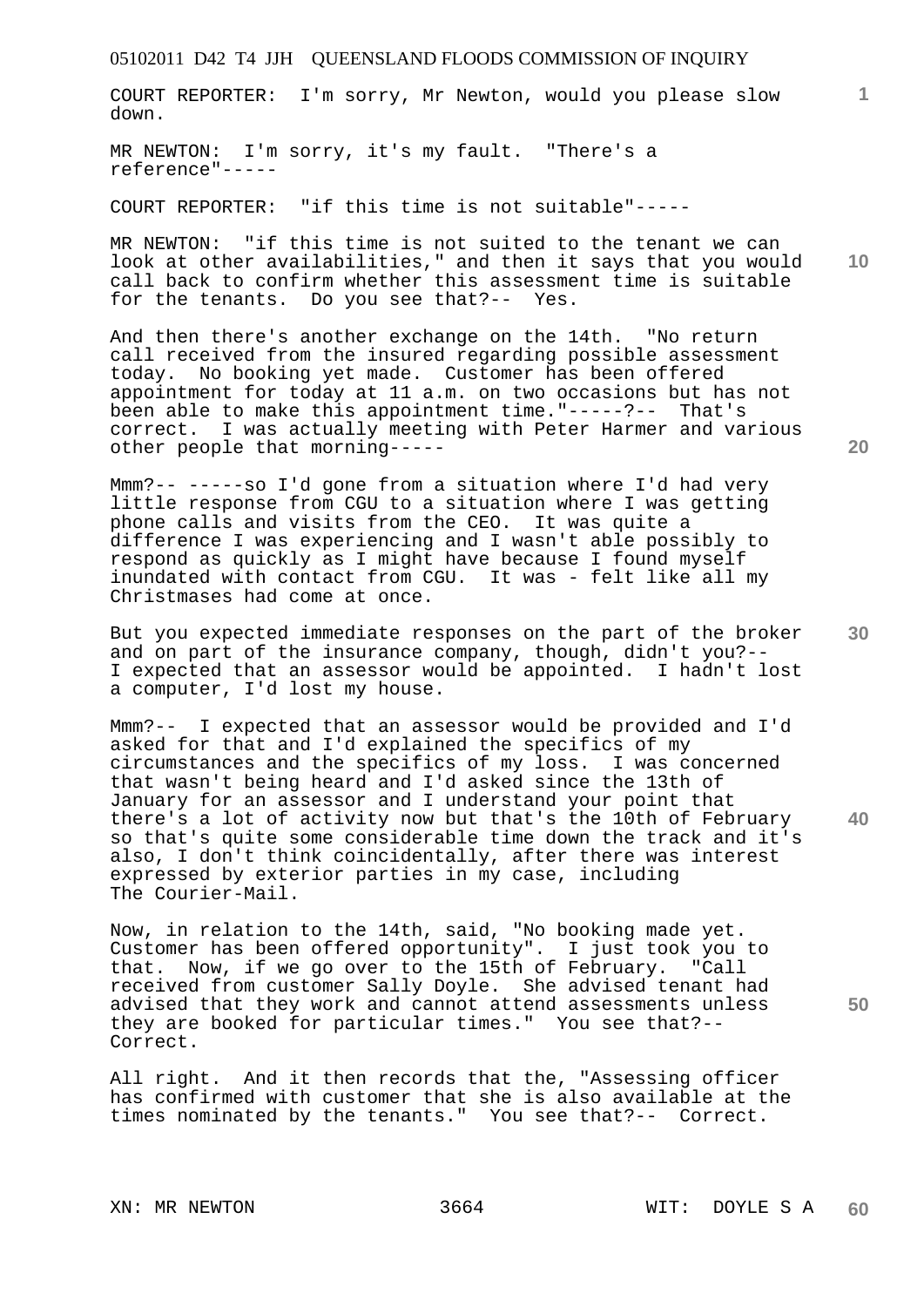COURT REPORTER: I'm sorry, Mr Newton, would you please slow down.

MR NEWTON: I'm sorry, it's my fault. "There's a reference"-----

COURT REPORTER: "if this time is not suitable"-----

MR NEWTON: "if this time is not suited to the tenant we can look at other availabilities," and then it says that you would call back to confirm whether this assessment time is suitable for the tenants. Do you see that?-- Yes.

And then there's another exchange on the 14th. "No return call received from the insured regarding possible assessment today. No booking yet made. Customer has been offered appointment for today at 11 a.m. on two occasions but has not been able to make this appointment time."-----?-- That's correct. I was actually meeting with Peter Harmer and various other people that morning-----

Mmm?-- -----so I'd gone from a situation where I'd had very little response from CGU to a situation where I was getting phone calls and visits from the CEO. It was quite a difference I was experiencing and I wasn't able possibly to respond as quickly as I might have because I found myself inundated with contact from CGU. It was - felt like all my Christmases had come at once.

But you expected immediate responses on the part of the broker and on part of the insurance company, though, didn't you?-- I expected that an assessor would be appointed. I hadn't lost a computer, I'd lost my house.

Mmm?-- I expected that an assessor would be provided and I'd asked for that and I'd explained the specifics of my circumstances and the specifics of my loss. I was concerned that wasn't being heard and I'd asked since the 13th of January for an assessor and I understand your point that there's a lot of activity now but that's the 10th of February so that's quite some considerable time down the track and it's also, I don't think coincidentally, after there was interest expressed by exterior parties in my case, including The Courier-Mail.

Now, in relation to the 14th, said, "No booking made yet. Customer has been offered opportunity". I just took you to that. Now, if we go over to the 15th of February. "Call received from customer Sally Doyle. She advised tenant had advised that they work and cannot attend assessments unless they are booked for particular times." You see that?-- Correct.

All right. And it then records that the, "Assessing officer has confirmed with customer that she is also available at the times nominated by the tenants." You see that?-- Correct.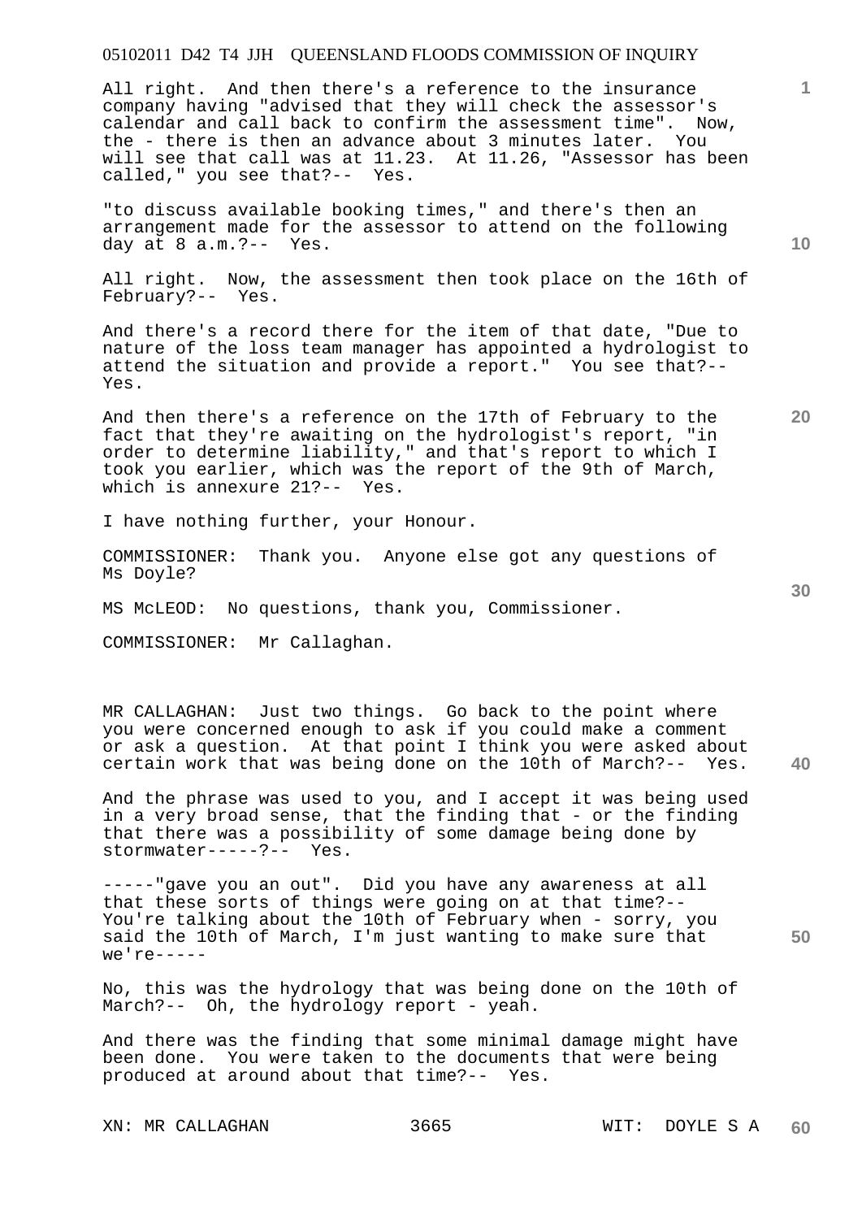All right. And then there's a reference to the insurance company having "advised that they will check the assessor's calendar and call back to confirm the assessment time". Now, the - there is then an advance about 3 minutes later. You will see that call was at 11.23. At 11.26, "Assessor has been called," you see that?-- Yes.

"to discuss available booking times," and there's then an arrangement made for the assessor to attend on the following day at 8 a.m.?-- Yes.

All right. Now, the assessment then took place on the 16th of February?-- Yes.

And there's a record there for the item of that date, "Due to nature of the loss team manager has appointed a hydrologist to attend the situation and provide a report." You see that?-- Yes.

And then there's a reference on the 17th of February to the fact that they're awaiting on the hydrologist's report, "in order to determine liability," and that's report to which I took you earlier, which was the report of the 9th of March, which is annexure 21?-- Yes.

I have nothing further, your Honour.

COMMISSIONER: Thank you. Anyone else got any questions of Ms Doyle?

MS McLEOD: No questions, thank you, Commissioner.

COMMISSIONER: Mr Callaghan.

MR CALLAGHAN: Just two things. Go back to the point where you were concerned enough to ask if you could make a comment or ask a question. At that point I think you were asked about certain work that was being done on the 10th of March?-- Yes.

And the phrase was used to you, and I accept it was being used in a very broad sense, that the finding that - or the finding that there was a possibility of some damage being done by stormwater-----?-- Yes.

-----"gave you an out". Did you have any awareness at all that these sorts of things were going on at that time?-- You're talking about the 10th of February when - sorry, you said the 10th of March, I'm just wanting to make sure that we're-----

No, this was the hydrology that was being done on the 10th of March?-- Oh, the hydrology report - yeah.

And there was the finding that some minimal damage might have been done. You were taken to the documents that were being produced at around about that time?-- Yes.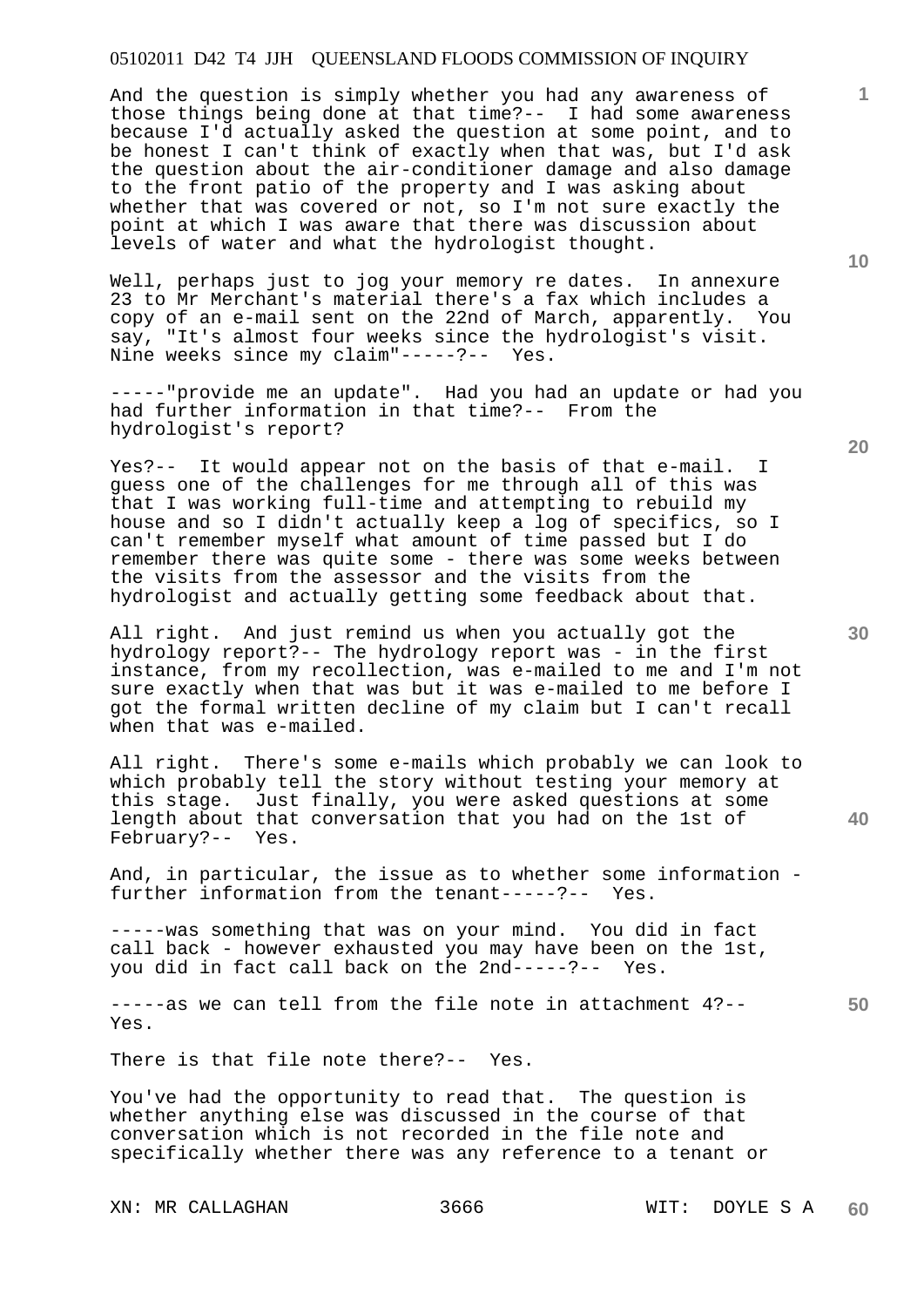And the question is simply whether you had any awareness of those things being done at that time?-- I had some awareness because I'd actually asked the question at some point, and to be honest I can't think of exactly when that was, but I'd ask the question about the air-conditioner damage and also damage to the front patio of the property and I was asking about whether that was covered or not, so I'm not sure exactly the point at which I was aware that there was discussion about levels of water and what the hydrologist thought.

Well, perhaps just to jog your memory re dates. In annexure 23 to Mr Merchant's material there's a fax which includes a copy of an e-mail sent on the 22nd of March, apparently. You say, "It's almost four weeks since the hydrologist's visit. Nine weeks since my claim"-----?-- Yes.

-----"provide me an update". Had you had an update or had you had further information in that time?-- From the hydrologist's report?

Yes?-- It would appear not on the basis of that e-mail. I guess one of the challenges for me through all of this was that I was working full-time and attempting to rebuild my house and so I didn't actually keep a log of specifics, so I can't remember myself what amount of time passed but I do remember there was quite some - there was some weeks between the visits from the assessor and the visits from the hydrologist and actually getting some feedback about that.

All right. And just remind us when you actually got the hydrology report?-- The hydrology report was - in the first instance, from my recollection, was e-mailed to me and I'm not sure exactly when that was but it was e-mailed to me before I got the formal written decline of my claim but I can't recall when that was e-mailed.

All right. There's some e-mails which probably we can look to which probably tell the story without testing your memory at this stage. Just finally, you were asked questions at some length about that conversation that you had on the 1st of February?-- Yes.

And, in particular, the issue as to whether some information - further information from the tenant-----?-- Yes.

-----was something that was on your mind. You did in fact call back - however exhausted you may have been on the 1st, you did in fact call back on the 2nd-----?-- Yes.

-----as we can tell from the file note in attachment 4?-- Yes.

There is that file note there?-- Yes.

You've had the opportunity to read that. The question is whether anything else was discussed in the course of that conversation which is not recorded in the file note and specifically whether there was any reference to a tenant or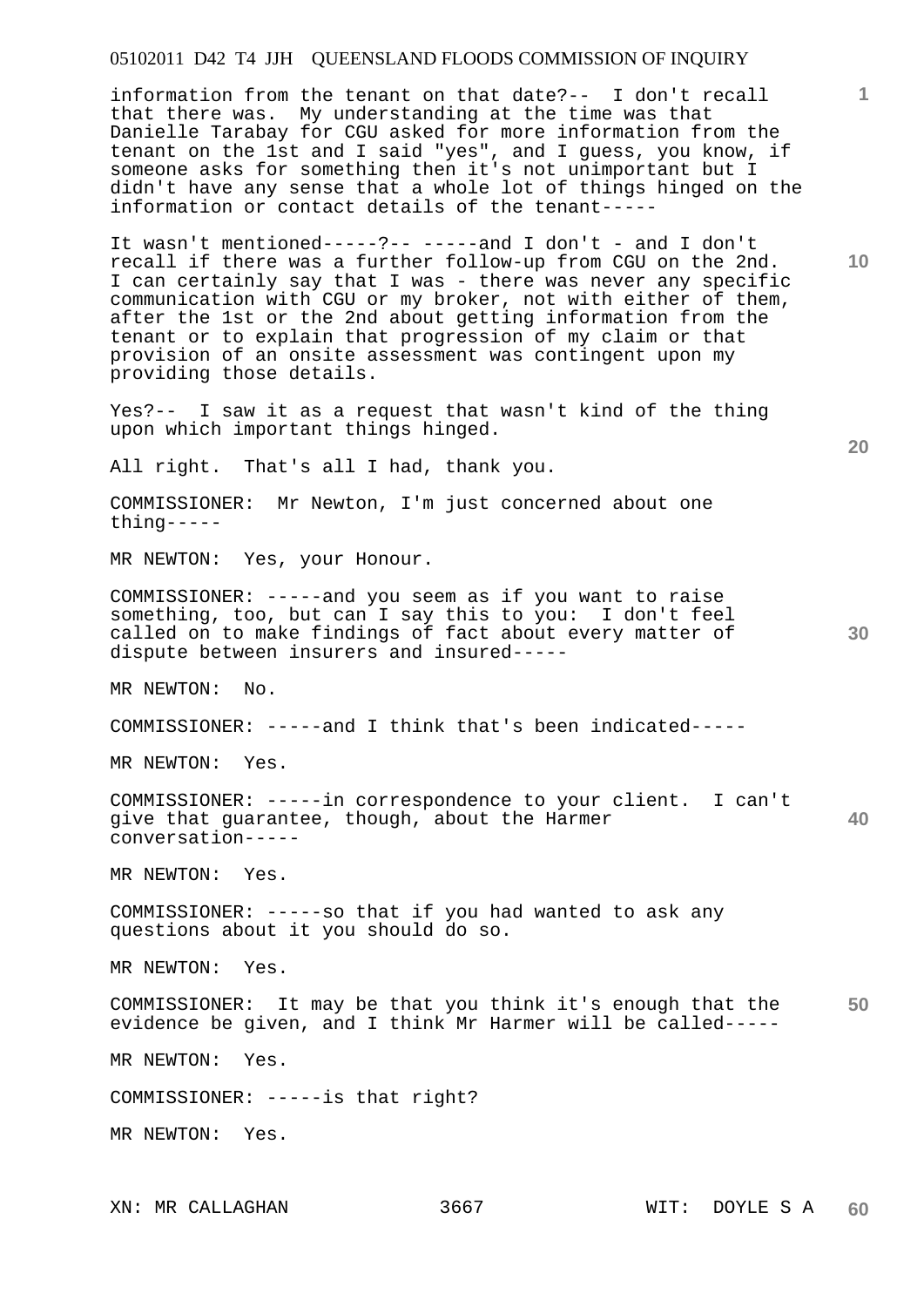information from the tenant on that date?-- I don't recall that there was. My understanding at the time was that Danielle Tarabay for CGU asked for more information from the tenant on the 1st and I said "yes", and I guess, you know, if someone asks for something then it's not unimportant but I didn't have any sense that a whole lot of things hinged on the information or contact details of the tenant-----

It wasn't mentioned-----?-- -----and I don't - and I don't recall if there was a further follow-up from CGU on the 2nd. I can certainly say that I was - there was never any specific communication with CGU or my broker, not with either of them, after the 1st or the 2nd about getting information from the tenant or to explain that progression of my claim or that provision of an onsite assessment was contingent upon my providing those details.

Yes?-- I saw it as a request that wasn't kind of the thing upon which important things hinged.

All right. That's all I had, thank you.

COMMISSIONER: Mr Newton, I'm just concerned about one thing-----

MR NEWTON: Yes, your Honour.

COMMISSIONER: -----and you seem as if you want to raise something, too, but can I say this to you: I don't feel called on to make findings of fact about every matter of dispute between insurers and insured-----

MR NEWTON: No.

COMMISSIONER: -----and I think that's been indicated-----

MR NEWTON: Yes.

COMMISSIONER: -----in correspondence to your client. I can't give that guarantee, though, about the Harmer conversation-----

MR NEWTON: Yes.

COMMISSIONER: -----so that if you had wanted to ask any questions about it you should do so.

MR NEWTON: Yes.

COMMISSIONER: It may be that you think it's enough that the evidence be given, and I think Mr Harmer will be called-----

MR NEWTON: Yes.

COMMISSIONER: -----is that right?

MR NEWTON: Yes.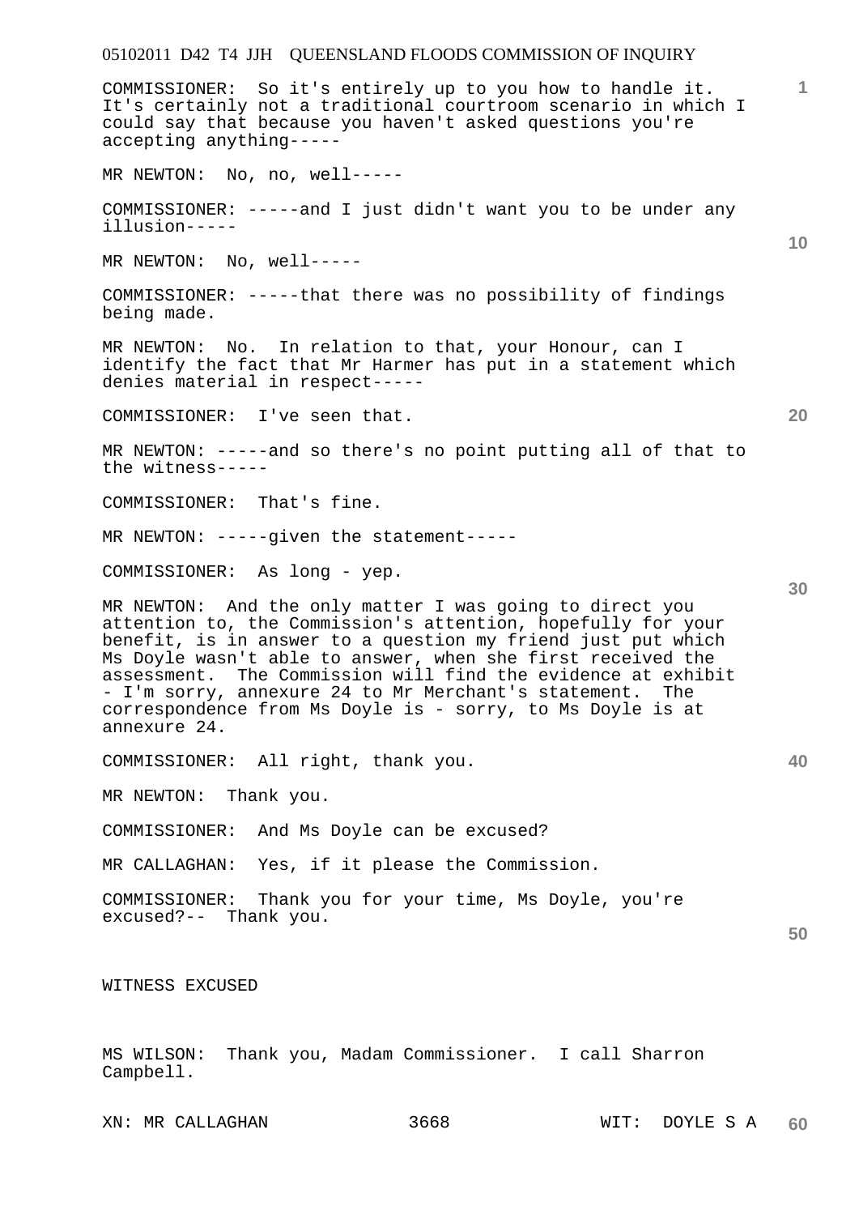COMMISSIONER: So it's entirely up to you how to handle it. It's certainly not a traditional courtroom scenario in which I could say that because you haven't asked questions you're accepting anything-----

MR NEWTON: No, no, well-----

COMMISSIONER: -----and I just didn't want you to be under any illusion-----

MR NEWTON: No, well-----

COMMISSIONER: -----that there was no possibility of findings being made.

MR NEWTON: No. In relation to that, your Honour, can I identify the fact that Mr Harmer has put in a statement which denies material in respect-----

COMMISSIONER: I've seen that.

MR NEWTON: -----and so there's no point putting all of that to the witness-----

COMMISSIONER: That's fine.

MR NEWTON: -----given the statement-----

COMMISSIONER: As long - yep.

MR NEWTON: And the only matter I was going to direct you attention to, the Commission's attention, hopefully for your benefit, is in answer to a question my friend just put which Ms Doyle wasn't able to answer, when she first received the assessment. The Commission will find the evidence at exhibit - I'm sorry, annexure 24 to Mr Merchant's statement. The correspondence from Ms Doyle is - sorry, to Ms Doyle is at annexure 24.

COMMISSIONER: All right, thank you.

MR NEWTON: Thank you.

COMMISSIONER: And Ms Doyle can be excused?

MR CALLAGHAN: Yes, if it please the Commission.

COMMISSIONER: Thank you for your time, Ms Doyle, you're excused?-- Thank you.

WITNESS EXCUSED

MS WILSON: Thank you, Madam Commissioner. I call Sharron Campbell.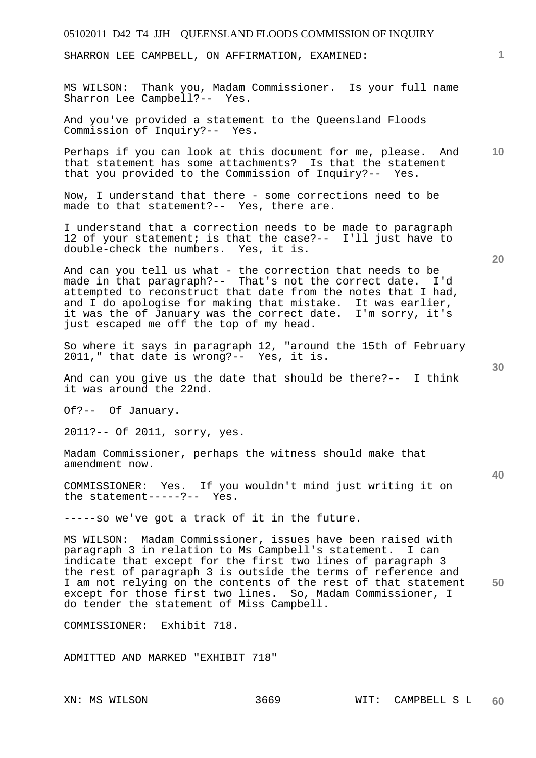SHARRON LEE CAMPBELL, ON AFFIRMATION, EXAMINED:

MS WILSON: Thank you, Madam Commissioner. Is your full name Sharron Lee Campbell?-- Yes.

And you've provided a statement to the Queensland Floods Commission of Inquiry?-- Yes.

Perhaps if you can look at this document for me, please. And that statement has some attachments? Is that the statement that you provided to the Commission of Inquiry?-- Yes.

Now, I understand that there - some corrections need to be made to that statement?-- Yes, there are.

I understand that a correction needs to be made to paragraph 12 of your statement; is that the case?-- I'll just have to double-check the numbers. Yes, it is.

And can you tell us what - the correction that needs to be made in that paragraph?-- That's not the correct date. I'd attempted to reconstruct that date from the notes that I had, and I do apologise for making that mistake. It was earlier, it was the of January was the correct date. I'm sorry, it's just escaped me off the top of my head.

So where it says in paragraph 12, "around the 15th of February 2011," that date is wrong?-- Yes, it is.

And can you give us the date that should be there?-- I think it was around the 22nd.

Of?-- Of January.

2011?-- Of 2011, sorry, yes.

Madam Commissioner, perhaps the witness should make that amendment now.

COMMISSIONER: Yes. If you wouldn't mind just writing it on the statement-----?-- Yes.

-----so we've got a track of it in the future.

MS WILSON: Madam Commissioner, issues have been raised with paragraph 3 in relation to Ms Campbell's statement. I can indicate that except for the first two lines of paragraph 3 the rest of paragraph 3 is outside the terms of reference and I am not relying on the contents of the rest of that statement except for those first two lines. So, Madam Commissioner, I do tender the statement of Miss Campbell.

COMMISSIONER: Exhibit 718.

ADMITTED AND MARKED "EXHIBIT 718"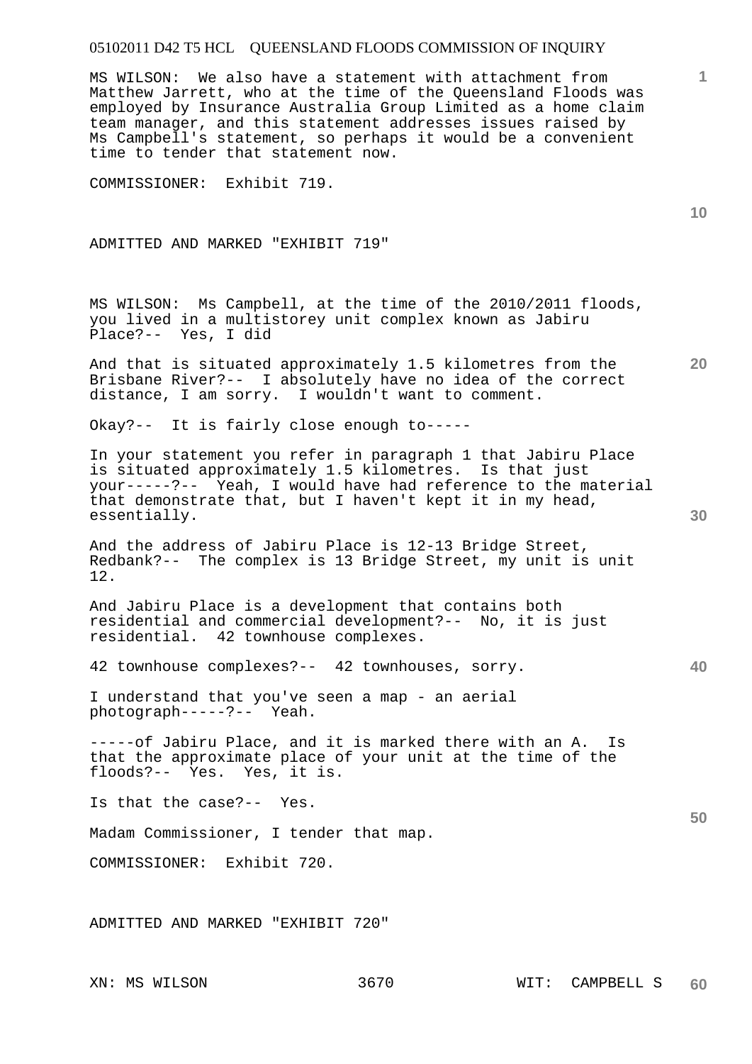MS WILSON: We also have a statement with attachment from Matthew Jarrett, who at the time of the Queensland Floods was employed by Insurance Australia Group Limited as a home claim team manager, and this statement addresses issues raised by Ms Campbell's statement, so perhaps it would be a convenient time to tender that statement now.

COMMISSIONER: Exhibit 719.

ADMITTED AND MARKED "EXHIBIT 719"

MS WILSON: Ms Campbell, at the time of the 2010/2011 floods, you lived in a multistorey unit complex known as Jabiru Place?-- Yes, I did

And that is situated approximately 1.5 kilometres from the Brisbane River?-- I absolutely have no idea of the correct distance, I am sorry. I wouldn't want to comment.

Okay?-- It is fairly close enough to-----

In your statement you refer in paragraph 1 that Jabiru Place is situated approximately 1.5 kilometres. Is that just your-----?-- Yeah, I would have had reference to the material that demonstrate that, but I haven't kept it in my head, essentially.

And the address of Jabiru Place is 12-13 Bridge Street, Redbank?-- The complex is 13 Bridge Street, my unit is unit 12.

And Jabiru Place is a development that contains both residential and commercial development?-- No, it is just residential. 42 townhouse complexes.

42 townhouse complexes?-- 42 townhouses, sorry.

I understand that you've seen a map - an aerial photograph-----?-- Yeah.

-----of Jabiru Place, and it is marked there with an A. Is that the approximate place of your unit at the time of the floods?-- Yes. Yes, it is.

Is that the case?-- Yes.

Madam Commissioner, I tender that map.

COMMISSIONER: Exhibit 720.

ADMITTED AND MARKED "EXHIBIT 720"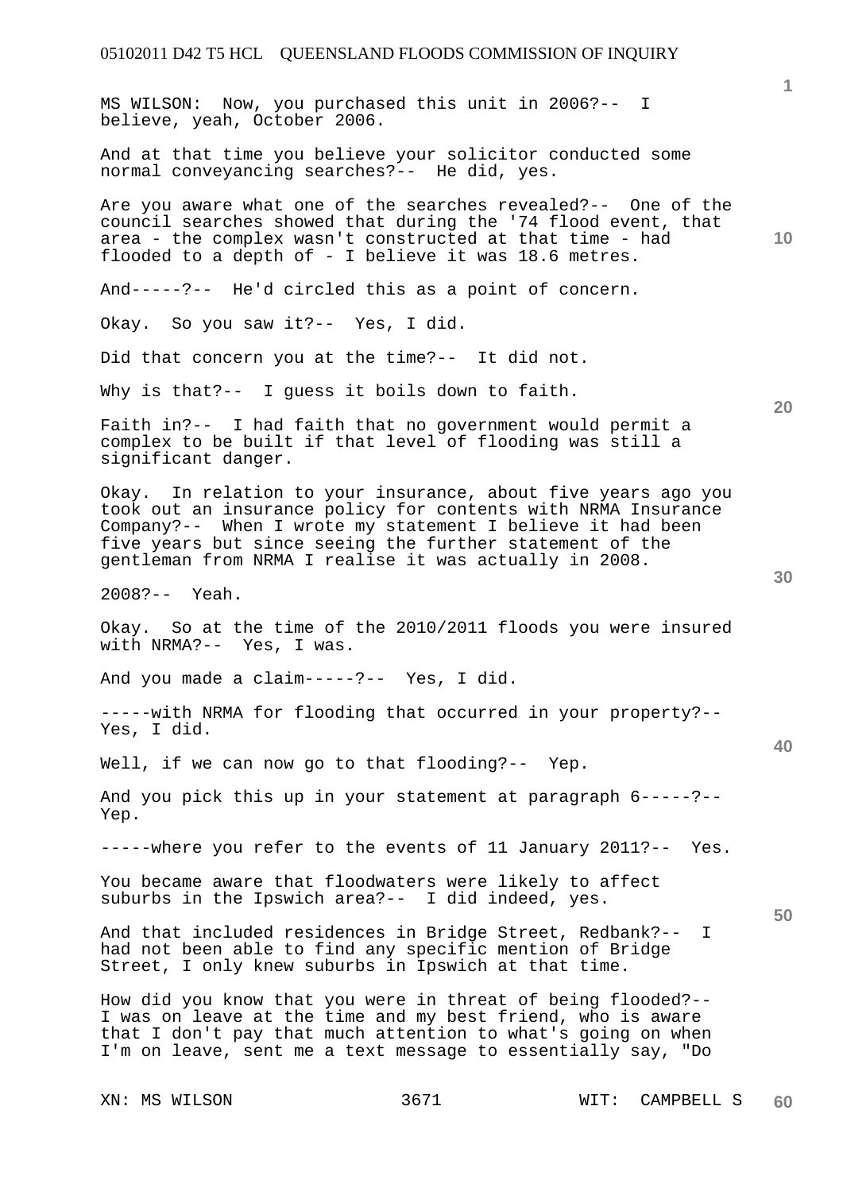MS WILSON: Now, you purchased this unit in 2006?-- I believe, yeah, October 2006.

And at that time you believe your solicitor conducted some normal conveyancing searches?-- He did, yes.

Are you aware what one of the searches revealed?-- One of the council searches showed that during the '74 flood event, that area - the complex wasn't constructed at that time - had flooded to a depth of - I believe it was 18.6 metres.

And-----?-- He'd circled this as a point of concern.

Okay. So you saw it?-- Yes, I did.

Did that concern you at the time?-- It did not.

Why is that?-- I guess it boils down to faith.

Faith in?-- I had faith that no government would permit a complex to be built if that level of flooding was still a significant danger.

Okay. In relation to your insurance, about five years ago you took out an insurance policy for contents with NRMA Insurance Company?-- When I wrote my statement I believe it had been five years but since seeing the further statement of the gentleman from NRMA I realise it was actually in 2008.

2008?-- Yeah.

Okay. So at the time of the 2010/2011 floods you were insured with NRMA?-- Yes, I was.

And you made a claim-----?-- Yes, I did.

-----with NRMA for flooding that occurred in your property?-- Yes, I did.

Well, if we can now go to that flooding?-- Yep.

And you pick this up in your statement at paragraph 6-----?-- Yep.

-----where you refer to the events of 11 January 2011?-- Yes.

You became aware that floodwaters were likely to affect suburbs in the Ipswich area?-- I did indeed, yes.

And that included residences in Bridge Street, Redbank?-- I had not been able to find any specific mention of Bridge Street, I only knew suburbs in Ipswich at that time.

How did you know that you were in threat of being flooded?-- I was on leave at the time and my best friend, who is aware that I don't pay that much attention to what's going on when I'm on leave, sent me a text message to essentially say, "Do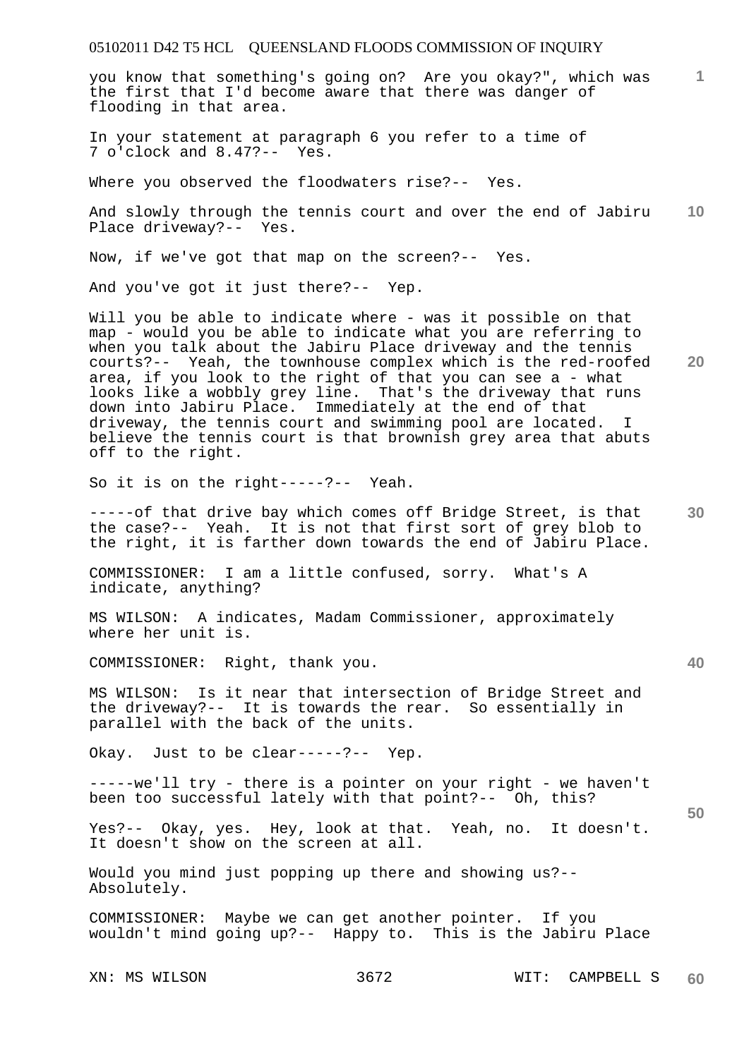you know that something's going on? Are you okay?", which was the first that I'd become aware that there was danger of flooding in that area.

In your statement at paragraph 6 you refer to a time of 7 o'clock and 8.47?-- Yes.

Where you observed the floodwaters rise?-- Yes.

And slowly through the tennis court and over the end of Jabiru Place driveway?-- Yes.

Now, if we've got that map on the screen?-- Yes.

And you've got it just there?-- Yep.

Will you be able to indicate where - was it possible on that map - would you be able to indicate what you are referring to when you talk about the Jabiru Place driveway and the tennis courts?-- Yeah, the townhouse complex which is the red-roofed area, if you look to the right of that you can see a - what looks like a wobbly grey line. That's the driveway that runs down into Jabiru Place. Immediately at the end of that driveway, the tennis court and swimming pool are located. I believe the tennis court is that brownish grey area that abuts off to the right.

So it is on the right-----?-- Yeah.

-----of that drive bay which comes off Bridge Street, is that the case?-- Yeah. It is not that first sort of grey blob to the right, it is farther down towards the end of Jabiru Place.

COMMISSIONER: I am a little confused, sorry. What's A indicate, anything?

MS WILSON: A indicates, Madam Commissioner, approximately where her unit is.

COMMISSIONER: Right, thank you.

MS WILSON: Is it near that intersection of Bridge Street and the driveway?-- It is towards the rear. So essentially in parallel with the back of the units.

Okay. Just to be clear-----?-- Yep.

-----we'll try - there is a pointer on your right - we haven't been too successful lately with that point?-- Oh, this?

Yes?-- Okay, yes. Hey, look at that. Yeah, no. It doesn't. It doesn't show on the screen at all.

Would you mind just popping up there and showing us?-- Absolutely.

COMMISSIONER: Maybe we can get another pointer. If you wouldn't mind going up?-- Happy to. This is the Jabiru Place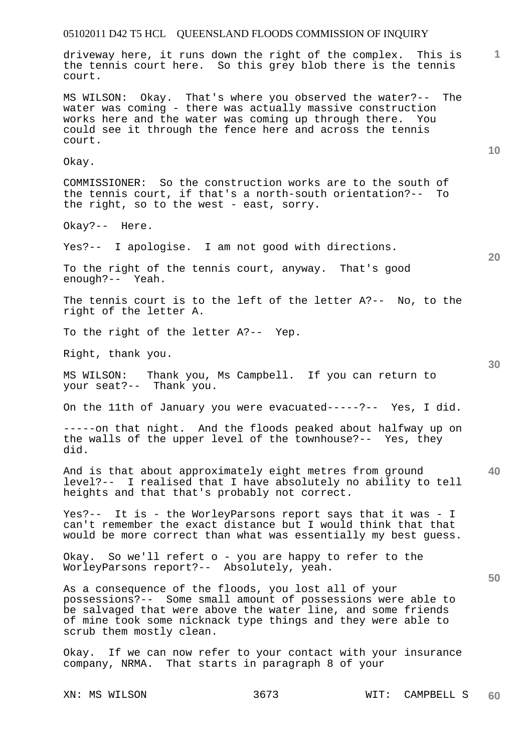driveway here, it runs down the right of the complex. This is the tennis court here. So this grey blob there is the tennis court.

MS WILSON: Okay. That's where you observed the water?-- The water was coming - there was actually massive construction works here and the water was coming up through there. You could see it through the fence here and across the tennis court.

Okay.

COMMISSIONER: So the construction works are to the south of the tennis court, if that's a north-south orientation?-- To the right, so to the west - east, sorry.

Okay?-- Here.

Yes?-- I apologise. I am not good with directions.

To the right of the tennis court, anyway. That's good enough?-- Yeah.

The tennis court is to the left of the letter A?-- No, to the right of the letter A.

To the right of the letter A?-- Yep.

Right, thank you.

MS WILSON: Thank you, Ms Campbell. If you can return to your seat?-- Thank you.

On the 11th of January you were evacuated-----?-- Yes, I did.

-----on that night. And the floods peaked about halfway up on the walls of the upper level of the townhouse?-- Yes, they did.

And is that about approximately eight metres from ground level?-- I realised that I have absolutely no ability to tell heights and that that's probably not correct.

Yes?-- It is - the WorleyParsons report says that it was - I can't remember the exact distance but I would think that that would be more correct than what was essentially my best guess.

Okay. So we'll refert o - you are happy to refer to the WorleyParsons report?-- Absolutely, yeah.

As a consequence of the floods, you lost all of your possessions?-- Some small amount of possessions were able to be salvaged that were above the water line, and some friends of mine took some nicknack type things and they were able to scrub them mostly clean.

Okay. If we can now refer to your contact with your insurance company, NRMA. That starts in paragraph 8 of your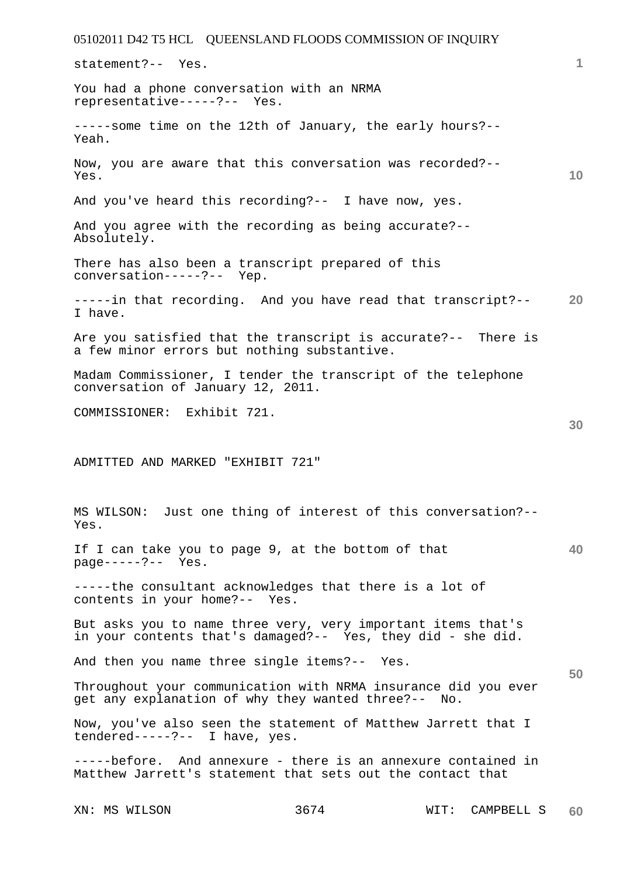statement?-- Yes.

You had a phone conversation with an NRMA representative-----?-- Yes.

-----some time on the 12th of January, the early hours?-- Yeah.

Now, you are aware that this conversation was recorded?-- Yes.

And you've heard this recording?-- I have now, yes.

And you agree with the recording as being accurate?-- Absolutely.

There has also been a transcript prepared of this conversation-----?-- Yep.

-----in that recording. And you have read that transcript?-- I have.

Are you satisfied that the transcript is accurate?-- There is a few minor errors but nothing substantive.

Madam Commissioner, I tender the transcript of the telephone conversation of January 12, 2011.

COMMISSIONER: Exhibit 721.

ADMITTED AND MARKED "EXHIBIT 721"

MS WILSON: Just one thing of interest of this conversation?-- Yes.

If I can take you to page 9, at the bottom of that page-----?-- Yes.

-----the consultant acknowledges that there is a lot of contents in your home?-- Yes.

But asks you to name three very, very important items that's in your contents that's damaged?-- Yes, they did - she did.

And then you name three single items?-- Yes.

Throughout your communication with NRMA insurance did you ever get any explanation of why they wanted three?-- No.

Now, you've also seen the statement of Matthew Jarrett that I tendered-----?-- I have, yes.

-----before. And annexure - there is an annexure contained in Matthew Jarrett's statement that sets out the contact that

XN: MS WILSON WIT: CAMPBELL S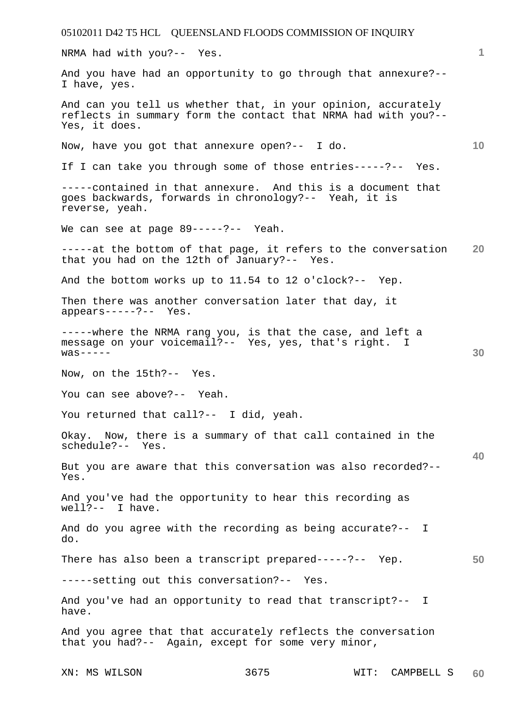NRMA had with you?-- Yes.

And you have had an opportunity to go through that annexure?-- I have, yes.

And can you tell us whether that, in your opinion, accurately reflects in summary form the contact that NRMA had with you?-- Yes, it does.

Now, have you got that annexure open?-- I do.

If I can take you through some of those entries-----?-- Yes.

-----contained in that annexure. And this is a document that goes backwards, forwards in chronology?-- Yeah, it is reverse, yeah.

We can see at page 89-----?-- Yeah.

-----at the bottom of that page, it refers to the conversation that you had on the 12th of January?-- Yes.

And the bottom works up to 11.54 to 12 o'clock?-- Yep.

Then there was another conversation later that day, it appears-----?-- Yes.

-----where the NRMA rang you, is that the case, and left a message on your voicemail?-- Yes, yes, that's right. I was-----

Now, on the 15th?-- Yes.

You can see above?-- Yeah.

You returned that call?-- I did, yeah.

Okay. Now, there is a summary of that call contained in the schedule?-- Yes.

But you are aware that this conversation was also recorded?-- Yes.

And you've had the opportunity to hear this recording as well?-- I have.

And do you agree with the recording as being accurate?-- I do.

There has also been a transcript prepared-----?-- Yep.

-----setting out this conversation?-- Yes.

And you've had an opportunity to read that transcript?-- I have.

And you agree that that accurately reflects the conversation that you had?-- Again, except for some very minor,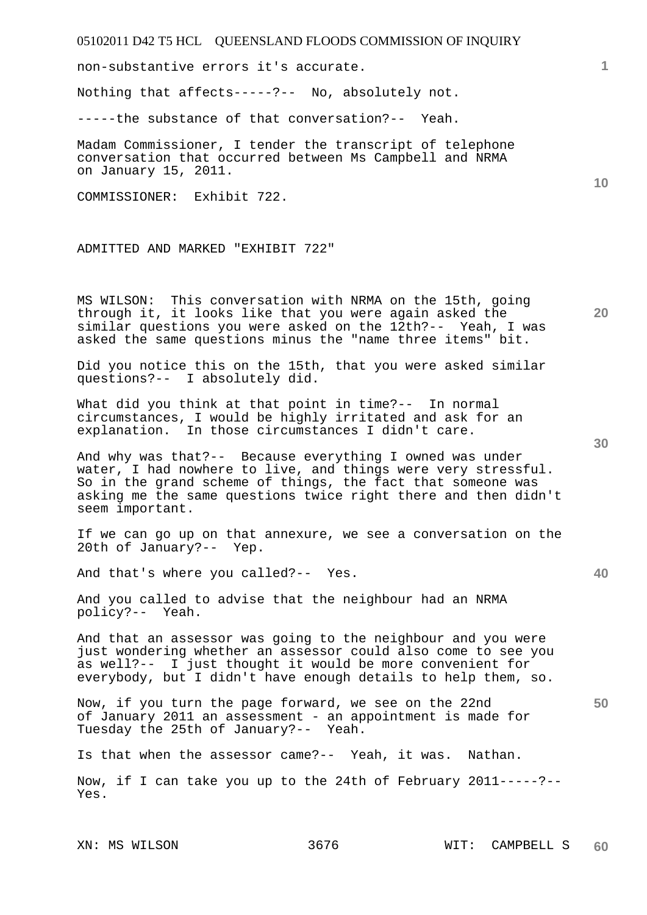non-substantive errors it's accurate.

Nothing that affects-----?-- No, absolutely not.

-----the substance of that conversation?-- Yeah.

Madam Commissioner, I tender the transcript of telephone conversation that occurred between Ms Campbell and NRMA on January 15, 2011.

COMMISSIONER: Exhibit 722.

ADMITTED AND MARKED "EXHIBIT 722"

MS WILSON: This conversation with NRMA on the 15th, going through it, it looks like that you were again asked the similar questions you were asked on the 12th?-- Yeah, I was asked the same questions minus the "name three items" bit.

Did you notice this on the 15th, that you were asked similar questions?-- I absolutely did.

What did you think at that point in time?-- In normal circumstances, I would be highly irritated and ask for an explanation. In those circumstances I didn't care.

And why was that?-- Because everything I owned was under water, I had nowhere to live, and things were very stressful. So in the grand scheme of things, the fact that someone was asking me the same questions twice right there and then didn't seem important.

If we can go up on that annexure, we see a conversation on the 20th of January?-- Yep.

And that's where you called?-- Yes.

And you called to advise that the neighbour had an NRMA policy?-- Yeah.

And that an assessor was going to the neighbour and you were just wondering whether an assessor could also come to see you as well?-- I just thought it would be more convenient for everybody, but I didn't have enough details to help them, so.

Now, if you turn the page forward, we see on the 22nd of January 2011 an assessment - an appointment is made for Tuesday the 25th of January?-- Yeah.

Is that when the assessor came?-- Yeah, it was. Nathan.

Now, if I can take you up to the 24th of February 2011-----?-- Yes.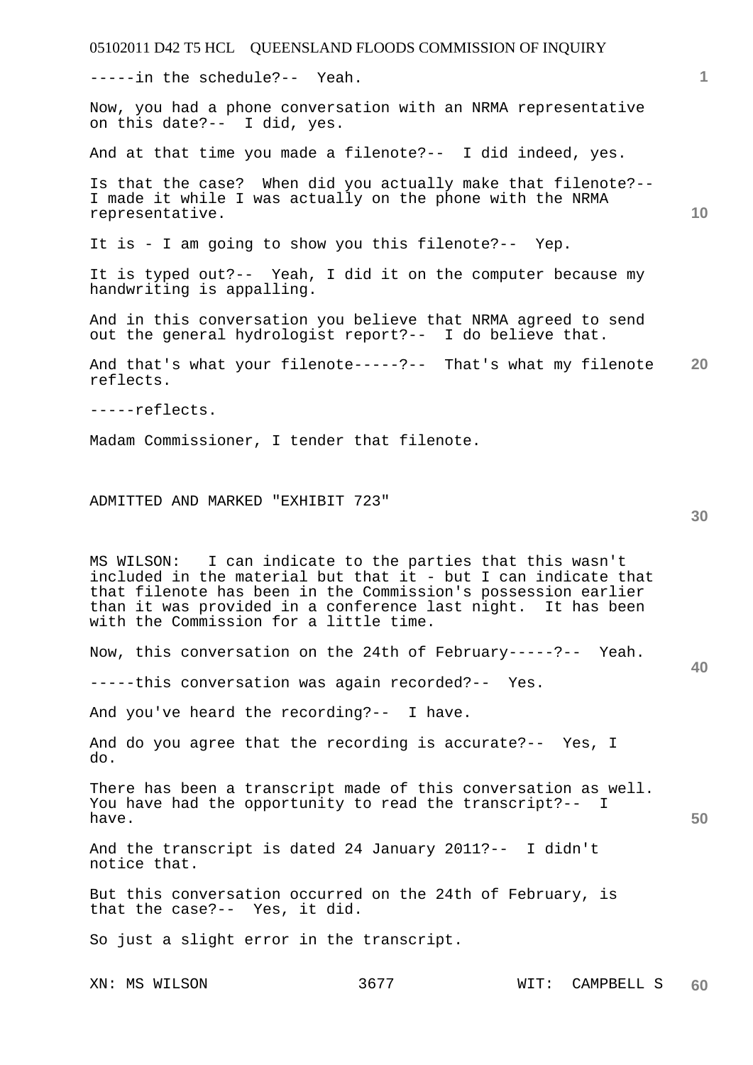-----in the schedule?-- Yeah.

Now, you had a phone conversation with an NRMA representative on this date?-- I did, yes.

And at that time you made a filenote?-- I did indeed, yes.

Is that the case? When did you actually make that filenote?-- I made it while I was actually on the phone with the NRMA representative.

It is - I am going to show you this filenote?-- Yep.

It is typed out?-- Yeah, I did it on the computer because my handwriting is appalling.

And in this conversation you believe that NRMA agreed to send out the general hydrologist report?-- I do believe that.

And that's what your filenote-----?-- That's what my filenote reflects.

-----reflects.

Madam Commissioner, I tender that filenote.

ADMITTED AND MARKED "EXHIBIT 723"

MS WILSON: I can indicate to the parties that this wasn't included in the material but that it - but I can indicate that that filenote has been in the Commission's possession earlier than it was provided in a conference last night. It has been with the Commission for a little time.

Now, this conversation on the 24th of February-----?-- Yeah.

-----this conversation was again recorded?-- Yes.

And you've heard the recording?-- I have.

And do you agree that the recording is accurate?-- Yes, I do.

There has been a transcript made of this conversation as well. You have had the opportunity to read the transcript?-- I have.

And the transcript is dated 24 January 2011?-- I didn't notice that.

But this conversation occurred on the 24th of February, is that the case?-- Yes, it did.

So just a slight error in the transcript.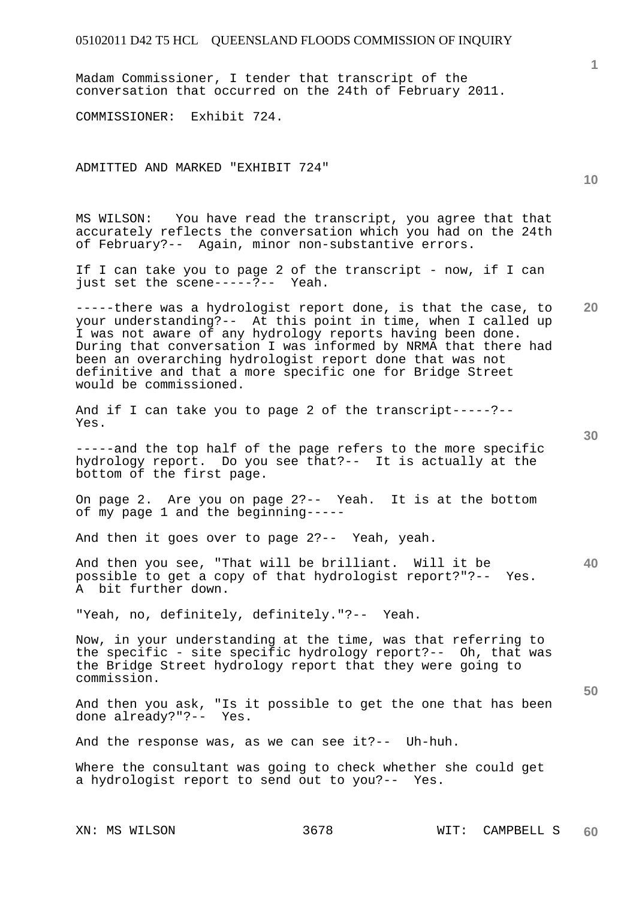Madam Commissioner, I tender that transcript of the conversation that occurred on the 24th of February 2011.

COMMISSIONER: Exhibit 724.

ADMITTED AND MARKED "EXHIBIT 724"

MS WILSON: You have read the transcript, you agree that that accurately reflects the conversation which you had on the 24th of February?-- Again, minor non-substantive errors.

If I can take you to page 2 of the transcript - now, if I can just set the scene-----?-- Yeah.

-----there was a hydrologist report done, is that the case, to your understanding?-- At this point in time, when I called up I was not aware of any hydrology reports having been done. During that conversation I was informed by NRMA that there had been an overarching hydrologist report done that was not definitive and that a more specific one for Bridge Street would be commissioned.

And if I can take you to page 2 of the transcript-----?-- Yes.

-----and the top half of the page refers to the more specific hydrology report. Do you see that?-- It is actually at the bottom of the first page.

On page 2. Are you on page 2?-- Yeah. It is at the bottom of my page 1 and the beginning-----

And then it goes over to page 2?-- Yeah, yeah.

And then you see, "That will be brilliant. Will it be possible to get a copy of that hydrologist report?"?-- Yes. A bit further down.

"Yeah, no, definitely, definitely."?-- Yeah.

Now, in your understanding at the time, was that referring to the specific - site specific hydrology report?-- Oh, that was the Bridge Street hydrology report that they were going to commission.

And then you ask, "Is it possible to get the one that has been done already?"?-- Yes.

And the response was, as we can see it?-- Uh-huh.

Where the consultant was going to check whether she could get a hydrologist report to send out to you?-- Yes.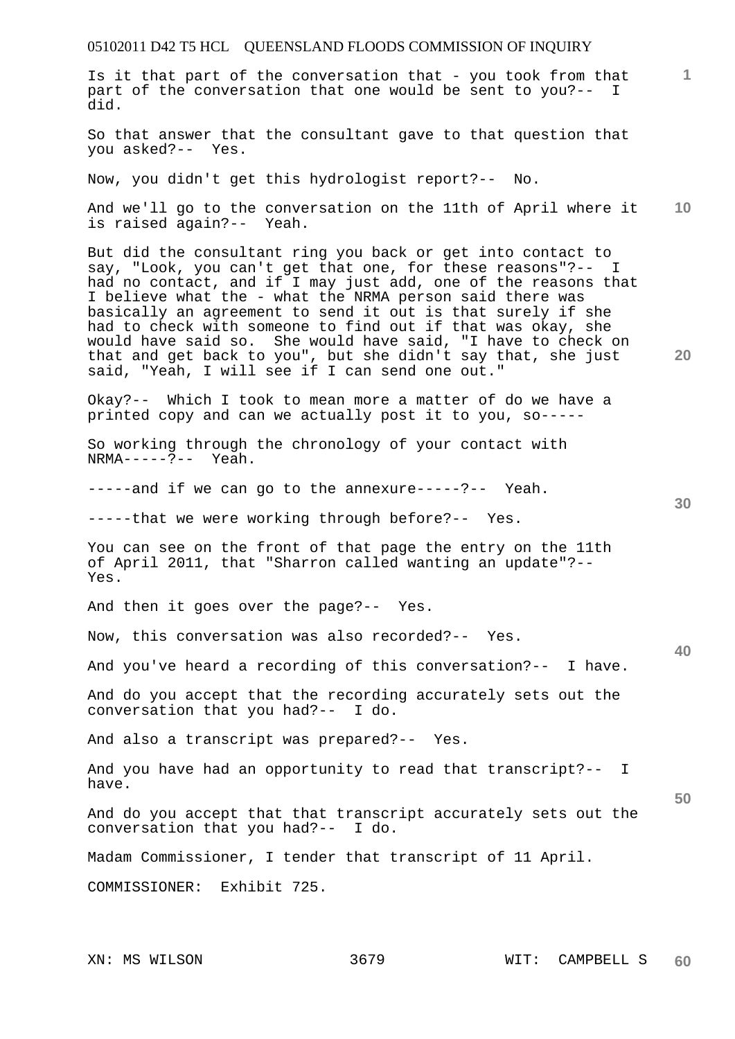Is it that part of the conversation that - you took from that part of the conversation that one would be sent to you?-- I did.

So that answer that the consultant gave to that question that you asked?-- Yes.

Now, you didn't get this hydrologist report?-- No.

And we'll go to the conversation on the 11th of April where it is raised again?-- Yeah.

But did the consultant ring you back or get into contact to say, "Look, you can't get that one, for these reasons"?-- I had no contact, and if I may just add, one of the reasons that I believe what the - what the NRMA person said there was basically an agreement to send it out is that surely if she had to check with someone to find out if that was okay, she would have said so. She would have said, "I have to check on that and get back to you", but she didn't say that, she just said, "Yeah, I will see if I can send one out."

Okay?-- Which I took to mean more a matter of do we have a printed copy and can we actually post it to you, so-----

So working through the chronology of your contact with NRMA-----?-- Yeah.

-----and if we can go to the annexure-----?-- Yeah.

-----that we were working through before?-- Yes.

You can see on the front of that page the entry on the 11th of April 2011, that "Sharron called wanting an update"?-- Yes.

And then it goes over the page?-- Yes.

Now, this conversation was also recorded?-- Yes.

And you've heard a recording of this conversation?-- I have.

And do you accept that the recording accurately sets out the conversation that you had?-- I do.

And also a transcript was prepared?-- Yes.

And you have had an opportunity to read that transcript?-- I have.

And do you accept that that transcript accurately sets out the conversation that you had?-- I do.

Madam Commissioner, I tender that transcript of 11 April.

COMMISSIONER: Exhibit 725.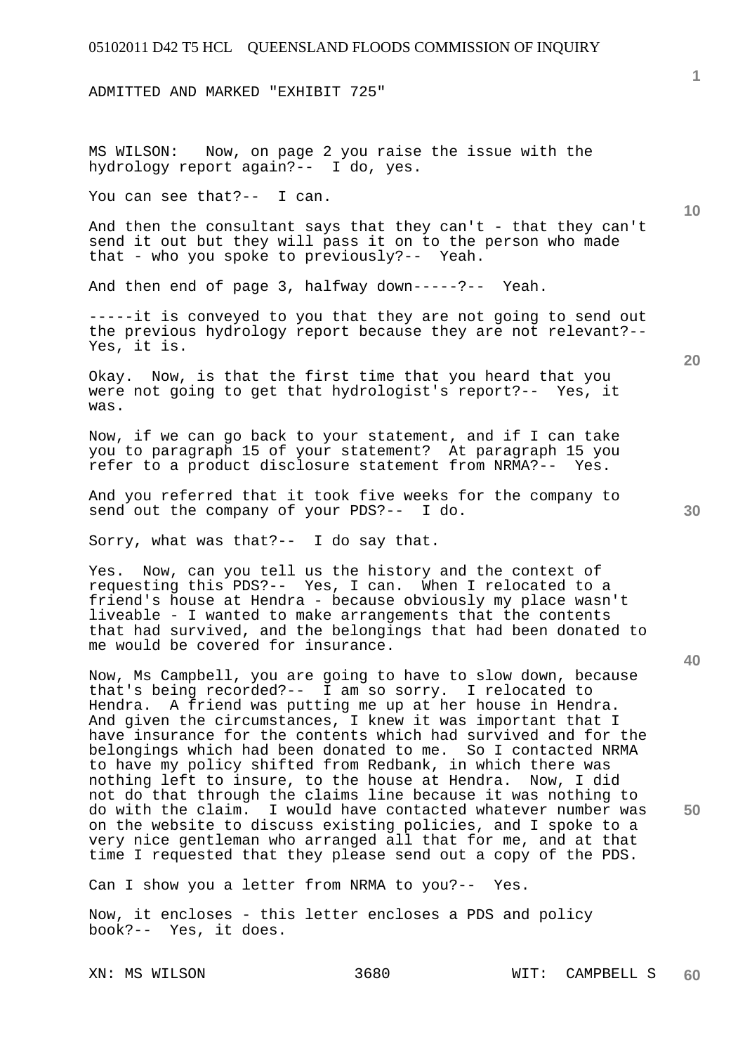ADMITTED AND MARKED "EXHIBIT 725"

MS WILSON: Now, on page 2 you raise the issue with the hydrology report again?-- I do, yes.

You can see that?-- I can.

And then the consultant says that they can't - that they can't send it out but they will pass it on to the person who made that - who you spoke to previously?-- Yeah.

And then end of page 3, halfway down-----?-- Yeah.

-----it is conveyed to you that they are not going to send out the previous hydrology report because they are not relevant?-- Yes, it is.

Okay. Now, is that the first time that you heard that you were not going to get that hydrologist's report?-- Yes, it was.

Now, if we can go back to your statement, and if I can take you to paragraph 15 of your statement? At paragraph 15 you refer to a product disclosure statement from NRMA?-- Yes.

And you referred that it took five weeks for the company to send out the company of your PDS?-- I do.

Sorry, what was that?-- I do say that.

Yes. Now, can you tell us the history and the context of requesting this PDS?-- Yes, I can. When I relocated to a friend's house at Hendra - because obviously my place wasn't liveable - I wanted to make arrangements that the contents that had survived, and the belongings that had been donated to me would be covered for insurance.

Now, Ms Campbell, you are going to have to slow down, because that's being recorded?-- I am so sorry. I relocated to Hendra. A friend was putting me up at her house in Hendra. And given the circumstances, I knew it was important that I have insurance for the contents which had survived and for the belongings which had been donated to me. So I contacted NRMA to have my policy shifted from Redbank, in which there was nothing left to insure, to the house at Hendra. Now, I did not do that through the claims line because it was nothing to do with the claim. I would have contacted whatever number was on the website to discuss existing policies, and I spoke to a very nice gentleman who arranged all that for me, and at that time I requested that they please send out a copy of the PDS.

Can I show you a letter from NRMA to you?-- Yes.

Now, it encloses - this letter encloses a PDS and policy book?-- Yes, it does.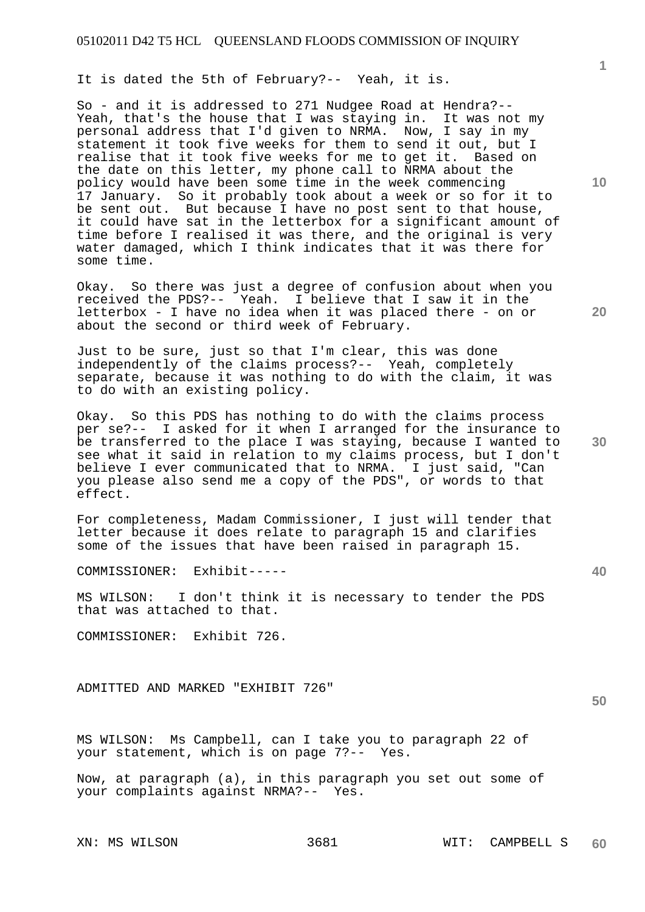It is dated the 5th of February?-- Yeah, it is.

So - and it is addressed to 271 Nudgee Road at Hendra?-- Yeah, that's the house that I was staying in. It was not my personal address that I'd given to NRMA. Now, I say in my statement it took five weeks for them to send it out, but I realise that it took five weeks for me to get it. Based on the date on this letter, my phone call to NRMA about the policy would have been some time in the week commencing 17 January. So it probably took about a week or so for it to be sent out. But because I have no post sent to that house, it could have sat in the letterbox for a significant amount of time before I realised it was there, and the original is very water damaged, which I think indicates that it was there for some time.

Okay. So there was just a degree of confusion about when you received the PDS?-- Yeah. I believe that I saw it in the letterbox - I have no idea when it was placed there - on or about the second or third week of February.

Just to be sure, just so that I'm clear, this was done independently of the claims process?-- Yeah, completely separate, because it was nothing to do with the claim, it was to do with an existing policy.

Okay. So this PDS has nothing to do with the claims process per se?-- I asked for it when I arranged for the insurance to be transferred to the place I was staying, because I wanted to see what it said in relation to my claims process, but I don't believe I ever communicated that to NRMA. I just said, "Can you please also send me a copy of the PDS", or words to that effect.

For completeness, Madam Commissioner, I just will tender that letter because it does relate to paragraph 15 and clarifies some of the issues that have been raised in paragraph 15.

COMMISSIONER: Exhibit-----

MS WILSON: I don't think it is necessary to tender the PDS that was attached to that.

COMMISSIONER: Exhibit 726.

ADMITTED AND MARKED "EXHIBIT 726"

MS WILSON: Ms Campbell, can I take you to paragraph 22 of your statement, which is on page 7?-- Yes.

Now, at paragraph (a), in this paragraph you set out some of your complaints against NRMA?-- Yes.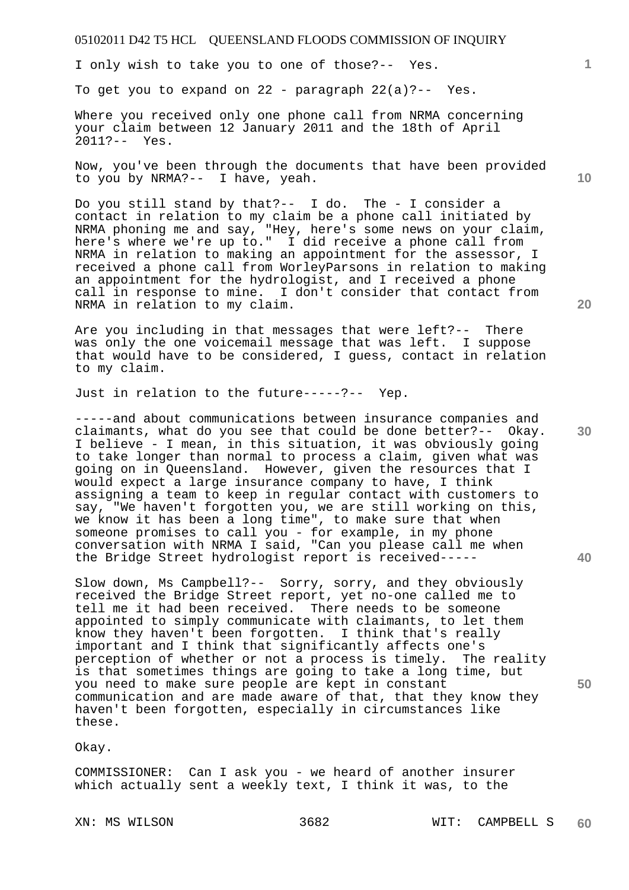I only wish to take you to one of those?-- Yes.

To get you to expand on 22 - paragraph 22(a)?-- Yes.

Where you received only one phone call from NRMA concerning your claim between 12 January 2011 and the 18th of April 2011?-- Yes.

Now, you've been through the documents that have been provided to you by NRMA?-- I have, yeah.

Do you still stand by that?-- I do. The - I consider a contact in relation to my claim be a phone call initiated by NRMA phoning me and say, "Hey, here's some news on your claim, here's where we're up to." I did receive a phone call from NRMA in relation to making an appointment for the assessor, I received a phone call from WorleyParsons in relation to making an appointment for the hydrologist, and I received a phone call in response to mine. I don't consider that contact from NRMA in relation to my claim.

Are you including in that messages that were left?-- There was only the one voicemail message that was left. I suppose that would have to be considered, I guess, contact in relation to my claim.

Just in relation to the future-----?-- Yep.

-----and about communications between insurance companies and claimants, what do you see that could be done better?-- Okay. I believe - I mean, in this situation, it was obviously going to take longer than normal to process a claim, given what was going on in Queensland. However, given the resources that I would expect a large insurance company to have, I think assigning a team to keep in regular contact with customers to say, "We haven't forgotten you, we are still working on this, we know it has been a long time", to make sure that when someone promises to call you - for example, in my phone conversation with NRMA I said, "Can you please call me when the Bridge Street hydrologist report is received-----

Slow down, Ms Campbell?-- Sorry, sorry, and they obviously received the Bridge Street report, yet no-one called me to tell me it had been received. There needs to be someone appointed to simply communicate with claimants, to let them know they haven't been forgotten. I think that's really important and I think that significantly affects one's perception of whether or not a process is timely. The reality is that sometimes things are going to take a long time, but you need to make sure people are kept in constant communication and are made aware of that, that they know they haven't been forgotten, especially in circumstances like these.

Okay.

COMMISSIONER: Can I ask you - we heard of another insurer which actually sent a weekly text, I think it was, to the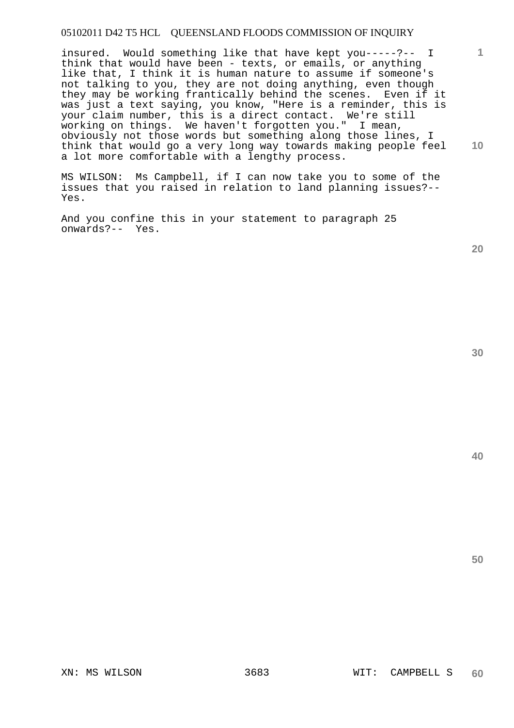insured. Would something like that have kept you-----?-- I think that would have been - texts, or emails, or anything like that, I think it is human nature to assume if someone's not talking to you, they are not doing anything, even though they may be working frantically behind the scenes. Even if it was just a text saying, you know, "Here is a reminder, this is your claim number, this is a direct contact. We're still working on things. We haven't forgotten you." I mean, obviously not those words but something along those lines, I think that would go a very long way towards making people feel a lot more comfortable with a lengthy process.

MS WILSON: Ms Campbell, if I can now take you to some of the issues that you raised in relation to land planning issues?-- Yes.

And you confine this in your statement to paragraph 25 onwards?-- Yes.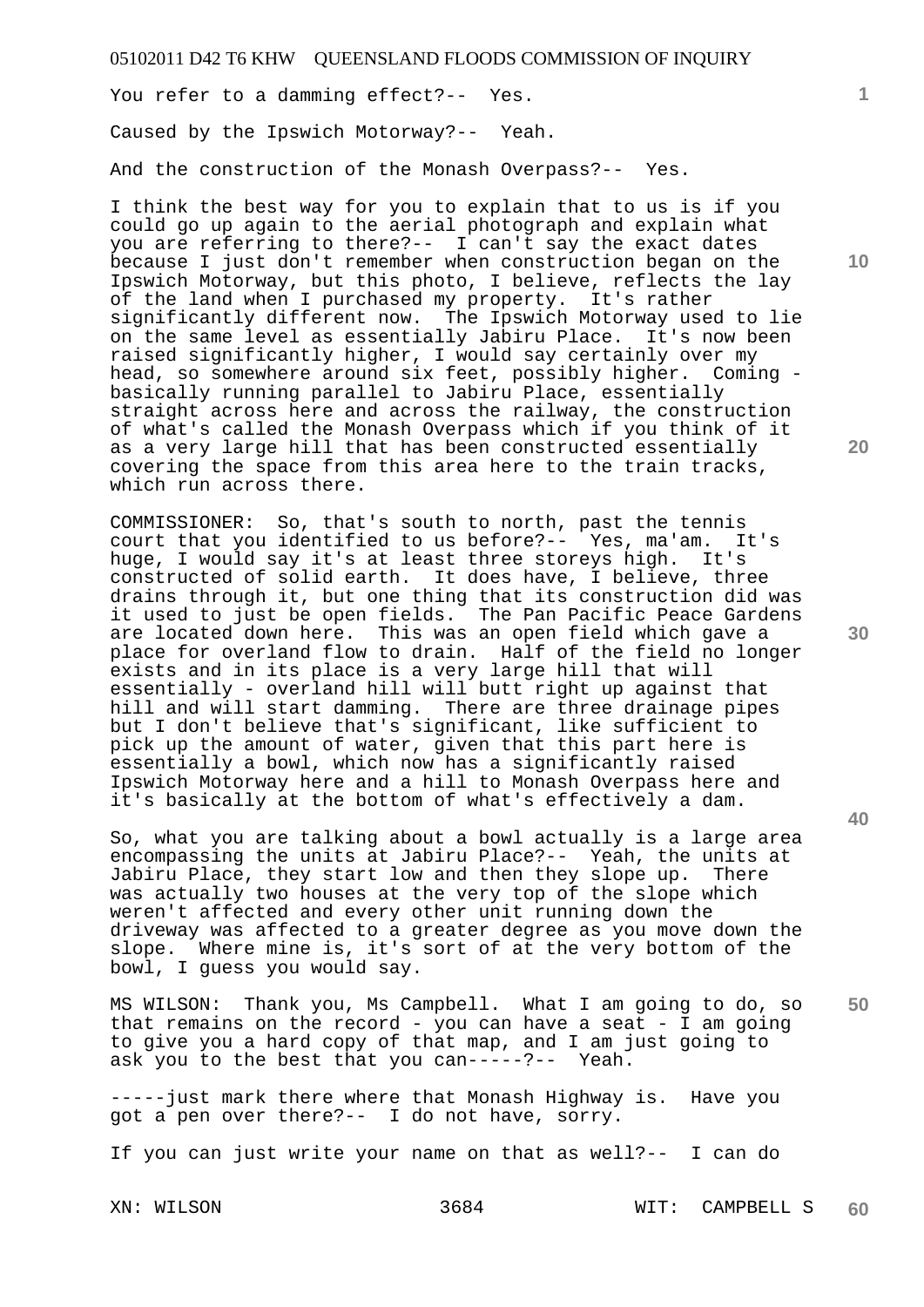You refer to a damming effect?-- Yes.

Caused by the Ipswich Motorway?-- Yeah.

And the construction of the Monash Overpass?-- Yes.

I think the best way for you to explain that to us is if you could go up again to the aerial photograph and explain what you are referring to there?-- I can't say the exact dates because I just don't remember when construction began on the Ipswich Motorway, but this photo, I believe, reflects the lay of the land when I purchased my property. It's rather significantly different now. The Ipswich Motorway used to lie on the same level as essentially Jabiru Place. It's now been raised significantly higher, I would say certainly over my head, so somewhere around six feet, possibly higher. Coming - basically running parallel to Jabiru Place, essentially straight across here and across the railway, the construction of what's called the Monash Overpass which if you think of it as a very large hill that has been constructed essentially covering the space from this area here to the train tracks, which run across there.

COMMISSIONER: So, that's south to north, past the tennis court that you identified to us before?-- Yes, ma'am. It's huge, I would say it's at least three storeys high. It's constructed of solid earth. It does have, I believe, three drains through it, but one thing that its construction did was it used to just be open fields. The Pan Pacific Peace Gardens are located down here. This was an open field which gave a place for overland flow to drain. Half of the field no longer exists and in its place is a very large hill that will essentially - overland hill will butt right up against that hill and will start damming. There are three drainage pipes but I don't believe that's significant, like sufficient to pick up the amount of water, given that this part here is essentially a bowl, which now has a significantly raised Ipswich Motorway here and a hill to Monash Overpass here and it's basically at the bottom of what's effectively a dam.

So, what you are talking about a bowl actually is a large area encompassing the units at Jabiru Place?-- Yeah, the units at Jabiru Place, they start low and then they slope up. There was actually two houses at the very top of the slope which weren't affected and every other unit running down the driveway was affected to a greater degree as you move down the slope. Where mine is, it's sort of at the very bottom of the bowl, I guess you would say.

MS WILSON: Thank you, Ms Campbell. What I am going to do, so that remains on the record - you can have a seat - I am going to give you a hard copy of that map, and I am just going to ask you to the best that you can-----?-- Yeah.

-----just mark there where that Monash Highway is. Have you got a pen over there?-- I do not have, sorry.

If you can just write your name on that as well?-- I can do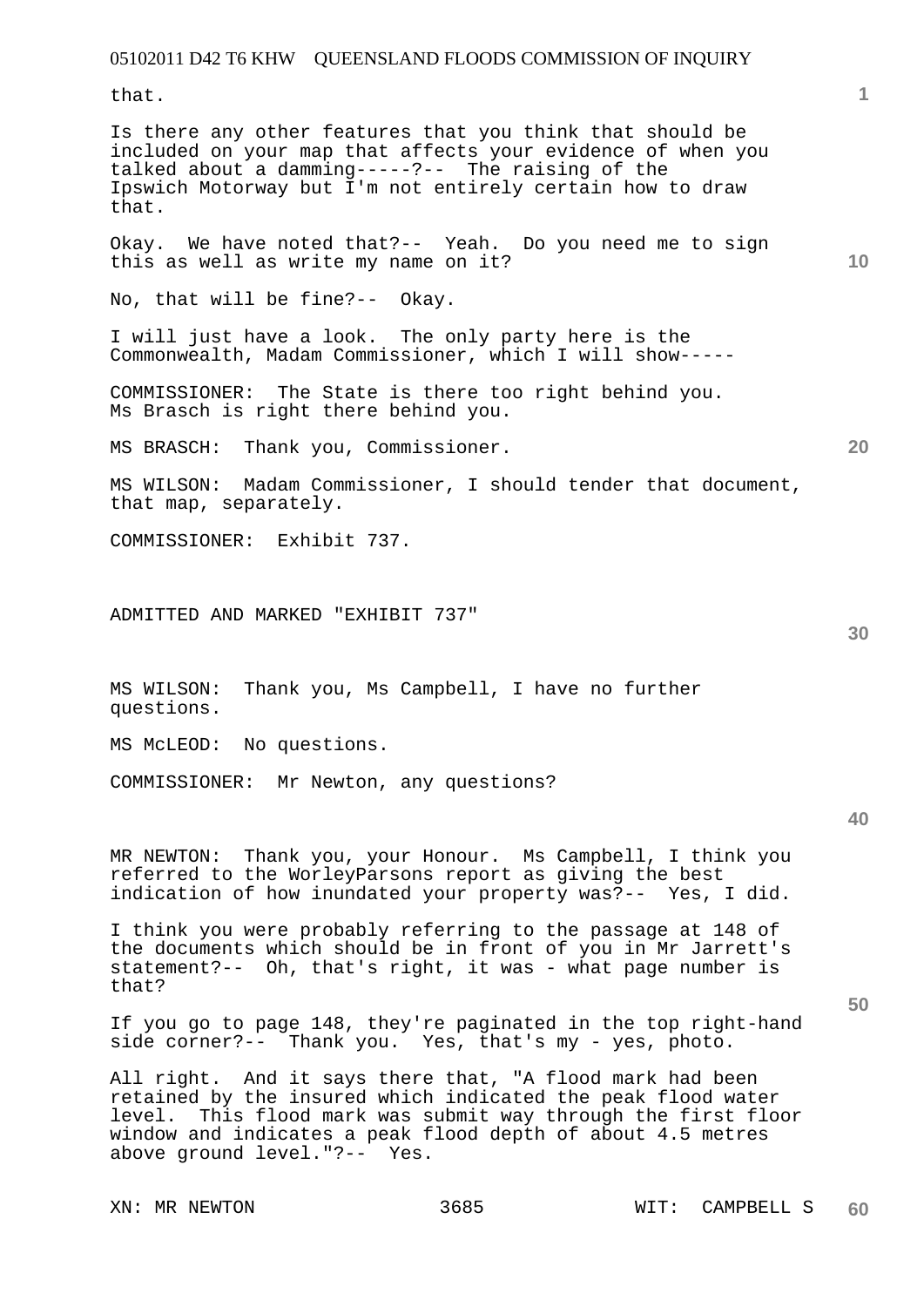that.

Is there any other features that you think that should be included on your map that affects your evidence of when you talked about a damming-----?-- The raising of the Ipswich Motorway but I'm not entirely certain how to draw that.

Okay. We have noted that?-- Yeah. Do you need me to sign this as well as write my name on it?

No, that will be fine?-- Okay.

I will just have a look. The only party here is the Commonwealth, Madam Commissioner, which I will show-----

COMMISSIONER: The State is there too right behind you. Ms Brasch is right there behind you.

MS BRASCH: Thank you, Commissioner.

MS WILSON: Madam Commissioner, I should tender that document, that map, separately.

COMMISSIONER: Exhibit 737.

ADMITTED AND MARKED "EXHIBIT 737"

MS WILSON: Thank you, Ms Campbell, I have no further questions.

MS McLEOD: No questions.

COMMISSIONER: Mr Newton, any questions?

MR NEWTON: Thank you, your Honour. Ms Campbell, I think you referred to the WorleyParsons report as giving the best indication of how inundated your property was?-- Yes, I did.

I think you were probably referring to the passage at 148 of the documents which should be in front of you in Mr Jarrett's statement?-- Oh, that's right, it was - what page number is that?

If you go to page 148, they're paginated in the top right-hand side corner?-- Thank you. Yes, that's my - yes, photo.

All right. And it says there that, "A flood mark had been retained by the insured which indicated the peak flood water level. This flood mark was submit way through the first floor window and indicates a peak flood depth of about 4.5 metres above ground level."?-- Yes.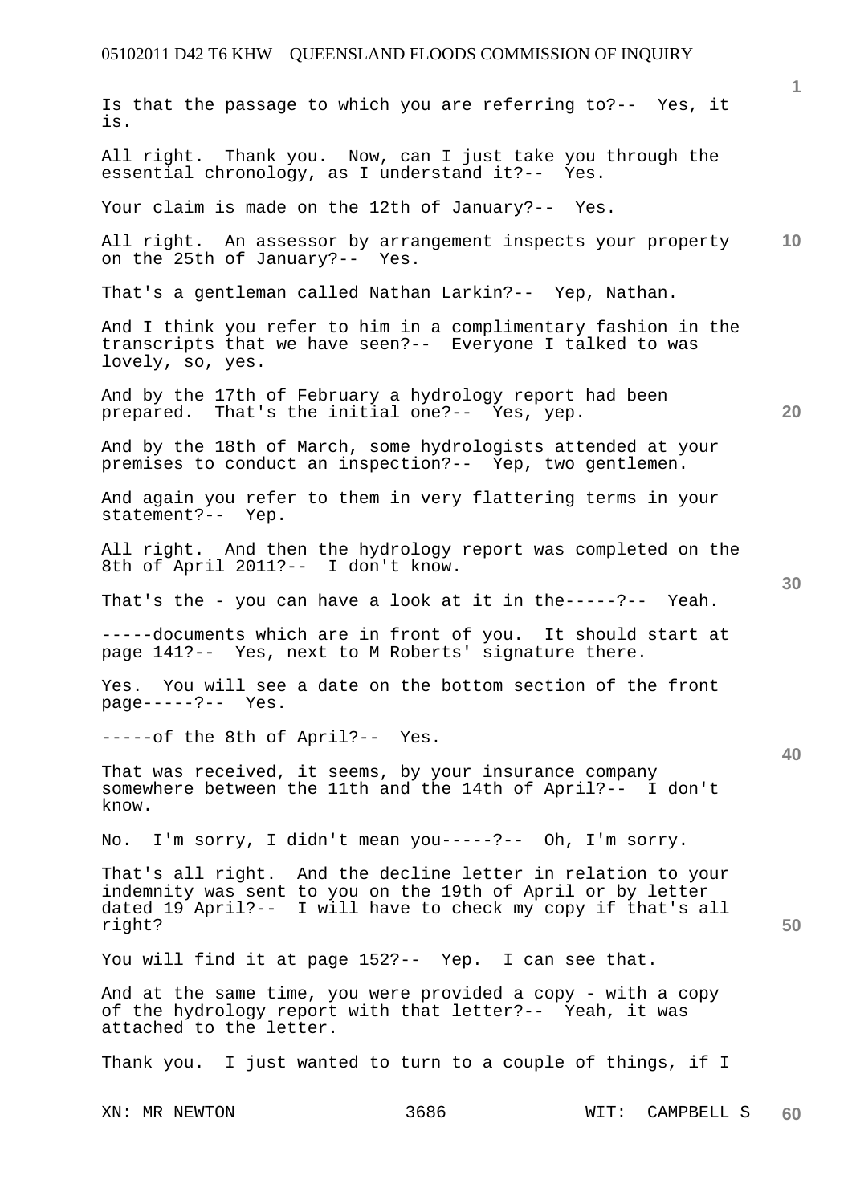Is that the passage to which you are referring to?-- Yes, it is.

All right. Thank you. Now, can I just take you through the essential chronology, as I understand it?-- Yes.

Your claim is made on the 12th of January?-- Yes.

All right. An assessor by arrangement inspects your property on the 25th of January?-- Yes.

That's a gentleman called Nathan Larkin?-- Yep, Nathan.

And I think you refer to him in a complimentary fashion in the transcripts that we have seen?-- Everyone I talked to was lovely, so, yes.

And by the 17th of February a hydrology report had been prepared. That's the initial one?-- Yes, yep.

And by the 18th of March, some hydrologists attended at your premises to conduct an inspection?-- Yep, two gentlemen.

And again you refer to them in very flattering terms in your statement?-- Yep.

All right. And then the hydrology report was completed on the 8th of April 2011?-- I don't know.

That's the - you can have a look at it in the-----?-- Yeah.

-----documents which are in front of you. It should start at page 141?-- Yes, next to M Roberts' signature there.

Yes. You will see a date on the bottom section of the front page-----?-- Yes.

-----of the 8th of April?-- Yes.

That was received, it seems, by your insurance company somewhere between the 11th and the 14th of April?-- I don't know.

No. I'm sorry, I didn't mean you-----?-- Oh, I'm sorry.

That's all right. And the decline letter in relation to your indemnity was sent to you on the 19th of April or by letter dated 19 April?-- I will have to check my copy if that's all right?

You will find it at page 152?-- Yep. I can see that.

And at the same time, you were provided a copy - with a copy of the hydrology report with that letter?-- Yeah, it was attached to the letter.

Thank you. I just wanted to turn to a couple of things, if I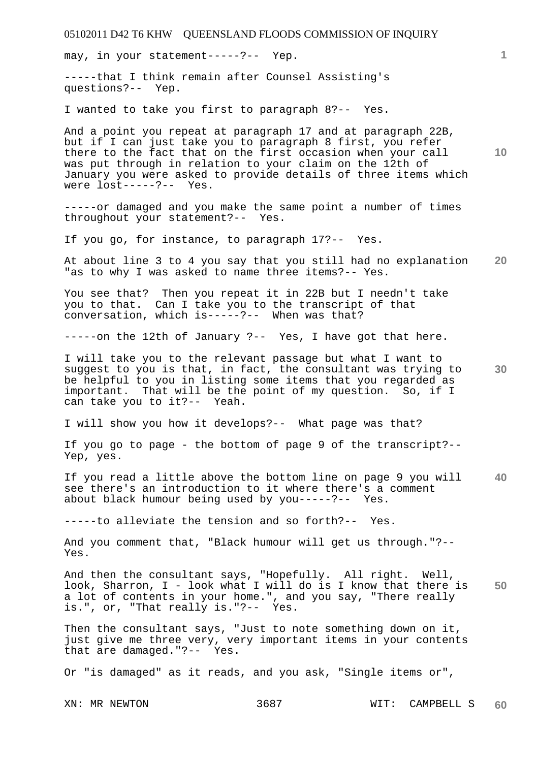may, in your statement-----?-- Yep.

-----that I think remain after Counsel Assisting's questions?-- Yep.

I wanted to take you first to paragraph 8?-- Yes.

And a point you repeat at paragraph 17 and at paragraph 22B, but if I can just take you to paragraph 8 first, you refer there to the fact that on the first occasion when your call was put through in relation to your claim on the 12th of January you were asked to provide details of three items which were lost-----?-- Yes.

-----or damaged and you make the same point a number of times throughout your statement?-- Yes.

If you go, for instance, to paragraph 17?-- Yes.

At about line 3 to 4 you say that you still had no explanation "as to why I was asked to name three items?-- Yes.

You see that? Then you repeat it in 22B but I needn't take you to that. Can I take you to the transcript of that conversation, which is-----?-- When was that?

-----on the 12th of January ?-- Yes, I have got that here.

I will take you to the relevant passage but what I want to suggest to you is that, in fact, the consultant was trying to be helpful to you in listing some items that you regarded as important. That will be the point of my question. So, if I can take you to it?-- Yeah.

I will show you how it develops?-- What page was that?

If you go to page - the bottom of page 9 of the transcript?-- Yep, yes.

If you read a little above the bottom line on page 9 you will see there's an introduction to it where there's a comment about black humour being used by you-----?-- Yes.

-----to alleviate the tension and so forth?-- Yes.

And you comment that, "Black humour will get us through."?-- Yes.

And then the consultant says, "Hopefully. All right. Well, look, Sharron, I - look what I will do is I know that there is a lot of contents in your home.", and you say, "There really is.", or, "That really is."?-- Yes.

Then the consultant says, "Just to note something down on it, just give me three very, very important items in your contents that are damaged."?-- Yes.

Or "is damaged" as it reads, and you ask, "Single items or",

XN: MR NEWTON WIT: CAMPBELL S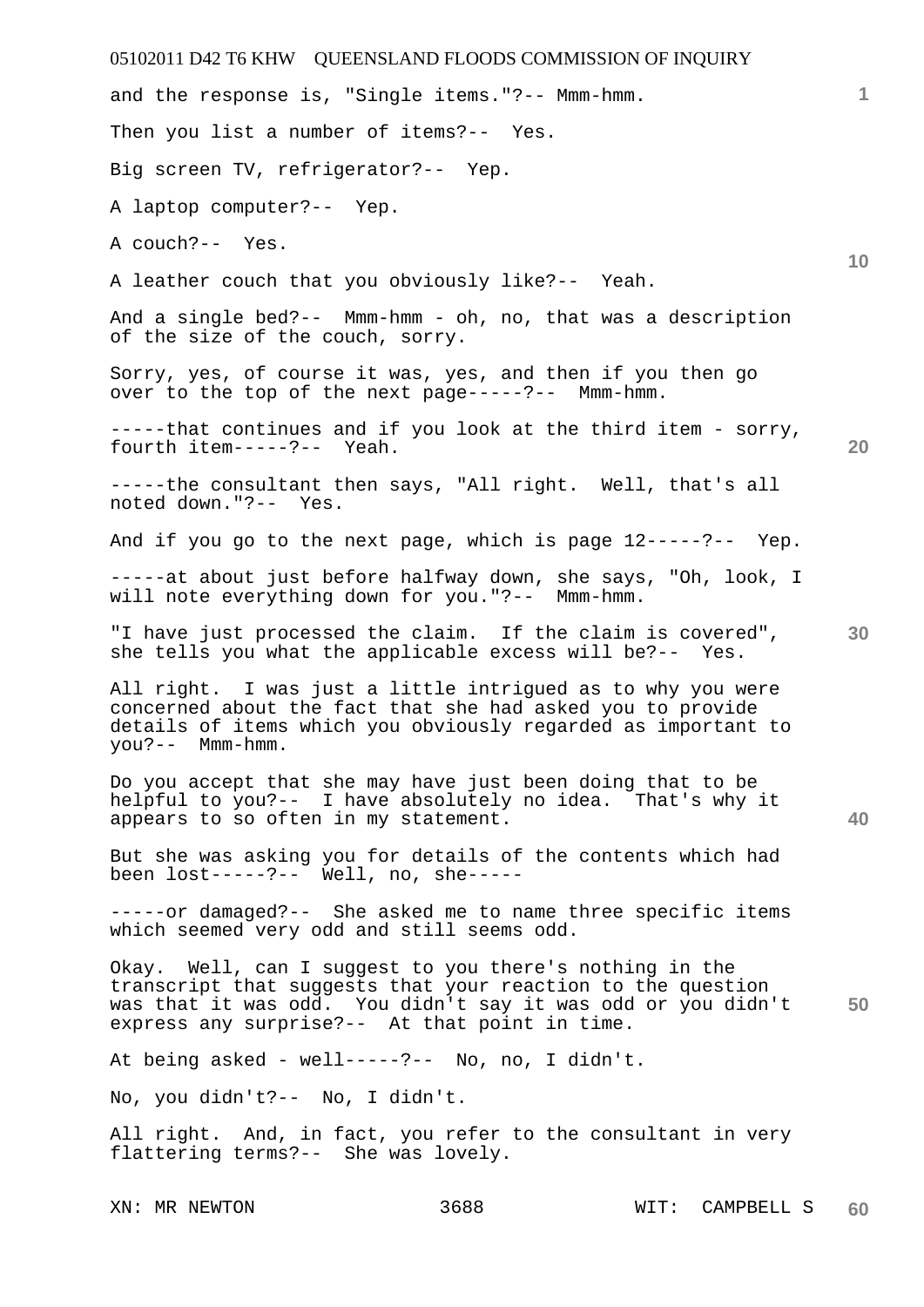and the response is, "Single items."?-- Mmm-hmm.

Then you list a number of items?-- Yes.

Big screen TV, refrigerator?-- Yep.

A laptop computer?-- Yep.

A couch?-- Yes.

A leather couch that you obviously like?-- Yeah.

And a single bed?-- Mmm-hmm - oh, no, that was a description of the size of the couch, sorry.

Sorry, yes, of course it was, yes, and then if you then go over to the top of the next page-----?-- Mmm-hmm.

-----that continues and if you look at the third item - sorry, fourth item-----?-- Yeah.

-----the consultant then says, "All right. Well, that's all noted down."?-- Yes.

And if you go to the next page, which is page 12-----?-- Yep.

-----at about just before halfway down, she says, "Oh, look, I will note everything down for you."?-- Mmm-hmm.

"I have just processed the claim. If the claim is covered", she tells you what the applicable excess will be?-- Yes.

All right. I was just a little intrigued as to why you were concerned about the fact that she had asked you to provide details of items which you obviously regarded as important to you?-- Mmm-hmm.

Do you accept that she may have just been doing that to be helpful to you?-- I have absolutely no idea. That's why it appears to so often in my statement.

But she was asking you for details of the contents which had been lost-----?-- Well, no, she-----

-----or damaged?-- She asked me to name three specific items which seemed very odd and still seems odd.

Okay. Well, can I suggest to you there's nothing in the transcript that suggests that your reaction to the question was that it was odd. You didn't say it was odd or you didn't express any surprise?-- At that point in time.

At being asked - well-----?-- No, no, I didn't.

No, you didn't?-- No, I didn't.

All right. And, in fact, you refer to the consultant in very flattering terms?-- She was lovely.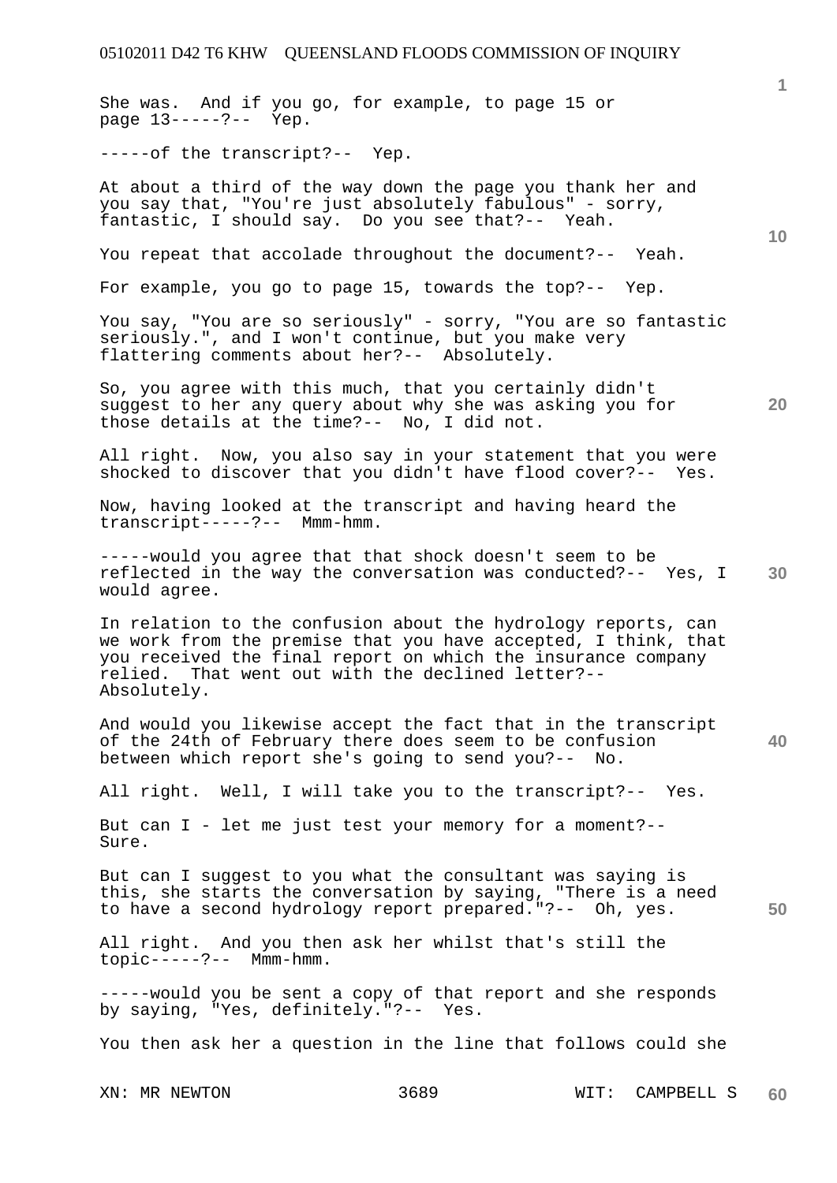She was. And if you go, for example, to page 15 or page 13-----?-- Yep.

-----of the transcript?-- Yep.

At about a third of the way down the page you thank her and you say that, "You're just absolutely fabulous" - sorry, fantastic, I should say. Do you see that?-- Yeah.

You repeat that accolade throughout the document?-- Yeah.

For example, you go to page 15, towards the top?-- Yep.

You say, "You are so seriously" - sorry, "You are so fantastic seriously.", and I won't continue, but you make very flattering comments about her?-- Absolutely.

So, you agree with this much, that you certainly didn't suggest to her any query about why she was asking you for those details at the time?-- No, I did not.

All right. Now, you also say in your statement that you were shocked to discover that you didn't have flood cover?-- Yes.

Now, having looked at the transcript and having heard the transcript-----?-- Mmm-hmm.

-----would you agree that that shock doesn't seem to be reflected in the way the conversation was conducted?-- Yes, I would agree.

In relation to the confusion about the hydrology reports, can we work from the premise that you have accepted, I think, that you received the final report on which the insurance company relied. That went out with the declined letter?-- Absolutely.

And would you likewise accept the fact that in the transcript of the 24th of February there does seem to be confusion between which report she's going to send you?-- No.

All right. Well, I will take you to the transcript?-- Yes.

But can I - let me just test your memory for a moment?-- Sure.

But can I suggest to you what the consultant was saying is this, she starts the conversation by saying, "There is a need to have a second hydrology report prepared."?-- Oh, yes.

All right. And you then ask her whilst that's still the topic-----?-- Mmm-hmm.

-----would you be sent a copy of that report and she responds by saying, "Yes, definitely."?-- Yes.

You then ask her a question in the line that follows could she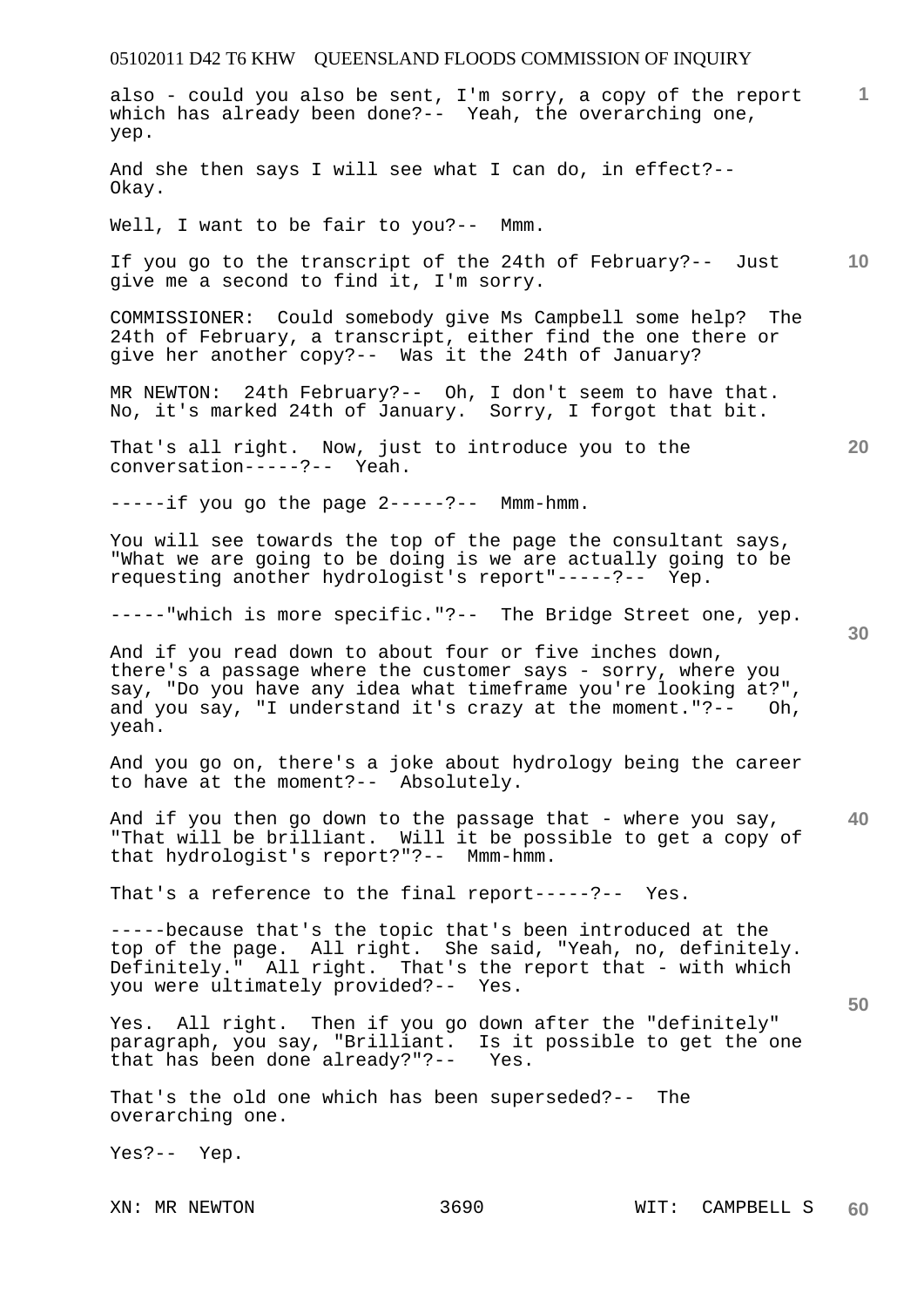also - could you also be sent, I'm sorry, a copy of the report which has already been done?-- Yeah, the overarching one, yep.

And she then says I will see what I can do, in effect?-- Okay.

Well, I want to be fair to you?-- Mmm.

If you go to the transcript of the 24th of February?-- Just give me a second to find it, I'm sorry.

COMMISSIONER: Could somebody give Ms Campbell some help? The 24th of February, a transcript, either find the one there or give her another copy?-- Was it the 24th of January?

MR NEWTON: 24th February?-- Oh, I don't seem to have that. No, it's marked 24th of January. Sorry, I forgot that bit.

That's all right. Now, just to introduce you to the conversation-----?-- Yeah.

-----if you go the page 2-----?-- Mmm-hmm.

You will see towards the top of the page the consultant says, "What we are going to be doing is we are actually going to be requesting another hydrologist's report"-----?-- Yep.

-----"which is more specific."?-- The Bridge Street one, yep.

And if you read down to about four or five inches down, there's a passage where the customer says - sorry, where you say, "Do you have any idea what timeframe you're looking at?", and you say, "I understand it's crazy at the moment."?-- Oh, yeah.

And you go on, there's a joke about hydrology being the career to have at the moment?-- Absolutely.

And if you then go down to the passage that - where you say, "That will be brilliant. Will it be possible to get a copy of that hydrologist's report?"?-- Mmm-hmm.

That's a reference to the final report-----?-- Yes.

-----because that's the topic that's been introduced at the top of the page. All right. She said, "Yeah, no, definitely. Definitely." All right. That's the report that - with which you were ultimately provided?-- Yes.

Yes. All right. Then if you go down after the "definitely" paragraph, you say, "Brilliant. Is it possible to get the one that has been done already?"?-- Yes.

That's the old one which has been superseded?-- The overarching one.

Yes?-- Yep.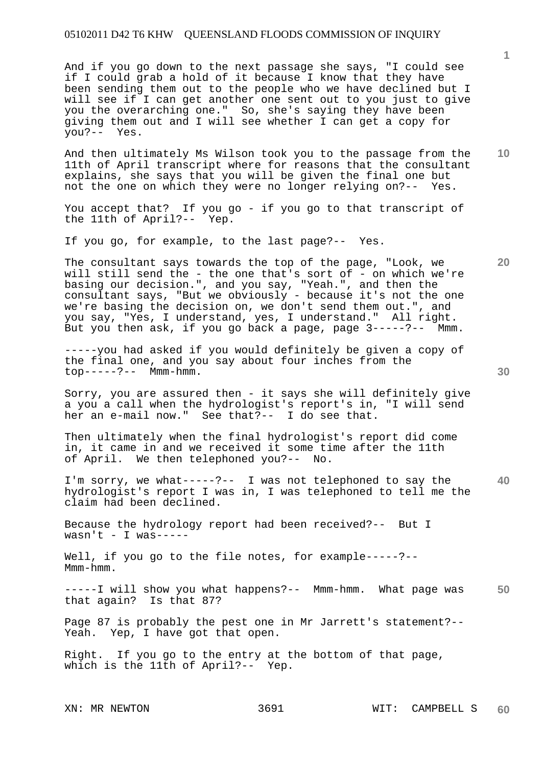And if you go down to the next passage she says, "I could see if I could grab a hold of it because I know that they have been sending them out to the people who we have declined but I will see if I can get another one sent out to you just to give you the overarching one." So, she's saying they have been giving them out and I will see whether I can get a copy for you?-- Yes.

And then ultimately Ms Wilson took you to the passage from the 11th of April transcript where for reasons that the consultant explains, she says that you will be given the final one but not the one on which they were no longer relying on?-- Yes.

You accept that? If you go - if you go to that transcript of the 11th of April?-- Yep.

If you go, for example, to the last page?-- Yes.

The consultant says towards the top of the page, "Look, we will still send the - the one that's sort of - on which we're basing our decision.", and you say, "Yeah.", and then the consultant says, "But we obviously - because it's not the one we're basing the decision on, we don't send them out.", and you say, "Yes, I understand, yes, I understand." All right. But you then ask, if you go back a page, page 3-----?-- Mmm.

-----you had asked if you would definitely be given a copy of the final one, and you say about four inches from the top-----?-- Mmm-hmm.

Sorry, you are assured then - it says she will definitely give a you a call when the hydrologist's report's in, "I will send her an e-mail now." See that?-- I do see that.

Then ultimately when the final hydrologist's report did come in, it came in and we received it some time after the 11th of April. We then telephoned you?-- No.

I'm sorry, we what-----?-- I was not telephoned to say the hydrologist's report I was in, I was telephoned to tell me the claim had been declined.

Because the hydrology report had been received?-- But I wasn't - I was-----

Well, if you go to the file notes, for example-----?-- Mmm-hmm.

-----I will show you what happens?-- Mmm-hmm. What page was that again? Is that 87?

Page 87 is probably the pest one in Mr Jarrett's statement?-- Yeah. Yep, I have got that open.

Right. If you go to the entry at the bottom of that page, which is the 11th of April?-- Yep.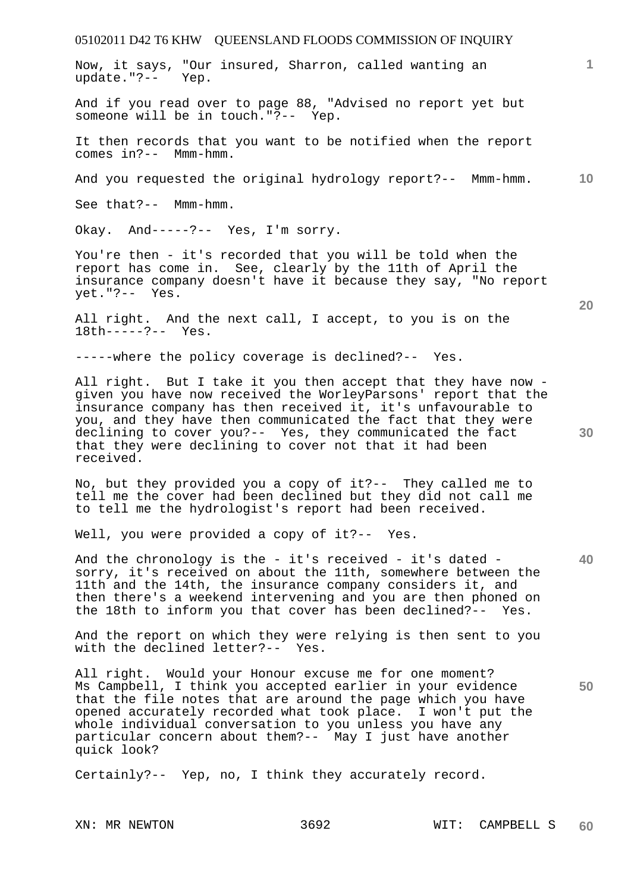Now, it says, "Our insured, Sharron, called wanting an update."?-- Yep.

And if you read over to page 88, "Advised no report yet but someone will be in touch."?-- Yep.

It then records that you want to be notified when the report comes in?-- Mmm-hmm.

And you requested the original hydrology report?-- Mmm-hmm.

See that?-- Mmm-hmm.

Okay. And-----?-- Yes, I'm sorry.

You're then - it's recorded that you will be told when the report has come in. See, clearly by the 11th of April the insurance company doesn't have it because they say, "No report yet."?-- Yes.

All right. And the next call, I accept, to you is on the 18th-----?-- Yes.

-----where the policy coverage is declined?-- Yes.

All right. But I take it you then accept that they have now - given you have now received the WorleyParsons' report that the insurance company has then received it, it's unfavourable to you, and they have then communicated the fact that they were declining to cover you?-- Yes, they communicated the fact that they were declining to cover not that it had been received.

No, but they provided you a copy of it?-- They called me to tell me the cover had been declined but they did not call me to tell me the hydrologist's report had been received.

Well, you were provided a copy of it?-- Yes.

And the chronology is the - it's received - it's dated - sorry, it's received on about the 11th, somewhere between the 11th and the 14th, the insurance company considers it, and then there's a weekend intervening and you are then phoned on the 18th to inform you that cover has been declined?-- Yes.

And the report on which they were relying is then sent to you with the declined letter?-- Yes.

All right. Would your Honour excuse me for one moment? Ms Campbell, I think you accepted earlier in your evidence that the file notes that are around the page which you have opened accurately recorded what took place. I won't put the whole individual conversation to you unless you have any particular concern about them?-- May I just have another quick look?

Certainly?-- Yep, no, I think they accurately record.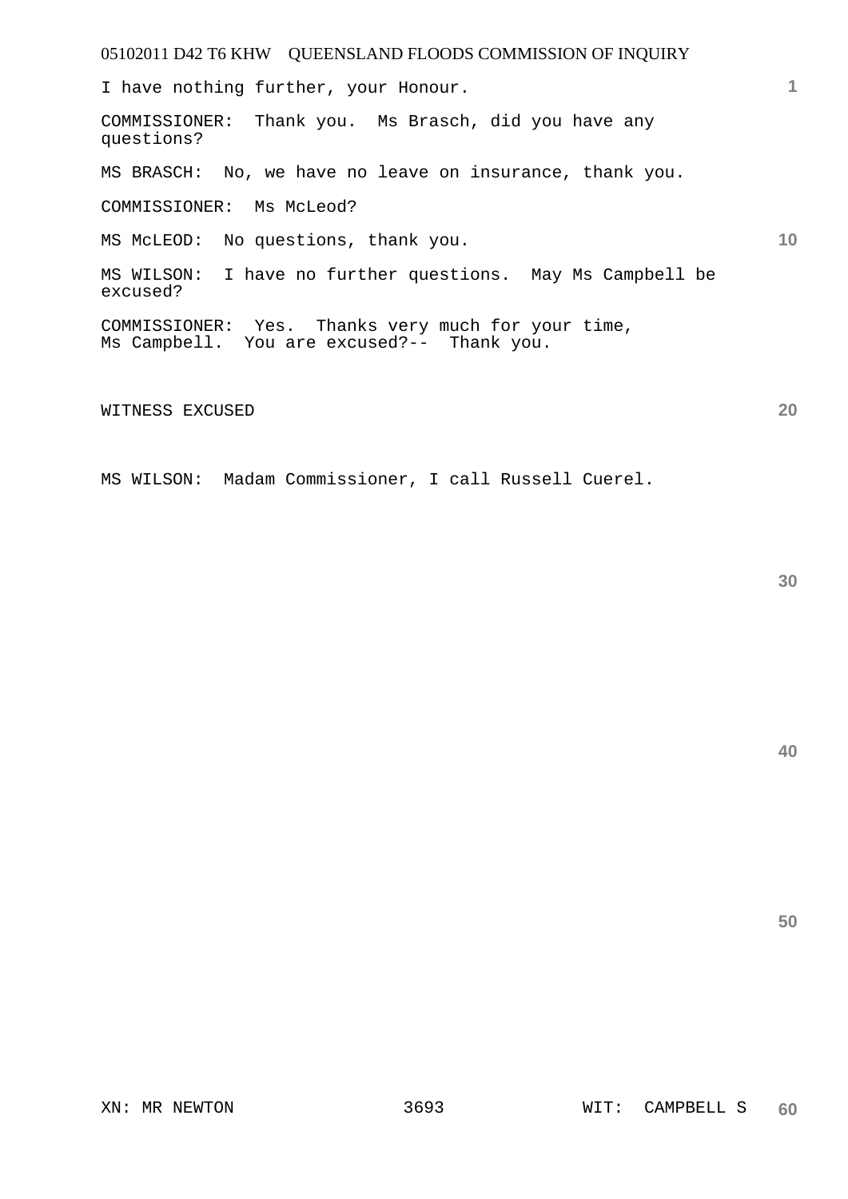I have nothing further, your Honour.

COMMISSIONER: Thank you. Ms Brasch, did you have any questions?

MS BRASCH: No, we have no leave on insurance, thank you.

COMMISSIONER: Ms McLeod?

MS McLEOD: No questions, thank you.

MS WILSON: I have no further questions. May Ms Campbell be excused?

COMMISSIONER: Yes. Thanks very much for your time, Ms Campbell. You are excused?-- Thank you.

WITNESS EXCUSED

MS WILSON: Madam Commissioner, I call Russell Cuerel.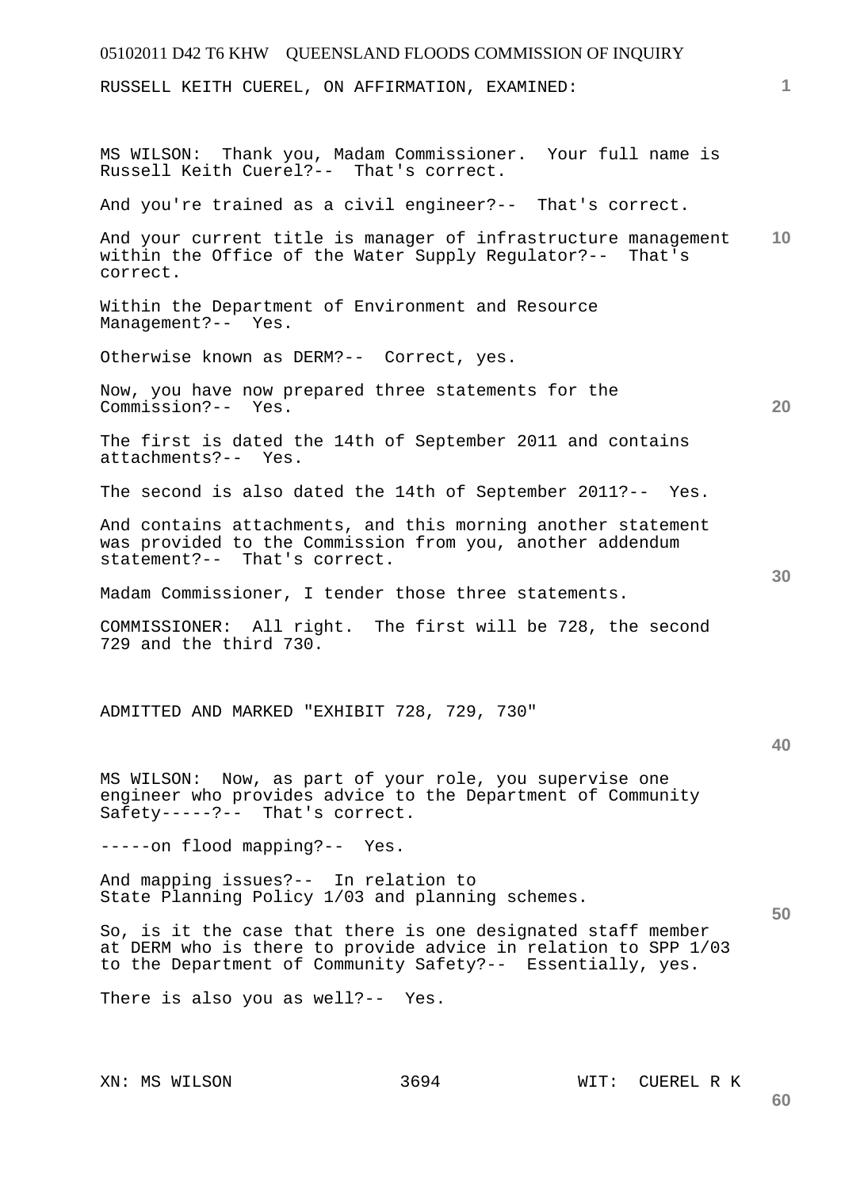RUSSELL KEITH CUEREL, ON AFFIRMATION, EXAMINED:

MS WILSON: Thank you, Madam Commissioner. Your full name is Russell Keith Cuerel?-- That's correct.

And you're trained as a civil engineer?-- That's correct.

And your current title is manager of infrastructure management within the Office of the Water Supply Regulator?-- That's correct.

Within the Department of Environment and Resource Management?-- Yes.

Otherwise known as DERM?-- Correct, yes.

Now, you have now prepared three statements for the Commission?-- Yes.

The first is dated the 14th of September 2011 and contains attachments?-- Yes.

The second is also dated the 14th of September 2011?-- Yes.

And contains attachments, and this morning another statement was provided to the Commission from you, another addendum statement?-- That's correct.

Madam Commissioner, I tender those three statements.

COMMISSIONER: All right. The first will be 728, the second 729 and the third 730.

ADMITTED AND MARKED "EXHIBIT 728, 729, 730"

MS WILSON: Now, as part of your role, you supervise one engineer who provides advice to the Department of Community Safety-----?-- That's correct.

-----on flood mapping?-- Yes.

And mapping issues?-- In relation to State Planning Policy 1/03 and planning schemes.

So, is it the case that there is one designated staff member at DERM who is there to provide advice in relation to SPP 1/03 to the Department of Community Safety?-- Essentially, yes.

There is also you as well?-- Yes.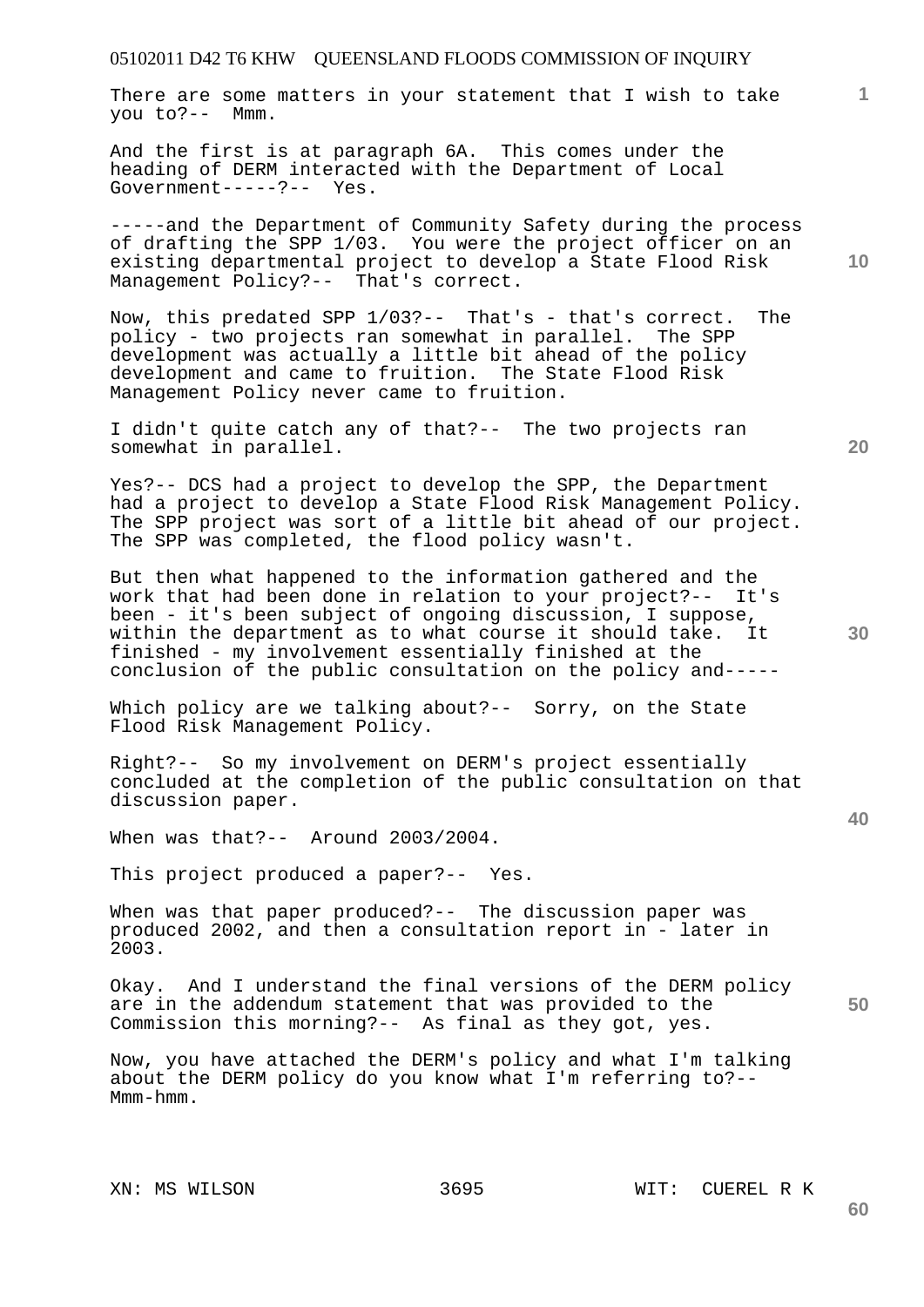There are some matters in your statement that I wish to take you to?-- Mmm.

And the first is at paragraph 6A. This comes under the heading of DERM interacted with the Department of Local Government-----?-- Yes.

-----and the Department of Community Safety during the process of drafting the SPP 1/03. You were the project officer on an existing departmental project to develop a State Flood Risk Management Policy?-- That's correct.

Now, this predated SPP 1/03?-- That's - that's correct. The policy - two projects ran somewhat in parallel. The SPP development was actually a little bit ahead of the policy development and came to fruition. The State Flood Risk Management Policy never came to fruition.

I didn't quite catch any of that?-- The two projects ran somewhat in parallel.

Yes?-- DCS had a project to develop the SPP, the Department had a project to develop a State Flood Risk Management Policy. The SPP project was sort of a little bit ahead of our project. The SPP was completed, the flood policy wasn't.

But then what happened to the information gathered and the work that had been done in relation to your project?-- It's been - it's been subject of ongoing discussion, I suppose, within the department as to what course it should take. It finished - my involvement essentially finished at the conclusion of the public consultation on the policy and-----

Which policy are we talking about?-- Sorry, on the State Flood Risk Management Policy.

Right?-- So my involvement on DERM's project essentially concluded at the completion of the public consultation on that discussion paper.

When was that?-- Around 2003/2004.

This project produced a paper?-- Yes.

When was that paper produced?-- The discussion paper was produced 2002, and then a consultation report in - later in 2003.

Okay. And I understand the final versions of the DERM policy are in the addendum statement that was provided to the Commission this morning?-- As final as they got, yes.

Now, you have attached the DERM's policy and what I'm talking about the DERM policy do you know what I'm referring to?-- Mmm-hmm.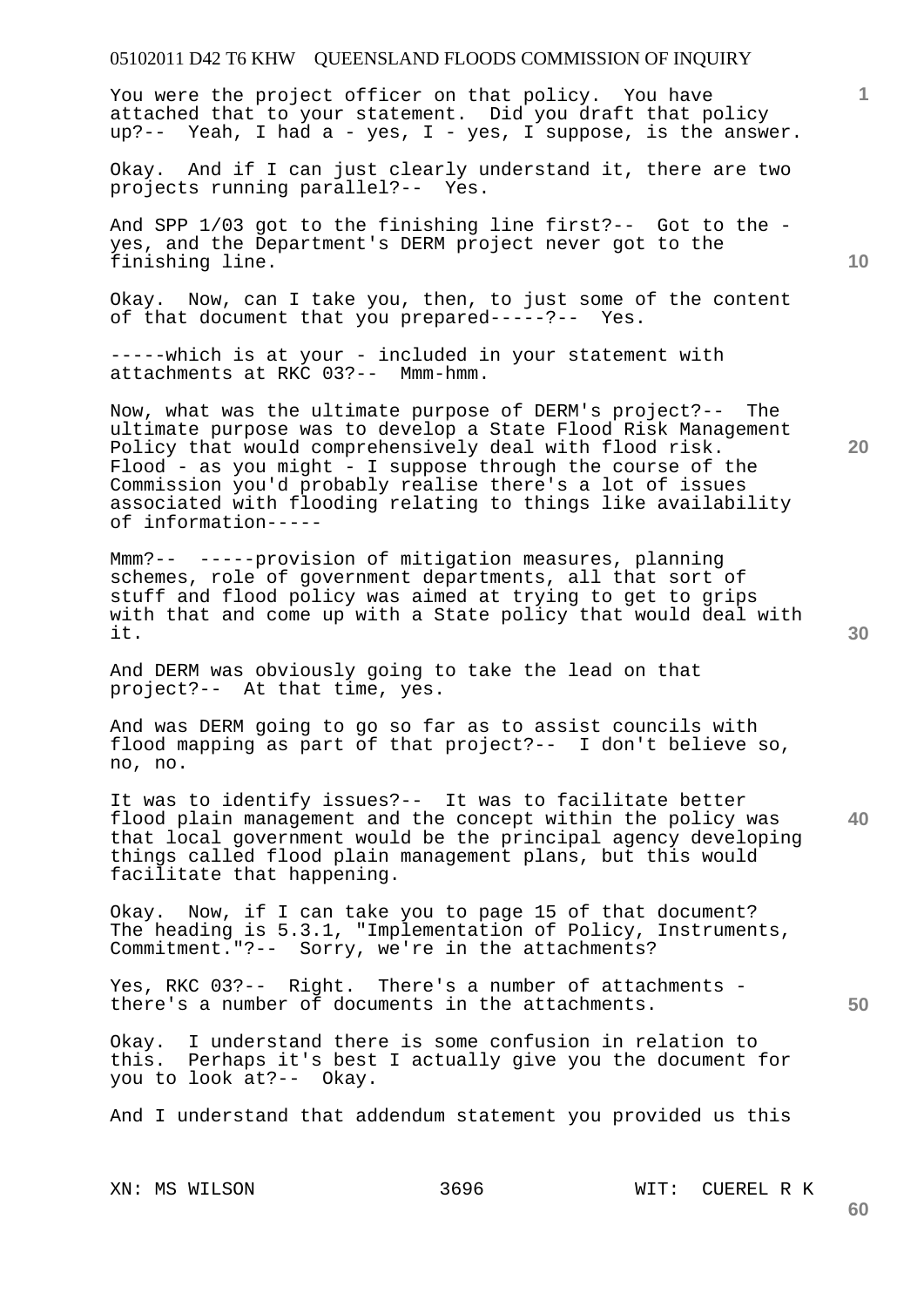You were the project officer on that policy. You have attached that to your statement. Did you draft that policy up?-- Yeah, I had a - yes, I - yes, I suppose, is the answer.

Okay. And if I can just clearly understand it, there are two projects running parallel?-- Yes.

And SPP 1/03 got to the finishing line first?-- Got to the - yes, and the Department's DERM project never got to the finishing line.

Okay. Now, can I take you, then, to just some of the content of that document that you prepared-----?-- Yes.

-----which is at your - included in your statement with attachments at RKC 03?-- Mmm-hmm.

Now, what was the ultimate purpose of DERM's project?-- The ultimate purpose was to develop a State Flood Risk Management Policy that would comprehensively deal with flood risk. Flood - as you might - I suppose through the course of the Commission you'd probably realise there's a lot of issues associated with flooding relating to things like availability of information-----

Mmm?-- -----provision of mitigation measures, planning schemes, role of government departments, all that sort of stuff and flood policy was aimed at trying to get to grips with that and come up with a State policy that would deal with it.

And DERM was obviously going to take the lead on that project?-- At that time, yes.

And was DERM going to go so far as to assist councils with flood mapping as part of that project?-- I don't believe so, no, no.

It was to identify issues?-- It was to facilitate better flood plain management and the concept within the policy was that local government would be the principal agency developing things called flood plain management plans, but this would facilitate that happening.

Okay. Now, if I can take you to page 15 of that document? The heading is 5.3.1, "Implementation of Policy, Instruments, Commitment."?-- Sorry, we're in the attachments?

Yes, RKC 03?-- Right. There's a number of attachments - there's a number of documents in the attachments.

Okay. I understand there is some confusion in relation to this. Perhaps it's best I actually give you the document for you to look at?-- Okay.

And I understand that addendum statement you provided us this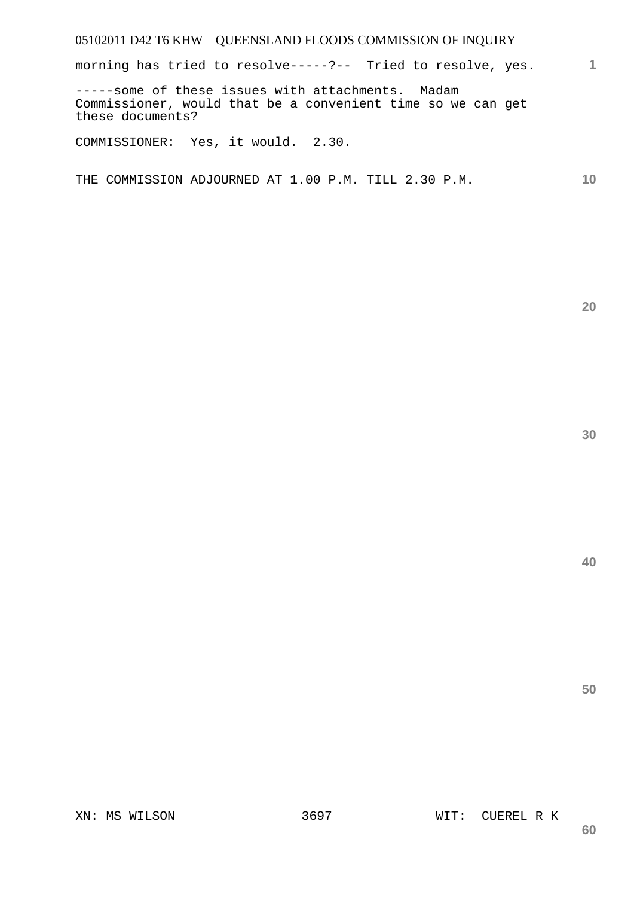morning has tried to resolve-----?-- Tried to resolve, yes.

-----some of these issues with attachments. Madam Commissioner, would that be a convenient time so we can get these documents?

COMMISSIONER: Yes, it would. 2.30.

THE COMMISSION ADJOURNED AT 1.00 P.M. TILL 2.30 P.M.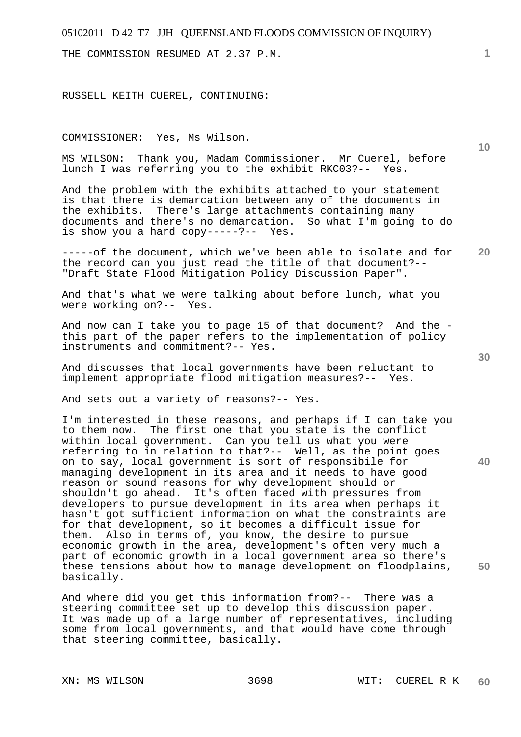THE COMMISSION RESUMED AT 2.37 P.M.

RUSSELL KEITH CUEREL, CONTINUING:

COMMISSIONER: Yes, Ms Wilson.

MS WILSON: Thank you, Madam Commissioner. Mr Cuerel, before lunch I was referring you to the exhibit RKC03?-- Yes.

And the problem with the exhibits attached to your statement is that there is demarcation between any of the documents in the exhibits. There's large attachments containing many documents and there's no demarcation. So what I'm going to do is show you a hard copy-----?-- Yes.

-----of the document, which we've been able to isolate and for the record can you just read the title of that document?-- "Draft State Flood Mitigation Policy Discussion Paper".

And that's what we were talking about before lunch, what you were working on?-- Yes.

And now can I take you to page 15 of that document? And the - this part of the paper refers to the implementation of policy instruments and commitment?-- Yes.

And discusses that local governments have been reluctant to implement appropriate flood mitigation measures?-- Yes.

And sets out a variety of reasons?-- Yes.

I'm interested in these reasons, and perhaps if I can take you to them now. The first one that you state is the conflict within local government. Can you tell us what you were referring to in relation to that?-- Well, as the point goes on to say, local government is sort of responsibile for managing development in its area and it needs to have good reason or sound reasons for why development should or shouldn't go ahead. It's often faced with pressures from developers to pursue development in its area when perhaps it hasn't got sufficient information on what the constraints are for that development, so it becomes a difficult issue for them. Also in terms of, you know, the desire to pursue economic growth in the area, development's often very much a part of economic growth in a local government area so there's these tensions about how to manage development on floodplains, basically.

And where did you get this information from?-- There was a steering committee set up to develop this discussion paper. It was made up of a large number of representatives, including some from local governments, and that would have come through that steering committee, basically.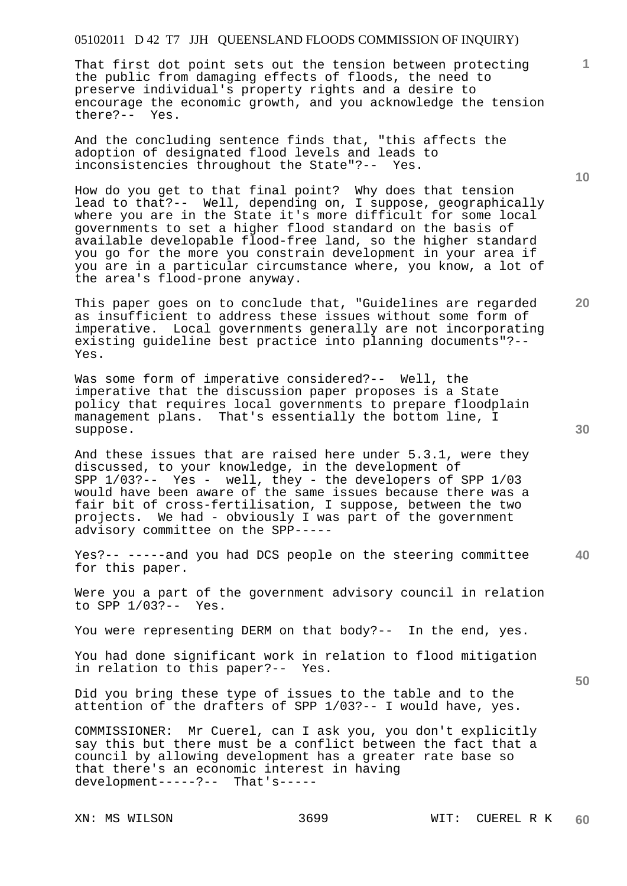That first dot point sets out the tension between protecting the public from damaging effects of floods, the need to preserve individual's property rights and a desire to encourage the economic growth, and you acknowledge the tension there?-- Yes.

And the concluding sentence finds that, "this affects the adoption of designated flood levels and leads to inconsistencies throughout the State"?-- Yes.

How do you get to that final point? Why does that tension lead to that?-- Well, depending on, I suppose, geographically where you are in the State it's more difficult for some local governments to set a higher flood standard on the basis of available developable flood-free land, so the higher standard you go for the more you constrain development in your area if you are in a particular circumstance where, you know, a lot of the area's flood-prone anyway.

This paper goes on to conclude that, "Guidelines are regarded as insufficient to address these issues without some form of imperative. Local governments generally are not incorporating existing guideline best practice into planning documents"?-- Yes.

Was some form of imperative considered?-- Well, the imperative that the discussion paper proposes is a State policy that requires local governments to prepare floodplain management plans. That's essentially the bottom line, I suppose.

And these issues that are raised here under 5.3.1, were they discussed, to your knowledge, in the development of SPP 1/03?-- Yes - well, they - the developers of SPP 1/03 would have been aware of the same issues because there was a fair bit of cross-fertilisation, I suppose, between the two projects. We had - obviously I was part of the government advisory committee on the SPP-----

Yes?-- -----and you had DCS people on the steering committee for this paper.

Were you a part of the government advisory council in relation to SPP 1/03?-- Yes.

You were representing DERM on that body?-- In the end, yes.

You had done significant work in relation to flood mitigation in relation to this paper?-- Yes.

Did you bring these type of issues to the table and to the attention of the drafters of SPP 1/03?-- I would have, yes.

COMMISSIONER: Mr Cuerel, can I ask you, you don't explicitly say this but there must be a conflict between the fact that a council by allowing development has a greater rate base so that there's an economic interest in having development-----?-- That's-----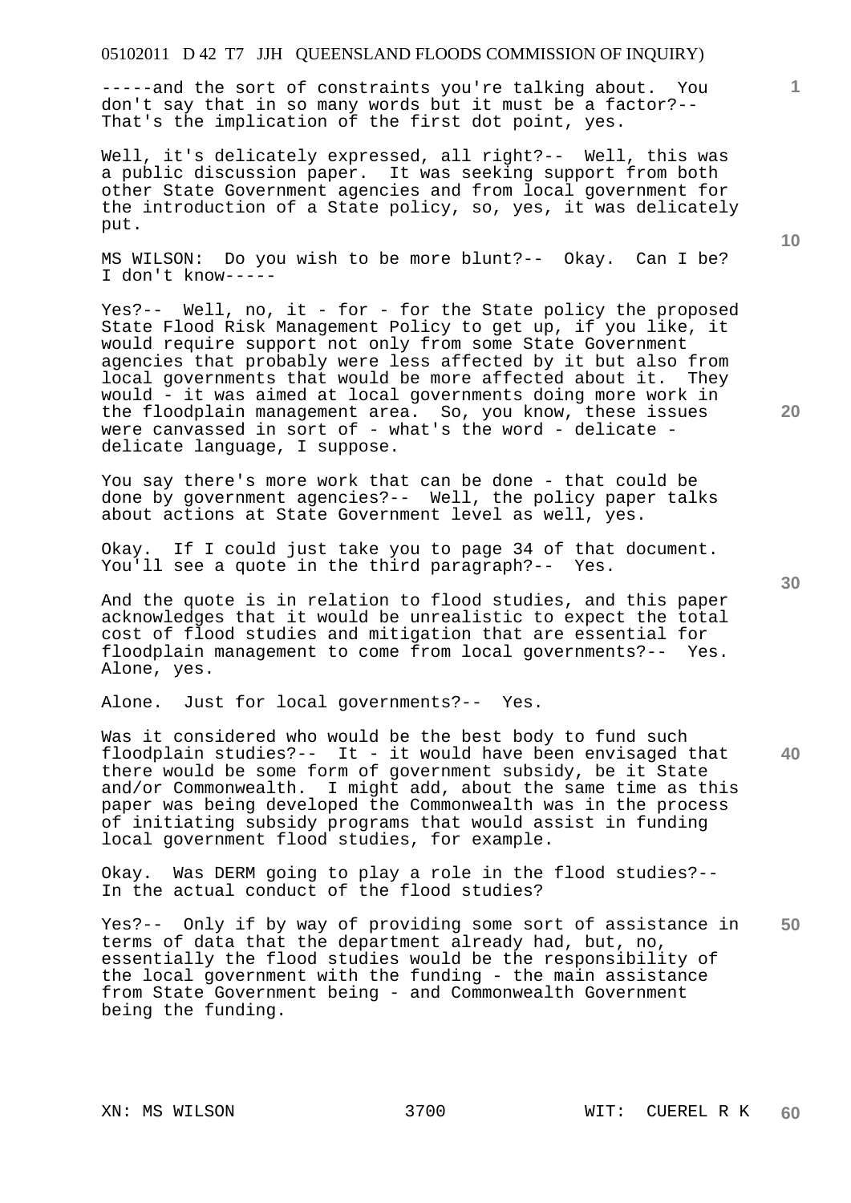-----and the sort of constraints you're talking about. You don't say that in so many words but it must be a factor?-- That's the implication of the first dot point, yes.

Well, it's delicately expressed, all right?-- Well, this was a public discussion paper. It was seeking support from both other State Government agencies and from local government for the introduction of a State policy, so, yes, it was delicately put.

MS WILSON: Do you wish to be more blunt?-- Okay. Can I be? I don't know-----

Yes?-- Well, no, it - for - for the State policy the proposed State Flood Risk Management Policy to get up, if you like, it would require support not only from some State Government agencies that probably were less affected by it but also from local governments that would be more affected about it. They would - it was aimed at local governments doing more work in the floodplain management area. So, you know, these issues were canvassed in sort of - what's the word - delicate - delicate language, I suppose.

You say there's more work that can be done - that could be done by government agencies?-- Well, the policy paper talks about actions at State Government level as well, yes.

Okay. If I could just take you to page 34 of that document. You'll see a quote in the third paragraph?-- Yes.

And the quote is in relation to flood studies, and this paper acknowledges that it would be unrealistic to expect the total cost of flood studies and mitigation that are essential for floodplain management to come from local governments?-- Yes. Alone, yes.

Alone. Just for local governments?-- Yes.

Was it considered who would be the best body to fund such floodplain studies?-- It - it would have been envisaged that there would be some form of government subsidy, be it State and/or Commonwealth. I might add, about the same time as this paper was being developed the Commonwealth was in the process of initiating subsidy programs that would assist in funding local government flood studies, for example.

Okay. Was DERM going to play a role in the flood studies?-- In the actual conduct of the flood studies?

Yes?-- Only if by way of providing some sort of assistance in terms of data that the department already had, but, no, essentially the flood studies would be the responsibility of the local government with the funding - the main assistance from State Government being - and Commonwealth Government being the funding.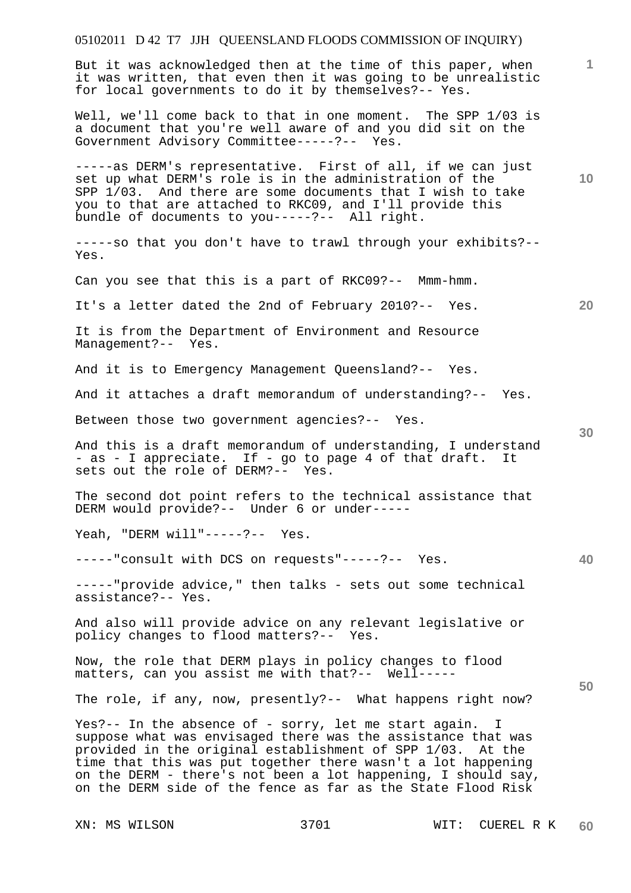But it was acknowledged then at the time of this paper, when it was written, that even then it was going to be unrealistic for local governments to do it by themselves?-- Yes.

Well, we'll come back to that in one moment. The SPP 1/03 is a document that you're well aware of and you did sit on the Government Advisory Committee-----?-- Yes.

-----as DERM's representative. First of all, if we can just set up what DERM's role is in the administration of the SPP 1/03. And there are some documents that I wish to take you to that are attached to RKC09, and I'll provide this bundle of documents to you-----?-- All right.

-----so that you don't have to trawl through your exhibits?-- Yes.

Can you see that this is a part of RKC09?-- Mmm-hmm.

It's a letter dated the 2nd of February 2010?-- Yes.

It is from the Department of Environment and Resource Management?-- Yes.

And it is to Emergency Management Queensland?-- Yes.

And it attaches a draft memorandum of understanding?-- Yes.

Between those two government agencies?-- Yes.

And this is a draft memorandum of understanding, I understand - as - I appreciate. If - go to page 4 of that draft. It sets out the role of DERM?-- Yes.

The second dot point refers to the technical assistance that DERM would provide?-- Under 6 or under-----

Yeah, "DERM will"-----?-- Yes.

-----"consult with DCS on requests"-----?-- Yes.

-----"provide advice," then talks - sets out some technical assistance?-- Yes.

And also will provide advice on any relevant legislative or policy changes to flood matters?-- Yes.

Now, the role that DERM plays in policy changes to flood matters, can you assist me with that?-- Well-----

The role, if any, now, presently?-- What happens right now?

Yes?-- In the absence of - sorry, let me start again. I suppose what was envisaged there was the assistance that was provided in the original establishment of SPP 1/03. At the time that this was put together there wasn't a lot happening on the DERM - there's not been a lot happening, I should say, on the DERM side of the fence as far as the State Flood Risk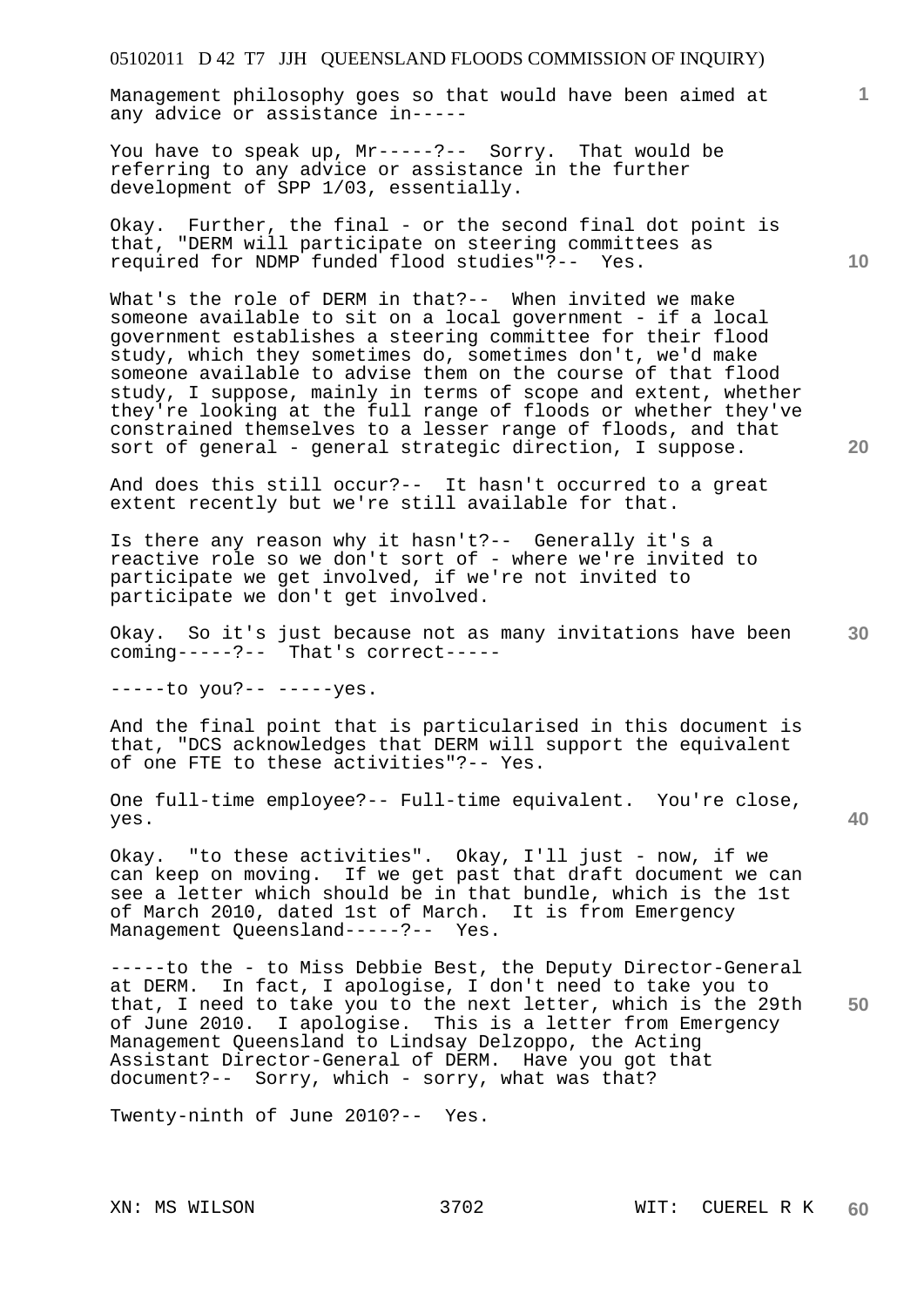Management philosophy goes so that would have been aimed at any advice or assistance in-----

You have to speak up, Mr-----?-- Sorry. That would be referring to any advice or assistance in the further development of SPP 1/03, essentially.

Okay. Further, the final - or the second final dot point is that, "DERM will participate on steering committees as required for NDMP funded flood studies"?-- Yes.

What's the role of DERM in that?-- When invited we make someone available to sit on a local government - if a local government establishes a steering committee for their flood study, which they sometimes do, sometimes don't, we'd make someone available to advise them on the course of that flood study, I suppose, mainly in terms of scope and extent, whether they're looking at the full range of floods or whether they've constrained themselves to a lesser range of floods, and that sort of general - general strategic direction, I suppose.

And does this still occur?-- It hasn't occurred to a great extent recently but we're still available for that.

Is there any reason why it hasn't?-- Generally it's a reactive role so we don't sort of - where we're invited to participate we get involved, if we're not invited to participate we don't get involved.

Okay. So it's just because not as many invitations have been coming-----?-- That's correct-----

-----to you?-- -----yes.

And the final point that is particularised in this document is that, "DCS acknowledges that DERM will support the equivalent of one FTE to these activities"?-- Yes.

One full-time employee?-- Full-time equivalent. You're close, yes.

Okay. "to these activities". Okay, I'll just - now, if we can keep on moving. If we get past that draft document we can see a letter which should be in that bundle, which is the 1st of March 2010, dated 1st of March. It is from Emergency Management Queensland-----?-- Yes.

-----to the - to Miss Debbie Best, the Deputy Director-General at DERM. In fact, I apologise, I don't need to take you to that, I need to take you to the next letter, which is the 29th of June 2010. I apologise. This is a letter from Emergency Management Queensland to Lindsay Delzoppo, the Acting Assistant Director-General of DERM. Have you got that document?-- Sorry, which - sorry, what was that?

Twenty-ninth of June 2010?-- Yes.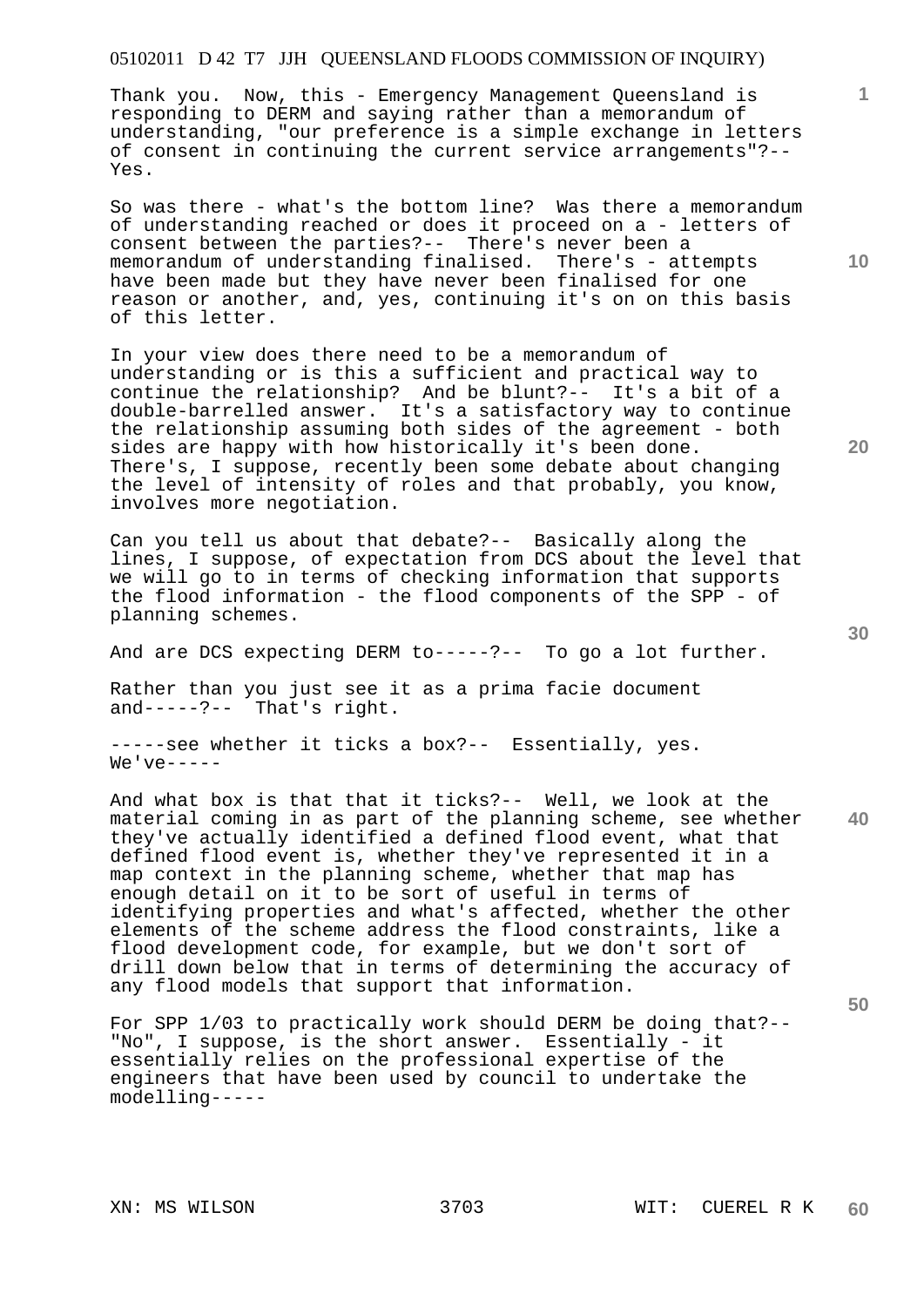Thank you. Now, this - Emergency Management Queensland is responding to DERM and saying rather than a memorandum of understanding, "our preference is a simple exchange in letters of consent in continuing the current service arrangements"?-- Yes.

So was there - what's the bottom line? Was there a memorandum of understanding reached or does it proceed on a - letters of consent between the parties?-- There's never been a memorandum of understanding finalised. There's - attempts have been made but they have never been finalised for one reason or another, and, yes, continuing it's on on this basis of this letter.

In your view does there need to be a memorandum of understanding or is this a sufficient and practical way to continue the relationship? And be blunt?-- It's a bit of a double-barrelled answer. It's a satisfactory way to continue the relationship assuming both sides of the agreement - both sides are happy with how historically it's been done. There's, I suppose, recently been some debate about changing the level of intensity of roles and that probably, you know, involves more negotiation.

Can you tell us about that debate?-- Basically along the lines, I suppose, of expectation from DCS about the level that we will go to in terms of checking information that supports the flood information - the flood components of the SPP - of planning schemes.

And are DCS expecting DERM to-----?-- To go a lot further.

Rather than you just see it as a prima facie document and-----?-- That's right.

-----see whether it ticks a box?-- Essentially, yes. We've-----

And what box is that that it ticks?-- Well, we look at the material coming in as part of the planning scheme, see whether they've actually identified a defined flood event, what that defined flood event is, whether they've represented it in a map context in the planning scheme, whether that map has enough detail on it to be sort of useful in terms of identifying properties and what's affected, whether the other elements of the scheme address the flood constraints, like a flood development code, for example, but we don't sort of drill down below that in terms of determining the accuracy of any flood models that support that information.

For SPP 1/03 to practically work should DERM be doing that?-- "No", I suppose, is the short answer. Essentially - it essentially relies on the professional expertise of the engineers that have been used by council to undertake the modelling-----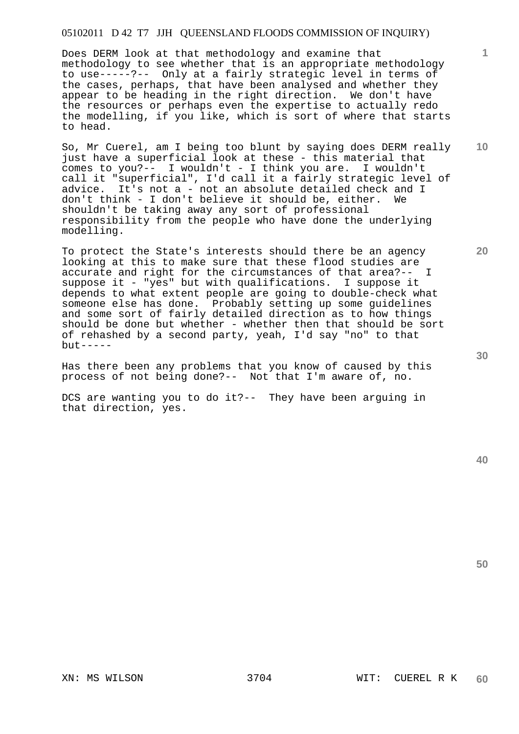Does DERM look at that methodology and examine that methodology to see whether that is an appropriate methodology to use-----?-- Only at a fairly strategic level in terms of the cases, perhaps, that have been analysed and whether they appear to be heading in the right direction. We don't have the resources or perhaps even the expertise to actually redo the modelling, if you like, which is sort of where that starts to head.

So, Mr Cuerel, am I being too blunt by saying does DERM really just have a superficial look at these - this material that comes to you?-- I wouldn't - I think you are. I wouldn't call it "superficial", I'd call it a fairly strategic level of advice. It's not a - not an absolute detailed check and I don't think - I don't believe it should be, either. We shouldn't be taking away any sort of professional responsibility from the people who have done the underlying modelling.

To protect the State's interests should there be an agency looking at this to make sure that these flood studies are accurate and right for the circumstances of that area?-- I suppose it - "yes" but with qualifications. I suppose it depends to what extent people are going to double-check what someone else has done. Probably setting up some guidelines and some sort of fairly detailed direction as to how things should be done but whether - whether then that should be sort of rehashed by a second party, yeah, I'd say "no" to that but-----

Has there been any problems that you know of caused by this process of not being done?-- Not that I'm aware of, no.

DCS are wanting you to do it?-- They have been arguing in that direction, yes.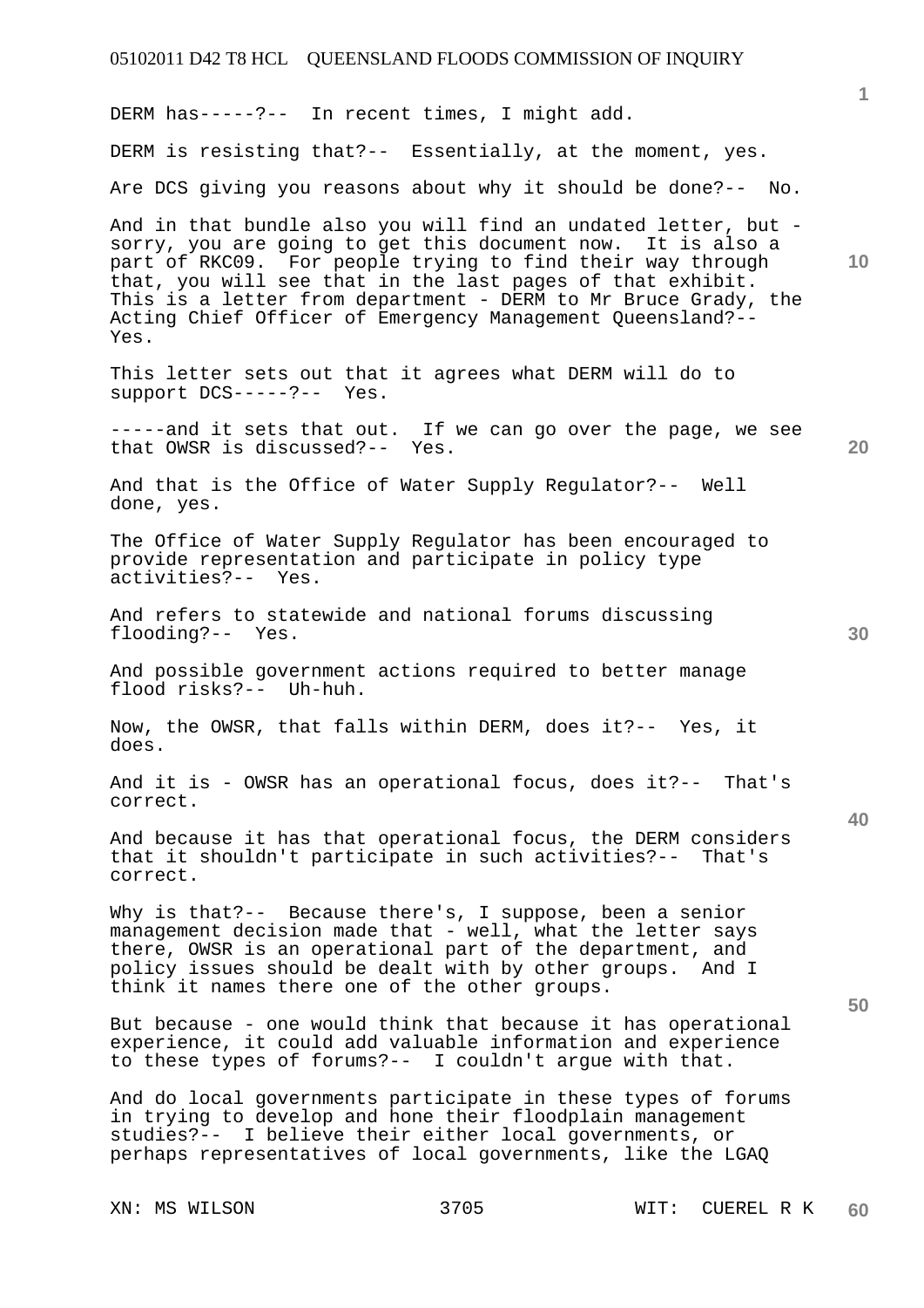DERM has-----?-- In recent times, I might add.

DERM is resisting that?-- Essentially, at the moment, yes.

Are DCS giving you reasons about why it should be done?-- No.

And in that bundle also you will find an undated letter, but - sorry, you are going to get this document now. It is also a part of RKC09. For people trying to find their way through that, you will see that in the last pages of that exhibit. This is a letter from department - DERM to Mr Bruce Grady, the Acting Chief Officer of Emergency Management Queensland?-- Yes.

This letter sets out that it agrees what DERM will do to support DCS-----?-- Yes.

-----and it sets that out. If we can go over the page, we see that OWSR is discussed?-- Yes.

And that is the Office of Water Supply Regulator?-- Well done, yes.

The Office of Water Supply Regulator has been encouraged to provide representation and participate in policy type activities?-- Yes.

And refers to statewide and national forums discussing flooding?-- Yes.

And possible government actions required to better manage flood risks?-- Uh-huh.

Now, the OWSR, that falls within DERM, does it?-- Yes, it does.

And it is - OWSR has an operational focus, does it?-- That's correct.

And because it has that operational focus, the DERM considers that it shouldn't participate in such activities?-- That's correct.

Why is that?-- Because there's, I suppose, been a senior management decision made that - well, what the letter says there, OWSR is an operational part of the department, and policy issues should be dealt with by other groups. And I think it names there one of the other groups.

But because - one would think that because it has operational experience, it could add valuable information and experience to these types of forums?-- I couldn't argue with that.

And do local governments participate in these types of forums in trying to develop and hone their floodplain management studies?-- I believe their either local governments, or perhaps representatives of local governments, like the LGAQ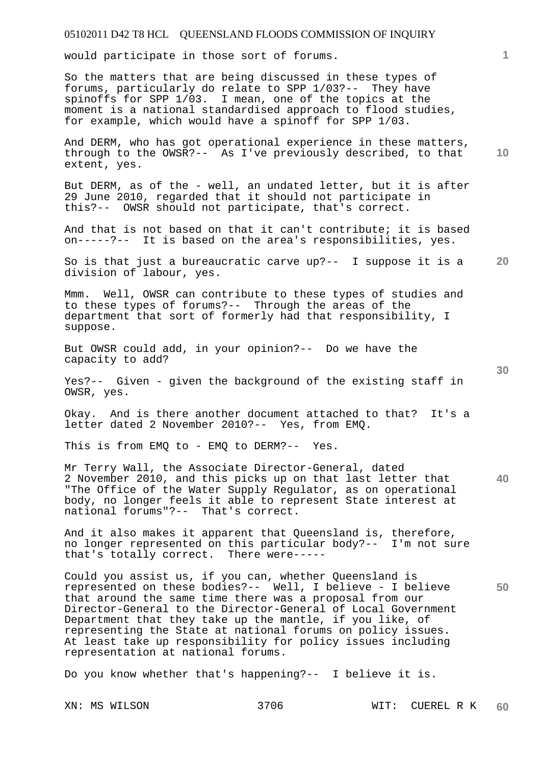would participate in those sort of forums.

So the matters that are being discussed in these types of forums, particularly do relate to SPP 1/03?-- They have spinoffs for SPP 1/03. I mean, one of the topics at the moment is a national standardised approach to flood studies, for example, which would have a spinoff for SPP 1/03.

And DERM, who has got operational experience in these matters, through to the OWSR?-- As I've previously described, to that extent, yes.

But DERM, as of the - well, an undated letter, but it is after 29 June 2010, regarded that it should not participate in this?-- OWSR should not participate, that's correct.

And that is not based on that it can't contribute; it is based on-----?-- It is based on the area's responsibilities, yes.

So is that just a bureaucratic carve up?-- I suppose it is a division of labour, yes.

Mmm. Well, OWSR can contribute to these types of studies and to these types of forums?-- Through the areas of the department that sort of formerly had that responsibility, I suppose.

But OWSR could add, in your opinion?-- Do we have the capacity to add?

Yes?-- Given - given the background of the existing staff in OWSR, yes.

Okay. And is there another document attached to that? It's a letter dated 2 November 2010?-- Yes, from EMQ.

This is from EMQ to - EMQ to DERM?-- Yes.

Mr Terry Wall, the Associate Director-General, dated 2 November 2010, and this picks up on that last letter that "The Office of the Water Supply Regulator, as on operational body, no longer feels it able to represent State interest at national forums"?-- That's correct.

And it also makes it apparent that Queensland is, therefore, no longer represented on this particular body?-- I'm not sure that's totally correct. There were-----

Could you assist us, if you can, whether Queensland is represented on these bodies?-- Well, I believe - I believe that around the same time there was a proposal from our Director-General to the Director-General of Local Government Department that they take up the mantle, if you like, of representing the State at national forums on policy issues. At least take up responsibility for policy issues including representation at national forums.

Do you know whether that's happening?-- I believe it is.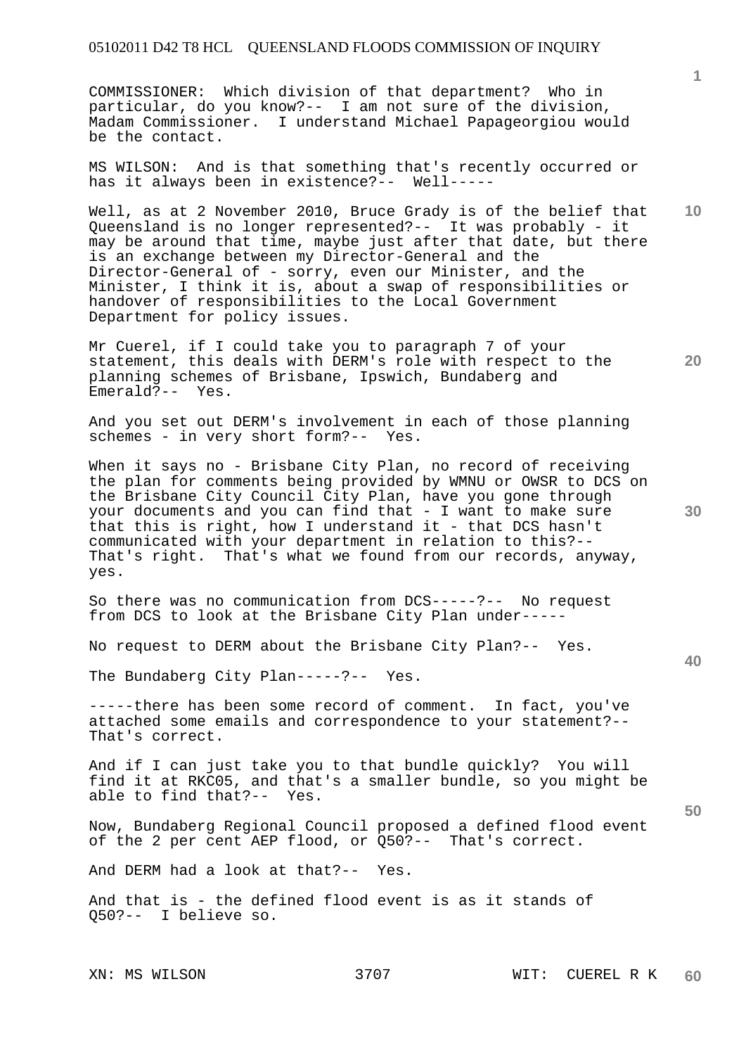COMMISSIONER: Which division of that department? Who in particular, do you know?-- I am not sure of the division, Madam Commissioner. I understand Michael Papageorgiou would be the contact.

MS WILSON: And is that something that's recently occurred or has it always been in existence?-- Well-----

Well, as at 2 November 2010, Bruce Grady is of the belief that Queensland is no longer represented?-- It was probably - it may be around that time, maybe just after that date, but there is an exchange between my Director-General and the Director-General of - sorry, even our Minister, and the Minister, I think it is, about a swap of responsibilities or handover of responsibilities to the Local Government Department for policy issues.

Mr Cuerel, if I could take you to paragraph 7 of your statement, this deals with DERM's role with respect to the planning schemes of Brisbane, Ipswich, Bundaberg and Emerald?-- Yes.

And you set out DERM's involvement in each of those planning schemes - in very short form?-- Yes.

When it says no - Brisbane City Plan, no record of receiving the plan for comments being provided by WMNU or OWSR to DCS on the Brisbane City Council City Plan, have you gone through your documents and you can find that - I want to make sure that this is right, how I understand it - that DCS hasn't communicated with your department in relation to this?-- That's right. That's what we found from our records, anyway, yes.

So there was no communication from DCS-----?-- No request from DCS to look at the Brisbane City Plan under-----

No request to DERM about the Brisbane City Plan?-- Yes.

The Bundaberg City Plan-----?-- Yes.

-----there has been some record of comment. In fact, you've attached some emails and correspondence to your statement?-- That's correct.

And if I can just take you to that bundle quickly? You will find it at RKC05, and that's a smaller bundle, so you might be able to find that?-- Yes.

Now, Bundaberg Regional Council proposed a defined flood event of the 2 per cent AEP flood, or Q50?-- That's correct.

And DERM had a look at that?-- Yes.

And that is - the defined flood event is as it stands of Q50?-- I believe so.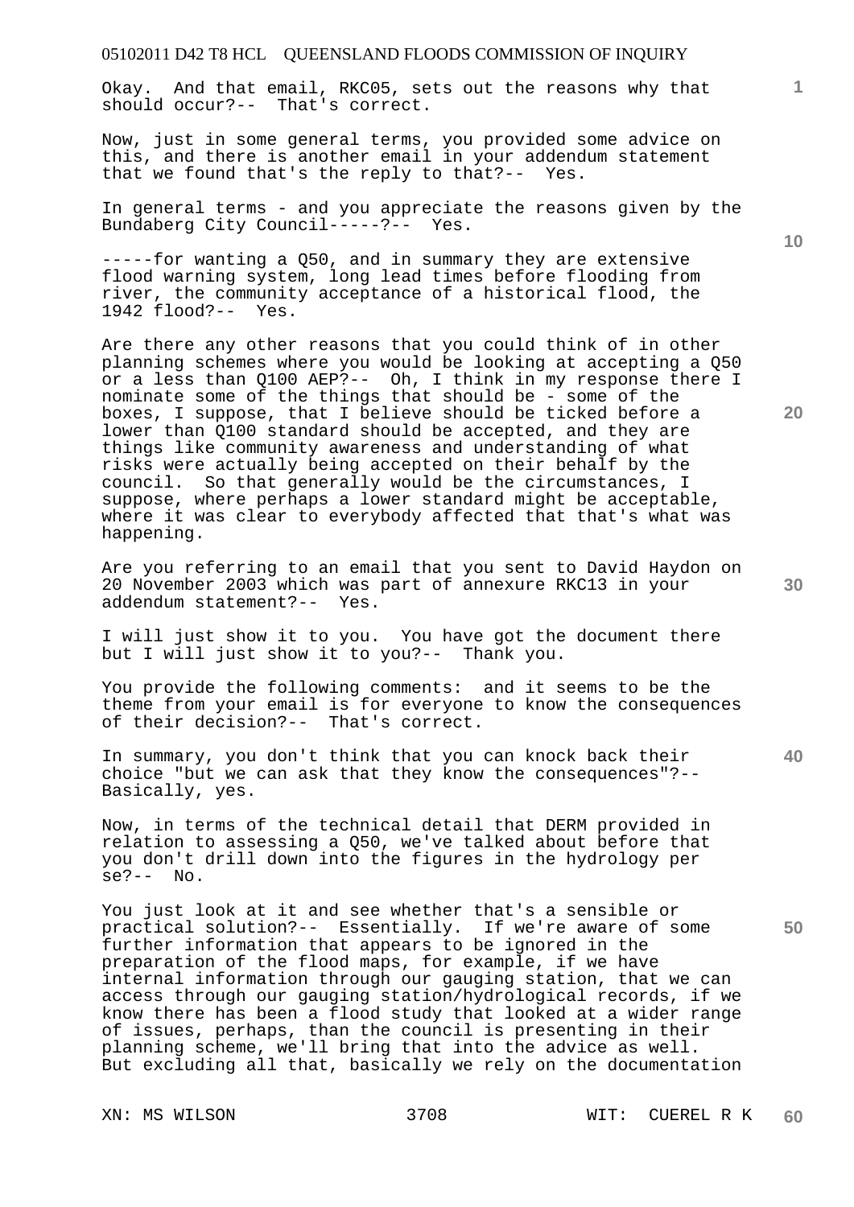Okay. And that email, RKC05, sets out the reasons why that should occur?-- That's correct.

Now, just in some general terms, you provided some advice on this, and there is another email in your addendum statement that we found that's the reply to that?-- Yes.

In general terms - and you appreciate the reasons given by the Bundaberg City Council-----?-- Yes.

-----for wanting a Q50, and in summary they are extensive flood warning system, long lead times before flooding from river, the community acceptance of a historical flood, the 1942 flood?-- Yes.

Are there any other reasons that you could think of in other planning schemes where you would be looking at accepting a Q50 or a less than Q100 AEP?-- Oh, I think in my response there I nominate some of the things that should be - some of the boxes, I suppose, that I believe should be ticked before a lower than Q100 standard should be accepted, and they are things like community awareness and understanding of what risks were actually being accepted on their behalf by the council. So that generally would be the circumstances, I suppose, where perhaps a lower standard might be acceptable, where it was clear to everybody affected that that's what was happening.

Are you referring to an email that you sent to David Haydon on 20 November 2003 which was part of annexure RKC13 in your addendum statement?-- Yes.

I will just show it to you. You have got the document there but I will just show it to you?-- Thank you.

You provide the following comments: and it seems to be the theme from your email is for everyone to know the consequences of their decision?-- That's correct.

In summary, you don't think that you can knock back their choice "but we can ask that they know the consequences"?-- Basically, yes.

Now, in terms of the technical detail that DERM provided in relation to assessing a Q50, we've talked about before that you don't drill down into the figures in the hydrology per se?-- No.

You just look at it and see whether that's a sensible or practical solution?-- Essentially. If we're aware of some further information that appears to be ignored in the preparation of the flood maps, for example, if we have internal information through our gauging station, that we can access through our gauging station/hydrological records, if we know there has been a flood study that looked at a wider range of issues, perhaps, than the council is presenting in their planning scheme, we'll bring that into the advice as well. But excluding all that, basically we rely on the documentation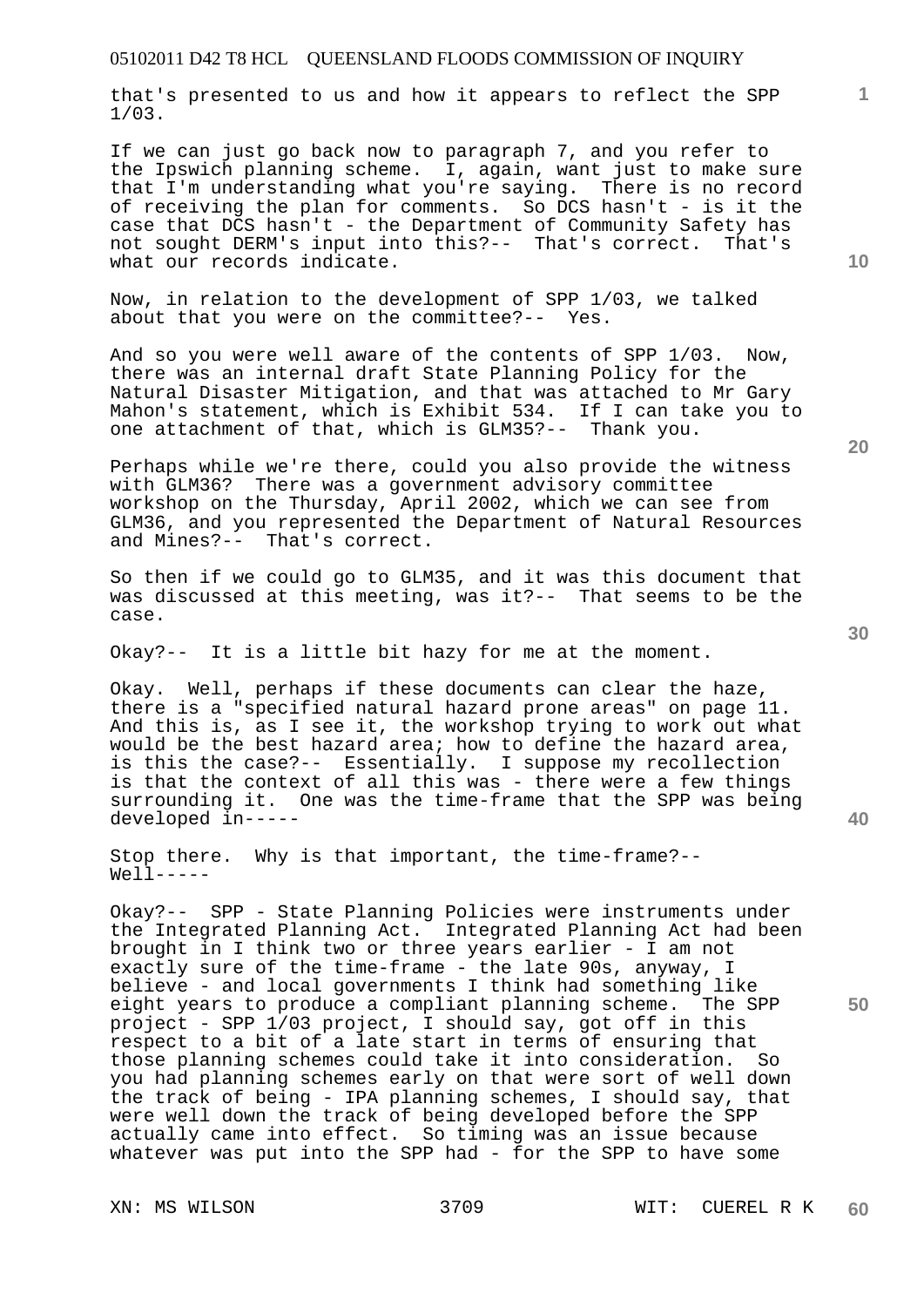that's presented to us and how it appears to reflect the SPP 1/03.

If we can just go back now to paragraph 7, and you refer to the Ipswich planning scheme. I, again, want just to make sure that I'm understanding what you're saying. There is no record of receiving the plan for comments. So DCS hasn't - is it the case that DCS hasn't - the Department of Community Safety has not sought DERM's input into this?-- That's correct. That's what our records indicate.

Now, in relation to the development of SPP 1/03, we talked about that you were on the committee?-- Yes.

And so you were well aware of the contents of SPP 1/03. Now, there was an internal draft State Planning Policy for the Natural Disaster Mitigation, and that was attached to Mr Gary Mahon's statement, which is Exhibit 534. If I can take you to one attachment of that, which is GLM35?-- Thank you.

Perhaps while we're there, could you also provide the witness with GLM36? There was a government advisory committee workshop on the Thursday, April 2002, which we can see from GLM36, and you represented the Department of Natural Resources and Mines?-- That's correct.

So then if we could go to GLM35, and it was this document that was discussed at this meeting, was it?-- That seems to be the case.

Okay?-- It is a little bit hazy for me at the moment.

Okay. Well, perhaps if these documents can clear the haze, there is a "specified natural hazard prone areas" on page 11. And this is, as I see it, the workshop trying to work out what would be the best hazard area; how to define the hazard area, is this the case?-- Essentially. I suppose my recollection is that the context of all this was - there were a few things surrounding it. One was the time-frame that the SPP was being developed in-----

Stop there. Why is that important, the time-frame?-- Well-----

Okay?-- SPP - State Planning Policies were instruments under the Integrated Planning Act. Integrated Planning Act had been brought in I think two or three years earlier - I am not exactly sure of the time-frame - the late 90s, anyway, I believe - and local governments I think had something like eight years to produce a compliant planning scheme. The SPP project - SPP 1/03 project, I should say, got off in this respect to a bit of a late start in terms of ensuring that those planning schemes could take it into consideration. So you had planning schemes early on that were sort of well down the track of being - IPA planning schemes, I should say, that were well down the track of being developed before the SPP actually came into effect. So timing was an issue because whatever was put into the SPP had - for the SPP to have some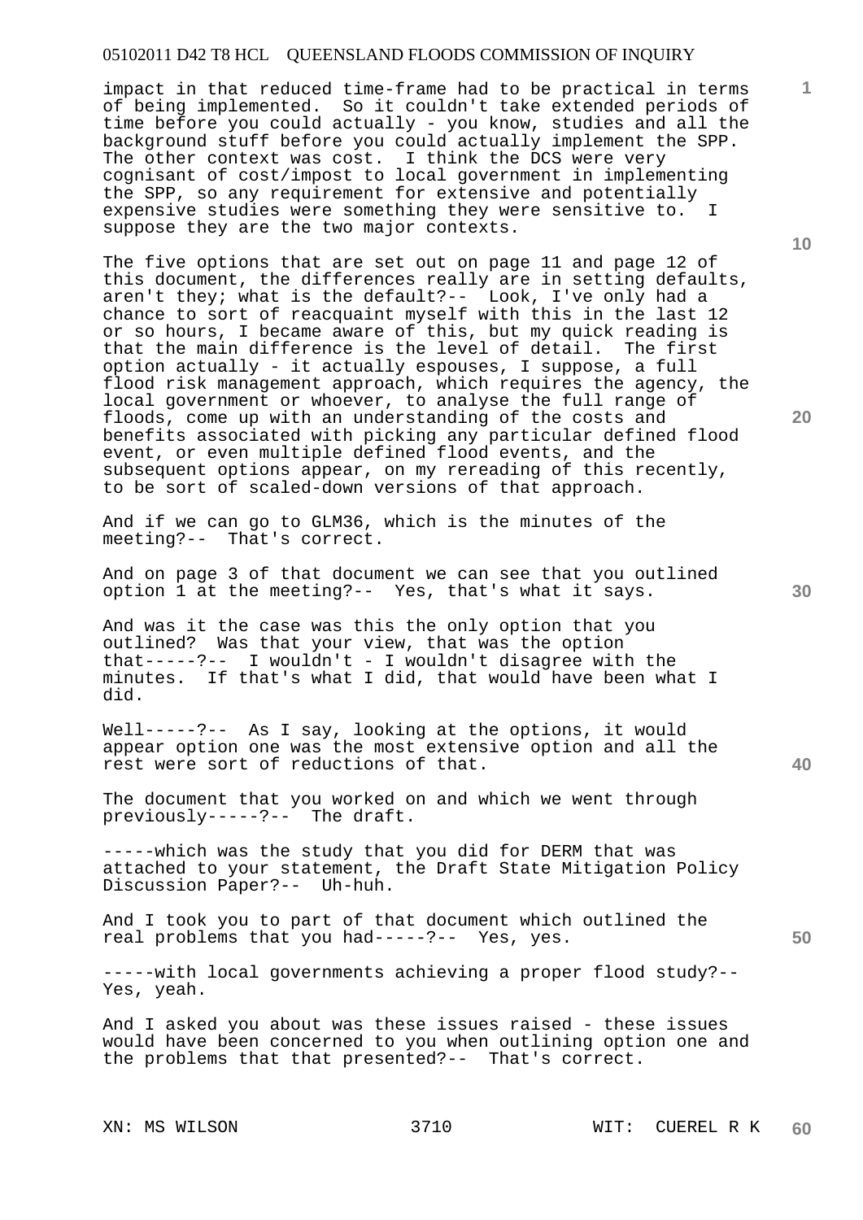impact in that reduced time-frame had to be practical in terms of being implemented. So it couldn't take extended periods of time before you could actually - you know, studies and all the background stuff before you could actually implement the SPP. The other context was cost. I think the DCS were very cognisant of cost/impost to local government in implementing the SPP, so any requirement for extensive and potentially expensive studies were something they were sensitive to. I suppose they are the two major contexts.

The five options that are set out on page 11 and page 12 of this document, the differences really are in setting defaults, aren't they; what is the default?-- Look, I've only had a chance to sort of reacquaint myself with this in the last 12 or so hours, I became aware of this, but my quick reading is that the main difference is the level of detail. The first option actually - it actually espouses, I suppose, a full flood risk management approach, which requires the agency, the local government or whoever, to analyse the full range of floods, come up with an understanding of the costs and benefits associated with picking any particular defined flood event, or even multiple defined flood events, and the subsequent options appear, on my rereading of this recently, to be sort of scaled-down versions of that approach.

And if we can go to GLM36, which is the minutes of the meeting?-- That's correct.

And on page 3 of that document we can see that you outlined option 1 at the meeting?-- Yes, that's what it says.

And was it the case was this the only option that you outlined? Was that your view, that was the option that-----?-- I wouldn't - I wouldn't disagree with the minutes. If that's what I did, that would have been what I did.

Well-----?-- As I say, looking at the options, it would appear option one was the most extensive option and all the rest were sort of reductions of that.

The document that you worked on and which we went through previously-----?-- The draft.

-----which was the study that you did for DERM that was attached to your statement, the Draft State Mitigation Policy Discussion Paper?-- Uh-huh.

And I took you to part of that document which outlined the real problems that you had-----?-- Yes, yes.

-----with local governments achieving a proper flood study?-- Yes, yeah.

And I asked you about was these issues raised - these issues would have been concerned to you when outlining option one and the problems that that presented?-- That's correct.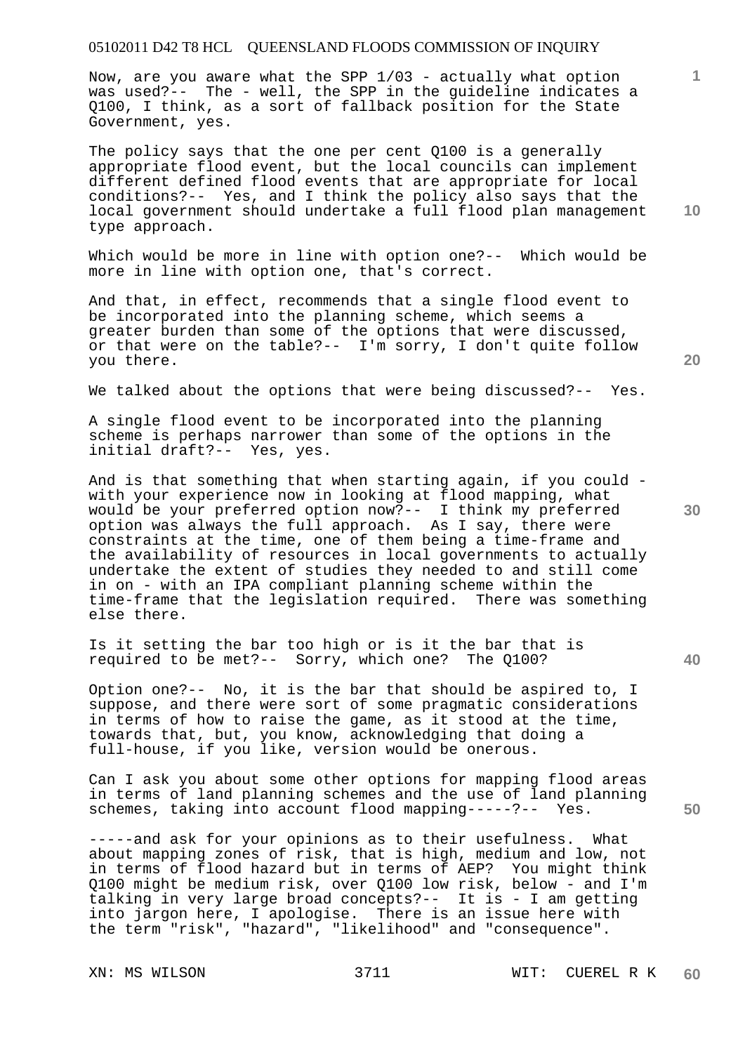Now, are you aware what the SPP 1/03 - actually what option was used?-- The - well, the SPP in the guideline indicates a Q100, I think, as a sort of fallback position for the State Government, yes.

The policy says that the one per cent Q100 is a generally appropriate flood event, but the local councils can implement different defined flood events that are appropriate for local conditions?-- Yes, and I think the policy also says that the local government should undertake a full flood plan management type approach.

Which would be more in line with option one?-- Which would be more in line with option one, that's correct.

And that, in effect, recommends that a single flood event to be incorporated into the planning scheme, which seems a greater burden than some of the options that were discussed, or that were on the table?-- I'm sorry, I don't quite follow you there.

We talked about the options that were being discussed?-- Yes.

A single flood event to be incorporated into the planning scheme is perhaps narrower than some of the options in the initial draft?-- Yes, yes.

And is that something that when starting again, if you could - with your experience now in looking at flood mapping, what would be your preferred option now?-- I think my preferred option was always the full approach. As I say, there were constraints at the time, one of them being a time-frame and the availability of resources in local governments to actually undertake the extent of studies they needed to and still come in on - with an IPA compliant planning scheme within the time-frame that the legislation required. There was something else there.

Is it setting the bar too high or is it the bar that is required to be met?-- Sorry, which one? The Q100?

Option one?-- No, it is the bar that should be aspired to, I suppose, and there were sort of some pragmatic considerations in terms of how to raise the game, as it stood at the time, towards that, but, you know, acknowledging that doing a full-house, if you like, version would be onerous.

Can I ask you about some other options for mapping flood areas in terms of land planning schemes and the use of land planning schemes, taking into account flood mapping-----?-- Yes.

-----and ask for your opinions as to their usefulness. What about mapping zones of risk, that is high, medium and low, not in terms of flood hazard but in terms of AEP? You might think Q100 might be medium risk, over Q100 low risk, below - and I'm talking in very large broad concepts?-- It is - I am getting into jargon here, I apologise. There is an issue here with the term "risk", "hazard", "likelihood" and "consequence".

XN: MS WILSON WIT: CUEREL R K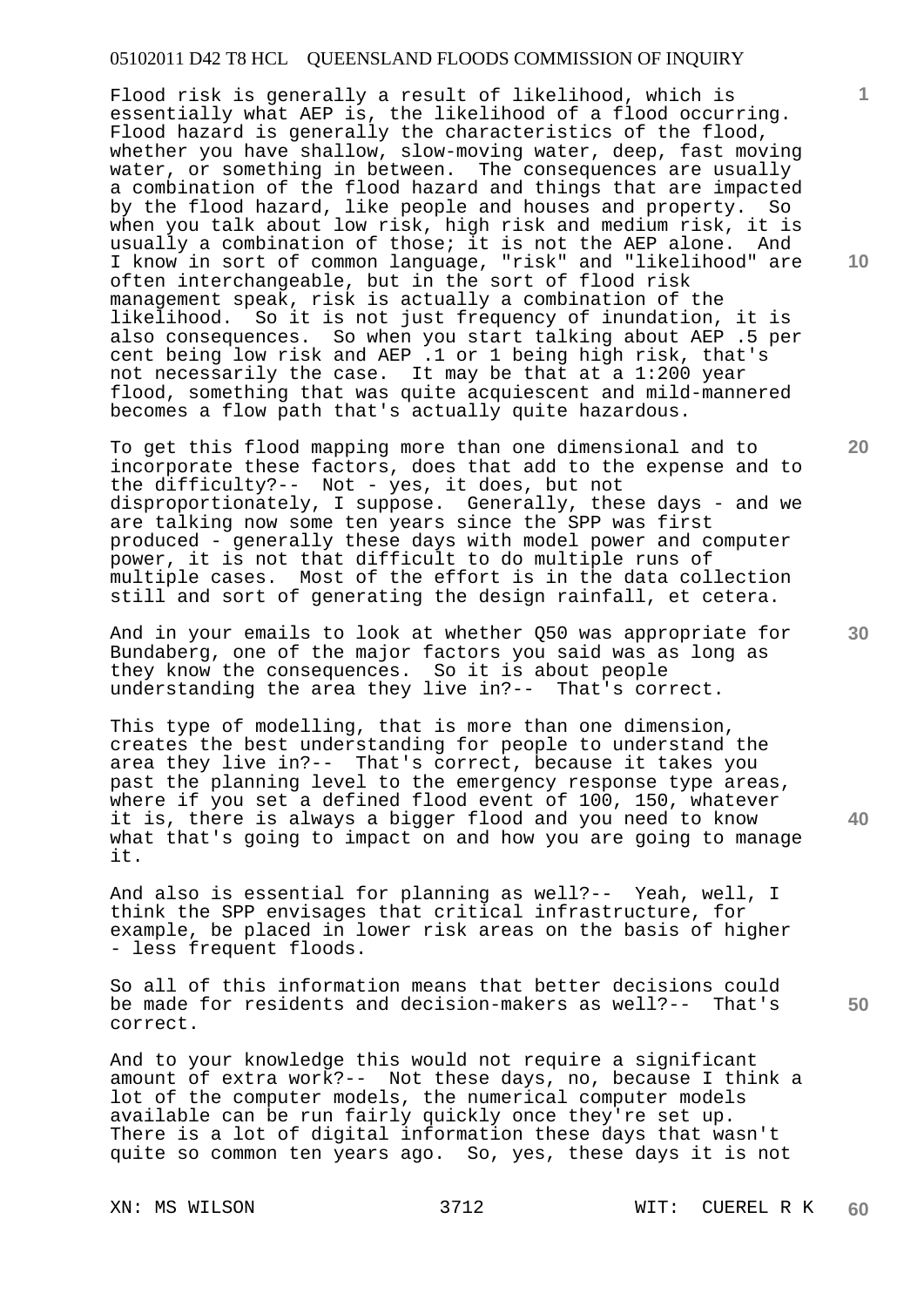Flood risk is generally a result of likelihood, which is essentially what AEP is, the likelihood of a flood occurring. Flood hazard is generally the characteristics of the flood, whether you have shallow, slow-moving water, deep, fast moving water, or something in between. The consequences are usually a combination of the flood hazard and things that are impacted by the flood hazard, like people and houses and property. So when you talk about low risk, high risk and medium risk, it is usually a combination of those; it is not the AEP alone. And I know in sort of common language, "risk" and "likelihood" are often interchangeable, but in the sort of flood risk management speak, risk is actually a combination of the likelihood. So it is not just frequency of inundation, it is also consequences. So when you start talking about AEP .5 per cent being low risk and AEP .1 or 1 being high risk, that's not necessarily the case. It may be that at a 1:200 year flood, something that was quite acquiescent and mild-mannered becomes a flow path that's actually quite hazardous.

To get this flood mapping more than one dimensional and to incorporate these factors, does that add to the expense and to the difficulty?-- Not - yes, it does, but not disproportionately, I suppose. Generally, these days - and we are talking now some ten years since the SPP was first produced - generally these days with model power and computer power, it is not that difficult to do multiple runs of multiple cases. Most of the effort is in the data collection still and sort of generating the design rainfall, et cetera.

And in your emails to look at whether Q50 was appropriate for Bundaberg, one of the major factors you said was as long as they know the consequences. So it is about people understanding the area they live in?-- That's correct.

This type of modelling, that is more than one dimension, creates the best understanding for people to understand the area they live in?-- That's correct, because it takes you past the planning level to the emergency response type areas, where if you set a defined flood event of 100, 150, whatever it is, there is always a bigger flood and you need to know what that's going to impact on and how you are going to manage it.

And also is essential for planning as well?-- Yeah, well, I think the SPP envisages that critical infrastructure, for example, be placed in lower risk areas on the basis of higher - less frequent floods.

So all of this information means that better decisions could be made for residents and decision-makers as well?-- That's correct.

And to your knowledge this would not require a significant amount of extra work?-- Not these days, no, because I think a lot of the computer models, the numerical computer models available can be run fairly quickly once they're set up. There is a lot of digital information these days that wasn't quite so common ten years ago. So, yes, these days it is not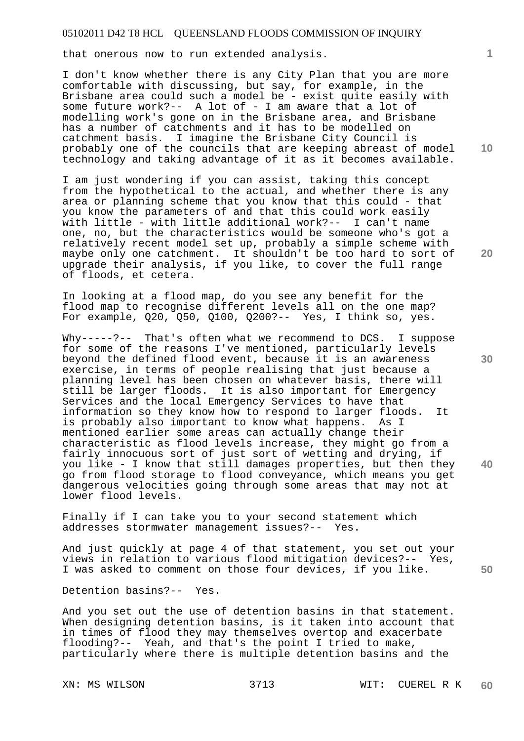that onerous now to run extended analysis.

I don't know whether there is any City Plan that you are more comfortable with discussing, but say, for example, in the Brisbane area could such a model be - exist quite easily with some future work?-- A lot of - I am aware that a lot of modelling work's gone on in the Brisbane area, and Brisbane has a number of catchments and it has to be modelled on catchment basis. I imagine the Brisbane City Council is probably one of the councils that are keeping abreast of model technology and taking advantage of it as it becomes available.

I am just wondering if you can assist, taking this concept from the hypothetical to the actual, and whether there is any area or planning scheme that you know that this could - that you know the parameters of and that this could work easily with little - with little additional work?-- I can't name one, no, but the characteristics would be someone who's got a relatively recent model set up, probably a simple scheme with maybe only one catchment. It shouldn't be too hard to sort of upgrade their analysis, if you like, to cover the full range of floods, et cetera.

In looking at a flood map, do you see any benefit for the flood map to recognise different levels all on the one map? For example, Q20, Q50, Q100, Q200?-- Yes, I think so, yes.

Why-----?-- That's often what we recommend to DCS. I suppose for some of the reasons I've mentioned, particularly levels beyond the defined flood event, because it is an awareness exercise, in terms of people realising that just because a planning level has been chosen on whatever basis, there will still be larger floods. It is also important for Emergency Services and the local Emergency Services to have that information so they know how to respond to larger floods. It is probably also important to know what happens. As I mentioned earlier some areas can actually change their characteristic as flood levels increase, they might go from a fairly innocuous sort of just sort of wetting and drying, if you like - I know that still damages properties, but then they go from flood storage to flood conveyance, which means you get dangerous velocities going through some areas that may not at lower flood levels.

Finally if I can take you to your second statement which addresses stormwater management issues?-- Yes.

And just quickly at page 4 of that statement, you set out your views in relation to various flood mitigation devices?-- Yes, I was asked to comment on those four devices, if you like.

Detention basins?-- Yes.

And you set out the use of detention basins in that statement. When designing detention basins, is it taken into account that in times of flood they may themselves overtop and exacerbate flooding?-- Yeah, and that's the point I tried to make, particularly where there is multiple detention basins and the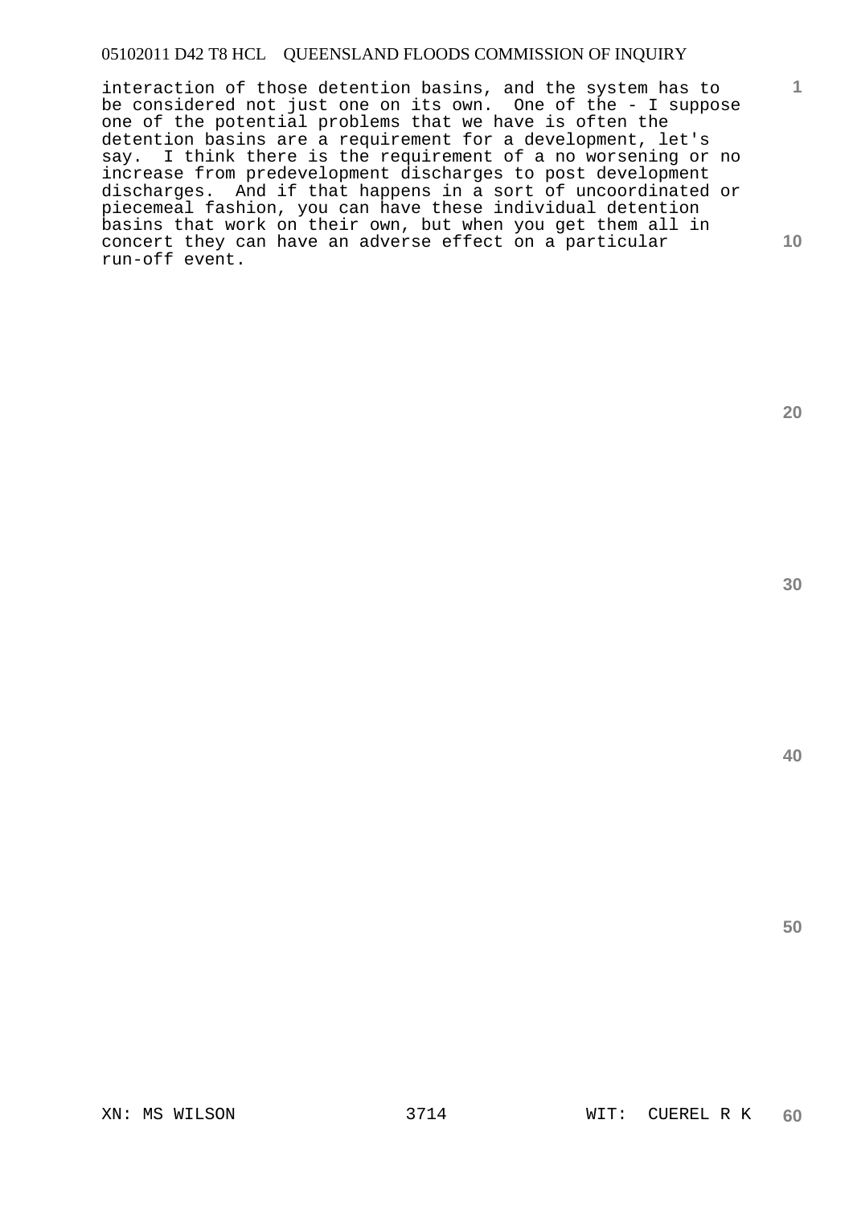interaction of those detention basins, and the system has to be considered not just one on its own. One of the - I suppose one of the potential problems that we have is often the detention basins are a requirement for a development, let's say. I think there is the requirement of a no worsening or no increase from predevelopment discharges to post development discharges. And if that happens in a sort of uncoordinated or piecemeal fashion, you can have these individual detention basins that work on their own, but when you get them all in concert they can have an adverse effect on a particular run-off event.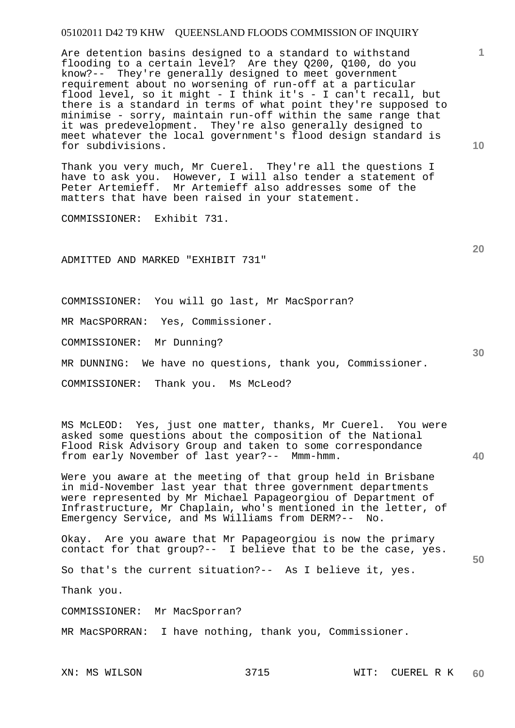Are detention basins designed to a standard to withstand flooding to a certain level? Are they Q200, Q100, do you know?-- They're generally designed to meet government requirement about no worsening of run-off at a particular flood level, so it might - I think it's - I can't recall, but there is a standard in terms of what point they're supposed to minimise - sorry, maintain run-off within the same range that it was predevelopment. They're also generally designed to meet whatever the local government's flood design standard is for subdivisions.

Thank you very much, Mr Cuerel. They're all the questions I have to ask you. However, I will also tender a statement of Peter Artemieff. Mr Artemieff also addresses some of the matters that have been raised in your statement.

COMMISSIONER: Exhibit 731.

ADMITTED AND MARKED "EXHIBIT 731"

COMMISSIONER: You will go last, Mr MacSporran?

MR MacSPORRAN: Yes, Commissioner.

COMMISSIONER: Mr Dunning?

MR DUNNING: We have no questions, thank you, Commissioner.

COMMISSIONER: Thank you. Ms McLeod?

MS McLEOD: Yes, just one matter, thanks, Mr Cuerel. You were asked some questions about the composition of the National Flood Risk Advisory Group and taken to some correspondance from early November of last year?-- Mmm-hmm.

Were you aware at the meeting of that group held in Brisbane in mid-November last year that three government departments were represented by Mr Michael Papageorgiou of Department of Infrastructure, Mr Chaplain, who's mentioned in the letter, of Emergency Service, and Ms Williams from DERM?-- No.

Okay. Are you aware that Mr Papageorgiou is now the primary contact for that group?-- I believe that to be the case, yes.

So that's the current situation?-- As I believe it, yes.

Thank you.

COMMISSIONER: Mr MacSporran?

MR MacSPORRAN: I have nothing, thank you, Commissioner.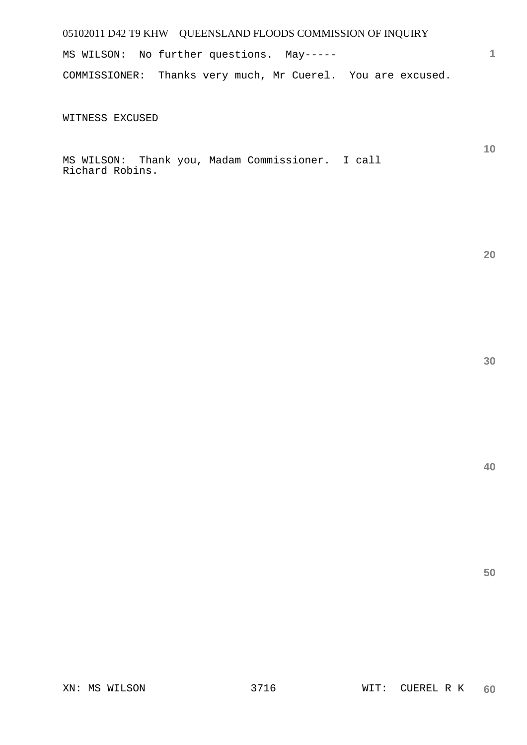MS WILSON:  No further questions.  May-----

COMMISSIONER:  Thanks very much, Mr Cuerel.  You are excused.

WITNESS EXCUSED

MS WILSON:  Thank you, Madam Commissioner.  I call Richard Robins.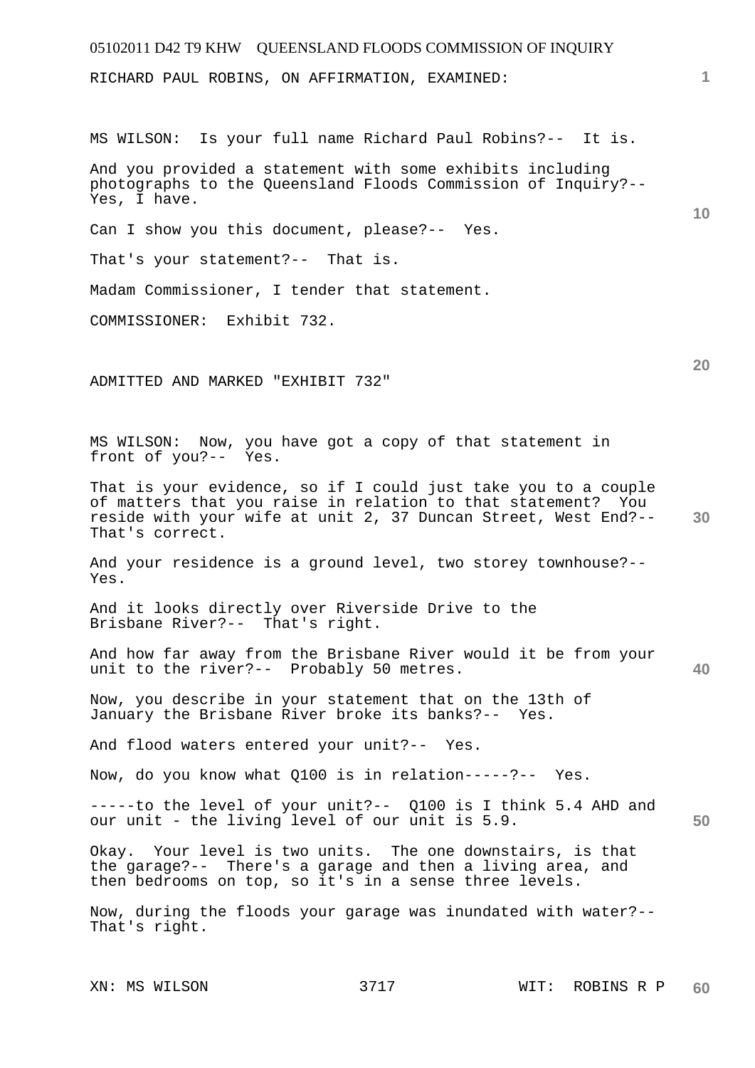RICHARD PAUL ROBINS, ON AFFIRMATION, EXAMINED:

MS WILSON: Is your full name Richard Paul Robins?-- It is.

And you provided a statement with some exhibits including photographs to the Queensland Floods Commission of Inquiry?-- Yes, I have.

Can I show you this document, please?-- Yes.

That's your statement?-- That is.

Madam Commissioner, I tender that statement.

COMMISSIONER: Exhibit 732.

ADMITTED AND MARKED "EXHIBIT 732"

MS WILSON: Now, you have got a copy of that statement in front of you?-- Yes.

That is your evidence, so if I could just take you to a couple of matters that you raise in relation to that statement? You reside with your wife at unit 2, 37 Duncan Street, West End?-- That's correct.

And your residence is a ground level, two storey townhouse?-- Yes.

And it looks directly over Riverside Drive to the Brisbane River?-- That's right.

And how far away from the Brisbane River would it be from your unit to the river?-- Probably 50 metres.

Now, you describe in your statement that on the 13th of January the Brisbane River broke its banks?-- Yes.

And flood waters entered your unit?-- Yes.

Now, do you know what Q100 is in relation-----?-- Yes.

-----to the level of your unit?-- Q100 is I think 5.4 AHD and our unit - the living level of our unit is 5.9.

Okay. Your level is two units. The one downstairs, is that the garage?-- There's a garage and then a living area, and then bedrooms on top, so it's in a sense three levels.

Now, during the floods your garage was inundated with water?-- That's right.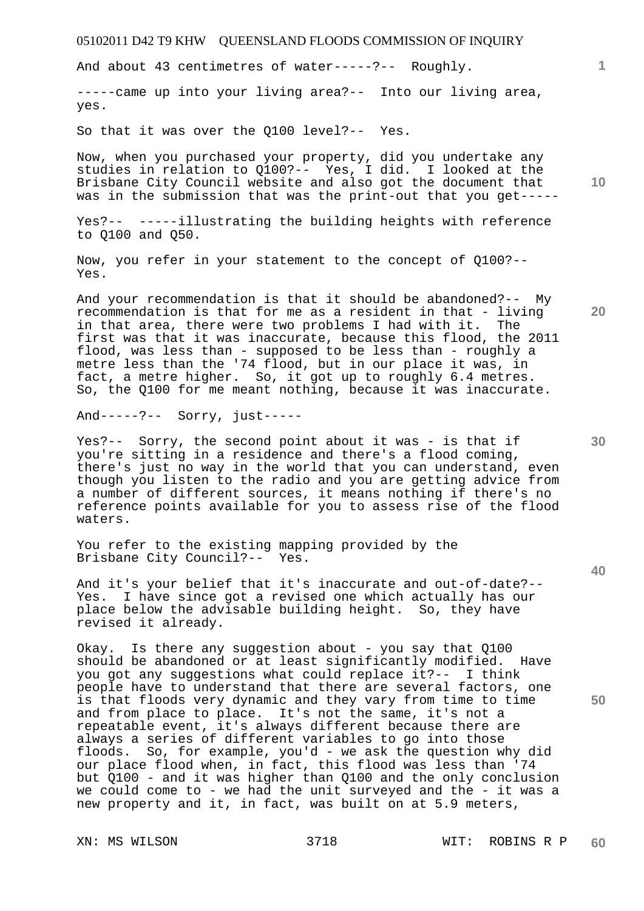And about 43 centimetres of water-----?-- Roughly.

-----came up into your living area?-- Into our living area, yes.

So that it was over the Q100 level?-- Yes.

Now, when you purchased your property, did you undertake any studies in relation to Q100?-- Yes, I did. I looked at the Brisbane City Council website and also got the document that was in the submission that was the print-out that you get-----

Yes?-- -----illustrating the building heights with reference to Q100 and Q50.

Now, you refer in your statement to the concept of Q100?-- Yes.

And your recommendation is that it should be abandoned?-- My recommendation is that for me as a resident in that - living in that area, there were two problems I had with it. The first was that it was inaccurate, because this flood, the 2011 flood, was less than - supposed to be less than - roughly a metre less than the '74 flood, but in our place it was, in fact, a metre higher. So, it got up to roughly 6.4 metres. So, the Q100 for me meant nothing, because it was inaccurate.

And-----?-- Sorry, just-----

Yes?-- Sorry, the second point about it was - is that if you're sitting in a residence and there's a flood coming, there's just no way in the world that you can understand, even though you listen to the radio and you are getting advice from a number of different sources, it means nothing if there's no reference points available for you to assess rise of the flood waters.

You refer to the existing mapping provided by the Brisbane City Council?-- Yes.

And it's your belief that it's inaccurate and out-of-date?-- Yes. I have since got a revised one which actually has our place below the advisable building height. So, they have revised it already.

Okay. Is there any suggestion about - you say that Q100 should be abandoned or at least significantly modified. Have you got any suggestions what could replace it?-- I think people have to understand that there are several factors, one is that floods very dynamic and they vary from time to time and from place to place. It's not the same, it's not a repeatable event, it's always different because there are always a series of different variables to go into those floods. So, for example, you'd - we ask the question why did our place flood when, in fact, this flood was less than '74 but Q100 - and it was higher than Q100 and the only conclusion we could come to - we had the unit surveyed and the - it was a new property and it, in fact, was built on at 5.9 meters,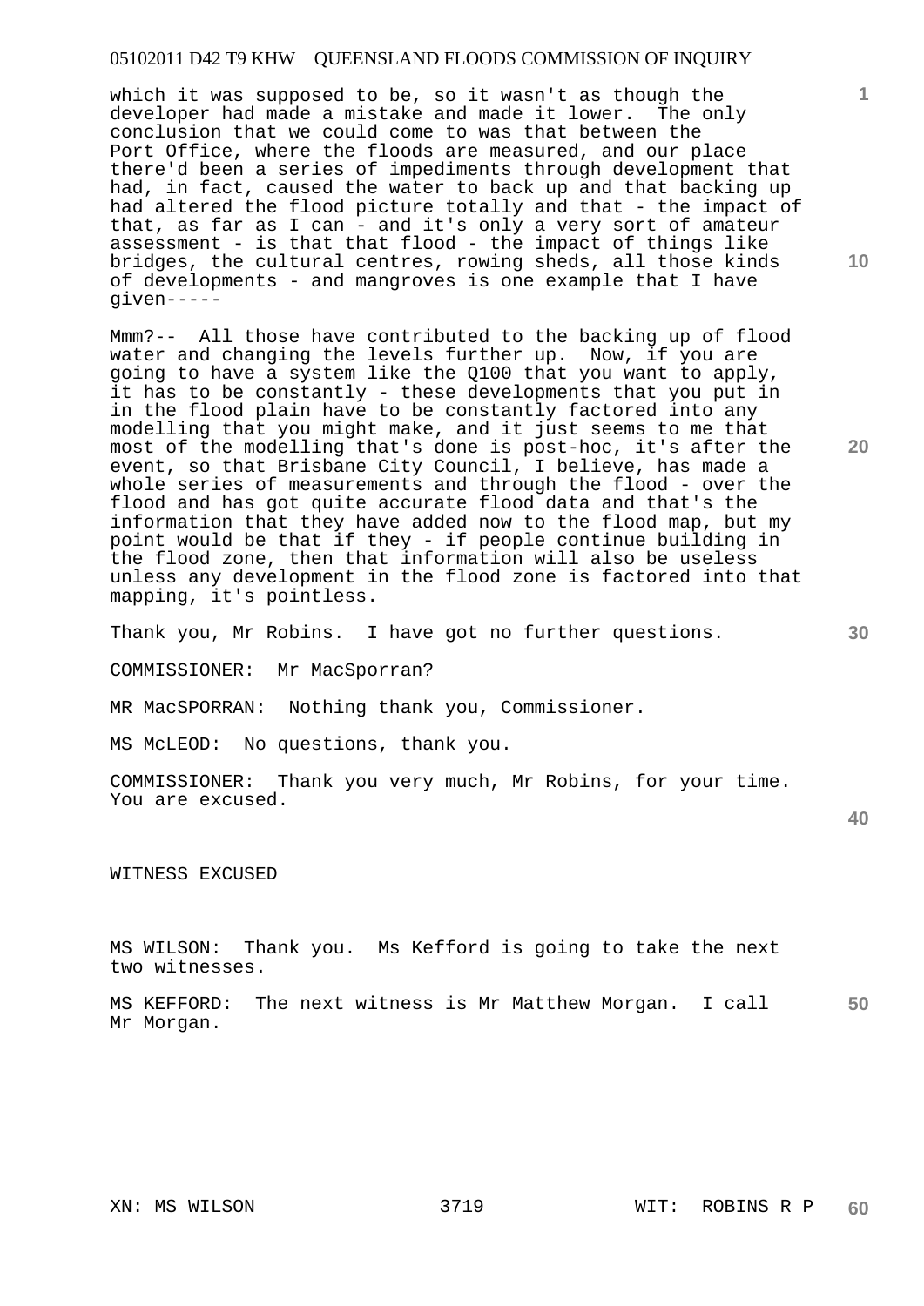which it was supposed to be, so it wasn't as though the developer had made a mistake and made it lower. The only conclusion that we could come to was that between the Port Office, where the floods are measured, and our place there'd been a series of impediments through development that had, in fact, caused the water to back up and that backing up had altered the flood picture totally and that - the impact of that, as far as I can - and it's only a very sort of amateur assessment - is that that flood - the impact of things like bridges, the cultural centres, rowing sheds, all those kinds of developments - and mangroves is one example that I have given-----

Mmm?-- All those have contributed to the backing up of flood water and changing the levels further up. Now, if you are going to have a system like the Q100 that you want to apply, it has to be constantly - these developments that you put in in the flood plain have to be constantly factored into any modelling that you might make, and it just seems to me that most of the modelling that's done is post-hoc, it's after the event, so that Brisbane City Council, I believe, has made a whole series of measurements and through the flood - over the flood and has got quite accurate flood data and that's the information that they have added now to the flood map, but my point would be that if they - if people continue building in the flood zone, then that information will also be useless unless any development in the flood zone is factored into that mapping, it's pointless.

Thank you, Mr Robins. I have got no further questions.

COMMISSIONER: Mr MacSporran?

MR MacSPORRAN: Nothing thank you, Commissioner.

MS McLEOD: No questions, thank you.

COMMISSIONER: Thank you very much, Mr Robins, for your time. You are excused.

WITNESS EXCUSED

MS WILSON: Thank you. Ms Kefford is going to take the next two witnesses.

MS KEFFORD: The next witness is Mr Matthew Morgan. I call Mr Morgan.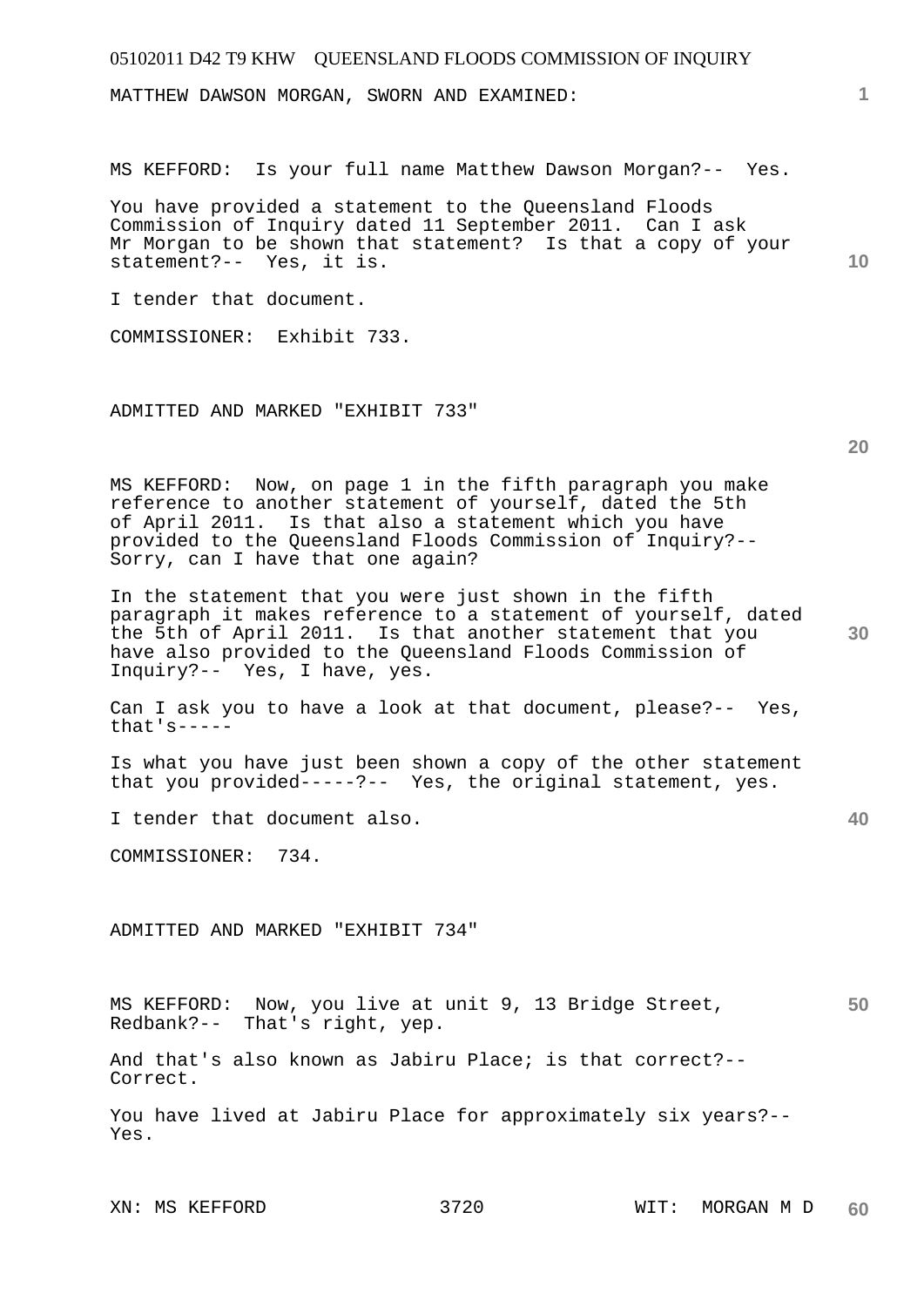MATTHEW DAWSON MORGAN, SWORN AND EXAMINED:

MS KEFFORD: Is your full name Matthew Dawson Morgan?-- Yes.

You have provided a statement to the Queensland Floods Commission of Inquiry dated 11 September 2011. Can I ask Mr Morgan to be shown that statement? Is that a copy of your statement?-- Yes, it is.

I tender that document.

COMMISSIONER: Exhibit 733.

ADMITTED AND MARKED "EXHIBIT 733"

MS KEFFORD: Now, on page 1 in the fifth paragraph you make reference to another statement of yourself, dated the 5th of April 2011. Is that also a statement which you have provided to the Queensland Floods Commission of Inquiry?-- Sorry, can I have that one again?

In the statement that you were just shown in the fifth paragraph it makes reference to a statement of yourself, dated the 5th of April 2011. Is that another statement that you have also provided to the Queensland Floods Commission of Inquiry?-- Yes, I have, yes.

Can I ask you to have a look at that document, please?-- Yes, that's-----

Is what you have just been shown a copy of the other statement that you provided-----?-- Yes, the original statement, yes.

I tender that document also.

COMMISSIONER: 734.

ADMITTED AND MARKED "EXHIBIT 734"

MS KEFFORD: Now, you live at unit 9, 13 Bridge Street, Redbank?-- That's right, yep.

And that's also known as Jabiru Place; is that correct?-- Correct.

You have lived at Jabiru Place for approximately six years?-- Yes.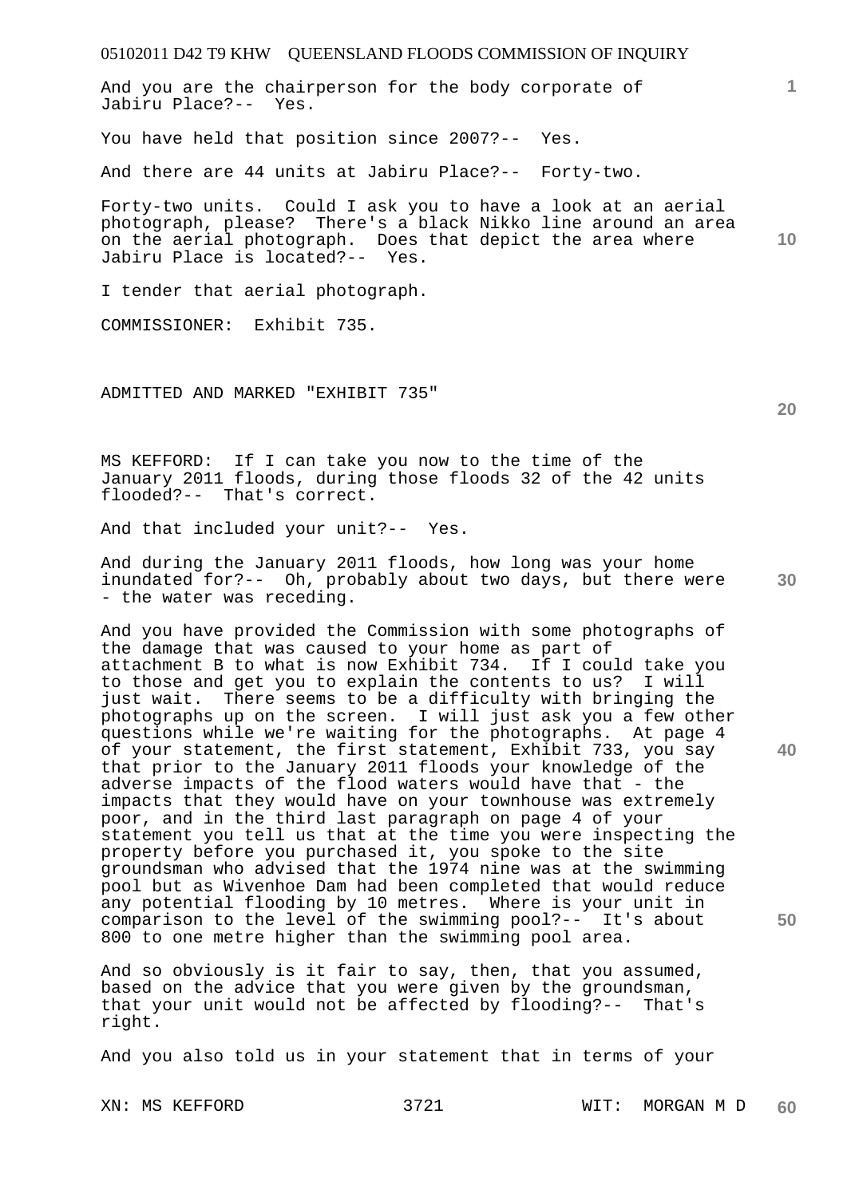And you are the chairperson for the body corporate of Jabiru Place?-- Yes.

You have held that position since 2007?-- Yes.

And there are 44 units at Jabiru Place?-- Forty-two.

Forty-two units. Could I ask you to have a look at an aerial photograph, please? There's a black Nikko line around an area on the aerial photograph. Does that depict the area where Jabiru Place is located?-- Yes.

I tender that aerial photograph.

COMMISSIONER: Exhibit 735.

ADMITTED AND MARKED "EXHIBIT 735"

MS KEFFORD: If I can take you now to the time of the January 2011 floods, during those floods 32 of the 42 units flooded?-- That's correct.

And that included your unit?-- Yes.

And during the January 2011 floods, how long was your home inundated for?-- Oh, probably about two days, but there were - the water was receding.

And you have provided the Commission with some photographs of the damage that was caused to your home as part of attachment B to what is now Exhibit 734. If I could take you to those and get you to explain the contents to us? I will just wait. There seems to be a difficulty with bringing the photographs up on the screen. I will just ask you a few other questions while we're waiting for the photographs. At page 4 of your statement, the first statement, Exhibit 733, you say that prior to the January 2011 floods your knowledge of the adverse impacts of the flood waters would have that - the impacts that they would have on your townhouse was extremely poor, and in the third last paragraph on page 4 of your statement you tell us that at the time you were inspecting the property before you purchased it, you spoke to the site groundsman who advised that the 1974 nine was at the swimming pool but as Wivenhoe Dam had been completed that would reduce any potential flooding by 10 metres. Where is your unit in comparison to the level of the swimming pool?-- It's about 800 to one metre higher than the swimming pool area.

And so obviously is it fair to say, then, that you assumed, based on the advice that you were given by the groundsman, that your unit would not be affected by flooding?-- That's right.

And you also told us in your statement that in terms of your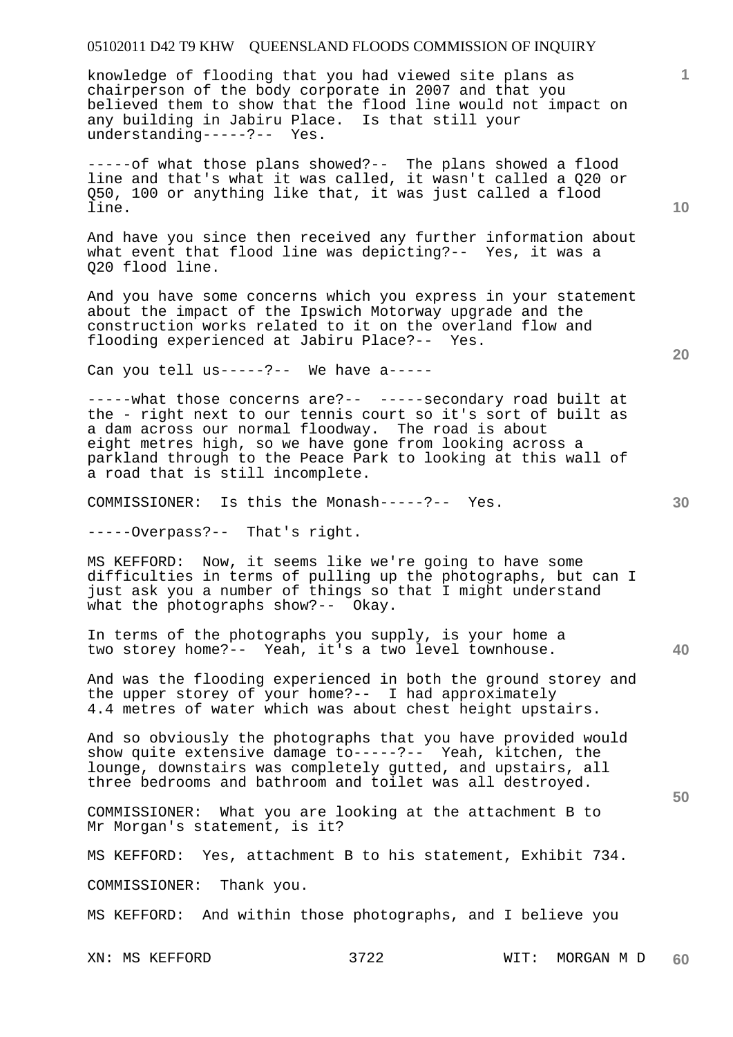knowledge of flooding that you had viewed site plans as chairperson of the body corporate in 2007 and that you believed them to show that the flood line would not impact on any building in Jabiru Place. Is that still your understanding-----?-- Yes.

-----of what those plans showed?-- The plans showed a flood line and that's what it was called, it wasn't called a Q20 or Q50, 100 or anything like that, it was just called a flood line.

And have you since then received any further information about what event that flood line was depicting?-- Yes, it was a Q20 flood line.

And you have some concerns which you express in your statement about the impact of the Ipswich Motorway upgrade and the construction works related to it on the overland flow and flooding experienced at Jabiru Place?-- Yes.

Can you tell us-----?-- We have a-----

-----what those concerns are?-- -----secondary road built at the - right next to our tennis court so it's sort of built as a dam across our normal floodway. The road is about eight metres high, so we have gone from looking across a parkland through to the Peace Park to looking at this wall of a road that is still incomplete.

COMMISSIONER: Is this the Monash-----?-- Yes.

-----Overpass?-- That's right.

MS KEFFORD: Now, it seems like we're going to have some difficulties in terms of pulling up the photographs, but can I just ask you a number of things so that I might understand what the photographs show?-- Okay.

In terms of the photographs you supply, is your home a two storey home?-- Yeah, it's a two level townhouse.

And was the flooding experienced in both the ground storey and the upper storey of your home?-- I had approximately 4.4 metres of water which was about chest height upstairs.

And so obviously the photographs that you have provided would show quite extensive damage to-----?-- Yeah, kitchen, the lounge, downstairs was completely gutted, and upstairs, all three bedrooms and bathroom and toilet was all destroyed.

COMMISSIONER: What you are looking at the attachment B to Mr Morgan's statement, is it?

MS KEFFORD: Yes, attachment B to his statement, Exhibit 734.

COMMISSIONER: Thank you.

MS KEFFORD: And within those photographs, and I believe you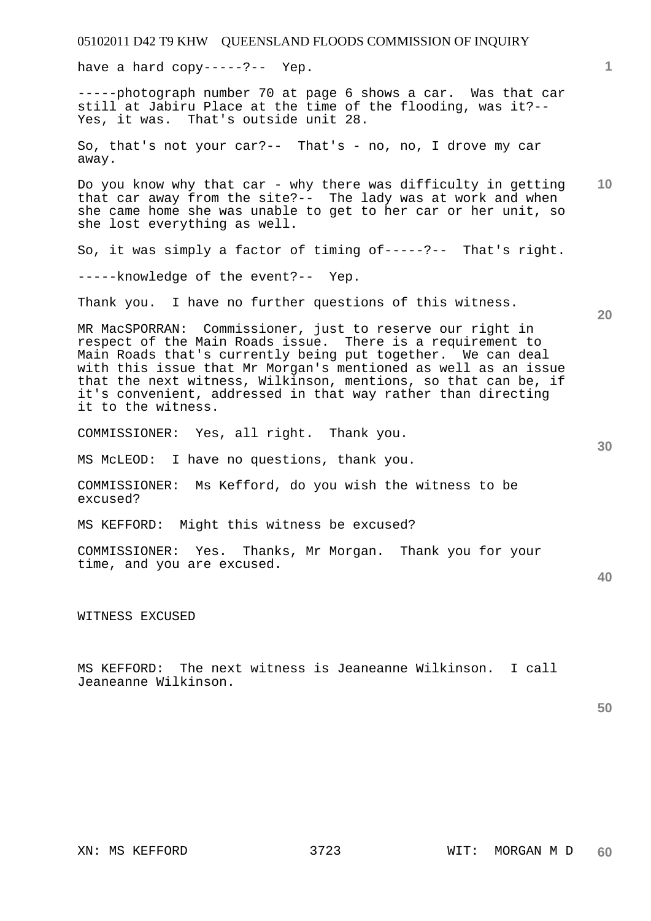have a hard copy-----?-- Yep.

-----photograph number 70 at page 6 shows a car. Was that car still at Jabiru Place at the time of the flooding, was it?-- Yes, it was. That's outside unit 28.

So, that's not your car?-- That's - no, no, I drove my car away.

Do you know why that car - why there was difficulty in getting that car away from the site?-- The lady was at work and when she came home she was unable to get to her car or her unit, so she lost everything as well.

So, it was simply a factor of timing of-----?-- That's right.

-----knowledge of the event?-- Yep.

Thank you. I have no further questions of this witness.

MR MacSPORRAN: Commissioner, just to reserve our right in respect of the Main Roads issue. There is a requirement to Main Roads that's currently being put together. We can deal with this issue that Mr Morgan's mentioned as well as an issue that the next witness, Wilkinson, mentions, so that can be, if it's convenient, addressed in that way rather than directing it to the witness.

COMMISSIONER: Yes, all right. Thank you.

MS McLEOD: I have no questions, thank you.

COMMISSIONER: Ms Kefford, do you wish the witness to be excused?

MS KEFFORD: Might this witness be excused?

COMMISSIONER: Yes. Thanks, Mr Morgan. Thank you for your time, and you are excused.

WITNESS EXCUSED

MS KEFFORD: The next witness is Jeaneanne Wilkinson. I call Jeaneanne Wilkinson.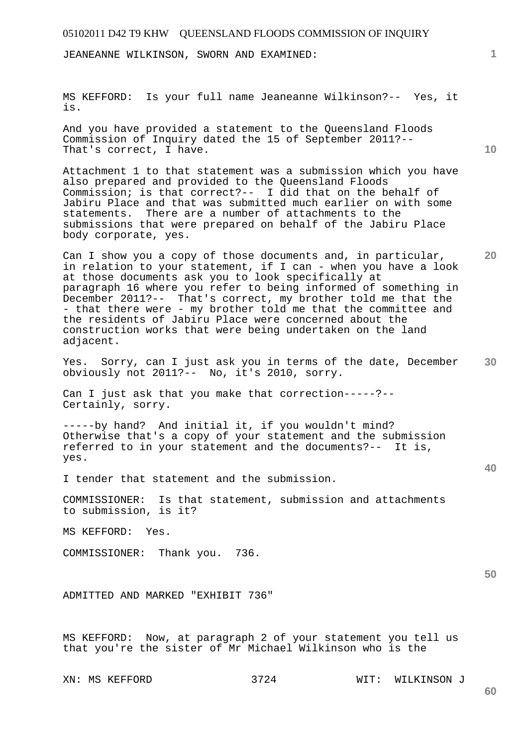JEANEANNE WILKINSON, SWORN AND EXAMINED:

MS KEFFORD: Is your full name Jeaneanne Wilkinson?-- Yes, it is.

And you have provided a statement to the Queensland Floods Commission of Inquiry dated the 15 of September 2011?-- That's correct, I have.

Attachment 1 to that statement was a submission which you have also prepared and provided to the Queensland Floods Commission; is that correct?-- I did that on the behalf of Jabiru Place and that was submitted much earlier on with some statements. There are a number of attachments to the submissions that were prepared on behalf of the Jabiru Place body corporate, yes.

Can I show you a copy of those documents and, in particular, in relation to your statement, if I can - when you have a look at those documents ask you to look specifically at paragraph 16 where you refer to being informed of something in December 2011?-- That's correct, my brother told me that the - that there were - my brother told me that the committee and the residents of Jabiru Place were concerned about the construction works that were being undertaken on the land adjacent.

Yes. Sorry, can I just ask you in terms of the date, December obviously not 2011?-- No, it's 2010, sorry.

Can I just ask that you make that correction-----?-- Certainly, sorry.

-----by hand? And initial it, if you wouldn't mind? Otherwise that's a copy of your statement and the submission referred to in your statement and the documents?-- It is, yes.

I tender that statement and the submission.

COMMISSIONER: Is that statement, submission and attachments to submission, is it?

MS KEFFORD: Yes.

COMMISSIONER: Thank you. 736.

ADMITTED AND MARKED "EXHIBIT 736"

MS KEFFORD: Now, at paragraph 2 of your statement you tell us that you're the sister of Mr Michael Wilkinson who is the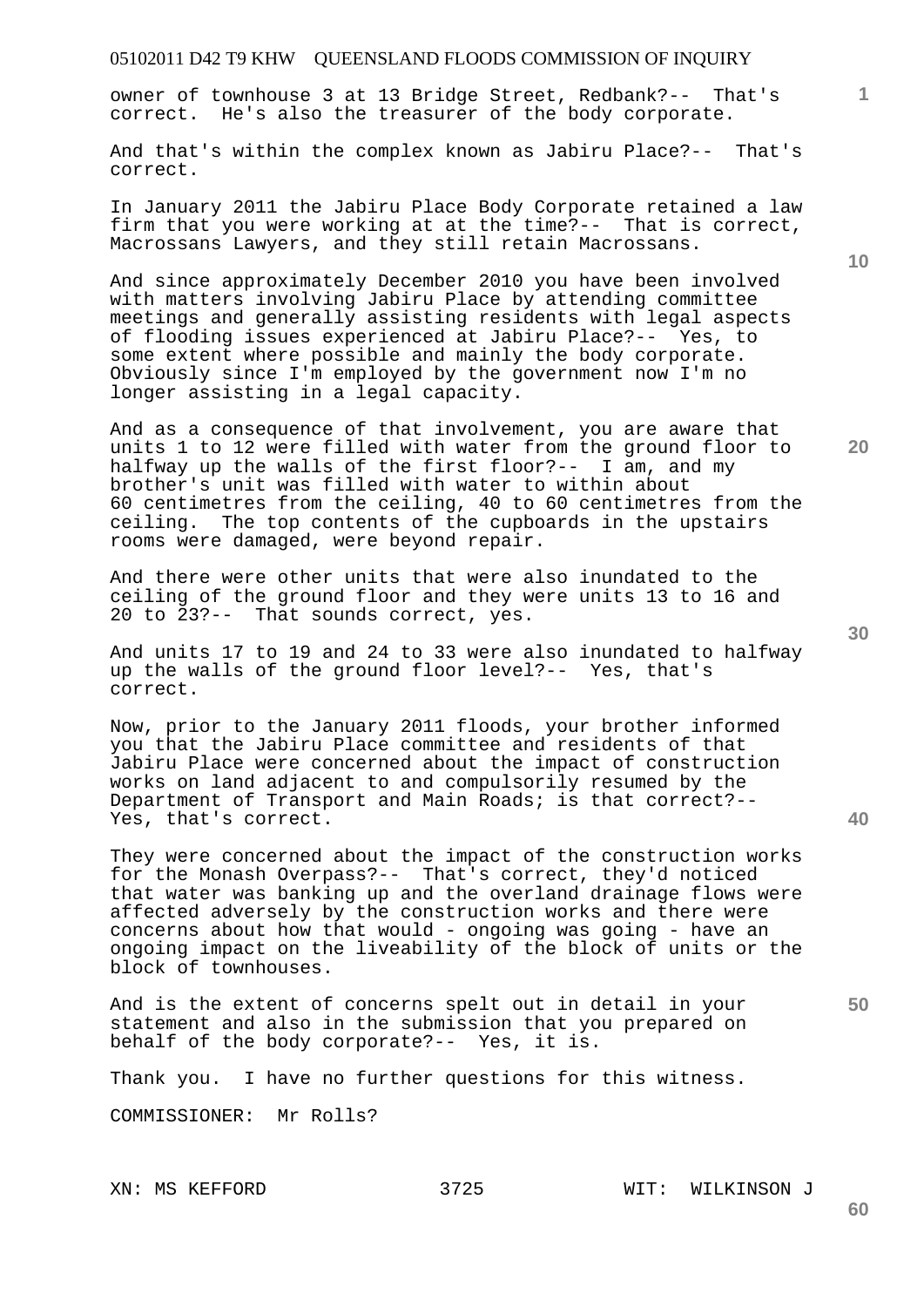owner of townhouse 3 at 13 Bridge Street, Redbank?-- That's correct. He's also the treasurer of the body corporate.

And that's within the complex known as Jabiru Place?-- That's correct.

In January 2011 the Jabiru Place Body Corporate retained a law firm that you were working at at the time?-- That is correct, Macrossans Lawyers, and they still retain Macrossans.

And since approximately December 2010 you have been involved with matters involving Jabiru Place by attending committee meetings and generally assisting residents with legal aspects of flooding issues experienced at Jabiru Place?-- Yes, to some extent where possible and mainly the body corporate. Obviously since I'm employed by the government now I'm no longer assisting in a legal capacity.

And as a consequence of that involvement, you are aware that units 1 to 12 were filled with water from the ground floor to halfway up the walls of the first floor?-- I am, and my brother's unit was filled with water to within about 60 centimetres from the ceiling, 40 to 60 centimetres from the ceiling. The top contents of the cupboards in the upstairs rooms were damaged, were beyond repair.

And there were other units that were also inundated to the ceiling of the ground floor and they were units 13 to 16 and 20 to 23?-- That sounds correct, yes.

And units 17 to 19 and 24 to 33 were also inundated to halfway up the walls of the ground floor level?-- Yes, that's correct.

Now, prior to the January 2011 floods, your brother informed you that the Jabiru Place committee and residents of that Jabiru Place were concerned about the impact of construction works on land adjacent to and compulsorily resumed by the Department of Transport and Main Roads; is that correct?-- Yes, that's correct.

They were concerned about the impact of the construction works for the Monash Overpass?-- That's correct, they'd noticed that water was banking up and the overland drainage flows were affected adversely by the construction works and there were concerns about how that would - ongoing was going - have an ongoing impact on the liveability of the block of units or the block of townhouses.

And is the extent of concerns spelt out in detail in your statement and also in the submission that you prepared on behalf of the body corporate?-- Yes, it is.

Thank you. I have no further questions for this witness.

COMMISSIONER: Mr Rolls?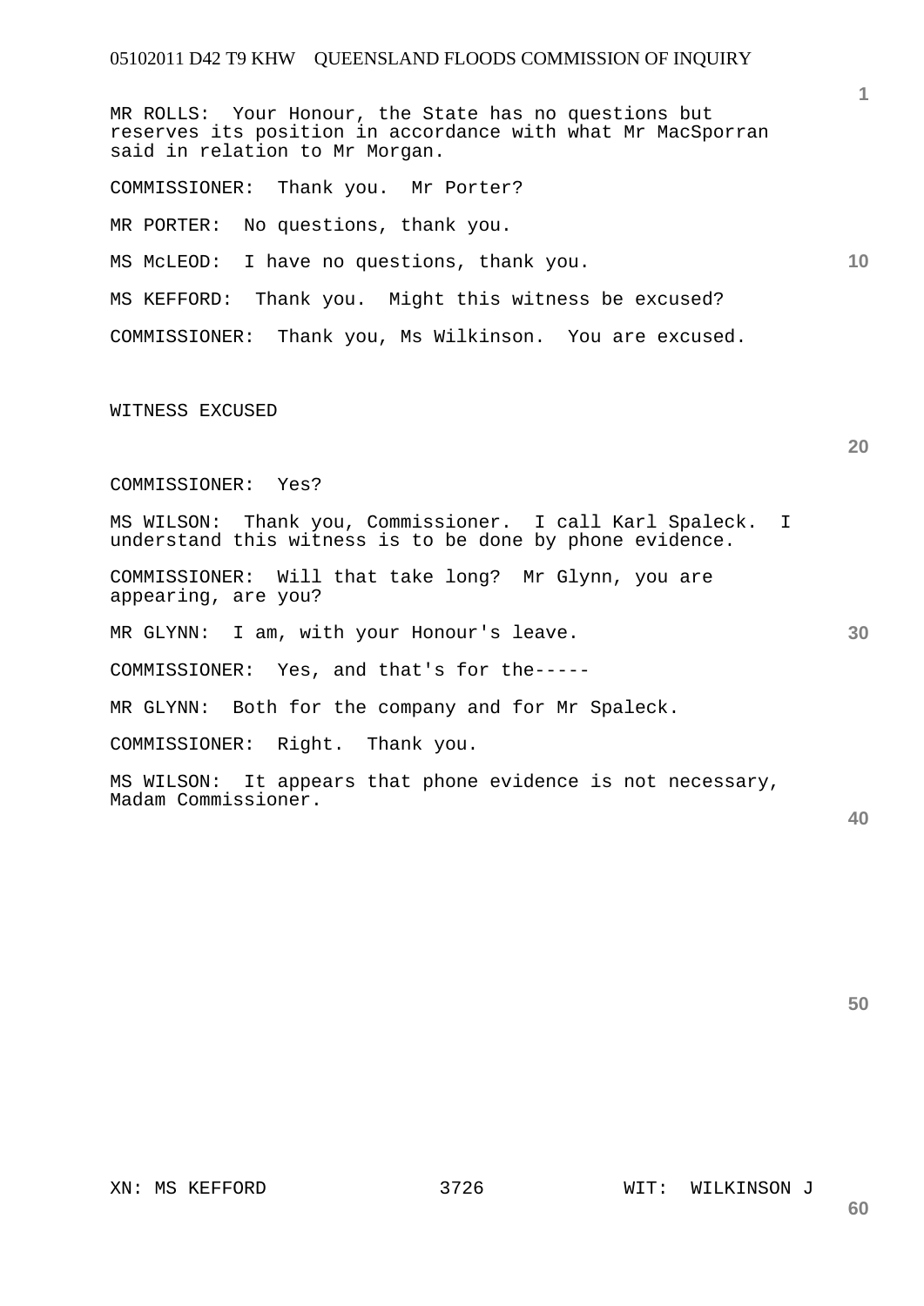MR ROLLS: Your Honour, the State has no questions but reserves its position in accordance with what Mr MacSporran said in relation to Mr Morgan.

COMMISSIONER: Thank you. Mr Porter?

MR PORTER: No questions, thank you.

MS McLEOD: I have no questions, thank you.

MS KEFFORD: Thank you. Might this witness be excused?

COMMISSIONER: Thank you, Ms Wilkinson. You are excused.

WITNESS EXCUSED

COMMISSIONER: Yes?

MS WILSON: Thank you, Commissioner. I call Karl Spaleck. I understand this witness is to be done by phone evidence.

COMMISSIONER: Will that take long? Mr Glynn, you are appearing, are you?

MR GLYNN: I am, with your Honour's leave.

COMMISSIONER: Yes, and that's for the-----

MR GLYNN: Both for the company and for Mr Spaleck.

COMMISSIONER: Right. Thank you.

MS WILSON: It appears that phone evidence is not necessary, Madam Commissioner.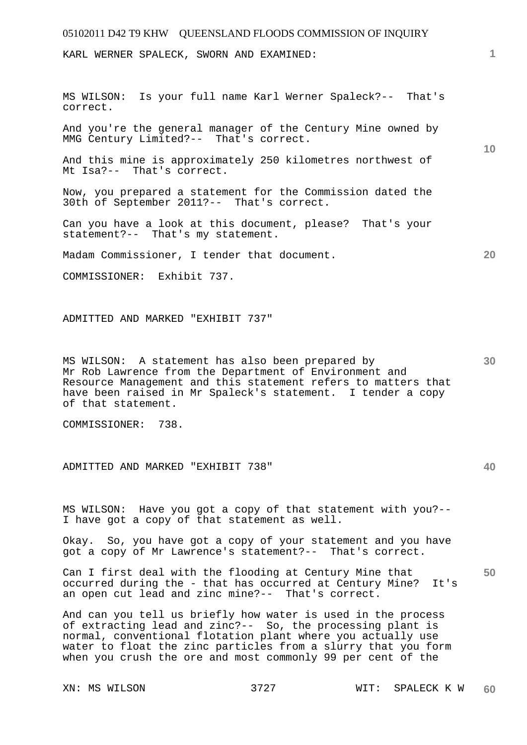KARL WERNER SPALECK, SWORN AND EXAMINED:

MS WILSON: Is your full name Karl Werner Spaleck?-- That's correct.

And you're the general manager of the Century Mine owned by MMG Century Limited?-- That's correct.

And this mine is approximately 250 kilometres northwest of Mt Isa?-- That's correct.

Now, you prepared a statement for the Commission dated the 30th of September 2011?-- That's correct.

Can you have a look at this document, please? That's your statement?-- That's my statement.

Madam Commissioner, I tender that document.

COMMISSIONER: Exhibit 737.

ADMITTED AND MARKED "EXHIBIT 737"

MS WILSON: A statement has also been prepared by Mr Rob Lawrence from the Department of Environment and Resource Management and this statement refers to matters that have been raised in Mr Spaleck's statement. I tender a copy of that statement.

COMMISSIONER: 738.

ADMITTED AND MARKED "EXHIBIT 738"

MS WILSON: Have you got a copy of that statement with you?-- I have got a copy of that statement as well.

Okay. So, you have got a copy of your statement and you have got a copy of Mr Lawrence's statement?-- That's correct.

Can I first deal with the flooding at Century Mine that occurred during the - that has occurred at Century Mine? It's an open cut lead and zinc mine?-- That's correct.

And can you tell us briefly how water is used in the process of extracting lead and zinc?-- So, the processing plant is normal, conventional flotation plant where you actually use water to float the zinc particles from a slurry that you form when you crush the ore and most commonly 99 per cent of the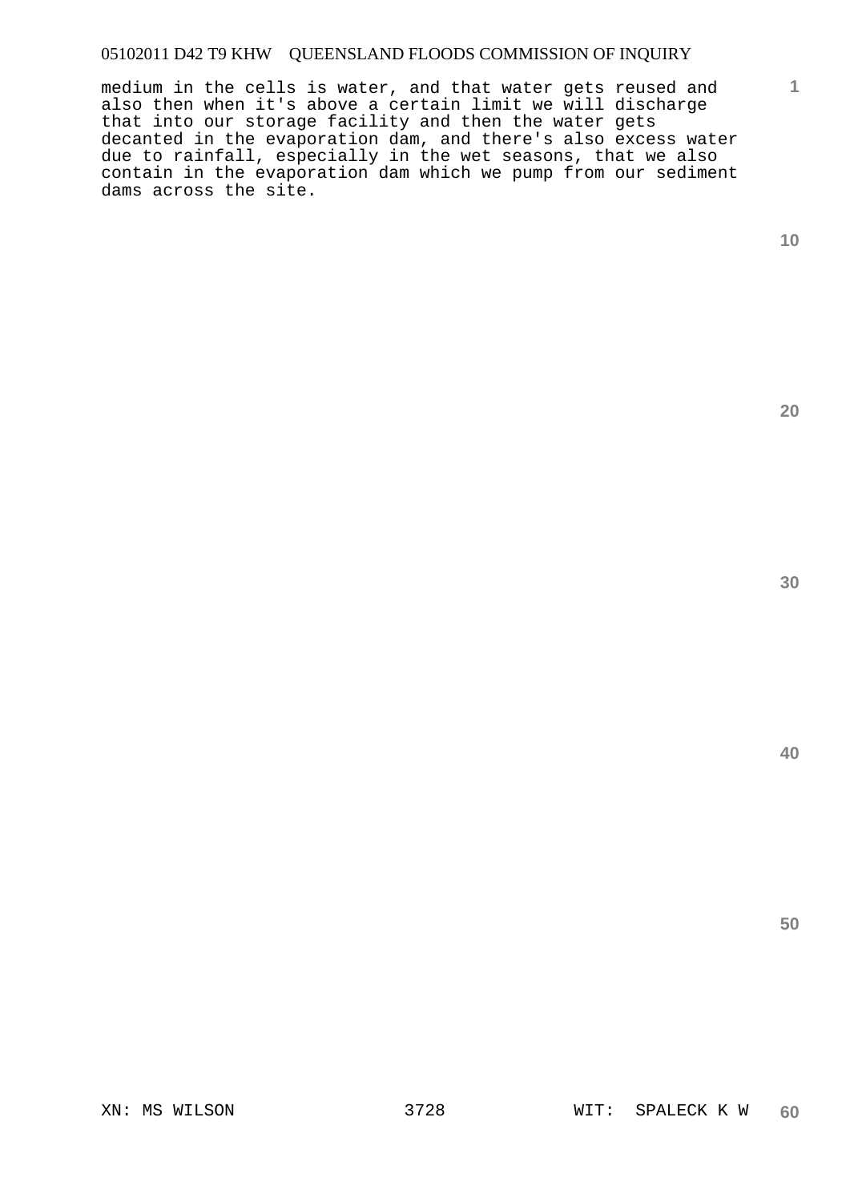medium in the cells is water, and that water gets reused and also then when it's above a certain limit we will discharge that into our storage facility and then the water gets decanted in the evaporation dam, and there's also excess water due to rainfall, especially in the wet seasons, that we also contain in the evaporation dam which we pump from our sediment dams across the site.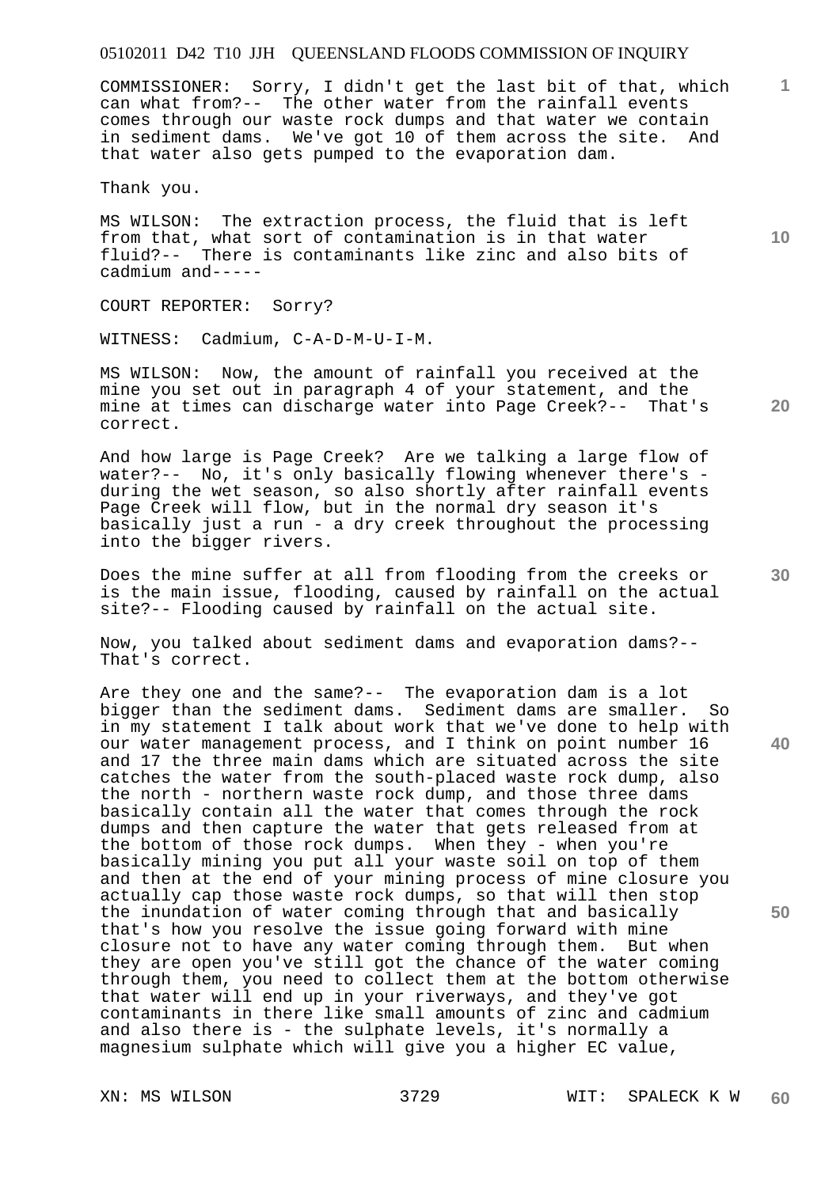COMMISSIONER: Sorry, I didn't get the last bit of that, which can what from?-- The other water from the rainfall events comes through our waste rock dumps and that water we contain in sediment dams. We've got 10 of them across the site. And that water also gets pumped to the evaporation dam.

Thank you.

MS WILSON: The extraction process, the fluid that is left from that, what sort of contamination is in that water fluid?-- There is contaminants like zinc and also bits of cadmium and-----

COURT REPORTER: Sorry?

WITNESS: Cadmium, C-A-D-M-U-I-M.

MS WILSON: Now, the amount of rainfall you received at the mine you set out in paragraph 4 of your statement, and the mine at times can discharge water into Page Creek?-- That's correct.

And how large is Page Creek? Are we talking a large flow of water?-- No, it's only basically flowing whenever there's - during the wet season, so also shortly after rainfall events Page Creek will flow, but in the normal dry season it's basically just a run - a dry creek throughout the processing into the bigger rivers.

Does the mine suffer at all from flooding from the creeks or is the main issue, flooding, caused by rainfall on the actual site?-- Flooding caused by rainfall on the actual site.

Now, you talked about sediment dams and evaporation dams?-- That's correct.

Are they one and the same?-- The evaporation dam is a lot bigger than the sediment dams. Sediment dams are smaller. So in my statement I talk about work that we've done to help with our water management process, and I think on point number 16 and 17 the three main dams which are situated across the site catches the water from the south-placed waste rock dump, also the north - northern waste rock dump, and those three dams basically contain all the water that comes through the rock dumps and then capture the water that gets released from at the bottom of those rock dumps. When they - when you're basically mining you put all your waste soil on top of them and then at the end of your mining process of mine closure you actually cap those waste rock dumps, so that will then stop the inundation of water coming through that and basically that's how you resolve the issue going forward with mine closure not to have any water coming through them. But when they are open you've still got the chance of the water coming through them, you need to collect them at the bottom otherwise that water will end up in your riverways, and they've got contaminants in there like small amounts of zinc and cadmium and also there is - the sulphate levels, it's normally a magnesium sulphate which will give you a higher EC value,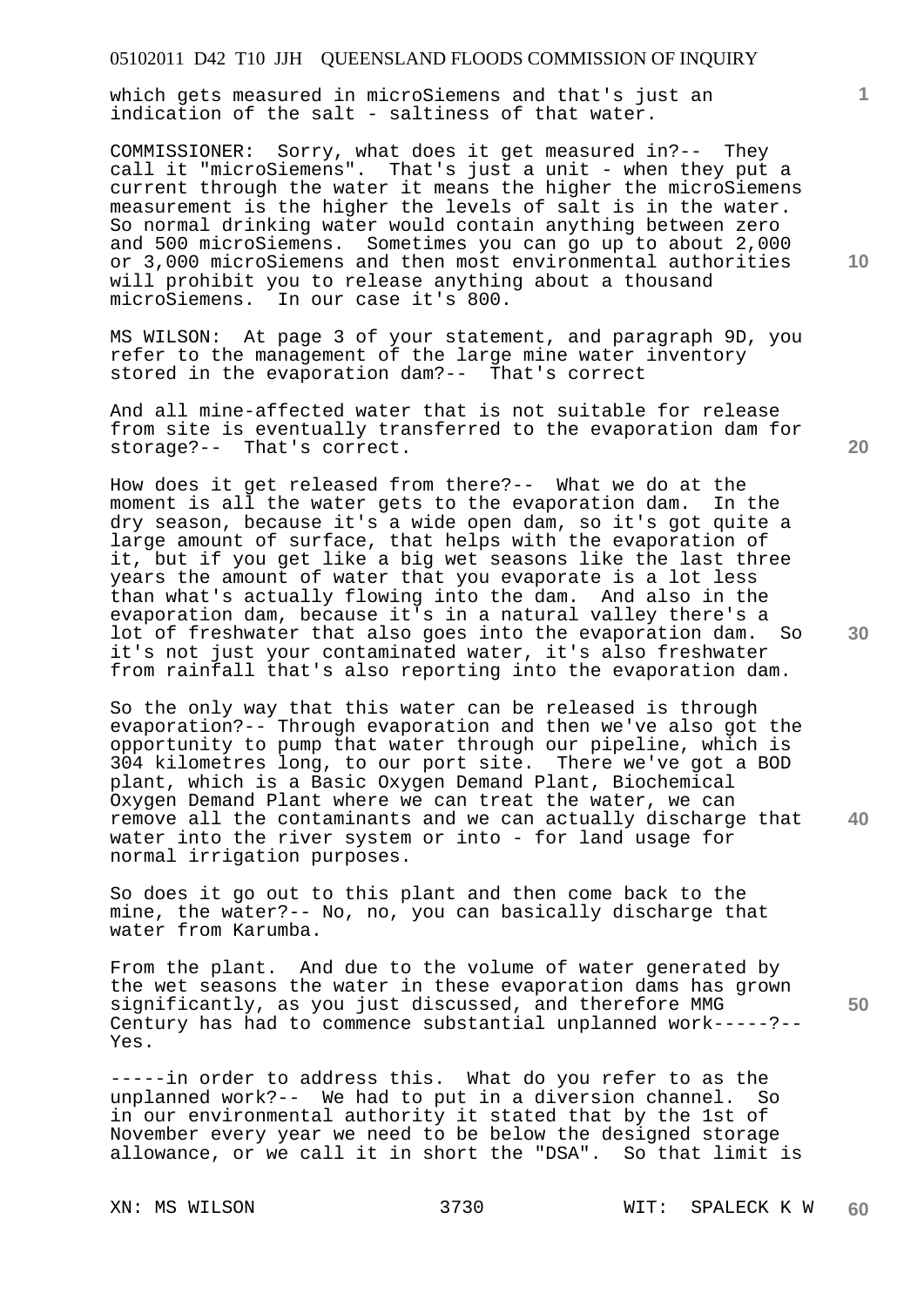which gets measured in microSiemens and that's just an indication of the salt - saltiness of that water.

COMMISSIONER: Sorry, what does it get measured in?-- They call it "microSiemens". That's just a unit - when they put a current through the water it means the higher the microSiemens measurement is the higher the levels of salt is in the water. So normal drinking water would contain anything between zero and 500 microSiemens. Sometimes you can go up to about 2,000 or 3,000 microSiemens and then most environmental authorities will prohibit you to release anything about a thousand microSiemens. In our case it's 800.

MS WILSON: At page 3 of your statement, and paragraph 9D, you refer to the management of the large mine water inventory stored in the evaporation dam?-- That's correct

And all mine-affected water that is not suitable for release from site is eventually transferred to the evaporation dam for storage?-- That's correct.

How does it get released from there?-- What we do at the moment is all the water gets to the evaporation dam. In the dry season, because it's a wide open dam, so it's got quite a large amount of surface, that helps with the evaporation of it, but if you get like a big wet seasons like the last three years the amount of water that you evaporate is a lot less than what's actually flowing into the dam. And also in the evaporation dam, because it's in a natural valley there's a lot of freshwater that also goes into the evaporation dam. So it's not just your contaminated water, it's also freshwater from rainfall that's also reporting into the evaporation dam.

So the only way that this water can be released is through evaporation?-- Through evaporation and then we've also got the opportunity to pump that water through our pipeline, which is 304 kilometres long, to our port site. There we've got a BOD plant, which is a Basic Oxygen Demand Plant, Biochemical Oxygen Demand Plant where we can treat the water, we can remove all the contaminants and we can actually discharge that water into the river system or into - for land usage for normal irrigation purposes.

So does it go out to this plant and then come back to the mine, the water?-- No, no, you can basically discharge that water from Karumba.

From the plant. And due to the volume of water generated by the wet seasons the water in these evaporation dams has grown significantly, as you just discussed, and therefore MMG Century has had to commence substantial unplanned work-----?-- Yes.

-----in order to address this. What do you refer to as the unplanned work?-- We had to put in a diversion channel. So in our environmental authority it stated that by the 1st of November every year we need to be below the designed storage allowance, or we call it in short the "DSA". So that limit is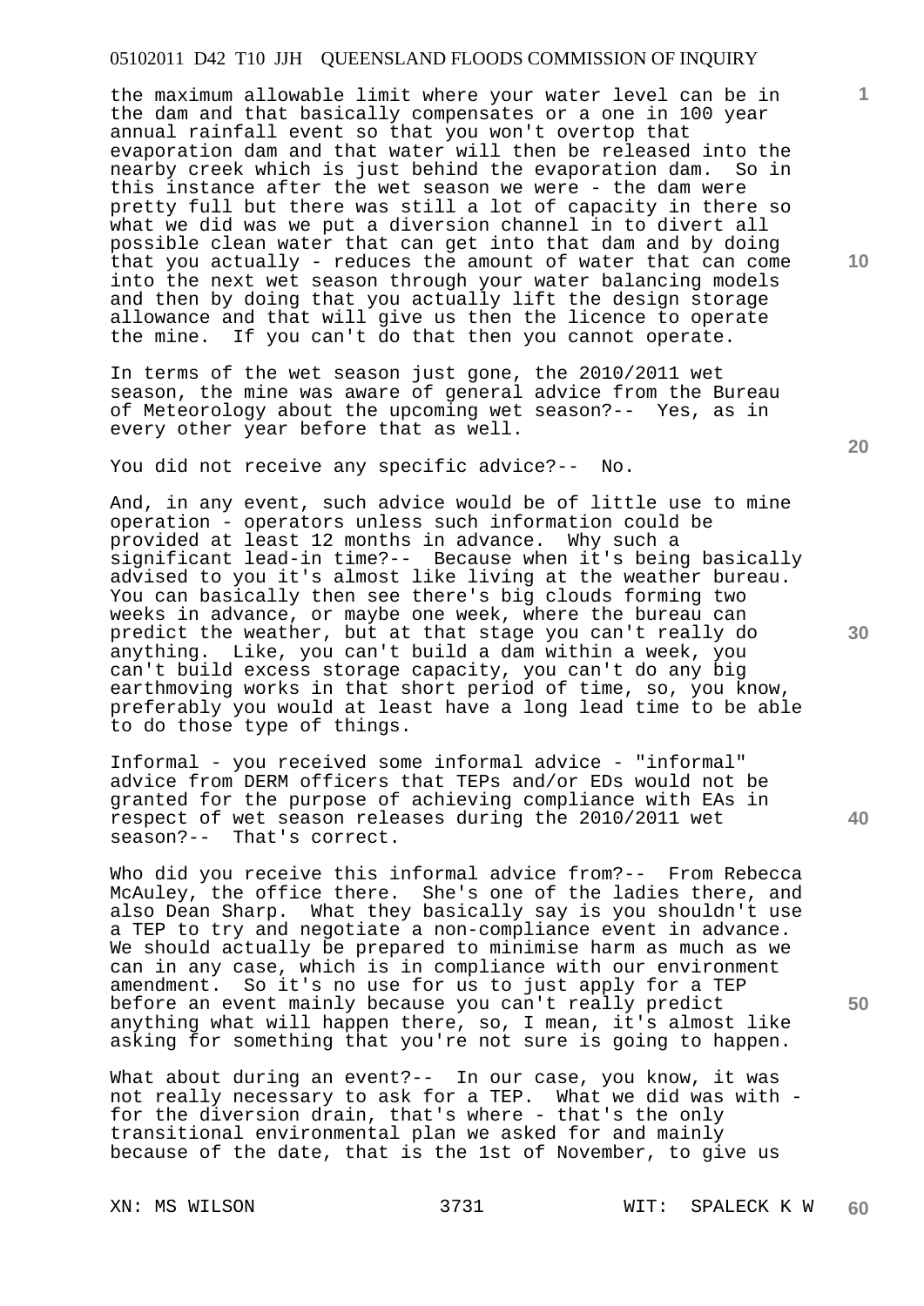the maximum allowable limit where your water level can be in the dam and that basically compensates or a one in 100 year annual rainfall event so that you won't overtop that evaporation dam and that water will then be released into the nearby creek which is just behind the evaporation dam. So in this instance after the wet season we were - the dam were pretty full but there was still a lot of capacity in there so what we did was we put a diversion channel in to divert all possible clean water that can get into that dam and by doing that you actually - reduces the amount of water that can come into the next wet season through your water balancing models and then by doing that you actually lift the design storage allowance and that will give us then the licence to operate the mine. If you can't do that then you cannot operate.

In terms of the wet season just gone, the 2010/2011 wet season, the mine was aware of general advice from the Bureau of Meteorology about the upcoming wet season?-- Yes, as in every other year before that as well.

You did not receive any specific advice?-- No.

And, in any event, such advice would be of little use to mine operation - operators unless such information could be provided at least 12 months in advance. Why such a significant lead-in time?-- Because when it's being basically advised to you it's almost like living at the weather bureau. You can basically then see there's big clouds forming two weeks in advance, or maybe one week, where the bureau can predict the weather, but at that stage you can't really do anything. Like, you can't build a dam within a week, you can't build excess storage capacity, you can't do any big earthmoving works in that short period of time, so, you know, preferably you would at least have a long lead time to be able to do those type of things.

Informal - you received some informal advice - "informal" advice from DERM officers that TEPs and/or EDs would not be granted for the purpose of achieving compliance with EAs in respect of wet season releases during the 2010/2011 wet season?-- That's correct.

Who did you receive this informal advice from?-- From Rebecca McAuley, the office there. She's one of the ladies there, and also Dean Sharp. What they basically say is you shouldn't use a TEP to try and negotiate a non-compliance event in advance. We should actually be prepared to minimise harm as much as we can in any case, which is in compliance with our environment amendment. So it's no use for us to just apply for a TEP before an event mainly because you can't really predict anything what will happen there, so, I mean, it's almost like asking for something that you're not sure is going to happen.

What about during an event?-- In our case, you know, it was not really necessary to ask for a TEP. What we did was with - for the diversion drain, that's where - that's the only transitional environmental plan we asked for and mainly because of the date, that is the 1st of November, to give us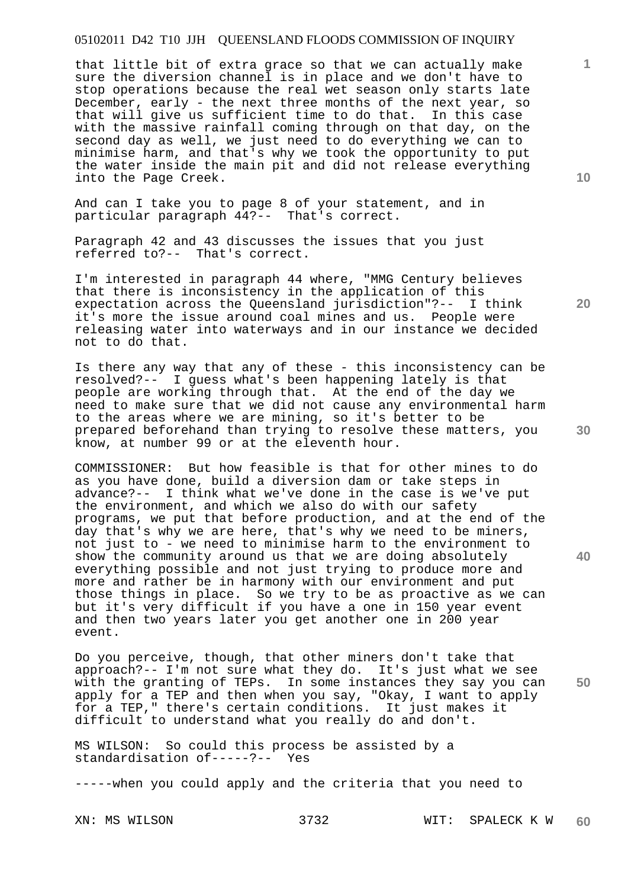that little bit of extra grace so that we can actually make sure the diversion channel is in place and we don't have to stop operations because the real wet season only starts late December, early - the next three months of the next year, so that will give us sufficient time to do that. In this case with the massive rainfall coming through on that day, on the second day as well, we just need to do everything we can to minimise harm, and that's why we took the opportunity to put the water inside the main pit and did not release everything into the Page Creek.

And can I take you to page 8 of your statement, and in particular paragraph 44?-- That's correct.

Paragraph 42 and 43 discusses the issues that you just referred to?-- That's correct.

I'm interested in paragraph 44 where, "MMG Century believes that there is inconsistency in the application of this expectation across the Queensland jurisdiction"?-- I think it's more the issue around coal mines and us. People were releasing water into waterways and in our instance we decided not to do that.

Is there any way that any of these - this inconsistency can be resolved?-- I guess what's been happening lately is that people are working through that. At the end of the day we need to make sure that we did not cause any environmental harm to the areas where we are mining, so it's better to be prepared beforehand than trying to resolve these matters, you know, at number 99 or at the eleventh hour.

COMMISSIONER: But how feasible is that for other mines to do as you have done, build a diversion dam or take steps in advance?-- I think what we've done in the case is we've put the environment, and which we also do with our safety programs, we put that before production, and at the end of the day that's why we are here, that's why we need to be miners, not just to - we need to minimise harm to the environment to show the community around us that we are doing absolutely everything possible and not just trying to produce more and more and rather be in harmony with our environment and put those things in place. So we try to be as proactive as we can but it's very difficult if you have a one in 150 year event and then two years later you get another one in 200 year event.

Do you perceive, though, that other miners don't take that approach?-- I'm not sure what they do. It's just what we see with the granting of TEPs. In some instances they say you can apply for a TEP and then when you say, "Okay, I want to apply for a TEP," there's certain conditions. It just makes it difficult to understand what you really do and don't.

MS WILSON: So could this process be assisted by a standardisation of-----?-- Yes

-----when you could apply and the criteria that you need to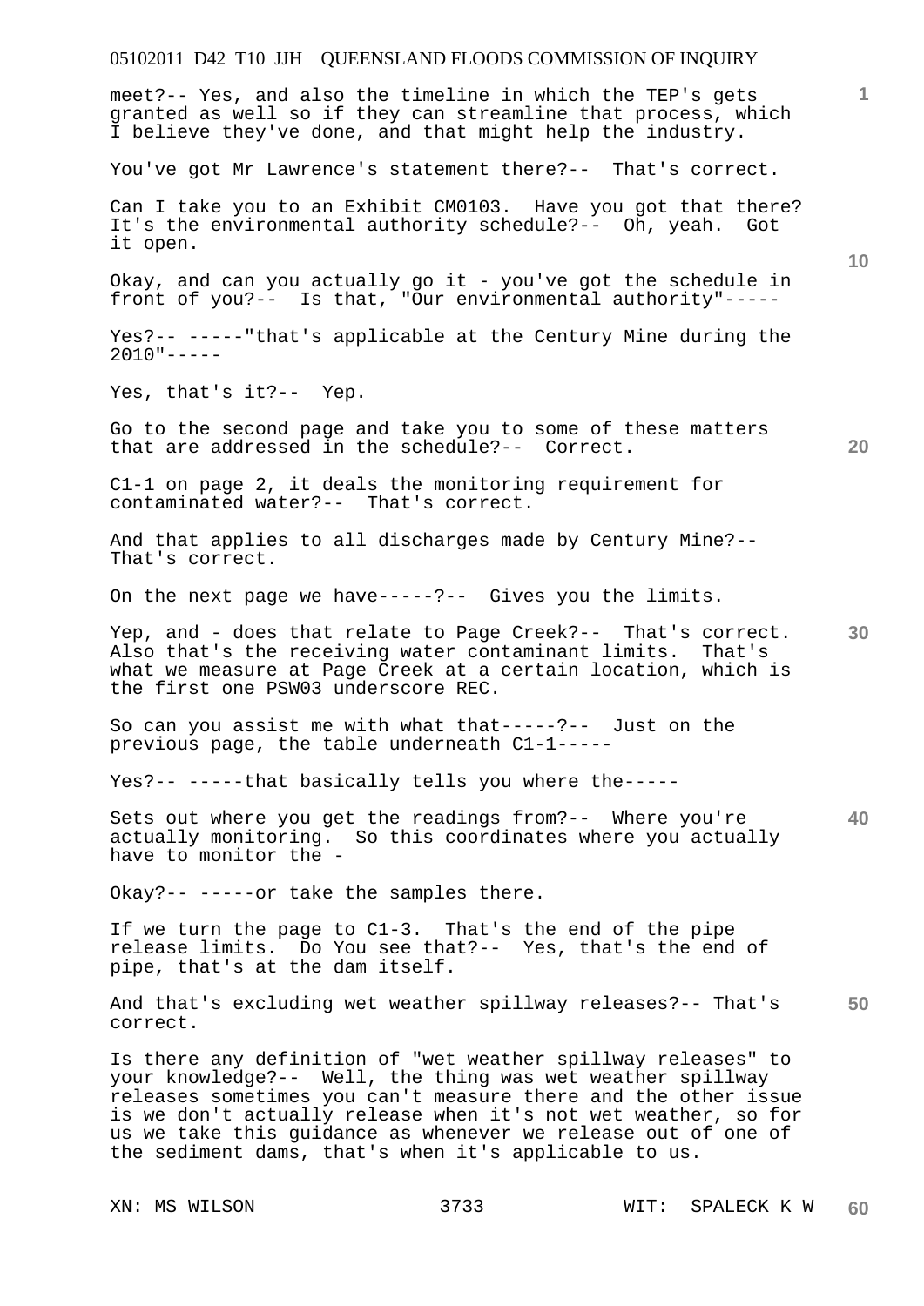meet?-- Yes, and also the timeline in which the TEP's gets granted as well so if they can streamline that process, which I believe they've done, and that might help the industry.

You've got Mr Lawrence's statement there?-- That's correct.

Can I take you to an Exhibit CM0103. Have you got that there? It's the environmental authority schedule?-- Oh, yeah. Got it open.

Okay, and can you actually go it - you've got the schedule in front of you?-- Is that, "Our environmental authority"-----

Yes?-- -----"that's applicable at the Century Mine during the 2010"-----

Yes, that's it?-- Yep.

Go to the second page and take you to some of these matters that are addressed in the schedule?-- Correct.

C1-1 on page 2, it deals the monitoring requirement for contaminated water?-- That's correct.

And that applies to all discharges made by Century Mine?-- That's correct.

On the next page we have-----?-- Gives you the limits.

Yep, and - does that relate to Page Creek?-- That's correct. Also that's the receiving water contaminant limits. That's what we measure at Page Creek at a certain location, which is the first one PSW03 underscore REC.

So can you assist me with what that-----?-- Just on the previous page, the table underneath C1-1-----

Yes?-- -----that basically tells you where the-----

Sets out where you get the readings from?-- Where you're actually monitoring. So this coordinates where you actually have to monitor the -

Okay?-- -----or take the samples there.

If we turn the page to C1-3. That's the end of the pipe release limits. Do You see that?-- Yes, that's the end of pipe, that's at the dam itself.

And that's excluding wet weather spillway releases?-- That's correct.

Is there any definition of "wet weather spillway releases" to your knowledge?-- Well, the thing was wet weather spillway releases sometimes you can't measure there and the other issue is we don't actually release when it's not wet weather, so for us we take this guidance as whenever we release out of one of the sediment dams, that's when it's applicable to us.

XN: MS WILSON WIT: SPALECK K W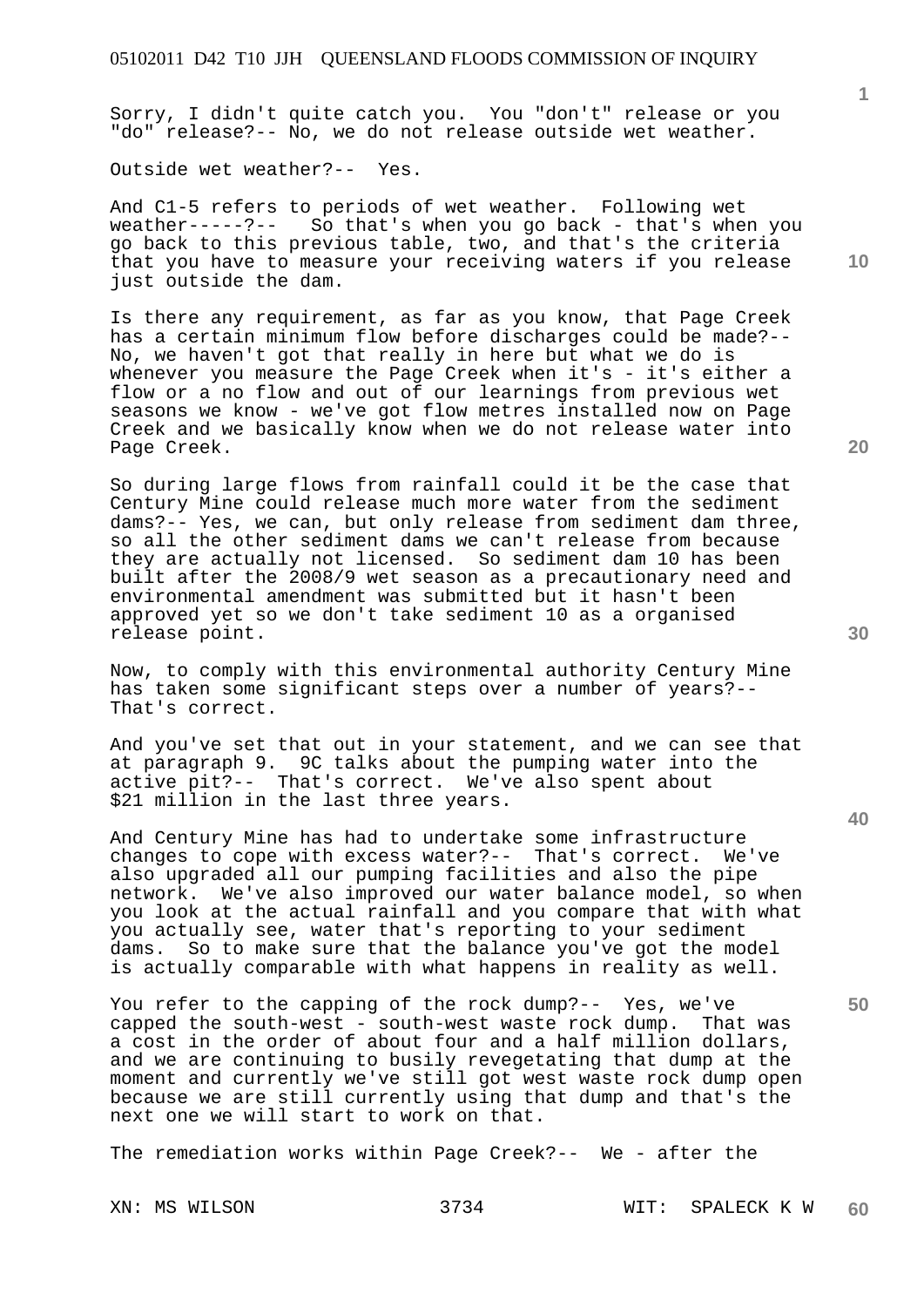Sorry, I didn't quite catch you. You "don't" release or you "do" release?-- No, we do not release outside wet weather.

Outside wet weather?-- Yes.

And C1-5 refers to periods of wet weather. Following wet weather-----?-- So that's when you go back - that's when you go back to this previous table, two, and that's the criteria that you have to measure your receiving waters if you release just outside the dam.

Is there any requirement, as far as you know, that Page Creek has a certain minimum flow before discharges could be made?-- No, we haven't got that really in here but what we do is whenever you measure the Page Creek when it's - it's either a flow or a no flow and out of our learnings from previous wet seasons we know - we've got flow metres installed now on Page Creek and we basically know when we do not release water into Page Creek.

So during large flows from rainfall could it be the case that Century Mine could release much more water from the sediment dams?-- Yes, we can, but only release from sediment dam three, so all the other sediment dams we can't release from because they are actually not licensed. So sediment dam 10 has been built after the 2008/9 wet season as a precautionary need and environmental amendment was submitted but it hasn't been approved yet so we don't take sediment 10 as a organised release point.

Now, to comply with this environmental authority Century Mine has taken some significant steps over a number of years?-- That's correct.

And you've set that out in your statement, and we can see that at paragraph 9. 9C talks about the pumping water into the active pit?-- That's correct. We've also spent about $21 million in the last three years.

And Century Mine has had to undertake some infrastructure changes to cope with excess water?-- That's correct. We've also upgraded all our pumping facilities and also the pipe network. We've also improved our water balance model, so when you look at the actual rainfall and you compare that with what you actually see, water that's reporting to your sediment dams. So to make sure that the balance you've got the model is actually comparable with what happens in reality as well.

You refer to the capping of the rock dump?-- Yes, we've capped the south-west - south-west waste rock dump. That was a cost in the order of about four and a half million dollars, and we are continuing to busily revegetating that dump at the moment and currently we've still got west waste rock dump open because we are still currently using that dump and that's the next one we will start to work on that.

The remediation works within Page Creek?-- We - after the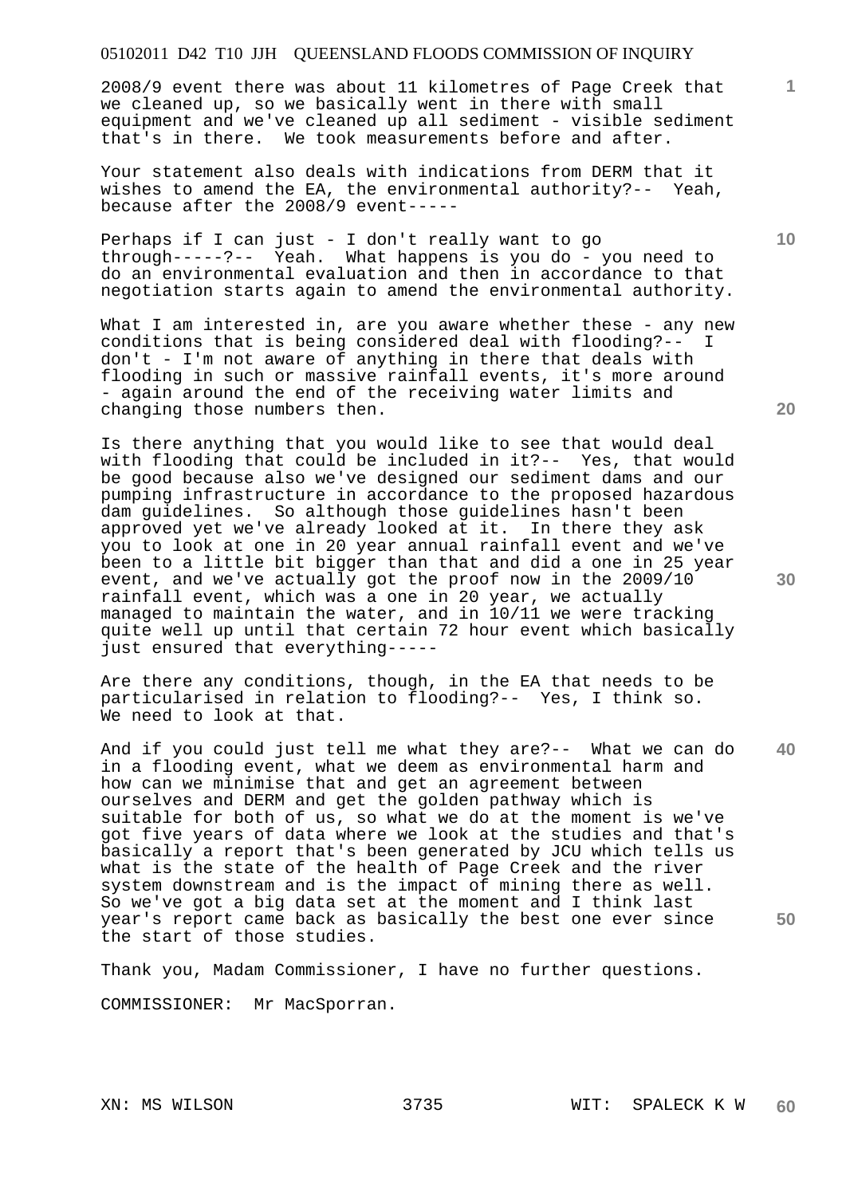2008/9 event there was about 11 kilometres of Page Creek that we cleaned up, so we basically went in there with small equipment and we've cleaned up all sediment - visible sediment that's in there. We took measurements before and after.

Your statement also deals with indications from DERM that it wishes to amend the EA, the environmental authority?-- Yeah, because after the 2008/9 event-----

Perhaps if I can just - I don't really want to go through-----?-- Yeah. What happens is you do - you need to do an environmental evaluation and then in accordance to that negotiation starts again to amend the environmental authority.

What I am interested in, are you aware whether these - any new conditions that is being considered deal with flooding?-- I don't - I'm not aware of anything in there that deals with flooding in such or massive rainfall events, it's more around - again around the end of the receiving water limits and changing those numbers then.

Is there anything that you would like to see that would deal with flooding that could be included in it?-- Yes, that would be good because also we've designed our sediment dams and our pumping infrastructure in accordance to the proposed hazardous dam guidelines. So although those guidelines hasn't been approved yet we've already looked at it. In there they ask you to look at one in 20 year annual rainfall event and we've been to a little bit bigger than that and did a one in 25 year event, and we've actually got the proof now in the 2009/10 rainfall event, which was a one in 20 year, we actually managed to maintain the water, and in 10/11 we were tracking quite well up until that certain 72 hour event which basically just ensured that everything-----

Are there any conditions, though, in the EA that needs to be particularised in relation to flooding?-- Yes, I think so. We need to look at that.

And if you could just tell me what they are?-- What we can do in a flooding event, what we deem as environmental harm and how can we minimise that and get an agreement between ourselves and DERM and get the golden pathway which is suitable for both of us, so what we do at the moment is we've got five years of data where we look at the studies and that's basically a report that's been generated by JCU which tells us what is the state of the health of Page Creek and the river system downstream and is the impact of mining there as well. So we've got a big data set at the moment and I think last year's report came back as basically the best one ever since the start of those studies.

Thank you, Madam Commissioner, I have no further questions.

COMMISSIONER: Mr MacSporran.

XN: MS WILSON WIT: SPALECK K W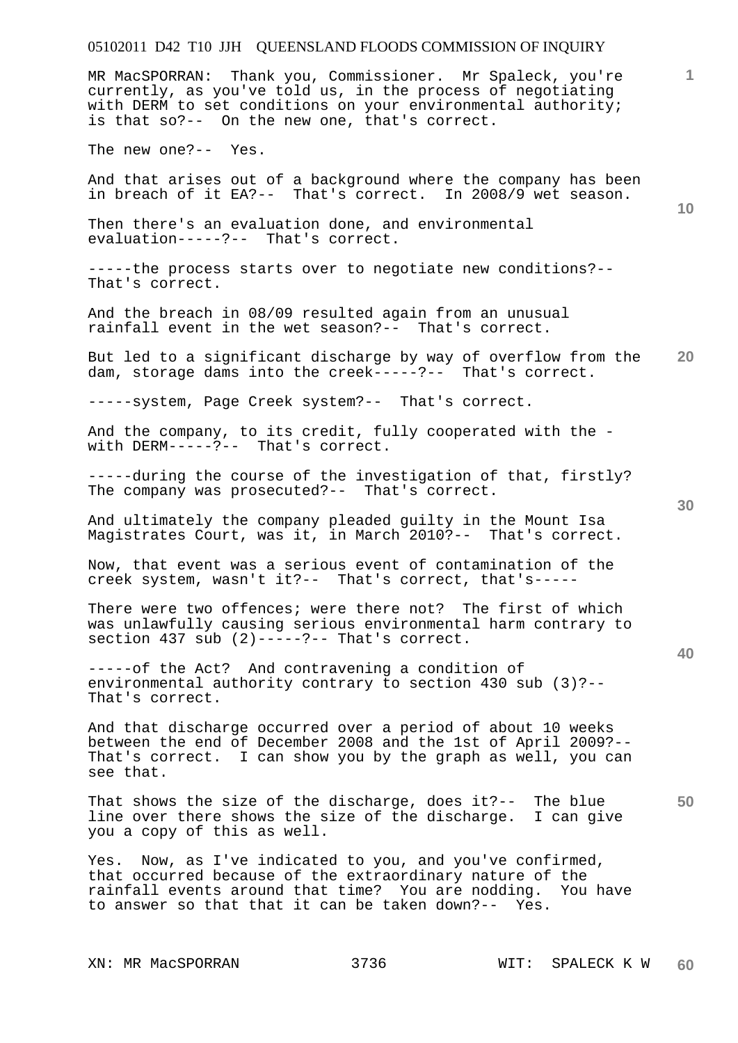MR MacSPORRAN: Thank you, Commissioner. Mr Spaleck, you're currently, as you've told us, in the process of negotiating with DERM to set conditions on your environmental authority; is that so?-- On the new one, that's correct.

The new one?-- Yes.

And that arises out of a background where the company has been in breach of it EA?-- That's correct. In 2008/9 wet season.

Then there's an evaluation done, and environmental evaluation-----?-- That's correct.

-----the process starts over to negotiate new conditions?-- That's correct.

And the breach in 08/09 resulted again from an unusual rainfall event in the wet season?-- That's correct.

But led to a significant discharge by way of overflow from the dam, storage dams into the creek-----?-- That's correct.

-----system, Page Creek system?-- That's correct.

And the company, to its credit, fully cooperated with the - with DERM-----?-- That's correct.

-----during the course of the investigation of that, firstly? The company was prosecuted?-- That's correct.

And ultimately the company pleaded guilty in the Mount Isa Magistrates Court, was it, in March 2010?-- That's correct.

Now, that event was a serious event of contamination of the creek system, wasn't it?-- That's correct, that's-----

There were two offences; were there not? The first of which was unlawfully causing serious environmental harm contrary to section 437 sub (2)-----?-- That's correct.

-----of the Act? And contravening a condition of environmental authority contrary to section 430 sub (3)?-- That's correct.

And that discharge occurred over a period of about 10 weeks between the end of December 2008 and the 1st of April 2009?-- That's correct. I can show you by the graph as well, you can see that.

That shows the size of the discharge, does it?-- The blue line over there shows the size of the discharge. I can give you a copy of this as well.

Yes. Now, as I've indicated to you, and you've confirmed, that occurred because of the extraordinary nature of the rainfall events around that time? You are nodding. You have to answer so that that it can be taken down?-- Yes.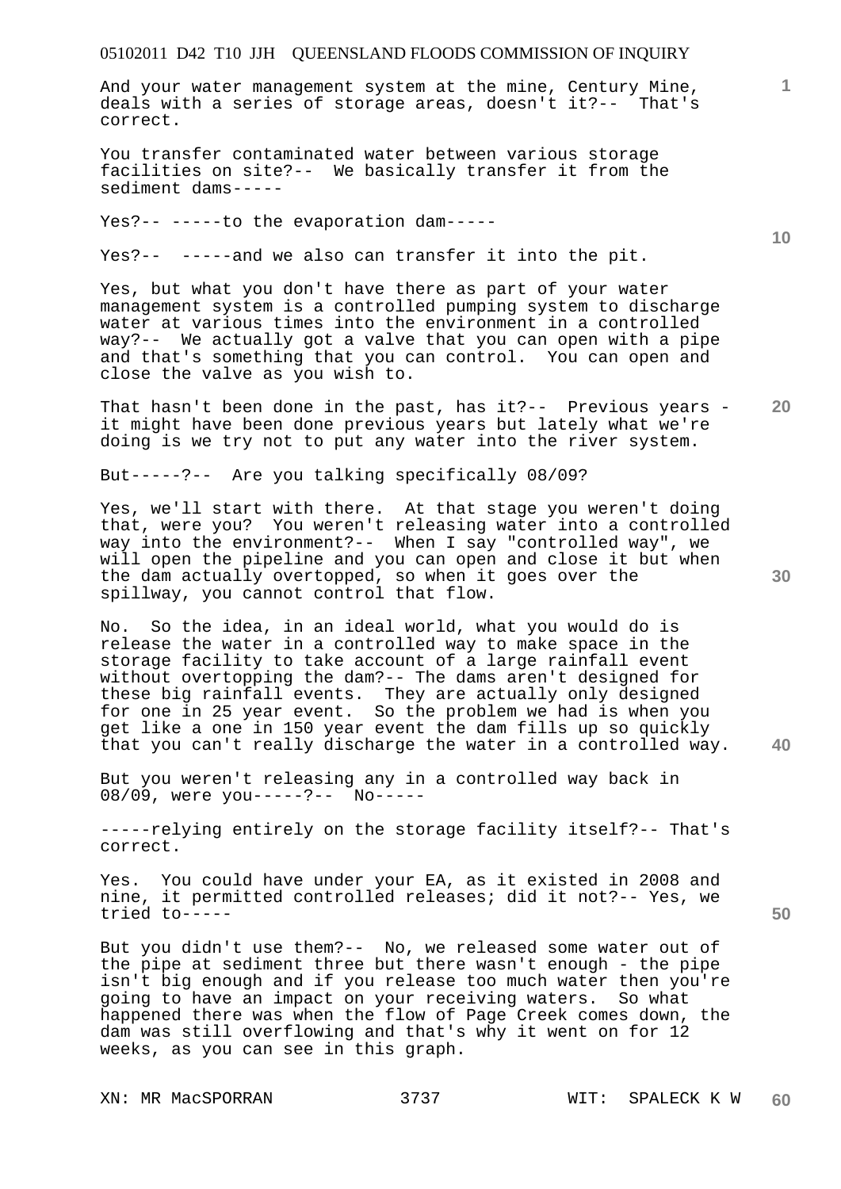And your water management system at the mine, Century Mine, deals with a series of storage areas, doesn't it?-- That's correct.

You transfer contaminated water between various storage facilities on site?-- We basically transfer it from the sediment dams-----

Yes?-- -----to the evaporation dam-----

Yes?-- -----and we also can transfer it into the pit.

Yes, but what you don't have there as part of your water management system is a controlled pumping system to discharge water at various times into the environment in a controlled way?-- We actually got a valve that you can open with a pipe and that's something that you can control. You can open and close the valve as you wish to.

That hasn't been done in the past, has it?-- Previous years - it might have been done previous years but lately what we're doing is we try not to put any water into the river system.

But-----?-- Are you talking specifically 08/09?

Yes, we'll start with there. At that stage you weren't doing that, were you? You weren't releasing water into a controlled way into the environment?-- When I say "controlled way", we will open the pipeline and you can open and close it but when the dam actually overtopped, so when it goes over the spillway, you cannot control that flow.

No. So the idea, in an ideal world, what you would do is release the water in a controlled way to make space in the storage facility to take account of a large rainfall event without overtopping the dam?-- The dams aren't designed for these big rainfall events. They are actually only designed for one in 25 year event. So the problem we had is when you get like a one in 150 year event the dam fills up so quickly that you can't really discharge the water in a controlled way.

But you weren't releasing any in a controlled way back in 08/09, were you-----?-- No-----

-----relying entirely on the storage facility itself?-- That's correct.

Yes. You could have under your EA, as it existed in 2008 and nine, it permitted controlled releases; did it not?-- Yes, we tried to-----

But you didn't use them?-- No, we released some water out of the pipe at sediment three but there wasn't enough - the pipe isn't big enough and if you release too much water then you're going to have an impact on your receiving waters. So what happened there was when the flow of Page Creek comes down, the dam was still overflowing and that's why it went on for 12 weeks, as you can see in this graph.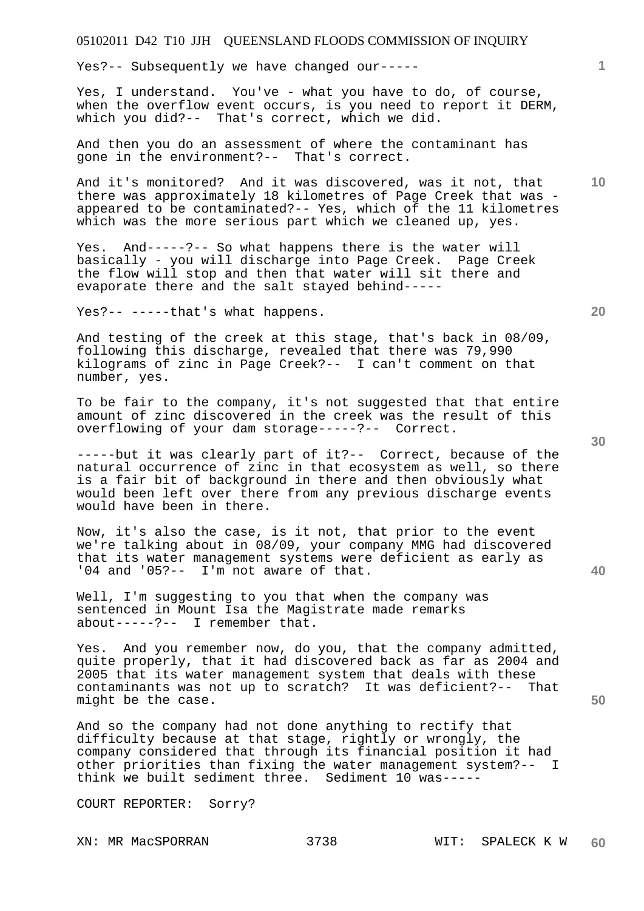Yes?-- Subsequently we have changed our-----

Yes, I understand. You've - what you have to do, of course, when the overflow event occurs, is you need to report it DERM, which you did?-- That's correct, which we did.

And then you do an assessment of where the contaminant has gone in the environment?-- That's correct.

And it's monitored? And it was discovered, was it not, that there was approximately 18 kilometres of Page Creek that was - appeared to be contaminated?-- Yes, which of the 11 kilometres which was the more serious part which we cleaned up, yes.

Yes. And-----?-- So what happens there is the water will basically - you will discharge into Page Creek. Page Creek the flow will stop and then that water will sit there and evaporate there and the salt stayed behind-----

Yes?-- -----that's what happens.

And testing of the creek at this stage, that's back in 08/09, following this discharge, revealed that there was 79,990 kilograms of zinc in Page Creek?-- I can't comment on that number, yes.

To be fair to the company, it's not suggested that that entire amount of zinc discovered in the creek was the result of this overflowing of your dam storage-----?-- Correct.

-----but it was clearly part of it?-- Correct, because of the natural occurrence of zinc in that ecosystem as well, so there is a fair bit of background in there and then obviously what would been left over there from any previous discharge events would have been in there.

Now, it's also the case, is it not, that prior to the event we're talking about in 08/09, your company MMG had discovered that its water management systems were deficient as early as '04 and '05?-- I'm not aware of that.

Well, I'm suggesting to you that when the company was sentenced in Mount Isa the Magistrate made remarks about-----?-- I remember that.

Yes. And you remember now, do you, that the company admitted, quite properly, that it had discovered back as far as 2004 and 2005 that its water management system that deals with these contaminants was not up to scratch? It was deficient?-- That might be the case.

And so the company had not done anything to rectify that difficulty because at that stage, rightly or wrongly, the company considered that through its financial position it had other priorities than fixing the water management system?-- I think we built sediment three. Sediment 10 was-----

COURT REPORTER: Sorry?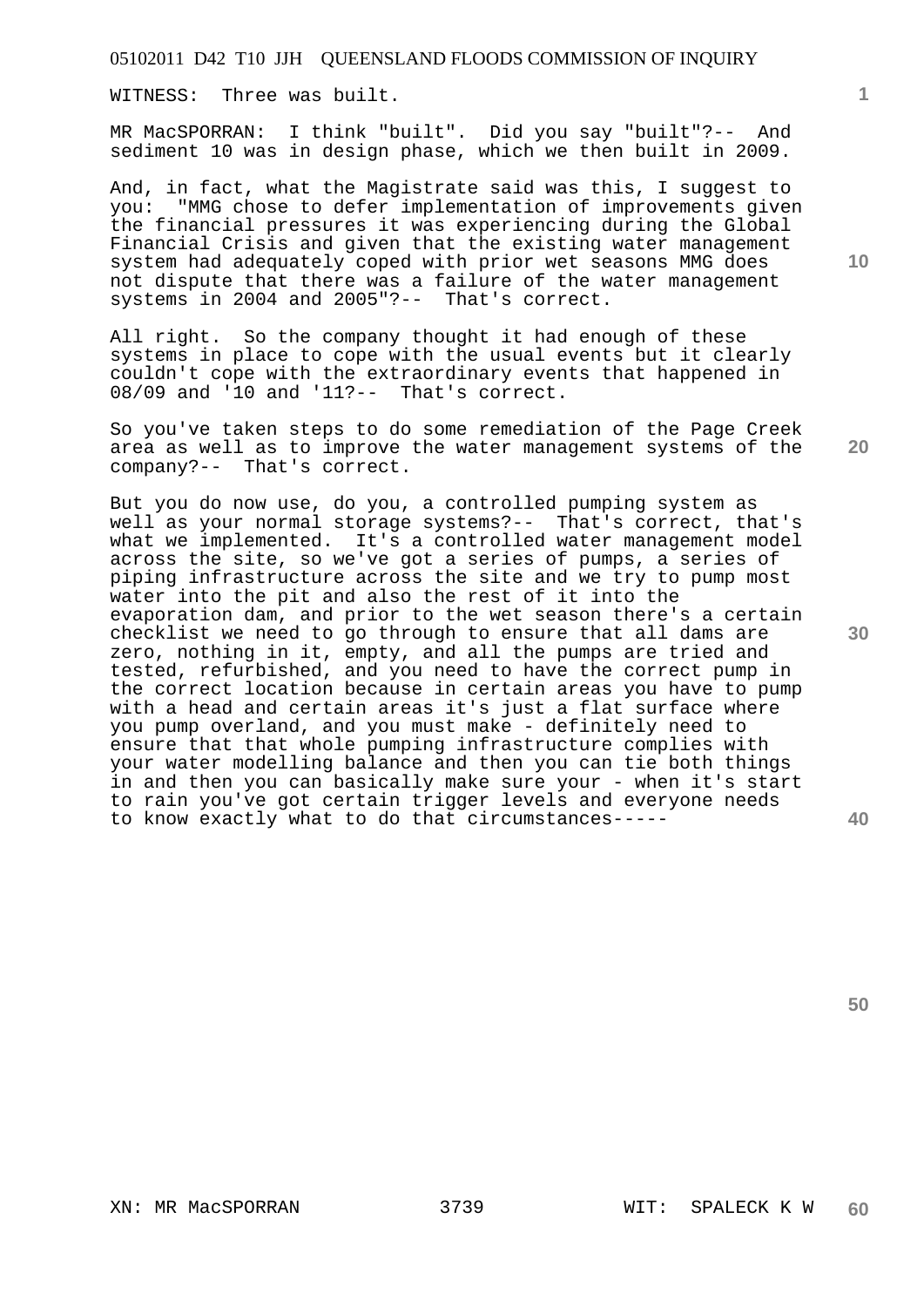WITNESS: Three was built.

MR MacSPORRAN: I think "built". Did you say "built"?-- And sediment 10 was in design phase, which we then built in 2009.

And, in fact, what the Magistrate said was this, I suggest to you: "MMG chose to defer implementation of improvements given the financial pressures it was experiencing during the Global Financial Crisis and given that the existing water management system had adequately coped with prior wet seasons MMG does not dispute that there was a failure of the water management systems in 2004 and 2005"?-- That's correct.

All right. So the company thought it had enough of these systems in place to cope with the usual events but it clearly couldn't cope with the extraordinary events that happened in 08/09 and '10 and '11?-- That's correct.

So you've taken steps to do some remediation of the Page Creek area as well as to improve the water management systems of the company?-- That's correct.

But you do now use, do you, a controlled pumping system as well as your normal storage systems?-- That's correct, that's what we implemented. It's a controlled water management model across the site, so we've got a series of pumps, a series of piping infrastructure across the site and we try to pump most water into the pit and also the rest of it into the evaporation dam, and prior to the wet season there's a certain checklist we need to go through to ensure that all dams are zero, nothing in it, empty, and all the pumps are tried and tested, refurbished, and you need to have the correct pump in the correct location because in certain areas you have to pump with a head and certain areas it's just a flat surface where you pump overland, and you must make - definitely need to ensure that that whole pumping infrastructure complies with your water modelling balance and then you can tie both things in and then you can basically make sure your - when it's start to rain you've got certain trigger levels and everyone needs to know exactly what to do that circumstances-----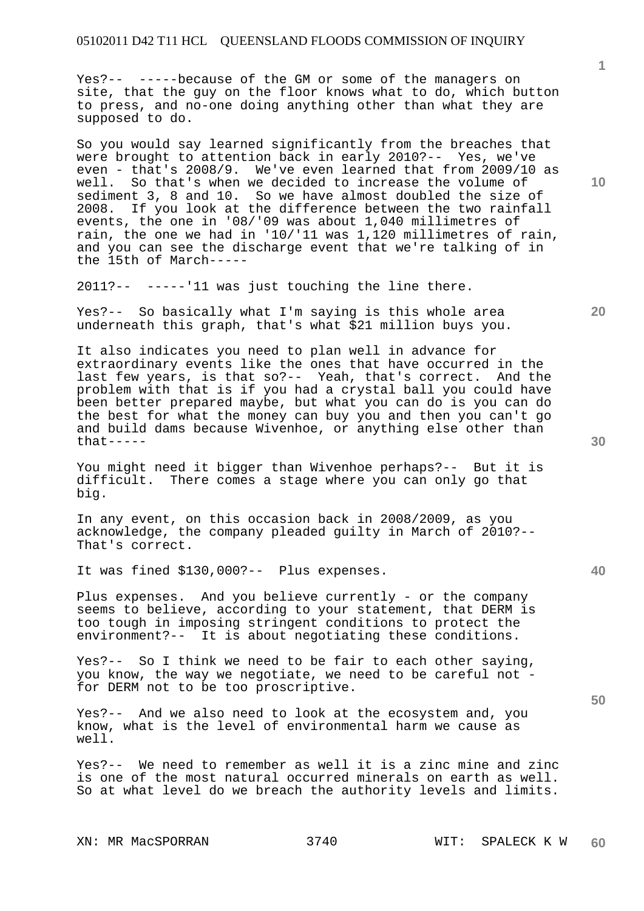Yes?-- -----because of the GM or some of the managers on site, that the guy on the floor knows what to do, which button to press, and no-one doing anything other than what they are supposed to do.

So you would say learned significantly from the breaches that were brought to attention back in early 2010?-- Yes, we've even - that's 2008/9. We've even learned that from 2009/10 as well. So that's when we decided to increase the volume of sediment 3, 8 and 10. So we have almost doubled the size of 2008. If you look at the difference between the two rainfall events, the one in '08/'09 was about 1,040 millimetres of rain, the one we had in '10/'11 was 1,120 millimetres of rain, and you can see the discharge event that we're talking of in the 15th of March-----

2011?-- -----'11 was just touching the line there.

Yes?-- So basically what I'm saying is this whole area underneath this graph, that's what $21 million buys you.

It also indicates you need to plan well in advance for extraordinary events like the ones that have occurred in the last few years, is that so?-- Yeah, that's correct. And the problem with that is if you had a crystal ball you could have been better prepared maybe, but what you can do is you can do the best for what the money can buy you and then you can't go and build dams because Wivenhoe, or anything else other than that-----

You might need it bigger than Wivenhoe perhaps?-- But it is difficult. There comes a stage where you can only go that big.

In any event, on this occasion back in 2008/2009, as you acknowledge, the company pleaded guilty in March of 2010?-- That's correct.

It was fined $130,000?-- Plus expenses.

Plus expenses. And you believe currently - or the company seems to believe, according to your statement, that DERM is too tough in imposing stringent conditions to protect the environment?-- It is about negotiating these conditions.

Yes?-- So I think we need to be fair to each other saying, you know, the way we negotiate, we need to be careful not - for DERM not to be too proscriptive.

Yes?-- And we also need to look at the ecosystem and, you know, what is the level of environmental harm we cause as well.

Yes?-- We need to remember as well it is a zinc mine and zinc is one of the most natural occurred minerals on earth as well. So at what level do we breach the authority levels and limits.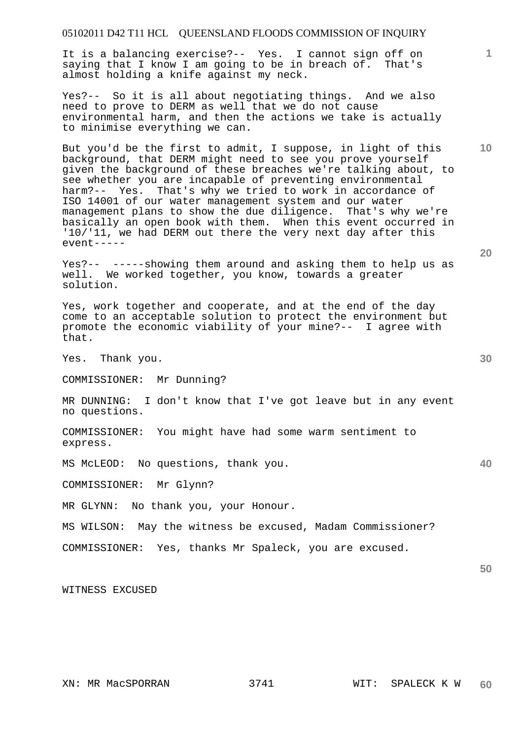It is a balancing exercise?-- Yes. I cannot sign off on saying that I know I am going to be in breach of. That's almost holding a knife against my neck.

Yes?-- So it is all about negotiating things. And we also need to prove to DERM as well that we do not cause environmental harm, and then the actions we take is actually to minimise everything we can.

But you'd be the first to admit, I suppose, in light of this background, that DERM might need to see you prove yourself given the background of these breaches we're talking about, to see whether you are incapable of preventing environmental harm?-- Yes. That's why we tried to work in accordance of ISO 14001 of our water management system and our water management plans to show the due diligence. That's why we're basically an open book with them. When this event occurred in '10/'11, we had DERM out there the very next day after this event-----

Yes?-- -----showing them around and asking them to help us as well. We worked together, you know, towards a greater solution.

Yes, work together and cooperate, and at the end of the day come to an acceptable solution to protect the environment but promote the economic viability of your mine?-- I agree with that.

Yes. Thank you.

COMMISSIONER: Mr Dunning?

MR DUNNING: I don't know that I've got leave but in any event no questions.

COMMISSIONER: You might have had some warm sentiment to express.

MS McLEOD: No questions, thank you.

COMMISSIONER: Mr Glynn?

MR GLYNN: No thank you, your Honour.

MS WILSON: May the witness be excused, Madam Commissioner?

COMMISSIONER: Yes, thanks Mr Spaleck, you are excused.

WITNESS EXCUSED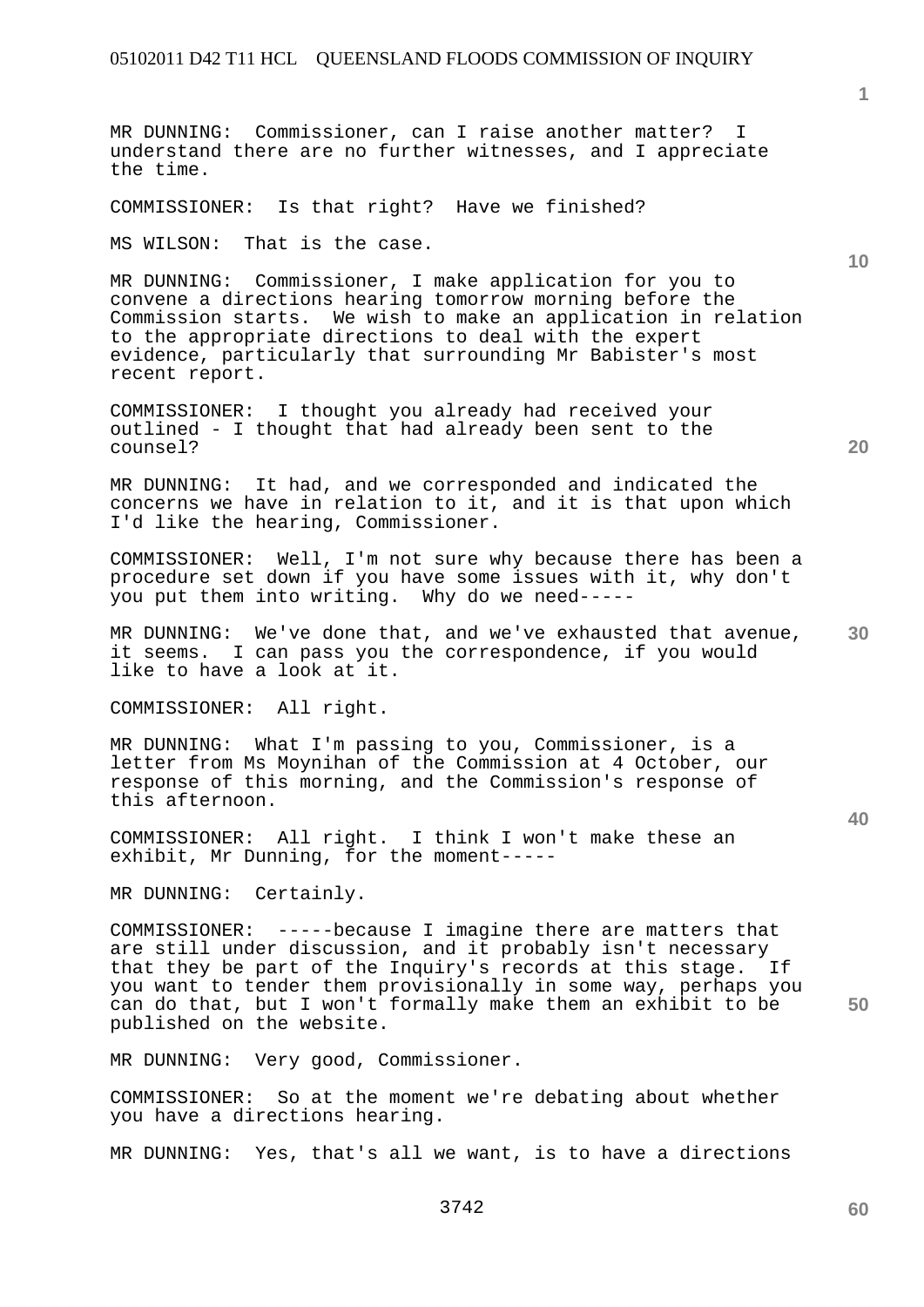MR DUNNING: Commissioner, can I raise another matter? I understand there are no further witnesses, and I appreciate the time.

COMMISSIONER: Is that right? Have we finished?

MS WILSON: That is the case.

MR DUNNING: Commissioner, I make application for you to convene a directions hearing tomorrow morning before the Commission starts. We wish to make an application in relation to the appropriate directions to deal with the expert evidence, particularly that surrounding Mr Babister's most recent report.

COMMISSIONER: I thought you already had received your outlined - I thought that had already been sent to the counsel?

MR DUNNING: It had, and we corresponded and indicated the concerns we have in relation to it, and it is that upon which I'd like the hearing, Commissioner.

COMMISSIONER: Well, I'm not sure why because there has been a procedure set down if you have some issues with it, why don't you put them into writing. Why do we need-----

MR DUNNING: We've done that, and we've exhausted that avenue, it seems. I can pass you the correspondence, if you would like to have a look at it.

COMMISSIONER: All right.

MR DUNNING: What I'm passing to you, Commissioner, is a letter from Ms Moynihan of the Commission at 4 October, our response of this morning, and the Commission's response of this afternoon.

COMMISSIONER: All right. I think I won't make these an exhibit, Mr Dunning, for the moment-----

MR DUNNING: Certainly.

COMMISSIONER: -----because I imagine there are matters that are still under discussion, and it probably isn't necessary that they be part of the Inquiry's records at this stage. If you want to tender them provisionally in some way, perhaps you can do that, but I won't formally make them an exhibit to be published on the website.

MR DUNNING: Very good, Commissioner.

COMMISSIONER: So at the moment we're debating about whether you have a directions hearing.

MR DUNNING: Yes, that's all we want, is to have a directions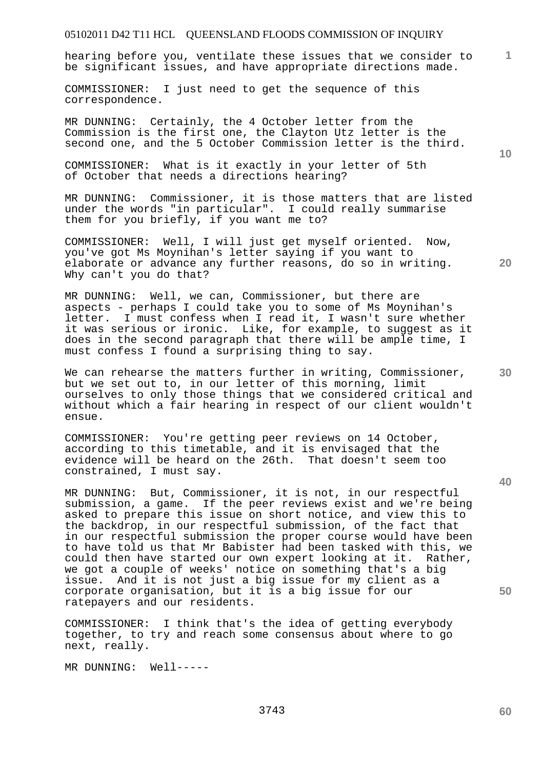hearing before you, ventilate these issues that we consider to be significant issues, and have appropriate directions made.

COMMISSIONER: I just need to get the sequence of this correspondence.

MR DUNNING: Certainly, the 4 October letter from the Commission is the first one, the Clayton Utz letter is the second one, and the 5 October Commission letter is the third.

COMMISSIONER: What is it exactly in your letter of 5th of October that needs a directions hearing?

MR DUNNING: Commissioner, it is those matters that are listed under the words "in particular". I could really summarise them for you briefly, if you want me to?

COMMISSIONER: Well, I will just get myself oriented. Now, you've got Ms Moynihan's letter saying if you want to elaborate or advance any further reasons, do so in writing. Why can't you do that?

MR DUNNING: Well, we can, Commissioner, but there are aspects - perhaps I could take you to some of Ms Moynihan's letter. I must confess when I read it, I wasn't sure whether it was serious or ironic. Like, for example, to suggest as it does in the second paragraph that there will be ample time, I must confess I found a surprising thing to say.

We can rehearse the matters further in writing, Commissioner, but we set out to, in our letter of this morning, limit ourselves to only those things that we considered critical and without which a fair hearing in respect of our client wouldn't ensue.

COMMISSIONER: You're getting peer reviews on 14 October, according to this timetable, and it is envisaged that the evidence will be heard on the 26th. That doesn't seem too constrained, I must say.

MR DUNNING: But, Commissioner, it is not, in our respectful submission, a game. If the peer reviews exist and we're being asked to prepare this issue on short notice, and view this to the backdrop, in our respectful submission, of the fact that in our respectful submission the proper course would have been to have told us that Mr Babister had been tasked with this, we could then have started our own expert looking at it. Rather, we got a couple of weeks' notice on something that's a big issue. And it is not just a big issue for my client as a corporate organisation, but it is a big issue for our ratepayers and our residents.

COMMISSIONER: I think that's the idea of getting everybody together, to try and reach some consensus about where to go next, really.

MR DUNNING: Well-----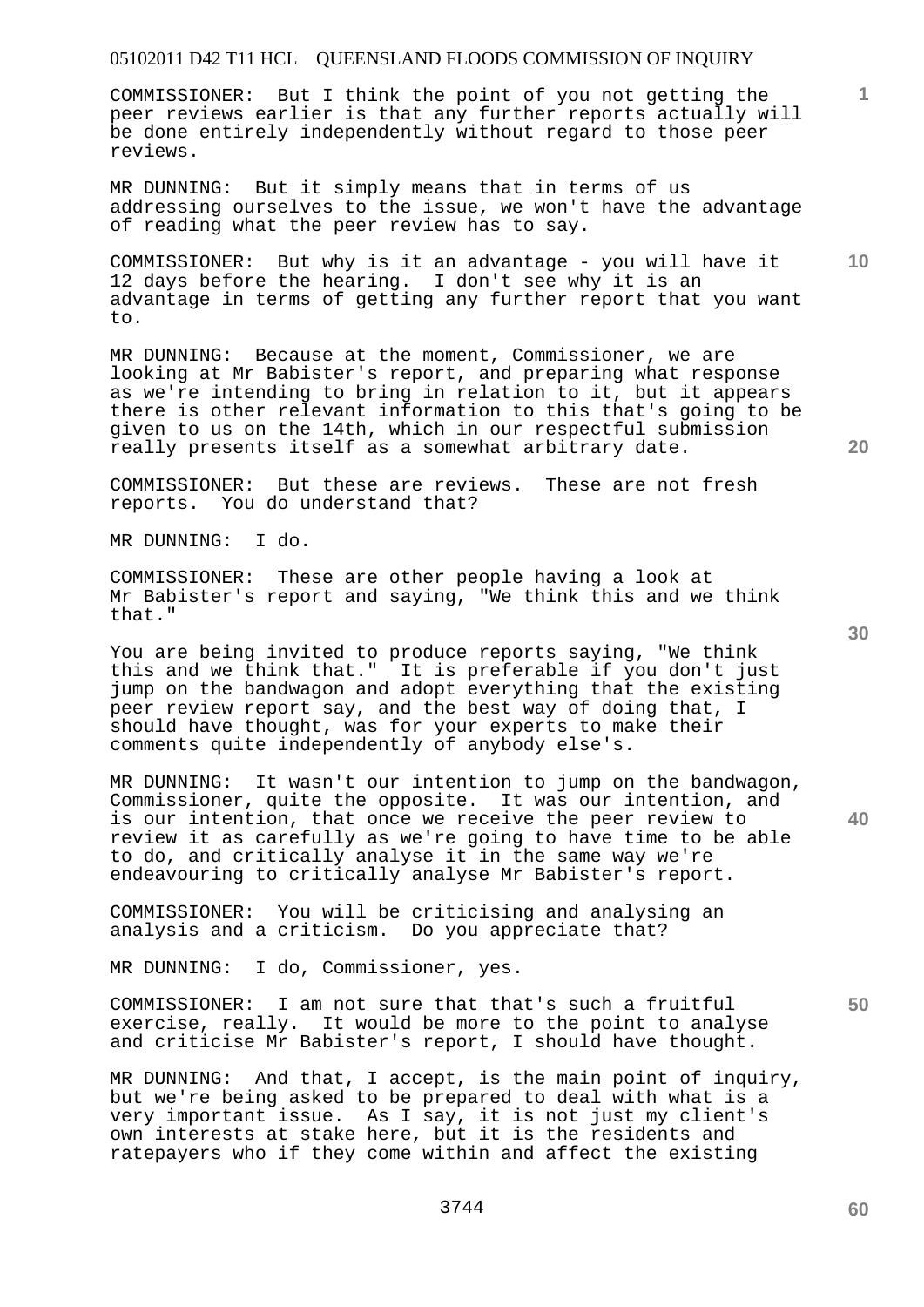COMMISSIONER: But I think the point of you not getting the peer reviews earlier is that any further reports actually will be done entirely independently without regard to those peer reviews.

MR DUNNING: But it simply means that in terms of us addressing ourselves to the issue, we won't have the advantage of reading what the peer review has to say.

COMMISSIONER: But why is it an advantage - you will have it 12 days before the hearing. I don't see why it is an advantage in terms of getting any further report that you want to.

MR DUNNING: Because at the moment, Commissioner, we are looking at Mr Babister's report, and preparing what response as we're intending to bring in relation to it, but it appears there is other relevant information to this that's going to be given to us on the 14th, which in our respectful submission really presents itself as a somewhat arbitrary date.

COMMISSIONER: But these are reviews. These are not fresh reports. You do understand that?

MR DUNNING: I do.

COMMISSIONER: These are other people having a look at Mr Babister's report and saying, "We think this and we think that."

You are being invited to produce reports saying, "We think this and we think that." It is preferable if you don't just jump on the bandwagon and adopt everything that the existing peer review report say, and the best way of doing that, I should have thought, was for your experts to make their comments quite independently of anybody else's.

MR DUNNING: It wasn't our intention to jump on the bandwagon, Commissioner, quite the opposite. It was our intention, and is our intention, that once we receive the peer review to review it as carefully as we're going to have time to be able to do, and critically analyse it in the same way we're endeavouring to critically analyse Mr Babister's report.

COMMISSIONER: You will be criticising and analysing an analysis and a criticism. Do you appreciate that?

MR DUNNING: I do, Commissioner, yes.

COMMISSIONER: I am not sure that that's such a fruitful exercise, really. It would be more to the point to analyse and criticise Mr Babister's report, I should have thought.

MR DUNNING: And that, I accept, is the main point of inquiry, but we're being asked to be prepared to deal with what is a very important issue. As I say, it is not just my client's own interests at stake here, but it is the residents and ratepayers who if they come within and affect the existing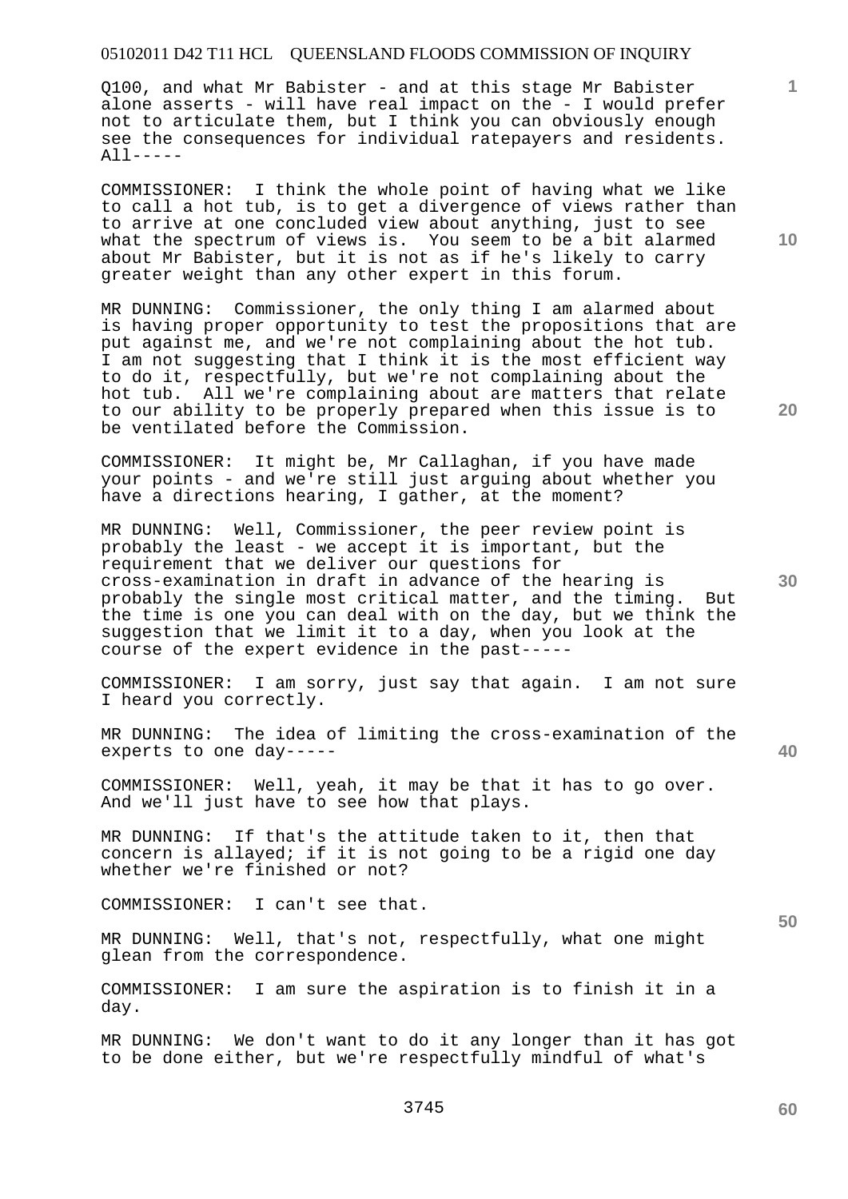Q100, and what Mr Babister - and at this stage Mr Babister alone asserts - will have real impact on the - I would prefer not to articulate them, but I think you can obviously enough see the consequences for individual ratepayers and residents. All-----

COMMISSIONER: I think the whole point of having what we like to call a hot tub, is to get a divergence of views rather than to arrive at one concluded view about anything, just to see what the spectrum of views is. You seem to be a bit alarmed about Mr Babister, but it is not as if he's likely to carry greater weight than any other expert in this forum.

MR DUNNING: Commissioner, the only thing I am alarmed about is having proper opportunity to test the propositions that are put against me, and we're not complaining about the hot tub. I am not suggesting that I think it is the most efficient way to do it, respectfully, but we're not complaining about the hot tub. All we're complaining about are matters that relate to our ability to be properly prepared when this issue is to be ventilated before the Commission.

COMMISSIONER: It might be, Mr Callaghan, if you have made your points - and we're still just arguing about whether you have a directions hearing, I gather, at the moment?

MR DUNNING: Well, Commissioner, the peer review point is probably the least - we accept it is important, but the requirement that we deliver our questions for cross-examination in draft in advance of the hearing is probably the single most critical matter, and the timing. But the time is one you can deal with on the day, but we think the suggestion that we limit it to a day, when you look at the course of the expert evidence in the past-----

COMMISSIONER: I am sorry, just say that again. I am not sure I heard you correctly.

MR DUNNING: The idea of limiting the cross-examination of the experts to one day-----

COMMISSIONER: Well, yeah, it may be that it has to go over. And we'll just have to see how that plays.

MR DUNNING: If that's the attitude taken to it, then that concern is allayed; if it is not going to be a rigid one day whether we're finished or not?

COMMISSIONER: I can't see that.

MR DUNNING: Well, that's not, respectfully, what one might glean from the correspondence.

COMMISSIONER: I am sure the aspiration is to finish it in a day.

MR DUNNING: We don't want to do it any longer than it has got to be done either, but we're respectfully mindful of what's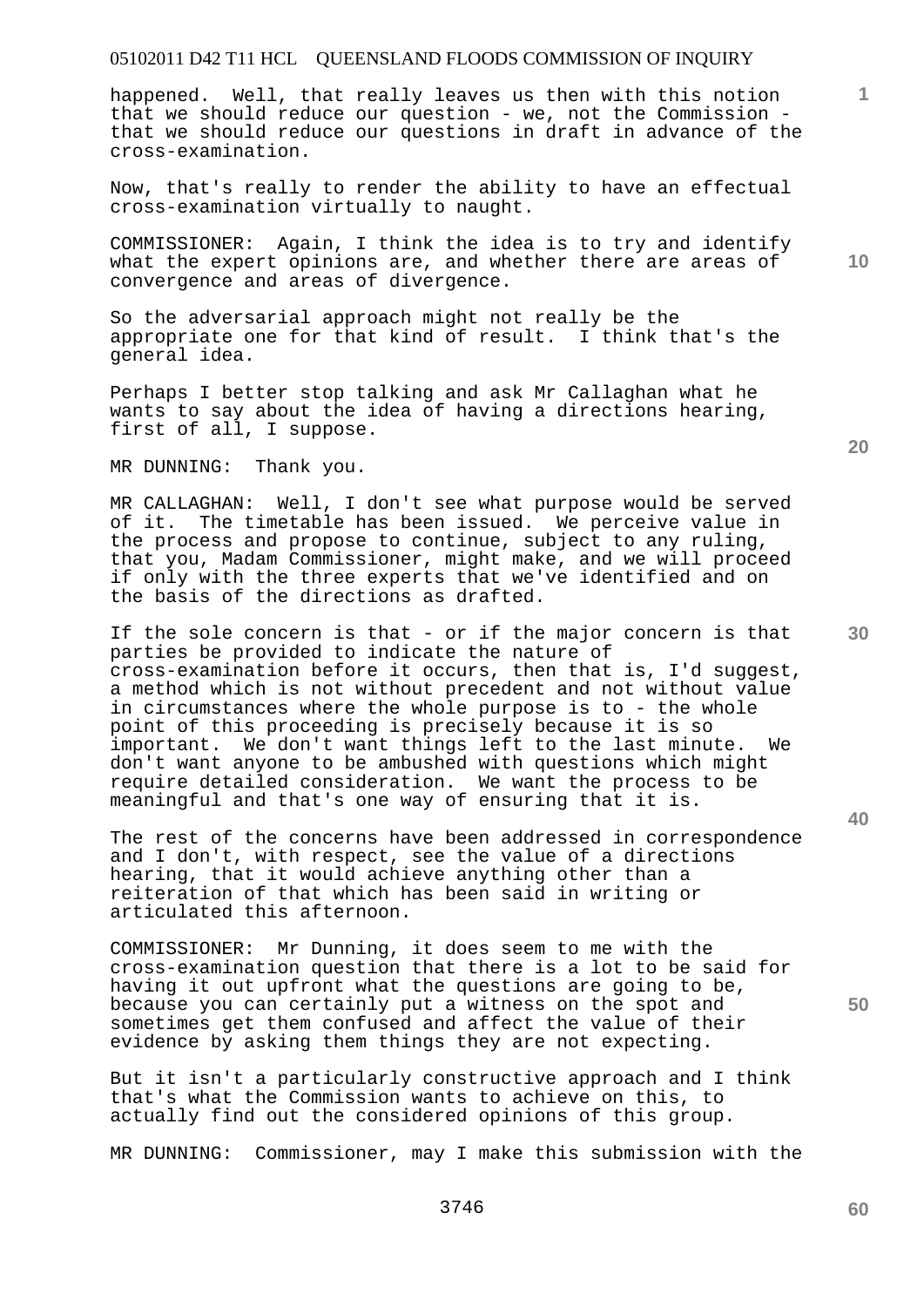happened. Well, that really leaves us then with this notion that we should reduce our question - we, not the Commission - that we should reduce our questions in draft in advance of the cross-examination.

Now, that's really to render the ability to have an effectual cross-examination virtually to naught.

COMMISSIONER: Again, I think the idea is to try and identify what the expert opinions are, and whether there are areas of convergence and areas of divergence.

So the adversarial approach might not really be the appropriate one for that kind of result. I think that's the general idea.

Perhaps I better stop talking and ask Mr Callaghan what he wants to say about the idea of having a directions hearing, first of all, I suppose.

MR DUNNING: Thank you.

MR CALLAGHAN: Well, I don't see what purpose would be served of it. The timetable has been issued. We perceive value in the process and propose to continue, subject to any ruling, that you, Madam Commissioner, might make, and we will proceed if only with the three experts that we've identified and on the basis of the directions as drafted.

If the sole concern is that - or if the major concern is that parties be provided to indicate the nature of cross-examination before it occurs, then that is, I'd suggest, a method which is not without precedent and not without value in circumstances where the whole purpose is to - the whole point of this proceeding is precisely because it is so important. We don't want things left to the last minute. We don't want anyone to be ambushed with questions which might require detailed consideration. We want the process to be meaningful and that's one way of ensuring that it is.

The rest of the concerns have been addressed in correspondence and I don't, with respect, see the value of a directions hearing, that it would achieve anything other than a reiteration of that which has been said in writing or articulated this afternoon.

COMMISSIONER: Mr Dunning, it does seem to me with the cross-examination question that there is a lot to be said for having it out upfront what the questions are going to be, because you can certainly put a witness on the spot and sometimes get them confused and affect the value of their evidence by asking them things they are not expecting.

But it isn't a particularly constructive approach and I think that's what the Commission wants to achieve on this, to actually find out the considered opinions of this group.

MR DUNNING: Commissioner, may I make this submission with the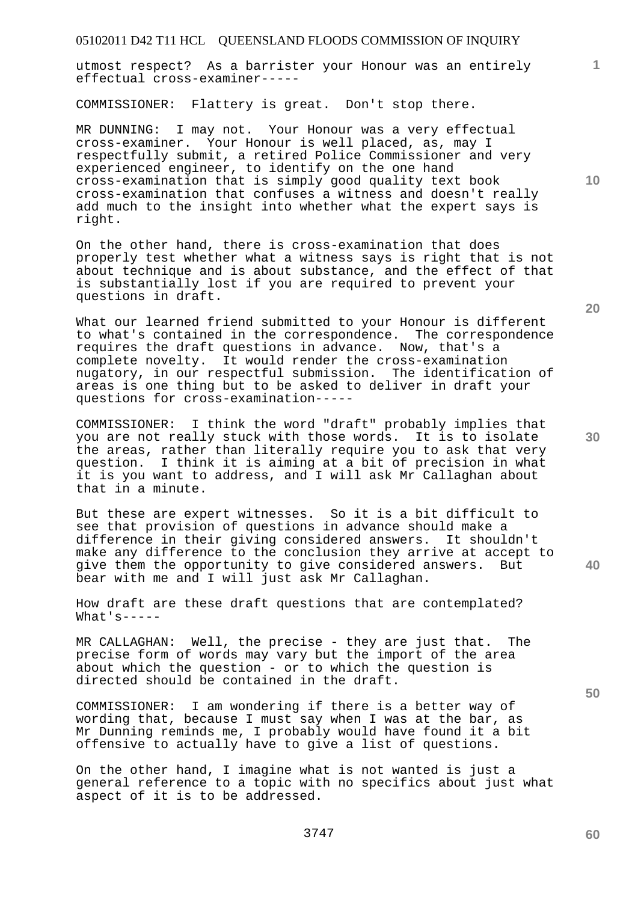utmost respect? As a barrister your Honour was an entirely effectual cross-examiner-----

COMMISSIONER: Flattery is great. Don't stop there.

MR DUNNING: I may not. Your Honour was a very effectual cross-examiner. Your Honour is well placed, as, may I respectfully submit, a retired Police Commissioner and very experienced engineer, to identify on the one hand cross-examination that is simply good quality text book cross-examination that confuses a witness and doesn't really add much to the insight into whether what the expert says is right.

On the other hand, there is cross-examination that does properly test whether what a witness says is right that is not about technique and is about substance, and the effect of that is substantially lost if you are required to prevent your questions in draft.

What our learned friend submitted to your Honour is different to what's contained in the correspondence. The correspondence requires the draft questions in advance. Now, that's a complete novelty. It would render the cross-examination nugatory, in our respectful submission. The identification of areas is one thing but to be asked to deliver in draft your questions for cross-examination-----

COMMISSIONER: I think the word "draft" probably implies that you are not really stuck with those words. It is to isolate the areas, rather than literally require you to ask that very question. I think it is aiming at a bit of precision in what it is you want to address, and I will ask Mr Callaghan about that in a minute.

But these are expert witnesses. So it is a bit difficult to see that provision of questions in advance should make a difference in their giving considered answers. It shouldn't make any difference to the conclusion they arrive at accept to give them the opportunity to give considered answers. But bear with me and I will just ask Mr Callaghan.

How draft are these draft questions that are contemplated? What's-----

MR CALLAGHAN: Well, the precise - they are just that. The precise form of words may vary but the import of the area about which the question - or to which the question is directed should be contained in the draft.

COMMISSIONER: I am wondering if there is a better way of wording that, because I must say when I was at the bar, as Mr Dunning reminds me, I probably would have found it a bit offensive to actually have to give a list of questions.

On the other hand, I imagine what is not wanted is just a general reference to a topic with no specifics about just what aspect of it is to be addressed.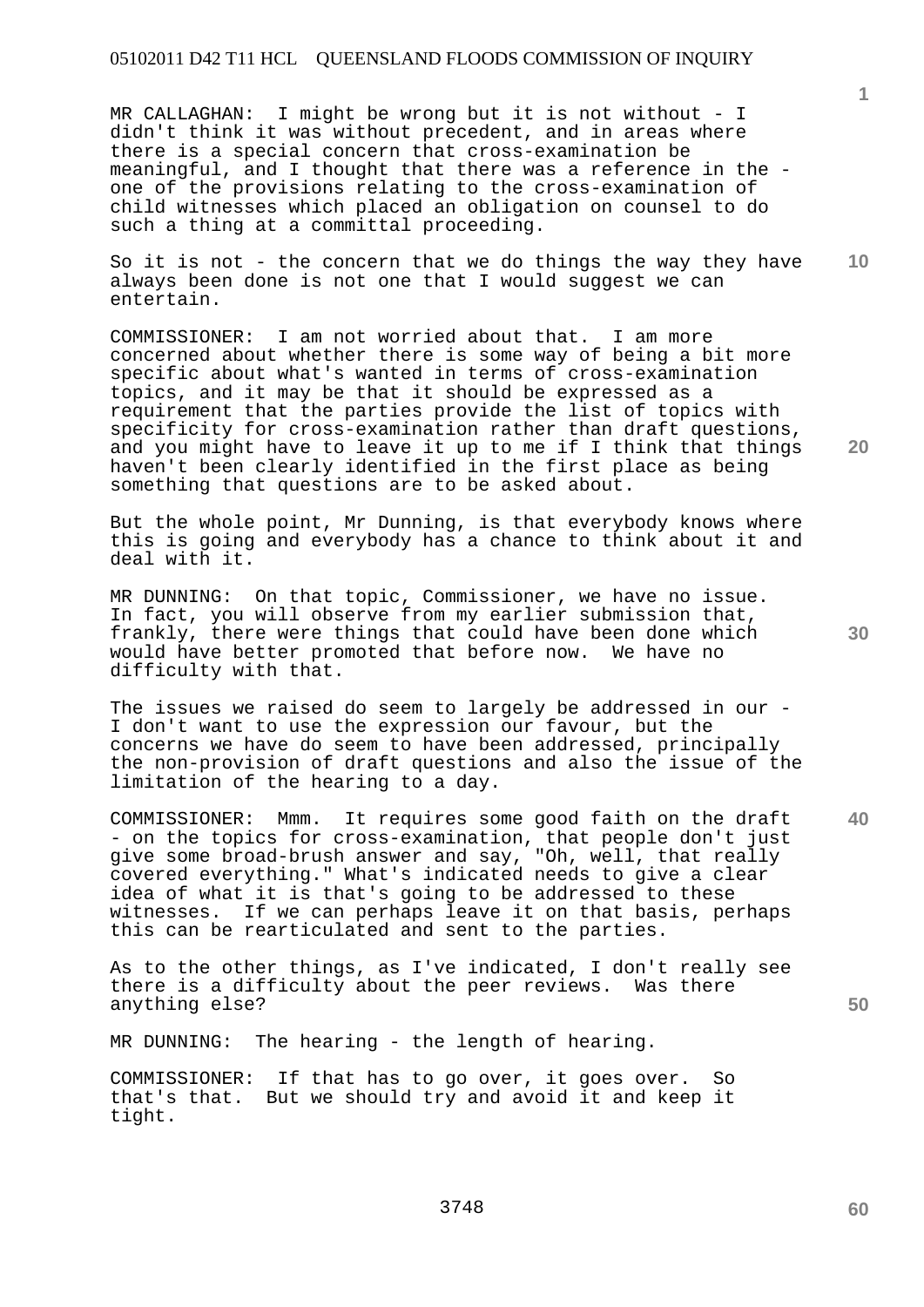MR CALLAGHAN: I might be wrong but it is not without - I didn't think it was without precedent, and in areas where there is a special concern that cross-examination be meaningful, and I thought that there was a reference in the - one of the provisions relating to the cross-examination of child witnesses which placed an obligation on counsel to do such a thing at a committal proceeding.

So it is not - the concern that we do things the way they have always been done is not one that I would suggest we can entertain.

COMMISSIONER: I am not worried about that. I am more concerned about whether there is some way of being a bit more specific about what's wanted in terms of cross-examination topics, and it may be that it should be expressed as a requirement that the parties provide the list of topics with specificity for cross-examination rather than draft questions, and you might have to leave it up to me if I think that things haven't been clearly identified in the first place as being something that questions are to be asked about.

But the whole point, Mr Dunning, is that everybody knows where this is going and everybody has a chance to think about it and deal with it.

MR DUNNING: On that topic, Commissioner, we have no issue. In fact, you will observe from my earlier submission that, frankly, there were things that could have been done which would have better promoted that before now. We have no difficulty with that.

The issues we raised do seem to largely be addressed in our - I don't want to use the expression our favour, but the concerns we have do seem to have been addressed, principally the non-provision of draft questions and also the issue of the limitation of the hearing to a day.

COMMISSIONER: Mmm. It requires some good faith on the draft - on the topics for cross-examination, that people don't just give some broad-brush answer and say, "Oh, well, that really covered everything." What's indicated needs to give a clear idea of what it is that's going to be addressed to these witnesses. If we can perhaps leave it on that basis, perhaps this can be rearticulated and sent to the parties.

As to the other things, as I've indicated, I don't really see there is a difficulty about the peer reviews. Was there anything else?

MR DUNNING: The hearing - the length of hearing.

COMMISSIONER: If that has to go over, it goes over. So that's that. But we should try and avoid it and keep it tight.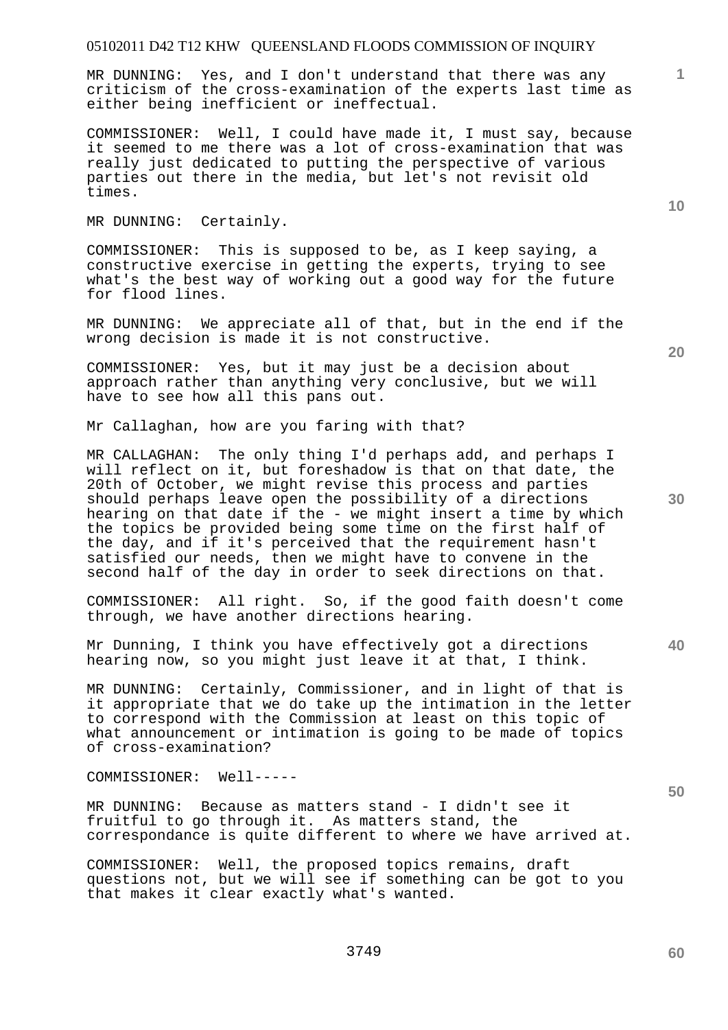MR DUNNING: Yes, and I don't understand that there was any criticism of the cross-examination of the experts last time as either being inefficient or ineffectual.

COMMISSIONER: Well, I could have made it, I must say, because it seemed to me there was a lot of cross-examination that was really just dedicated to putting the perspective of various parties out there in the media, but let's not revisit old times.

MR DUNNING: Certainly.

COMMISSIONER: This is supposed to be, as I keep saying, a constructive exercise in getting the experts, trying to see what's the best way of working out a good way for the future for flood lines.

MR DUNNING: We appreciate all of that, but in the end if the wrong decision is made it is not constructive.

COMMISSIONER: Yes, but it may just be a decision about approach rather than anything very conclusive, but we will have to see how all this pans out.

Mr Callaghan, how are you faring with that?

MR CALLAGHAN: The only thing I'd perhaps add, and perhaps I will reflect on it, but foreshadow is that on that date, the 20th of October, we might revise this process and parties should perhaps leave open the possibility of a directions hearing on that date if the - we might insert a time by which the topics be provided being some time on the first half of the day, and if it's perceived that the requirement hasn't satisfied our needs, then we might have to convene in the second half of the day in order to seek directions on that.

COMMISSIONER: All right. So, if the good faith doesn't come through, we have another directions hearing.

Mr Dunning, I think you have effectively got a directions hearing now, so you might just leave it at that, I think.

MR DUNNING: Certainly, Commissioner, and in light of that is it appropriate that we do take up the intimation in the letter to correspond with the Commission at least on this topic of what announcement or intimation is going to be made of topics of cross-examination?

COMMISSIONER: Well-----

MR DUNNING: Because as matters stand - I didn't see it fruitful to go through it. As matters stand, the correspondance is quite different to where we have arrived at.

COMMISSIONER: Well, the proposed topics remains, draft questions not, but we will see if something can be got to you that makes it clear exactly what's wanted.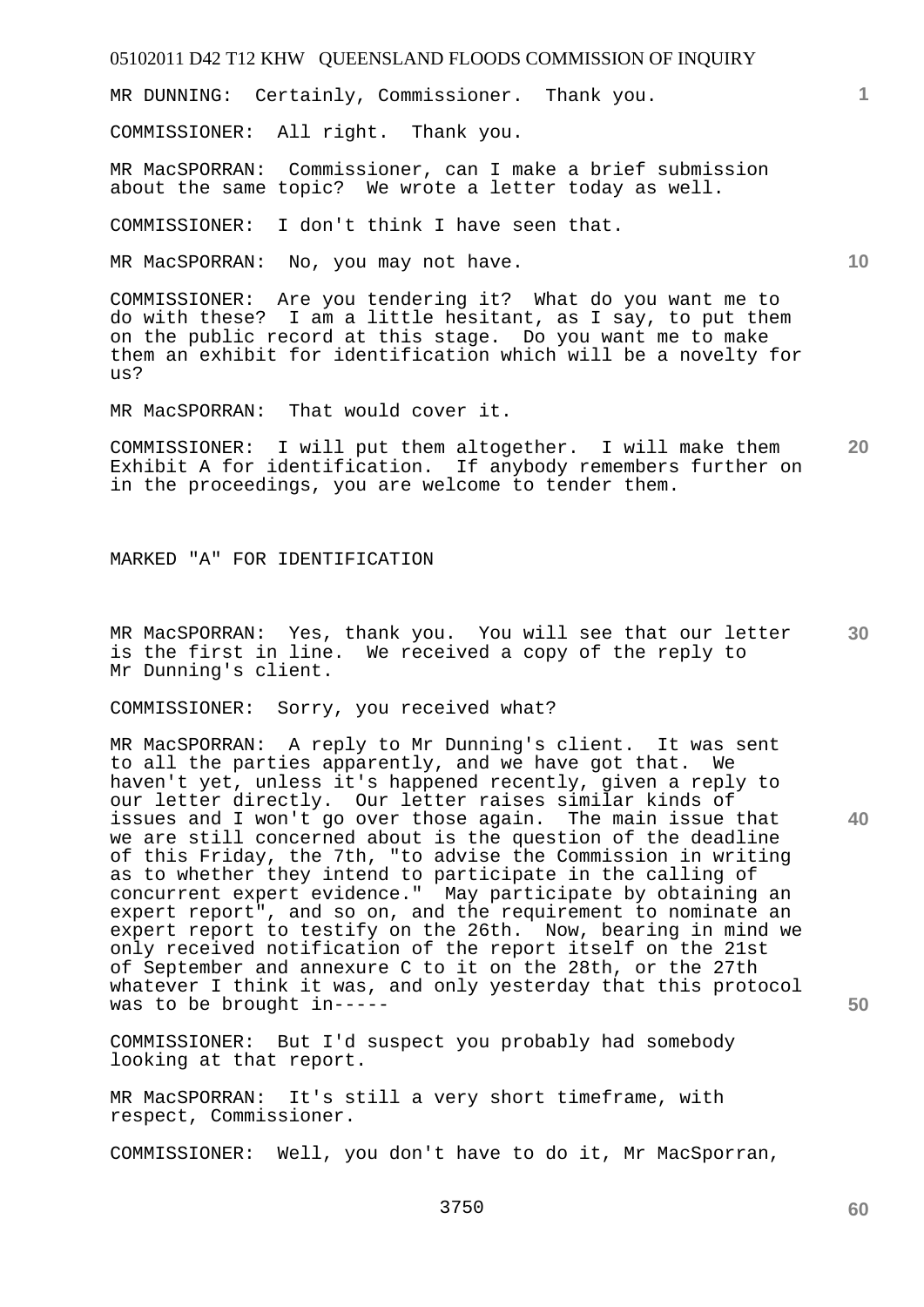MR DUNNING: Certainly, Commissioner. Thank you.

COMMISSIONER: All right. Thank you.

MR MacSPORRAN: Commissioner, can I make a brief submission about the same topic? We wrote a letter today as well.

COMMISSIONER: I don't think I have seen that.

MR MacSPORRAN: No, you may not have.

COMMISSIONER: Are you tendering it? What do you want me to do with these? I am a little hesitant, as I say, to put them on the public record at this stage. Do you want me to make them an exhibit for identification which will be a novelty for us?

MR MacSPORRAN: That would cover it.

COMMISSIONER: I will put them altogether. I will make them Exhibit A for identification. If anybody remembers further on in the proceedings, you are welcome to tender them.

MARKED "A" FOR IDENTIFICATION

MR MacSPORRAN: Yes, thank you. You will see that our letter is the first in line. We received a copy of the reply to Mr Dunning's client.

COMMISSIONER: Sorry, you received what?

MR MacSPORRAN: A reply to Mr Dunning's client. It was sent to all the parties apparently, and we have got that. We haven't yet, unless it's happened recently, given a reply to our letter directly. Our letter raises similar kinds of issues and I won't go over those again. The main issue that we are still concerned about is the question of the deadline of this Friday, the 7th, "to advise the Commission in writing as to whether they intend to participate in the calling of concurrent expert evidence." May participate by obtaining an expert report", and so on, and the requirement to nominate an expert report to testify on the 26th. Now, bearing in mind we only received notification of the report itself on the 21st of September and annexure C to it on the 28th, or the 27th whatever I think it was, and only yesterday that this protocol was to be brought in-----

COMMISSIONER: But I'd suspect you probably had somebody looking at that report.

MR MacSPORRAN: It's still a very short timeframe, with respect, Commissioner.

COMMISSIONER: Well, you don't have to do it, Mr MacSporran,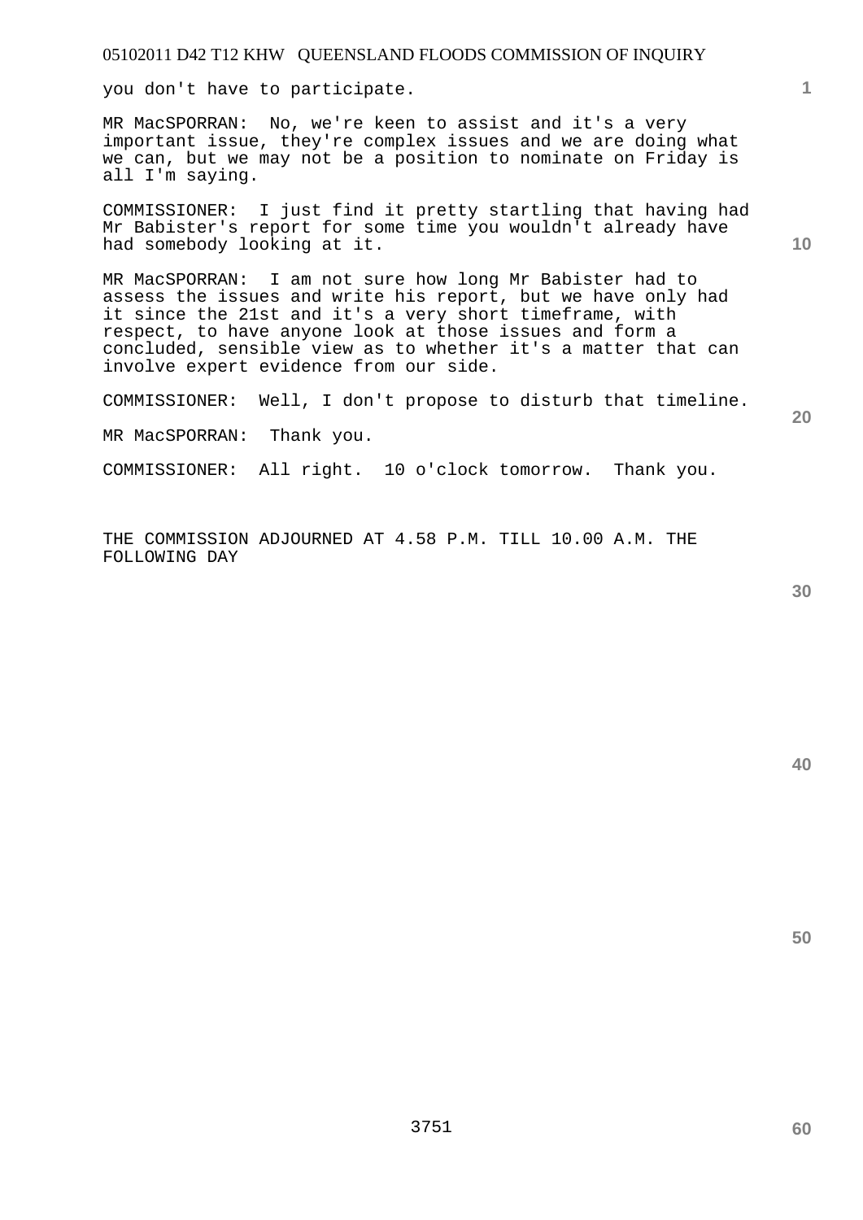you don't have to participate.

MR MacSPORRAN: No, we're keen to assist and it's a very important issue, they're complex issues and we are doing what we can, but we may not be a position to nominate on Friday is all I'm saying.

COMMISSIONER: I just find it pretty startling that having had Mr Babister's report for some time you wouldn't already have had somebody looking at it.

MR MacSPORRAN: I am not sure how long Mr Babister had to assess the issues and write his report, but we have only had it since the 21st and it's a very short timeframe, with respect, to have anyone look at those issues and form a concluded, sensible view as to whether it's a matter that can involve expert evidence from our side.

COMMISSIONER: Well, I don't propose to disturb that timeline.

MR MacSPORRAN: Thank you.

COMMISSIONER: All right. 10 o'clock tomorrow. Thank you.

THE COMMISSION ADJOURNED AT 4.58 P.M. TILL 10.00 A.M. THE FOLLOWING DAY